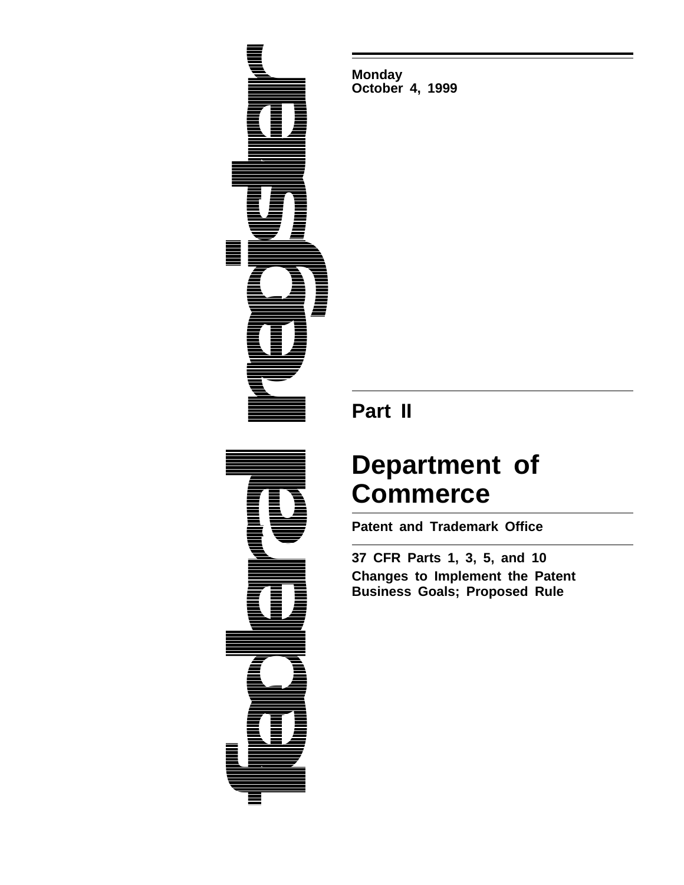**Monday**
**October 4, 1999**

## Part II

# Department of Commerce

**Patent and Trademark Office**

**37 CFR Parts 1, 3, 5, and 10**

**Changes to Implement the Patent Business Goals; Proposed Rule**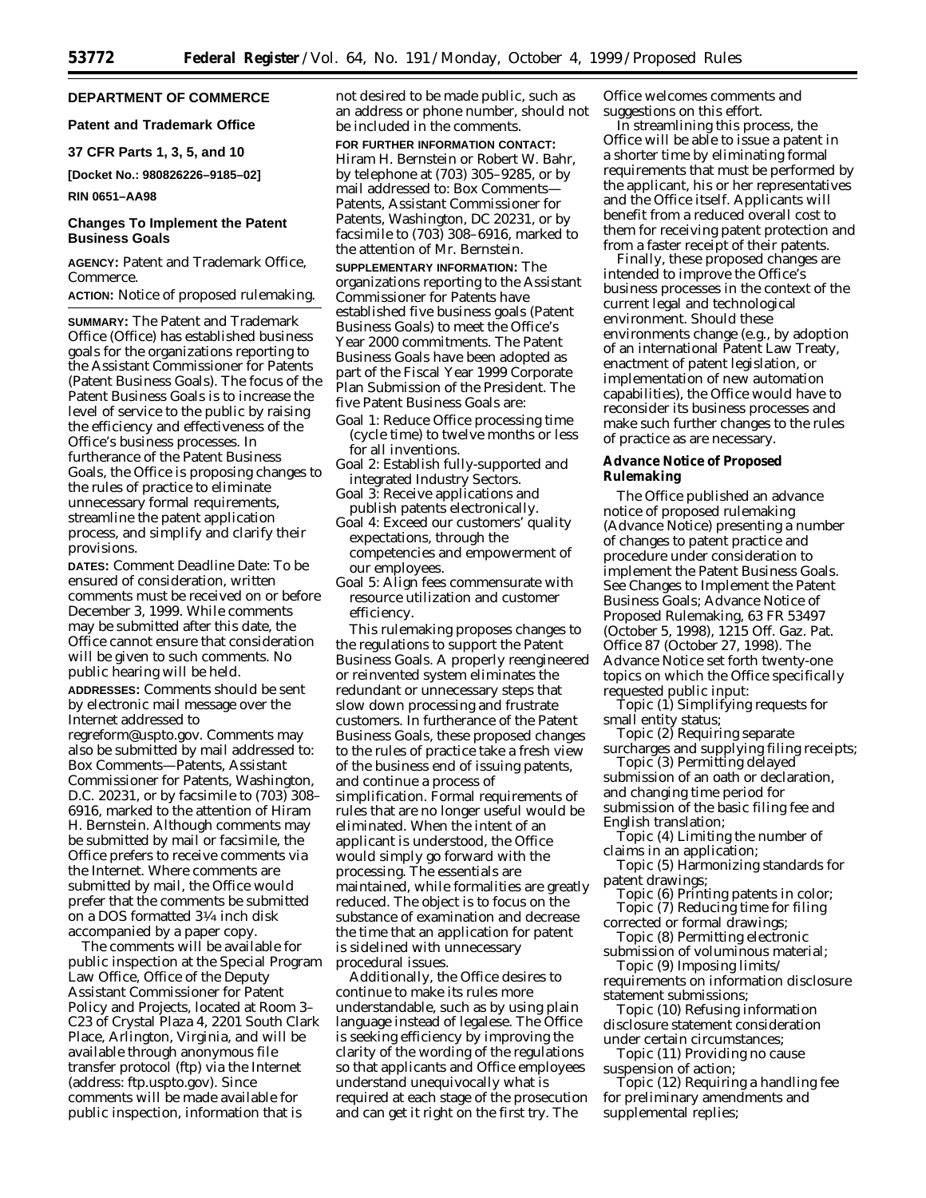## DEPARTMENT OF COMMERCE

### Patent and Trademark Office

### 37 CFR Parts 1, 3, 5, and 10

**[Docket No.: 980826226–9185–02]**

**RIN 0651–AA98**

## Changes To Implement the Patent Business Goals

**AGENCY:** Patent and Trademark Office, Commerce.

**ACTION:** Notice of proposed rulemaking.

**SUMMARY:** The Patent and Trademark Office (Office) has established business goals for the organizations reporting to the Assistant Commissioner for Patents (Patent Business Goals). The focus of the Patent Business Goals is to increase the level of service to the public by raising the efficiency and effectiveness of the Office's business processes. In furtherance of the Patent Business Goals, the Office is proposing changes to the rules of practice to eliminate unnecessary formal requirements, streamline the patent application process, and simplify and clarify their provisions.

**DATES:** Comment Deadline Date: To be ensured of consideration, written comments must be received on or before December 3, 1999. While comments may be submitted after this date, the Office cannot ensure that consideration will be given to such comments. No public hearing will be held.

**ADDRESSES:** Comments should be sent by electronic mail message over the Internet addressed to regreform@uspto.gov. Comments may also be submitted by mail addressed to: Box Comments—Patents, Assistant Commissioner for Patents, Washington, D.C. 20231, or by facsimile to (703) 308–6916, marked to the attention of Hiram H. Bernstein. Although comments may be submitted by mail or facsimile, the Office prefers to receive comments via the Internet. Where comments are submitted by mail, the Office would prefer that the comments be submitted on a DOS formatted 3¼ inch disk accompanied by a paper copy.

The comments will be available for public inspection at the Special Program Law Office, Office of the Deputy Assistant Commissioner for Patent Policy and Projects, located at Room 3–C23 of Crystal Plaza 4, 2201 South Clark Place, Arlington, Virginia, and will be available through anonymous file transfer protocol (ftp) via the Internet (address: ftp.uspto.gov). Since comments will be made available for public inspection, information that is not desired to be made public, such as an address or phone number, should not be included in the comments.

**FOR FURTHER INFORMATION CONTACT:** Hiram H. Bernstein or Robert W. Bahr, by telephone at (703) 305–9285, or by mail addressed to: Box Comments—Patents, Assistant Commissioner for Patents, Washington, DC 20231, or by facsimile to (703) 308–6916, marked to the attention of Mr. Bernstein.

**SUPPLEMENTARY INFORMATION:** The organizations reporting to the Assistant Commissioner for Patents have established five business goals (Patent Business Goals) to meet the Office's Year 2000 commitments. The Patent Business Goals have been adopted as part of the Fiscal Year 1999 Corporate Plan Submission of the President. The five Patent Business Goals are:

Goal 1: Reduce Office processing time (cycle time) to twelve months or less for all inventions.

Goal 2: Establish fully-supported and integrated Industry Sectors.

Goal 3: Receive applications and publish patents electronically.

Goal 4: Exceed our customers' quality expectations, through the competencies and empowerment of our employees.

Goal 5: Align fees commensurate with resource utilization and customer efficiency.

This rulemaking proposes changes to the regulations to support the Patent Business Goals. A properly reengineered or reinvented system eliminates the redundant or unnecessary steps that slow down processing and frustrate customers. In furtherance of the Patent Business Goals, these proposed changes to the rules of practice take a fresh view of the business end of issuing patents, and continue a process of simplification. Formal requirements of rules that are no longer useful would be eliminated. When the intent of an applicant is understood, the Office would simply go forward with the processing. The essentials are maintained, while formalities are greatly reduced. The object is to focus on the substance of examination and decrease the time that an application for patent is sidelined with unnecessary procedural issues.

Additionally, the Office desires to continue to make its rules more understandable, such as by using plain language instead of legalese. The Office is seeking efficiency by improving the clarity of the wording of the regulations so that applicants and Office employees understand unequivocally what is required at each stage of the prosecution and can get it right on the first try. The Office welcomes comments and suggestions on this effort.

In streamlining this process, the Office will be able to issue a patent in a shorter time by eliminating formal requirements that must be performed by the applicant, his or her representatives and the Office itself. Applicants will benefit from a reduced overall cost to them for receiving patent protection and from a faster receipt of their patents.

Finally, these proposed changes are intended to improve the Office's business processes in the context of the current legal and technological environment. Should these environments change (e.g., by adoption of an international Patent Law Treaty, enactment of patent legislation, or implementation of new automation capabilities), the Office would have to reconsider its business processes and make such further changes to the rules of practice as are necessary.

## Advance Notice of Proposed Rulemaking

The Office published an advance notice of proposed rulemaking (Advance Notice) presenting a number of changes to patent practice and procedure under consideration to implement the Patent Business Goals. *See Changes to Implement the Patent Business Goals; Advance Notice of Proposed Rulemaking*, 63 FR 53497 (October 5, 1998), 1215 *Off. Gaz. Pat. Office* 87 (October 27, 1998). The Advance Notice set forth twenty-one topics on which the Office specifically requested public input:

Topic (1) Simplifying requests for small entity status;

Topic (2) Requiring separate surcharges and supplying filing receipts;

Topic (3) Permitting delayed submission of an oath or declaration, and changing time period for submission of the basic filing fee and English translation;

Topic (4) Limiting the number of claims in an application;

Topic (5) Harmonizing standards for patent drawings;

Topic (6) Printing patents in color;

Topic (7) Reducing time for filing corrected or formal drawings;

Topic (8) Permitting electronic submission of voluminous material;

Topic (9) Imposing limits/requirements on information disclosure statement submissions;

Topic (10) Refusing information disclosure statement consideration under certain circumstances;

Topic (11) Providing no cause suspension of action;

Topic (12) Requiring a handling fee for preliminary amendments and supplemental replies;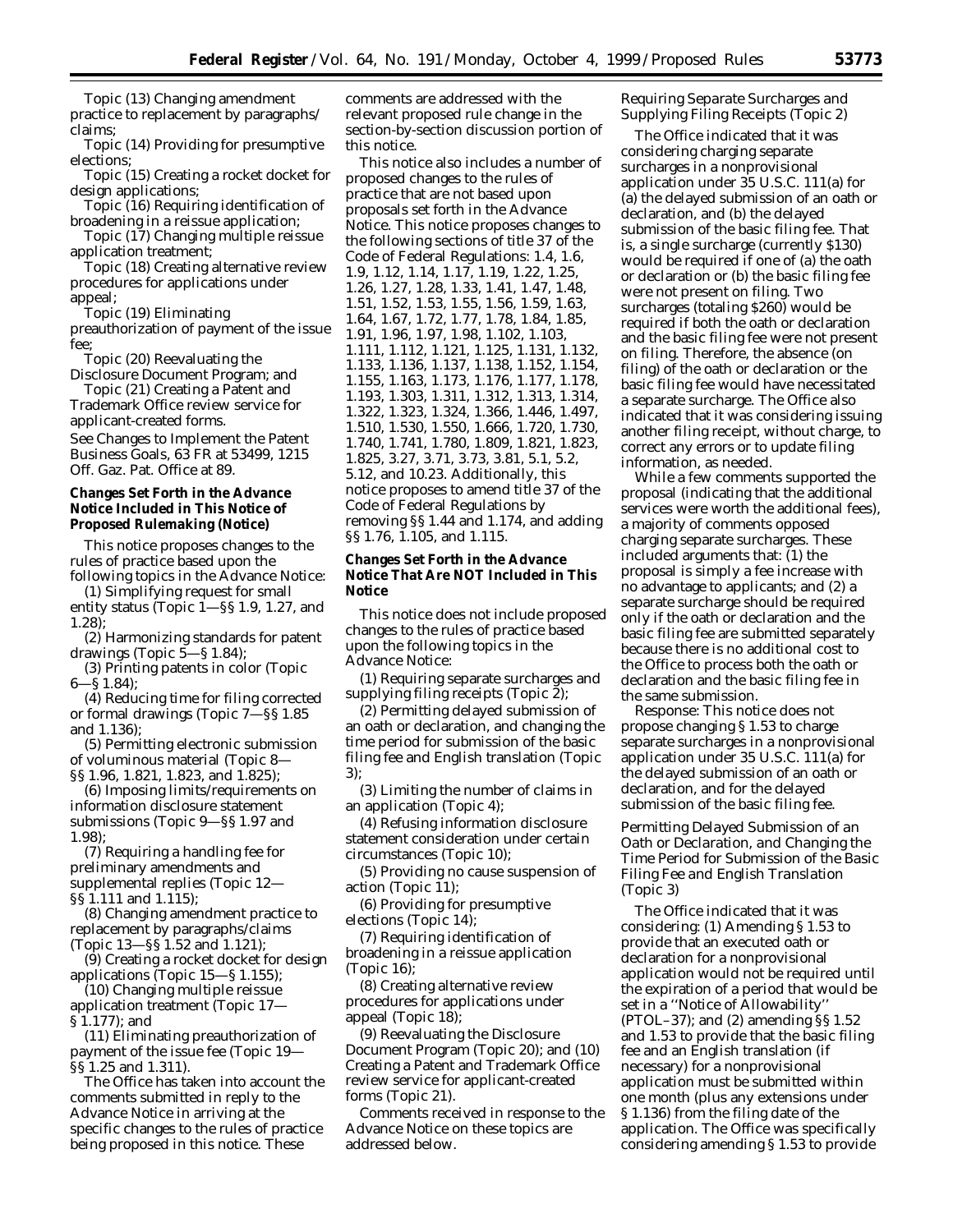Topic (13) Changing amendment practice to replacement by paragraphs/claims;

Topic (14) Providing for presumptive elections;

Topic (15) Creating a rocket docket for design applications;

Topic (16) Requiring identification of broadening in a reissue application;

Topic (17) Changing multiple reissue application treatment;

Topic (18) Creating alternative review procedures for applications under appeal;

Topic (19) Eliminating preauthorization of payment of the issue fee;

Topic (20) Reevaluating the Disclosure Document Program; and

Topic (21) Creating a Patent and Trademark Office review service for applicant-created forms.

See Changes to Implement the Patent Business Goals, 63 FR at 53499, 1215 Off. Gaz. Pat. Office at 89.

**Changes Set Forth in the Advance Notice Included in This Notice of Proposed Rulemaking (Notice)**

This notice proposes changes to the rules of practice based upon the following topics in the Advance Notice:

(1) Simplifying request for small entity status (Topic 1—§§ 1.9, 1.27, and 1.28);

(2) Harmonizing standards for patent drawings (Topic 5—§ 1.84);

(3) Printing patents in color (Topic 6—§ 1.84);

(4) Reducing time for filing corrected or formal drawings (Topic 7—§§ 1.85 and 1.136);

(5) Permitting electronic submission of voluminous material (Topic 8—§§ 1.96, 1.821, 1.823, and 1.825);

(6) Imposing limits/requirements on information disclosure statement submissions (Topic 9—§§ 1.97 and 1.98);

(7) Requiring a handling fee for preliminary amendments and supplemental replies (Topic 12—§§ 1.111 and 1.115);

(8) Changing amendment practice to replacement by paragraphs/claims (Topic 13—§§ 1.52 and 1.121);

(9) Creating a rocket docket for design applications (Topic 15—§ 1.155);

(10) Changing multiple reissue application treatment (Topic 17—§ 1.177); and

(11) Eliminating preauthorization of payment of the issue fee (Topic 19—§§ 1.25 and 1.311).

The Office has taken into account the comments submitted in reply to the Advance Notice in arriving at the specific changes to the rules of practice being proposed in this notice. These comments are addressed with the relevant proposed rule change in the section-by-section discussion portion of this notice.

This notice also includes a number of proposed changes to the rules of practice that are not based upon proposals set forth in the Advance Notice. This notice proposes changes to the following sections of title 37 of the Code of Federal Regulations: 1.4, 1.6, 1.9, 1.12, 1.14, 1.17, 1.19, 1.22, 1.25, 1.26, 1.27, 1.28, 1.33, 1.41, 1.47, 1.48, 1.51, 1.52, 1.53, 1.55, 1.56, 1.59, 1.63, 1.64, 1.67, 1.72, 1.77, 1.78, 1.84, 1.85, 1.91, 1.96, 1.97, 1.98, 1.102, 1.103, 1.111, 1.112, 1.121, 1.125, 1.131, 1.132, 1.133, 1.136, 1.137, 1.138, 1.152, 1.154, 1.155, 1.163, 1.173, 1.176, 1.177, 1.178, 1.193, 1.303, 1.311, 1.312, 1.313, 1.314, 1.322, 1.323, 1.324, 1.366, 1.446, 1.497, 1.510, 1.530, 1.550, 1.666, 1.720, 1.730, 1.740, 1.741, 1.780, 1.809, 1.821, 1.823, 1.825, 3.27, 3.71, 3.73, 3.81, 5.1, 5.2, 5.12, and 10.23. Additionally, this notice proposes to amend title 37 of the Code of Federal Regulations by removing §§ 1.44 and 1.174, and adding §§ 1.76, 1.105, and 1.115.

**Changes Set Forth in the Advance Notice That Are NOT Included in This Notice**

This notice does not include proposed changes to the rules of practice based upon the following topics in the Advance Notice:

(1) Requiring separate surcharges and supplying filing receipts (Topic 2);

(2) Permitting delayed submission of an oath or declaration, and changing the time period for submission of the basic filing fee and English translation (Topic 3);

(3) Limiting the number of claims in an application (Topic 4);

(4) Refusing information disclosure statement consideration under certain circumstances (Topic 10);

(5) Providing no cause suspension of action (Topic 11);

(6) Providing for presumptive elections (Topic 14);

(7) Requiring identification of broadening in a reissue application (Topic 16);

(8) Creating alternative review procedures for applications under appeal (Topic 18);

(9) Reevaluating the Disclosure Document Program (Topic 20); and (10) Creating a Patent and Trademark Office review service for applicant-created forms (Topic 21).

Comments received in response to the Advance Notice on these topics are addressed below.

*Requiring Separate Surcharges and Supplying Filing Receipts (Topic 2)*

The Office indicated that it was considering charging separate surcharges in a nonprovisional application under 35 U.S.C. 111(a) for (a) the delayed submission of an oath or declaration, and (b) the delayed submission of the basic filing fee. That is, a single surcharge (currently $130) would be required if one of (a) the oath or declaration or (b) the basic filing fee were not present on filing. Two surcharges (totaling $260) would be required if both the oath or declaration and the basic filing fee were not present on filing. Therefore, the absence (on filing) of the oath or declaration or the basic filing fee would have necessitated a separate surcharge. The Office also indicated that it was considering issuing another filing receipt, without charge, to correct any errors or to update filing information, as needed.

While a few comments supported the proposal (indicating that the additional services were worth the additional fees), a majority of comments opposed charging separate surcharges. These included arguments that: (1) the proposal is simply a fee increase with no advantage to applicants; and (2) a separate surcharge should be required only if the oath or declaration and the basic filing fee are submitted separately because there is no additional cost to the Office to process both the oath or declaration and the basic filing fee in the same submission.

*Response:* This notice does not propose changing § 1.53 to charge separate surcharges in a nonprovisional application under 35 U.S.C. 111(a) for the delayed submission of an oath or declaration, and for the delayed submission of the basic filing fee.

*Permitting Delayed Submission of an Oath or Declaration, and Changing the Time Period for Submission of the Basic Filing Fee and English Translation (Topic 3)*

The Office indicated that it was considering: (1) Amending § 1.53 to provide that an executed oath or declaration for a nonprovisional application would not be required until the expiration of a period that would be set in a "Notice of Allowability" (PTOL–37); and (2) amending §§ 1.52 and 1.53 to provide that the basic filing fee and an English translation (if necessary) for a nonprovisional application must be submitted within one month (plus any extensions under § 1.136) from the filing date of the application. The Office was specifically considering amending § 1.53 to provide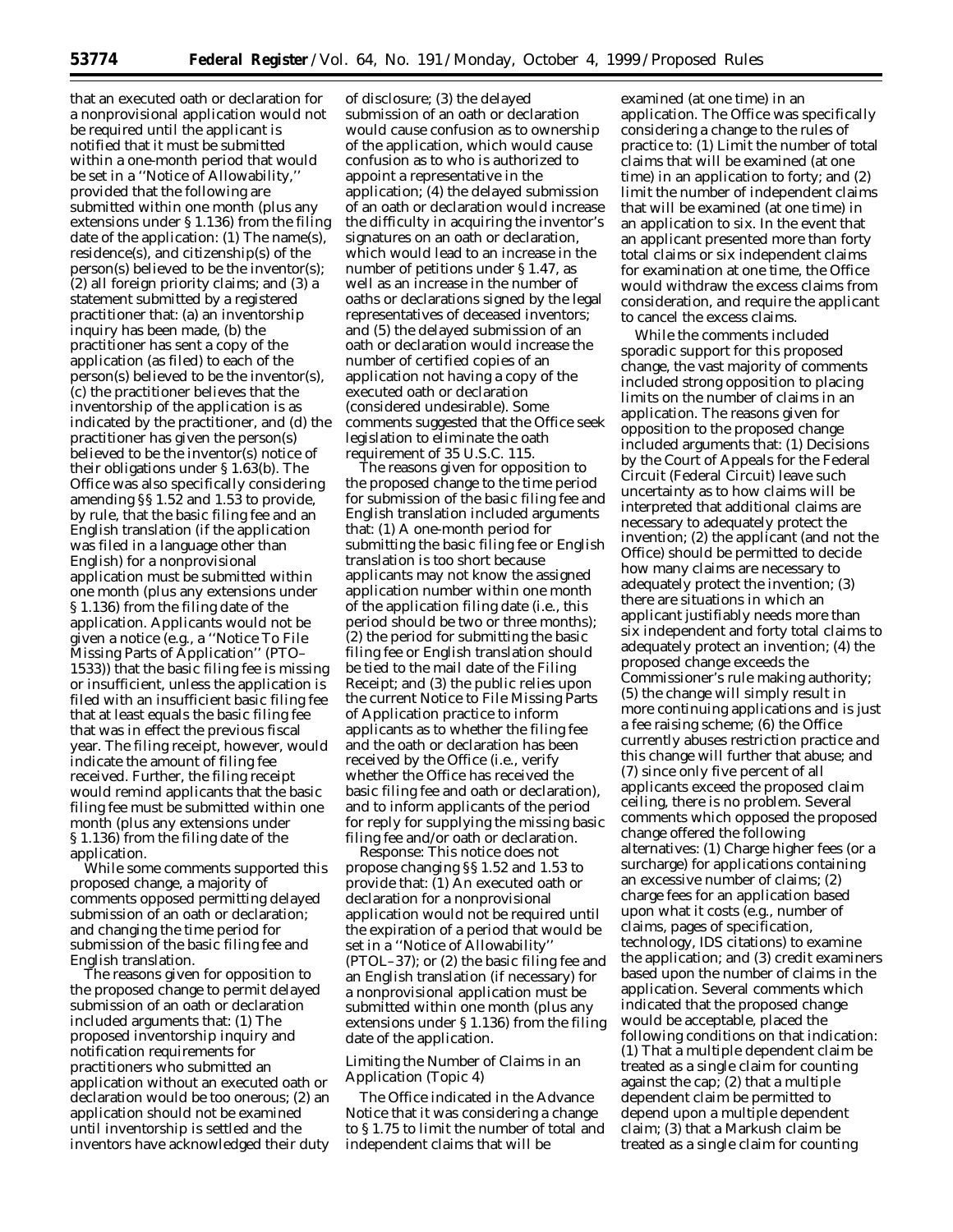that an executed oath or declaration for a nonprovisional application would not be required until the applicant is notified that it must be submitted within a one-month period that would be set in a ''Notice of Allowability,'' provided that the following are submitted within one month (plus any extensions under § 1.136) from the filing date of the application: (1) The name(s), residence(s), and citizenship(s) of the person(s) believed to be the inventor(s); (2) all foreign priority claims; and (3) a statement submitted by a registered practitioner that: (a) an inventorship inquiry has been made, (b) the practitioner has sent a copy of the application (as filed) to each of the person(s) believed to be the inventor(s), (c) the practitioner believes that the inventorship of the application is as indicated by the practitioner, and (d) the practitioner has given the person(s) believed to be the inventor(s) notice of their obligations under § 1.63(b). The Office was also specifically considering amending §§ 1.52 and 1.53 to provide, by rule, that the basic filing fee and an English translation (if the application was filed in a language other than English) for a nonprovisional application must be submitted within one month (plus any extensions under § 1.136) from the filing date of the application. Applicants would not be given a notice (e.g., a ''Notice To File Missing Parts of Application'' (PTO–1533)) that the basic filing fee is missing or insufficient, unless the application is filed with an insufficient basic filing fee that at least equals the basic filing fee that was in effect the previous fiscal year. The filing receipt, however, would indicate the amount of filing fee received. Further, the filing receipt would remind applicants that the basic filing fee must be submitted within one month (plus any extensions under § 1.136) from the filing date of the application.

While some comments supported this proposed change, a majority of comments opposed permitting delayed submission of an oath or declaration; and changing the time period for submission of the basic filing fee and English translation.

The reasons given for opposition to the proposed change to permit delayed submission of an oath or declaration included arguments that: (1) The proposed inventorship inquiry and notification requirements for practitioners who submitted an application without an executed oath or declaration would be too onerous; (2) an application should not be examined until inventorship is settled and the inventors have acknowledged their duty of disclosure; (3) the delayed submission of an oath or declaration would cause confusion as to ownership of the application, which would cause confusion as to who is authorized to appoint a representative in the application; (4) the delayed submission of an oath or declaration would increase the difficulty in acquiring the inventor's signatures on an oath or declaration, which would lead to an increase in the number of petitions under § 1.47, as well as an increase in the number of oaths or declarations signed by the legal representatives of deceased inventors; and (5) the delayed submission of an oath or declaration would increase the number of certified copies of an application not having a copy of the executed oath or declaration (considered undesirable). Some comments suggested that the Office seek legislation to eliminate the oath requirement of 35 U.S.C. 115.

The reasons given for opposition to the proposed change to the time period for submission of the basic filing fee and English translation included arguments that: (1) A one-month period for submitting the basic filing fee or English translation is too short because applicants may not know the assigned application number within one month of the application filing date (i.e., this period should be two or three months); (2) the period for submitting the basic filing fee or English translation should be tied to the mail date of the Filing Receipt; and (3) the public relies upon the current Notice to File Missing Parts of Application practice to inform applicants as to whether the filing fee and the oath or declaration has been received by the Office (i.e., verify whether the Office has received the basic filing fee and oath or declaration), and to inform applicants of the period for reply for supplying the missing basic filing fee and/or oath or declaration.

*Response:* This notice does not propose changing §§ 1.52 and 1.53 to provide that: (1) An executed oath or declaration for a nonprovisional application would not be required until the expiration of a period that would be set in a ''Notice of Allowability'' (PTOL–37); or (2) the basic filing fee and an English translation (if necessary) for a nonprovisional application must be submitted within one month (plus any extensions under § 1.136) from the filing date of the application.

*Limiting the Number of Claims in an Application (Topic 4)*

The Office indicated in the Advance Notice that it was considering a change to § 1.75 to limit the number of total and independent claims that will be examined (at one time) in an application. The Office was specifically considering a change to the rules of practice to: (1) Limit the number of total claims that will be examined (at one time) in an application to forty; and (2) limit the number of independent claims that will be examined (at one time) in an application to six. In the event that an applicant presented more than forty total claims or six independent claims for examination at one time, the Office would withdraw the excess claims from consideration, and require the applicant to cancel the excess claims.

While the comments included sporadic support for this proposed change, the vast majority of comments included strong opposition to placing limits on the number of claims in an application. The reasons given for opposition to the proposed change included arguments that: (1) Decisions by the Court of Appeals for the Federal Circuit (Federal Circuit) leave such uncertainty as to how claims will be interpreted that additional claims are necessary to adequately protect the invention; (2) the applicant (and not the Office) should be permitted to decide how many claims are necessary to adequately protect the invention; (3) there are situations in which an applicant justifiably needs more than six independent and forty total claims to adequately protect an invention; (4) the proposed change exceeds the Commissioner's rule making authority; (5) the change will simply result in more continuing applications and is just a fee raising scheme; (6) the Office currently abuses restriction practice and this change will further that abuse; and (7) since only five percent of all applicants exceed the proposed claim ceiling, there is no problem. Several comments which opposed the proposed change offered the following alternatives: (1) Charge higher fees (or a surcharge) for applications containing an excessive number of claims; (2) charge fees for an application based upon what it costs (e.g., number of claims, pages of specification, technology, IDS citations) to examine the application; and (3) credit examiners based upon the number of claims in the application. Several comments which indicated that the proposed change would be acceptable, placed the following conditions on that indication: (1) That a multiple dependent claim be treated as a single claim for counting against the cap; (2) that a multiple dependent claim be permitted to depend upon a multiple dependent claim; (3) that a Markush claim be treated as a single claim for counting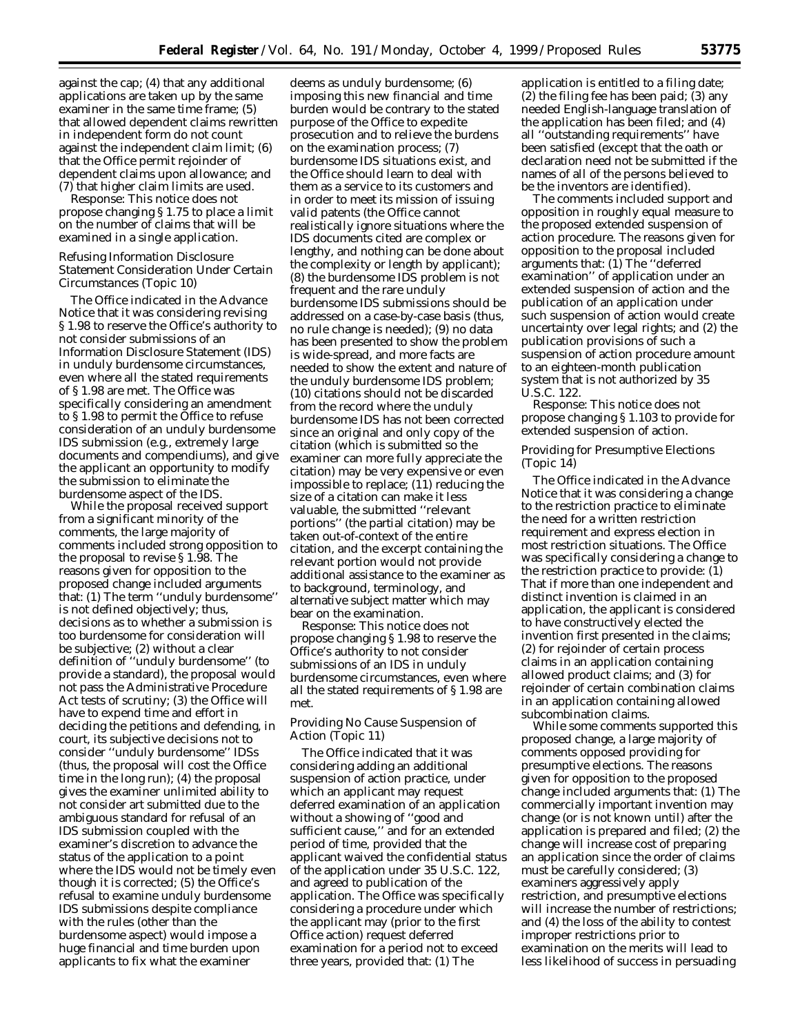against the cap; (4) that any additional applications are taken up by the same examiner in the same time frame; (5) that allowed dependent claims rewritten in independent form do not count against the independent claim limit; (6) that the Office permit rejoinder of dependent claims upon allowance; and (7) that higher claim limits are used.

*Response:* This notice does not propose changing § 1.75 to place a limit on the number of claims that will be examined in a single application.

*Refusing Information Disclosure Statement Consideration Under Certain Circumstances (Topic 10)*

The Office indicated in the Advance Notice that it was considering revising § 1.98 to reserve the Office's authority to not consider submissions of an Information Disclosure Statement (IDS) in unduly burdensome circumstances, even where all the stated requirements of § 1.98 are met. The Office was specifically considering an amendment to § 1.98 to permit the Office to refuse consideration of an unduly burdensome IDS submission (*e.g.*, extremely large documents and compendiums), and give the applicant an opportunity to modify the submission to eliminate the burdensome aspect of the IDS.

While the proposal received support from a significant minority of the comments, the large majority of comments included strong opposition to the proposal to revise § 1.98. The reasons given for opposition to the proposed change included arguments that: (1) The term ''unduly burdensome'' is not defined objectively; thus, decisions as to whether a submission is too burdensome for consideration will be subjective; (2) without a clear definition of ''unduly burdensome'' (to provide a standard), the proposal would not pass the Administrative Procedure Act tests of scrutiny; (3) the Office will have to expend time and effort in deciding the petitions and defending, in court, its subjective decisions not to consider ''unduly burdensome'' IDSs (thus, the proposal will cost the Office time in the long run); (4) the proposal gives the examiner unlimited ability to not consider art submitted due to the ambiguous standard for refusal of an IDS submission coupled with the examiner's discretion to advance the status of the application to a point where the IDS would not be timely even though it is corrected; (5) the Office's refusal to examine unduly burdensome IDS submissions despite compliance with the rules (other than the burdensome aspect) would impose a huge financial and time burden upon applicants to fix what the examiner deems as unduly burdensome; (6) imposing this new financial and time burden would be contrary to the stated purpose of the Office to expedite prosecution and to relieve the burdens on the examination process; (7) burdensome IDS situations exist, and the Office should learn to deal with them as a service to its customers and in order to meet its mission of issuing valid patents (the Office cannot realistically ignore situations where the IDS documents cited are complex or lengthy, and nothing can be done about the complexity or length by applicant); (8) the burdensome IDS problem is not frequent and the rare unduly burdensome IDS submissions should be addressed on a case-by-case basis (thus, no rule change is needed); (9) no data has been presented to show the problem is wide-spread, and more facts are needed to show the extent and nature of the unduly burdensome IDS problem; (10) citations should not be discarded from the record where the unduly burdensome IDS has not been corrected since an original and only copy of the citation (which is submitted so the examiner can more fully appreciate the citation) may be very expensive or even impossible to replace; (11) reducing the size of a citation can make it less valuable, the submitted ''relevant portions'' (the partial citation) may be taken out-of-context of the entire citation, and the excerpt containing the relevant portion would not provide additional assistance to the examiner as to background, terminology, and alternative subject matter which may bear on the examination.

*Response:* This notice does not propose changing § 1.98 to reserve the Office's authority to not consider submissions of an IDS in unduly burdensome circumstances, even where all the stated requirements of § 1.98 are met.

*Providing No Cause Suspension of Action (Topic 11)*

The Office indicated that it was considering adding an additional suspension of action practice, under which an applicant may request deferred examination of an application without a showing of ''good and sufficient cause,'' and for an extended period of time, provided that the applicant waived the confidential status of the application under 35 U.S.C. 122, and agreed to publication of the application. The Office was specifically considering a procedure under which the applicant may (prior to the first Office action) request deferred examination for a period not to exceed three years, provided that: (1) The application is entitled to a filing date; (2) the filing fee has been paid; (3) any needed English-language translation of the application has been filed; and (4) all ''outstanding requirements'' have been satisfied (except that the oath or declaration need not be submitted if the names of all of the persons believed to be the inventors are identified).

The comments included support and opposition in roughly equal measure to the proposed extended suspension of action procedure. The reasons given for opposition to the proposal included arguments that: (1) The ''deferred examination'' of application under an extended suspension of action and the publication of an application under such suspension of action would create uncertainty over legal rights; and (2) the publication provisions of such a suspension of action procedure amount to an eighteen-month publication system that is not authorized by 35 U.S.C. 122.

*Response:* This notice does not propose changing § 1.103 to provide for extended suspension of action.

*Providing for Presumptive Elections (Topic 14)*

The Office indicated in the Advance Notice that it was considering a change to the restriction practice to eliminate the need for a written restriction requirement and express election in most restriction situations. The Office was specifically considering a change to the restriction practice to provide: (1) That if more than one independent and distinct invention is claimed in an application, the applicant is considered to have constructively elected the invention first presented in the claims; (2) for rejoinder of certain process claims in an application containing allowed product claims; and (3) for rejoinder of certain combination claims in an application containing allowed subcombination claims.

While some comments supported this proposed change, a large majority of comments opposed providing for presumptive elections. The reasons given for opposition to the proposed change included arguments that: (1) The commercially important invention may change (or is not known until) after the application is prepared and filed; (2) the change will increase cost of preparing an application since the order of claims must be carefully considered; (3) examiners aggressively apply restriction, and presumptive elections will increase the number of restrictions; and (4) the loss of the ability to contest improper restrictions prior to examination on the merits will lead to less likelihood of success in persuading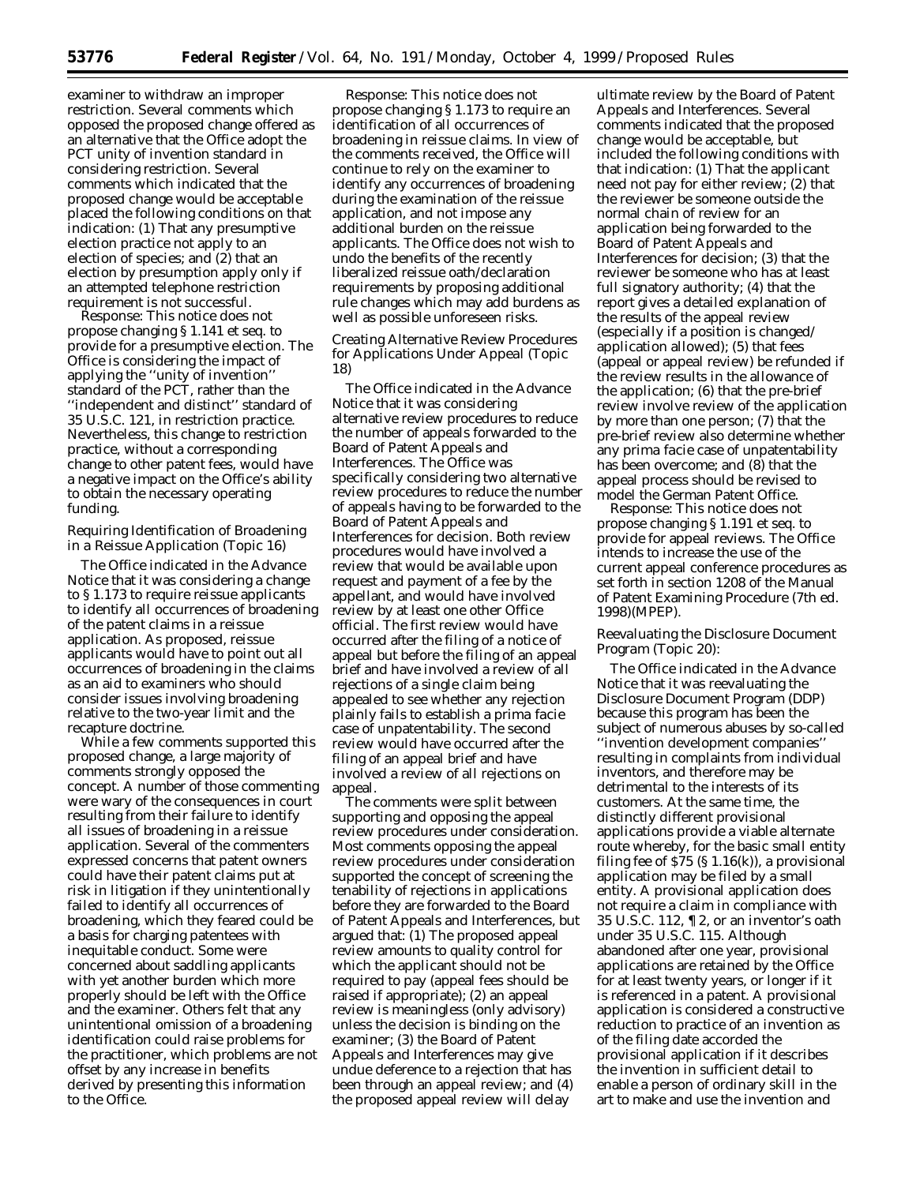examiner to withdraw an improper restriction. Several comments which opposed the proposed change offered as an alternative that the Office adopt the PCT unity of invention standard in considering restriction. Several comments which indicated that the proposed change would be acceptable placed the following conditions on that indication: (1) That any presumptive election practice not apply to an election of species; and (2) that an election by presumption apply only if an attempted telephone restriction requirement is not successful.

*Response:* This notice does not propose changing § 1.141 et seq. to provide for a presumptive election. The Office is considering the impact of applying the ''unity of invention'' standard of the PCT, rather than the ''independent and distinct'' standard of 35 U.S.C. 121, in restriction practice. Nevertheless, this change to restriction practice, without a corresponding change to other patent fees, would have a negative impact on the Office's ability to obtain the necessary operating funding.

*Requiring Identification of Broadening in a Reissue Application (Topic 16)*

The Office indicated in the Advance Notice that it was considering a change to § 1.173 to require reissue applicants to identify all occurrences of broadening of the patent claims in a reissue application. As proposed, reissue applicants would have to point out all occurrences of broadening in the claims as an aid to examiners who should consider issues involving broadening relative to the two-year limit and the recapture doctrine.

While a few comments supported this proposed change, a large majority of comments strongly opposed the concept. A number of those commenting were wary of the consequences in court resulting from their failure to identify all issues of broadening in a reissue application. Several of the commenters expressed concerns that patent owners could have their patent claims put at risk in litigation if they unintentionally failed to identify all occurrences of broadening, which they feared could be a basis for charging patentees with inequitable conduct. Some were concerned about saddling applicants with yet another burden which more properly should be left with the Office and the examiner. Others felt that any unintentional omission of a broadening identification could raise problems for the practitioner, which problems are not offset by any increase in benefits derived by presenting this information to the Office.

*Response:* This notice does not propose changing § 1.173 to require an identification of all occurrences of broadening in reissue claims. In view of the comments received, the Office will continue to rely on the examiner to identify any occurrences of broadening during the examination of the reissue application, and not impose any additional burden on the reissue applicants. The Office does not wish to undo the benefits of the recently liberalized reissue oath/declaration requirements by proposing additional rule changes which may add burdens as well as possible unforeseen risks.

*Creating Alternative Review Procedures for Applications Under Appeal (Topic 18)*

The Office indicated in the Advance Notice that it was considering alternative review procedures to reduce the number of appeals forwarded to the Board of Patent Appeals and Interferences. The Office was specifically considering two alternative review procedures to reduce the number of appeals having to be forwarded to the Board of Patent Appeals and Interferences for decision. Both review procedures would have involved a review that would be available upon request and payment of a fee by the appellant, and would have involved review by at least one other Office official. The first review would have occurred after the filing of a notice of appeal but before the filing of an appeal brief and have involved a review of all rejections of a single claim being appealed to see whether any rejection plainly fails to establish a prima facie case of unpatentability. The second review would have occurred after the filing of an appeal brief and have involved a review of all rejections on appeal.

The comments were split between supporting and opposing the appeal review procedures under consideration. Most comments opposing the appeal review procedures under consideration supported the concept of screening the tenability of rejections in applications before they are forwarded to the Board of Patent Appeals and Interferences, but argued that: (1) The proposed appeal review amounts to quality control for which the applicant should not be required to pay (appeal fees should be raised if appropriate); (2) an appeal review is meaningless (only advisory) unless the decision is binding on the examiner; (3) the Board of Patent Appeals and Interferences may give undue deference to a rejection that has been through an appeal review; and (4) the proposed appeal review will delay ultimate review by the Board of Patent Appeals and Interferences. Several comments indicated that the proposed change would be acceptable, but included the following conditions with that indication: (1) That the applicant need not pay for either review; (2) that the reviewer be someone outside the normal chain of review for an application being forwarded to the Board of Patent Appeals and Interferences for decision; (3) that the reviewer be someone who has at least full signatory authority; (4) that the report gives a detailed explanation of the results of the appeal review (especially if a position is changed/application allowed); (5) that fees (appeal or appeal review) be refunded if the review results in the allowance of the application; (6) that the pre-brief review involve review of the application by more than one person; (7) that the pre-brief review also determine whether any prima facie case of unpatentability has been overcome; and (8) that the appeal process should be revised to model the German Patent Office.

*Response:* This notice does not propose changing § 1.191 et seq. to provide for appeal reviews. The Office intends to increase the use of the current appeal conference procedures as set forth in section 1208 of the Manual of Patent Examining Procedure (7th ed. 1998)(MPEP).

*Reevaluating the Disclosure Document Program (Topic 20):*

The Office indicated in the Advance Notice that it was reevaluating the Disclosure Document Program (DDP) because this program has been the subject of numerous abuses by so-called ''invention development companies'' resulting in complaints from individual inventors, and therefore may be detrimental to the interests of its customers. At the same time, the distinctly different provisional applications provide a viable alternate route whereby, for the basic small entity filing fee of $75 (§ 1.16(k)), a provisional application may be filed by a small entity. A provisional application does not require a claim in compliance with 35 U.S.C. 112, ¶ 2, or an inventor's oath under 35 U.S.C. 115. Although abandoned after one year, provisional applications are retained by the Office for at least twenty years, or longer if it is referenced in a patent. A provisional application is considered a constructive reduction to practice of an invention as of the filing date accorded the provisional application if it describes the invention in sufficient detail to enable a person of ordinary skill in the art to make and use the invention and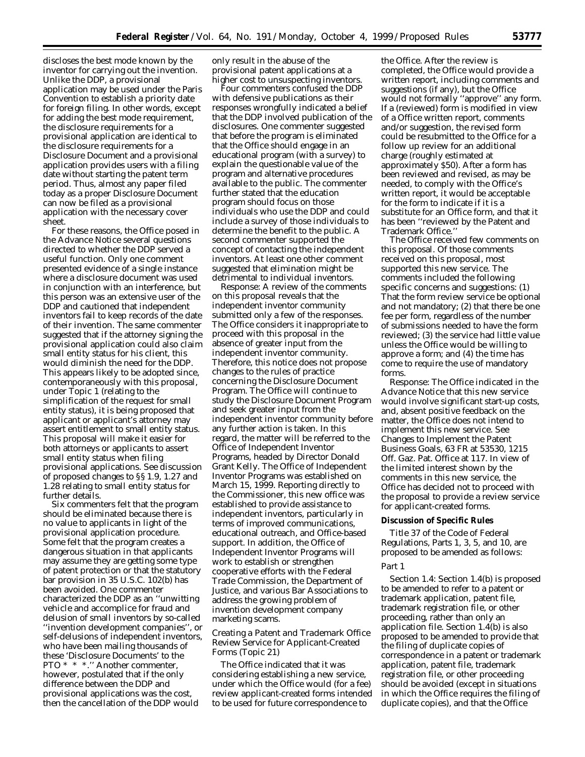discloses the best mode known by the inventor for carrying out the invention. Unlike the DDP, a provisional application may be used under the Paris Convention to establish a priority date for foreign filing. In other words, except for adding the best mode requirement, the disclosure requirements for a provisional application are identical to the disclosure requirements for a Disclosure Document and a provisional application provides users with a filing date without starting the patent term period. Thus, almost any paper filed today as a proper Disclosure Document can now be filed as a provisional application with the necessary cover sheet.

For these reasons, the Office posed in the Advance Notice several questions directed to whether the DDP served a useful function. Only one comment presented evidence of a single instance where a disclosure document was used in conjunction with an interference, but this person was an extensive user of the DDP and cautioned that independent inventors fail to keep records of the date of their invention. The same commenter suggested that if the attorney signing the provisional application could also claim small entity status for his client, this would diminish the need for the DDP. This appears likely to be adopted since, contemporaneously with this proposal, under Topic 1 (relating to the simplification of the request for small entity status), it is being proposed that applicant or applicant's attorney may assert entitlement to small entity status. This proposal will make it easier for both attorneys or applicants to assert small entity status when filing provisional applications. See discussion of proposed changes to §§ 1.9, 1.27 and 1.28 relating to small entity status for further details.

Six commenters felt that the program should be eliminated because there is no value to applicants in light of the provisional application procedure. Some felt that the program creates a dangerous situation in that applicants may assume they are getting some type of patent protection or that the statutory bar provision in 35 U.S.C. 102(b) has been avoided. One commenter characterized the DDP as an ''unwitting vehicle and accomplice for fraud and delusion of small inventors by so-called ''invention development companies'', or self-delusions of independent inventors, who have been mailing thousands of these 'Disclosure Documents' to the PTO * * *.'' Another commenter, however, postulated that if the only difference between the DDP and provisional applications was the cost, then the cancellation of the DDP would only result in the abuse of the provisional patent applications at a higher cost to unsuspecting inventors.

Four commenters confused the DDP with defensive publications as their responses wrongfully indicated a belief that the DDP involved publication of the disclosures. One commenter suggested that before the program is eliminated that the Office should engage in an educational program (with a survey) to explain the questionable value of the program and alternative procedures available to the public. The commenter further stated that the education program should focus on those individuals who use the DDP and could include a survey of those individuals to determine the benefit to the public. A second commenter supported the concept of contacting the independent inventors. At least one other comment suggested that elimination might be detrimental to individual inventors.

*Response:* A review of the comments on this proposal reveals that the independent inventor community submitted only a few of the responses. The Office considers it inappropriate to proceed with this proposal in the absence of greater input from the independent inventor community. Therefore, this notice does not propose changes to the rules of practice concerning the Disclosure Document Program. The Office will continue to study the Disclosure Document Program and seek greater input from the independent inventor community before any further action is taken. In this regard, the matter will be referred to the Office of Independent Inventor Programs, headed by Director Donald Grant Kelly. The Office of Independent Inventor Programs was established on March 15, 1999. Reporting directly to the Commissioner, this new office was established to provide assistance to independent inventors, particularly in terms of improved communications, educational outreach, and Office-based support. In addition, the Office of Independent Inventor Programs will work to establish or strengthen cooperative efforts with the Federal Trade Commission, the Department of Justice, and various Bar Associations to address the growing problem of invention development company marketing scams.

*Creating a Patent and Trademark Office Review Service for Applicant-Created Forms (Topic 21)*

The Office indicated that it was considering establishing a new service, under which the Office would (for a fee) review applicant-created forms intended to be used for future correspondence to the Office. After the review is completed, the Office would provide a written report, including comments and suggestions (if any), but the Office would not formally ''approve'' any form. If a (reviewed) form is modified in view of a Office written report, comments and/or suggestion, the revised form could be resubmitted to the Office for a follow up review for an additional charge (roughly estimated at approximately $50). After a form has been reviewed and revised, as may be needed, to comply with the Office's written report, it would be acceptable for the form to indicate if it is a substitute for an Office form, and that it has been ''reviewed by the Patent and Trademark Office.''

The Office received few comments on this proposal. Of those comments received on this proposal, most supported this new service. The comments included the following specific concerns and suggestions: (1) That the form review service be optional and not mandatory; (2) that there be one fee per form, regardless of the number of submissions needed to have the form reviewed; (3) the service had little value unless the Office would be willing to approve a form; and (4) the time has come to require the use of mandatory forms.

*Response:* The Office indicated in the Advance Notice that this new service would involve significant start-up costs, and, absent positive feedback on the matter, the Office does not intend to implement this new service. See Changes to Implement the Patent Business Goals, 63 FR at 53530, 1215 Off. Gaz. Pat. Office at 117. In view of the limited interest shown by the comments in this new service, the Office has decided not to proceed with the proposal to provide a review service for applicant-created forms.

## Discussion of Specific Rules

Title 37 of the Code of Federal Regulations, Parts 1, 3, 5, and 10, are proposed to be amended as follows:

### Part 1

*Section 1.4:* Section 1.4(b) is proposed to be amended to refer to a patent or trademark application, patent file, trademark registration file, or other proceeding, rather than only an application file. Section 1.4(b) is also proposed to be amended to provide that the filing of duplicate copies of correspondence in a patent or trademark application, patent file, trademark registration file, or other proceeding should be avoided (except in situations in which the Office requires the filing of duplicate copies), and that the Office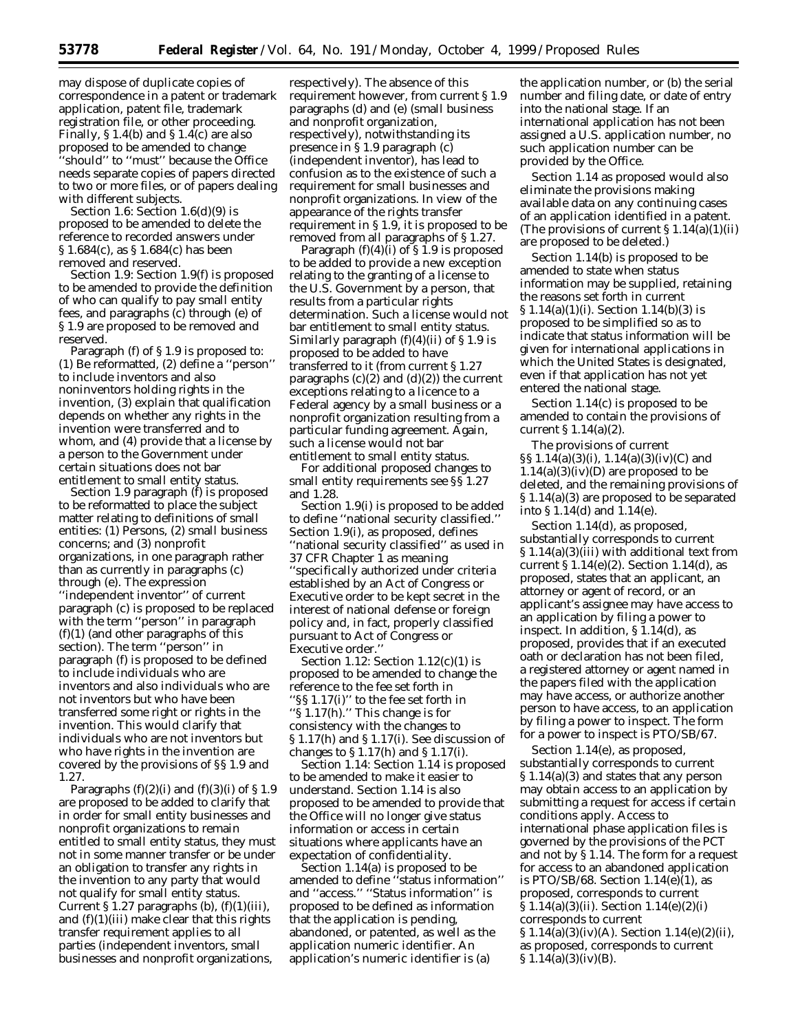may dispose of duplicate copies of correspondence in a patent or trademark application, patent file, trademark registration file, or other proceeding. Finally, § 1.4(b) and § 1.4(c) are also proposed to be amended to change ''should'' to ''must'' because the Office needs separate copies of papers directed to two or more files, or of papers dealing with different subjects.

*Section 1.6:* Section 1.6(d)(9) is proposed to be amended to delete the reference to recorded answers under § 1.684(c), as § 1.684(c) has been removed and reserved.

*Section 1.9:* Section 1.9(f) is proposed to be amended to provide the definition of who can qualify to pay small entity fees, and paragraphs (c) through (e) of § 1.9 are proposed to be removed and reserved.

Paragraph (f) of § 1.9 is proposed to: (1) Be reformatted, (2) define a ''person'' to include inventors and also noninventors holding rights in the invention, (3) explain that qualification depends on whether any rights in the invention were transferred and to whom, and (4) provide that a license by a person to the Government under certain situations does not bar entitlement to small entity status.

Section 1.9 paragraph (f) is proposed to be reformatted to place the subject matter relating to definitions of small entities: (1) Persons, (2) small business concerns; and (3) nonprofit organizations, in one paragraph rather than as currently in paragraphs (c) through (e). The expression ''independent inventor'' of current paragraph (c) is proposed to be replaced with the term ''person'' in paragraph (f)(1) (and other paragraphs of this section). The term ''person'' in paragraph (f) is proposed to be defined to include individuals who are inventors and also individuals who are not inventors but who have been transferred some right or rights in the invention. This would clarify that individuals who are not inventors but who have rights in the invention are covered by the provisions of §§ 1.9 and 1.27.

Paragraphs (f)(2)(i) and (f)(3)(i) of § 1.9 are proposed to be added to clarify that in order for small entity businesses and nonprofit organizations to remain entitled to small entity status, they must not in some manner transfer or be under an obligation to transfer any rights in the invention to any party that would not qualify for small entity status. Current § 1.27 paragraphs (b), (f)(1)(iii), and (f)(1)(iii) make clear that this rights transfer requirement applies to all parties (independent inventors, small businesses and nonprofit organizations, respectively). The absence of this requirement however, from current § 1.9 paragraphs (d) and (e) (small business and nonprofit organization, respectively), notwithstanding its presence in § 1.9 paragraph (c) (independent inventor), has lead to confusion as to the existence of such a requirement for small businesses and nonprofit organizations. In view of the appearance of the rights transfer requirement in § 1.9, it is proposed to be removed from all paragraphs of § 1.27.

Paragraph (f)(4)(i) of § 1.9 is proposed to be added to provide a new exception relating to the granting of a license to the U.S. Government by a person, that results from a particular rights determination. Such a license would not bar entitlement to small entity status. Similarly paragraph (f)(4)(ii) of § 1.9 is proposed to be added to have transferred to it (from current § 1.27 paragraphs (c)(2) and (d)(2)) the current exceptions relating to a licence to a Federal agency by a small business or a nonprofit organization resulting from a particular funding agreement. Again, such a license would not bar entitlement to small entity status.

For additional proposed changes to small entity requirements see §§ 1.27 and 1.28.

Section 1.9(i) is proposed to be added to define ''national security classified.'' Section 1.9(i), as proposed, defines ''national security classified'' as used in 37 CFR Chapter 1 as meaning ''specifically authorized under criteria established by an Act of Congress or Executive order to be kept secret in the interest of national defense or foreign policy and, in fact, properly classified pursuant to Act of Congress or Executive order.''

*Section 1.12:* Section 1.12(c)(1) is proposed to be amended to change the reference to the fee set forth in ''§§ 1.17(i)'' to the fee set forth in ''§ 1.17(h).'' This change is for consistency with the changes to § 1.17(h) and § 1.17(i). See discussion of changes to § 1.17(h) and § 1.17(i).

*Section 1.14:* Section 1.14 is proposed to be amended to make it easier to understand. Section 1.14 is also proposed to be amended to provide that the Office will no longer give status information or access in certain situations where applicants have an expectation of confidentiality.

Section 1.14(a) is proposed to be amended to define ''status information'' and ''access.'' ''Status information'' is proposed to be defined as information that the application is pending, abandoned, or patented, as well as the application numeric identifier. An application's numeric identifier is (a) the application number, or (b) the serial number and filing date, or date of entry into the national stage. If an international application has not been assigned a U.S. application number, no such application number can be provided by the Office.

Section 1.14 as proposed would also eliminate the provisions making available data on any continuing cases of an application identified in a patent. (The provisions of current § 1.14(a)(1)(ii) are proposed to be deleted.)

Section 1.14(b) is proposed to be amended to state when status information may be supplied, retaining the reasons set forth in current § 1.14(a)(1)(i). Section 1.14(b)(3) is proposed to be simplified so as to indicate that status information will be given for international applications in which the United States is designated, even if that application has not yet entered the national stage.

Section 1.14(c) is proposed to be amended to contain the provisions of current § 1.14(a)(2).

The provisions of current §§ 1.14(a)(3)(i), 1.14(a)(3)(iv)(C) and 1.14(a)(3)(iv)(D) are proposed to be deleted, and the remaining provisions of § 1.14(a)(3) are proposed to be separated into § 1.14(d) and 1.14(e).

Section 1.14(d), as proposed, substantially corresponds to current § 1.14(a)(3)(iii) with additional text from current § 1.14(e)(2). Section 1.14(d), as proposed, states that an applicant, an attorney or agent of record, or an applicant's assignee may have access to an application by filing a power to inspect. In addition, § 1.14(d), as proposed, provides that if an executed oath or declaration has not been filed, a registered attorney or agent named in the papers filed with the application may have access, or authorize another person to have access, to an application by filing a power to inspect. The form for a power to inspect is PTO/SB/67.

Section 1.14(e), as proposed, substantially corresponds to current § 1.14(a)(3) and states that any person may obtain access to an application by submitting a request for access if certain conditions apply. Access to international phase application files is governed by the provisions of the PCT and not by § 1.14. The form for a request for access to an abandoned application is PTO/SB/68. Section 1.14(e)(1), as proposed, corresponds to current § 1.14(a)(3)(ii). Section 1.14(e)(2)(i) corresponds to current § 1.14(a)(3)(iv)(A). Section 1.14(e)(2)(ii), as proposed, corresponds to current § 1.14(a)(3)(iv)(B).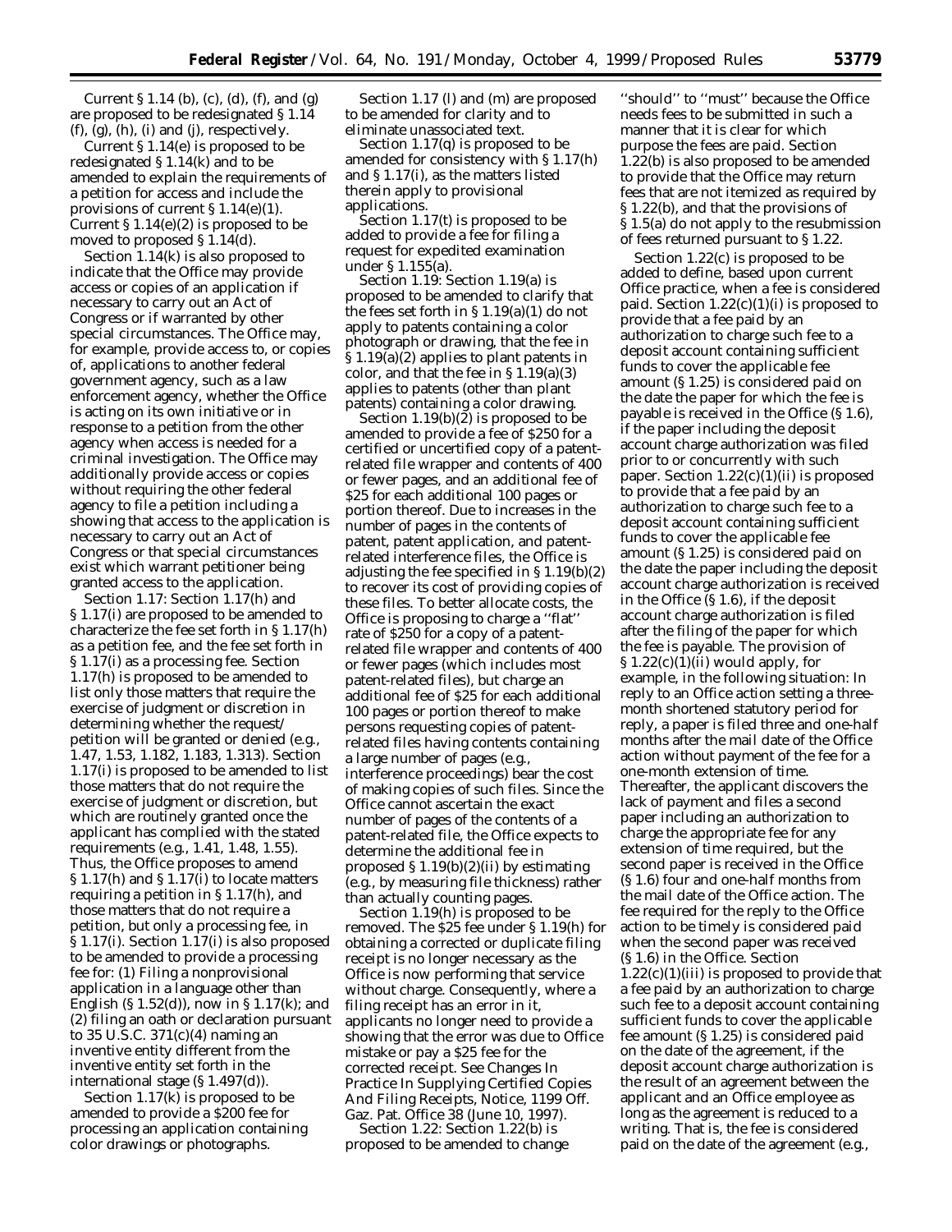Current § 1.14 (b), (c), (d), (f), and (g) are proposed to be redesignated § 1.14 (f), (g), (h), (i) and (j), respectively.

Current § 1.14(e) is proposed to be redesignated § 1.14(k) and to be amended to explain the requirements of a petition for access and include the provisions of current § 1.14(e)(1). Current § 1.14(e)(2) is proposed to be moved to proposed § 1.14(d).

Section 1.14(k) is also proposed to indicate that the Office may provide access or copies of an application if necessary to carry out an Act of Congress or if warranted by other special circumstances. The Office may, for example, provide access to, or copies of, applications to another federal government agency, such as a law enforcement agency, whether the Office is acting on its own initiative or in response to a petition from the other agency when access is needed for a criminal investigation. The Office may additionally provide access or copies without requiring the other federal agency to file a petition including a showing that access to the application is necessary to carry out an Act of Congress or that special circumstances exist which warrant petitioner being granted access to the application.

*Section 1.17:* Section 1.17(h) and § 1.17(i) are proposed to be amended to characterize the fee set forth in § 1.17(h) as a petition fee, and the fee set forth in § 1.17(i) as a processing fee. Section 1.17(h) is proposed to be amended to list only those matters that require the exercise of judgment or discretion in determining whether the request/petition will be granted or denied (e.g., 1.47, 1.53, 1.182, 1.183, 1.313). Section 1.17(i) is proposed to be amended to list those matters that do not require the exercise of judgment or discretion, but which are routinely granted once the applicant has complied with the stated requirements (e.g., 1.41, 1.48, 1.55). Thus, the Office proposes to amend § 1.17(h) and § 1.17(i) to locate matters requiring a petition in § 1.17(h), and those matters that do not require a petition, but only a processing fee, in § 1.17(i). Section 1.17(i) is also proposed to be amended to provide a processing fee for: (1) Filing a nonprovisional application in a language other than English (§ 1.52(d)), now in § 1.17(k); and (2) filing an oath or declaration pursuant to 35 U.S.C. 371(c)(4) naming an inventive entity different from the inventive entity set forth in the international stage (§ 1.497(d)).

Section 1.17(k) is proposed to be amended to provide a $200 fee for processing an application containing color drawings or photographs.

Section 1.17 (l) and (m) are proposed to be amended for clarity and to eliminate unassociated text.

Section 1.17(q) is proposed to be amended for consistency with § 1.17(h) and § 1.17(i), as the matters listed therein apply to provisional applications.

Section 1.17(t) is proposed to be added to provide a fee for filing a request for expedited examination under § 1.155(a).

*Section 1.19:* Section 1.19(a) is proposed to be amended to clarify that the fees set forth in § 1.19(a)(1) do not apply to patents containing a color photograph or drawing, that the fee in § 1.19(a)(2) applies to plant patents in color, and that the fee in § 1.19(a)(3) applies to patents (other than plant patents) containing a color drawing.

Section 1.19(b)(2) is proposed to be amended to provide a fee of $250 for a certified or uncertified copy of a patent-related file wrapper and contents of 400 or fewer pages, and an additional fee of $25 for each additional 100 pages or portion thereof. Due to increases in the number of pages in the contents of patent, patent application, and patent-related interference files, the Office is adjusting the fee specified in § 1.19(b)(2) to recover its cost of providing copies of these files. To better allocate costs, the Office is proposing to charge a ''flat'' rate of $250 for a copy of a patent-related file wrapper and contents of 400 or fewer pages (which includes most patent-related files), but charge an additional fee of $25 for each additional 100 pages or portion thereof to make persons requesting copies of patent-related files having contents containing a large number of pages (e.g., interference proceedings) bear the cost of making copies of such files. Since the Office cannot ascertain the exact number of pages of the contents of a patent-related file, the Office expects to determine the additional fee in proposed § 1.19(b)(2)(ii) by estimating (e.g., by measuring file thickness) rather than actually counting pages.

Section 1.19(h) is proposed to be removed. The $25 fee under § 1.19(h) for obtaining a corrected or duplicate filing receipt is no longer necessary as the Office is now performing that service without charge. Consequently, where a filing receipt has an error in it, applicants no longer need to provide a showing that the error was due to Office mistake or pay a $25 fee for the corrected receipt. *See Changes In Practice In Supplying Certified Copies And Filing Receipts*, Notice, 1199 Off. Gaz. Pat. Office 38 (June 10, 1997).

*Section 1.22:* Section 1.22(b) is proposed to be amended to change ''should'' to ''must'' because the Office needs fees to be submitted in such a manner that it is clear for which purpose the fees are paid. Section 1.22(b) is also proposed to be amended to provide that the Office may return fees that are not itemized as required by § 1.22(b), and that the provisions of § 1.5(a) do not apply to the resubmission of fees returned pursuant to § 1.22.

Section 1.22(c) is proposed to be added to define, based upon current Office practice, when a fee is considered paid. Section 1.22(c)(1)(i) is proposed to provide that a fee paid by an authorization to charge such fee to a deposit account containing sufficient funds to cover the applicable fee amount (§ 1.25) is considered paid on the date the paper for which the fee is payable is received in the Office (§ 1.6), if the paper including the deposit account charge authorization was filed prior to or concurrently with such paper. Section 1.22(c)(1)(ii) is proposed to provide that a fee paid by an authorization to charge such fee to a deposit account containing sufficient funds to cover the applicable fee amount (§ 1.25) is considered paid on the date the paper including the deposit account charge authorization is received in the Office (§ 1.6), if the deposit account charge authorization is filed after the filing of the paper for which the fee is payable. The provision of § 1.22(c)(1)(ii) would apply, for example, in the following situation: In reply to an Office action setting a three-month shortened statutory period for reply, a paper is filed three and one-half months after the mail date of the Office action without payment of the fee for a one-month extension of time. Thereafter, the applicant discovers the lack of payment and files a second paper including an authorization to charge the appropriate fee for any extension of time required, but the second paper is received in the Office (§ 1.6) four and one-half months from the mail date of the Office action. The fee required for the reply to the Office action to be timely is considered paid when the second paper was received (§ 1.6) in the Office. Section 1.22(c)(1)(iii) is proposed to provide that a fee paid by an authorization to charge such fee to a deposit account containing sufficient funds to cover the applicable fee amount (§ 1.25) is considered paid on the date of the agreement, if the deposit account charge authorization is the result of an agreement between the applicant and an Office employee as long as the agreement is reduced to a writing. That is, the fee is considered paid on the date of the agreement (e.g.,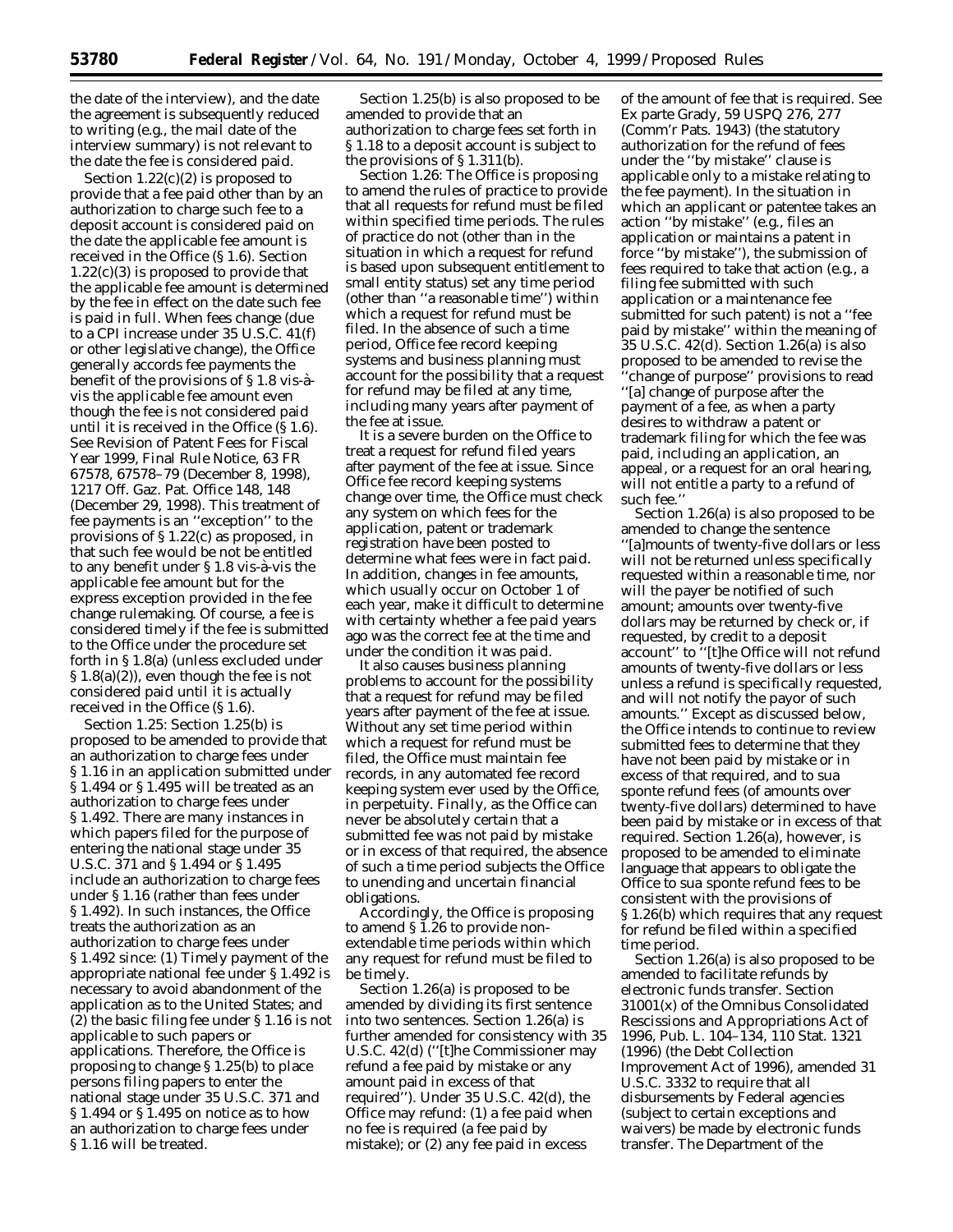the date of the interview), and the date the agreement is subsequently reduced to writing (e.g., the mail date of the interview summary) is not relevant to the date the fee is considered paid.

Section 1.22(c)(2) is proposed to provide that a fee paid other than by an authorization to charge such fee to a deposit account is considered paid on the date the applicable fee amount is received in the Office (§ 1.6). Section 1.22(c)(3) is proposed to provide that the applicable fee amount is determined by the fee in effect on the date such fee is paid in full. When fees change (due to a CPI increase under 35 U.S.C. 41(f) or other legislative change), the Office generally accords fee payments the benefit of the provisions of § 1.8 vis-à-vis the applicable fee amount even though the fee is not considered paid until it is received in the Office (§ 1.6). See Revision of Patent Fees for Fiscal Year 1999, Final Rule Notice, 63 FR 67578, 67578–79 (December 8, 1998), 1217 Off. Gaz. Pat. Office 148, 148 (December 29, 1998). This treatment of fee payments is an ''exception'' to the provisions of § 1.22(c) as proposed, in that such fee would be not be entitled to any benefit under § 1.8 vis-à-vis the applicable fee amount but for the express exception provided in the fee change rulemaking. Of course, a fee is considered timely if the fee is submitted to the Office under the procedure set forth in § 1.8(a) (unless excluded under § 1.8(a)(2)), even though the fee is not considered paid until it is actually received in the Office (§ 1.6).

*Section 1.25:* Section 1.25(b) is proposed to be amended to provide that an authorization to charge fees under § 1.16 in an application submitted under § 1.494 or § 1.495 will be treated as an authorization to charge fees under § 1.492. There are many instances in which papers filed for the purpose of entering the national stage under 35 U.S.C. 371 and § 1.494 or § 1.495 include an authorization to charge fees under § 1.16 (rather than fees under § 1.492). In such instances, the Office treats the authorization as an authorization to charge fees under § 1.492 since: (1) Timely payment of the appropriate national fee under § 1.492 is necessary to avoid abandonment of the application as to the United States; and (2) the basic filing fee under § 1.16 is not applicable to such papers or applications. Therefore, the Office is proposing to change § 1.25(b) to place persons filing papers to enter the national stage under 35 U.S.C. 371 and § 1.494 or § 1.495 on notice as to how an authorization to charge fees under § 1.16 will be treated.

Section 1.25(b) is also proposed to be amended to provide that an authorization to charge fees set forth in § 1.18 to a deposit account is subject to the provisions of § 1.311(b).

*Section 1.26:* The Office is proposing to amend the rules of practice to provide that all requests for refund must be filed within specified time periods. The rules of practice do not (other than in the situation in which a request for refund is based upon subsequent entitlement to small entity status) set any time period (other than ''a reasonable time'') within which a request for refund must be filed. In the absence of such a time period, Office fee record keeping systems and business planning must account for the possibility that a request for refund may be filed at any time, including many years after payment of the fee at issue.

It is a severe burden on the Office to treat a request for refund filed years after payment of the fee at issue. Since Office fee record keeping systems change over time, the Office must check any system on which fees for the application, patent or trademark registration have been posted to determine what fees were in fact paid. In addition, changes in fee amounts, which usually occur on October 1 of each year, make it difficult to determine with certainty whether a fee paid years ago was the correct fee at the time and under the condition it was paid.

It also causes business planning problems to account for the possibility that a request for refund may be filed years after payment of the fee at issue. Without any set time period within which a request for refund must be filed, the Office must maintain fee records, in any automated fee record keeping system ever used by the Office, in perpetuity. Finally, as the Office can never be absolutely certain that a submitted fee was not paid by mistake or in excess of that required, the absence of such a time period subjects the Office to unending and uncertain financial obligations.

Accordingly, the Office is proposing to amend § 1.26 to provide non-extendable time periods within which any request for refund must be filed to be timely.

Section 1.26(a) is proposed to be amended by dividing its first sentence into two sentences. Section 1.26(a) is further amended for consistency with 35 U.S.C. 42(d) (''[t]he Commissioner may refund a fee paid by mistake or any amount paid in excess of that required''). Under 35 U.S.C. 42(d), the Office may refund: (1) a fee paid when no fee is required (a fee paid by mistake); or (2) any fee paid in excess of the amount of fee that is required. See *Ex parte Grady,* 59 USPQ 276, 277 (Comm'r Pats. 1943) (the statutory authorization for the refund of fees under the ''by mistake'' clause is applicable only to a mistake relating to the fee payment). In the situation in which an applicant or patentee takes an action ''by mistake'' (e.g., files an application or maintains a patent in force ''by mistake''), the submission of fees required to take that action (e.g., a filing fee submitted with such application or a maintenance fee submitted for such patent) is not a ''fee paid by mistake'' within the meaning of 35 U.S.C. 42(d). Section 1.26(a) is also proposed to be amended to revise the ''change of purpose'' provisions to read ''[a] change of purpose after the payment of a fee, as when a party desires to withdraw a patent or trademark filing for which the fee was paid, including an application, an appeal, or a request for an oral hearing, will not entitle a party to a refund of such fee.''

Section 1.26(a) is also proposed to be amended to change the sentence ''[a]mounts of twenty-five dollars or less will not be returned unless specifically requested within a reasonable time, nor will the payer be notified of such amount; amounts over twenty-five dollars may be returned by check or, if requested, by credit to a deposit account'' to ''[t]he Office will not refund amounts of twenty-five dollars or less unless a refund is specifically requested, and will not notify the payor of such amounts.'' Except as discussed below, the Office intends to continue to review submitted fees to determine that they have not been paid by mistake or in excess of that required, and to *sua sponte* refund fees (of amounts over twenty-five dollars) determined to have been paid by mistake or in excess of that required. Section 1.26(a), however, is proposed to be amended to eliminate language that appears to obligate the Office to *sua sponte* refund fees to be consistent with the provisions of § 1.26(b) which requires that any request for refund be filed within a specified time period.

Section 1.26(a) is also proposed to be amended to facilitate refunds by electronic funds transfer. Section 31001(x) of the Omnibus Consolidated Rescissions and Appropriations Act of 1996, Pub. L. 104–134, 110 Stat. 1321 (1996) (the Debt Collection Improvement Act of 1996), amended 31 U.S.C. 3332 to require that all disbursements by Federal agencies (subject to certain exceptions and waivers) be made by electronic funds transfer. The Department of the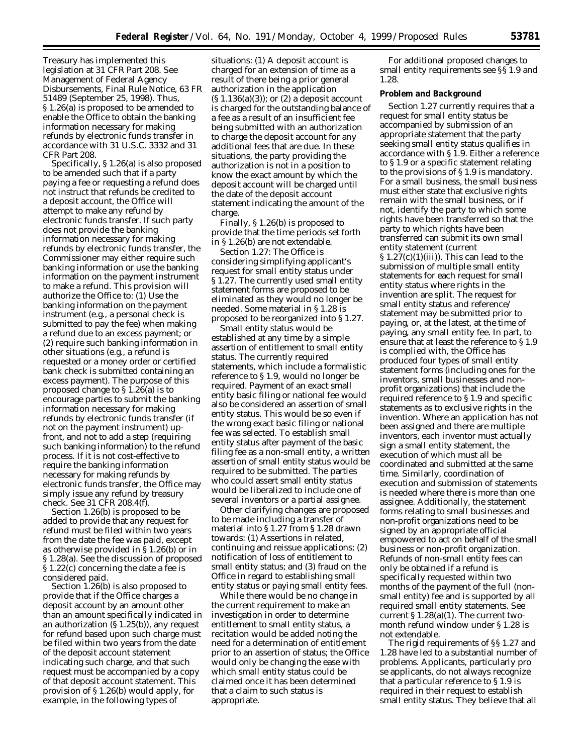Treasury has implemented this legislation at 31 CFR Part 208. See Management of Federal Agency Disbursements, Final Rule Notice, 63 FR 51489 (September 25, 1998). Thus, § 1.26(a) is proposed to be amended to enable the Office to obtain the banking information necessary for making refunds by electronic funds transfer in accordance with 31 U.S.C. 3332 and 31 CFR Part 208.

Specifically, § 1.26(a) is also proposed to be amended such that if a party paying a fee or requesting a refund does not instruct that refunds be credited to a deposit account, the Office will attempt to make any refund by electronic funds transfer. If such party does not provide the banking information necessary for making refunds by electronic funds transfer, the Commissioner may either require such banking information or use the banking information on the payment instrument to make a refund. This provision will authorize the Office to: (1) Use the banking information on the payment instrument (*e.g.*, a personal check is submitted to pay the fee) when making a refund due to an excess payment; or (2) require such banking information in other situations (*e.g.*, a refund is requested or a money order or certified bank check is submitted containing an excess payment). The purpose of this proposed change to § 1.26(a) is to encourage parties to submit the banking information necessary for making refunds by electronic funds transfer (if not on the payment instrument) up-front, and not to add a step (requiring such banking information) to the refund process. If it is not cost-effective to require the banking information necessary for making refunds by electronic funds transfer, the Office may simply issue any refund by treasury check. See 31 CFR 208.4(f).

Section 1.26(b) is proposed to be added to provide that any request for refund must be filed within two years from the date the fee was paid, except as otherwise provided in § 1.26(b) or in § 1.28(a). See the discussion of proposed § 1.22(c) concerning the date a fee is considered paid.

Section 1.26(b) is also proposed to provide that if the Office charges a deposit account by an amount other than an amount specifically indicated in an authorization (§ 1.25(b)), any request for refund based upon such charge must be filed within two years from the date of the deposit account statement indicating such charge, and that such request must be accompanied by a copy of that deposit account statement. This provision of § 1.26(b) would apply, for example, in the following types of situations: (1) A deposit account is charged for an extension of time as a result of there being a prior general authorization in the application (§ 1.136(a)(3)); or (2) a deposit account is charged for the outstanding balance of a fee as a result of an insufficient fee being submitted with an authorization to charge the deposit account for any additional fees that are due. In these situations, the party providing the authorization is not in a position to know the exact amount by which the deposit account will be charged until the date of the deposit account statement indicating the amount of the charge.

Finally, § 1.26(b) is proposed to provide that the time periods set forth in § 1.26(b) are not extendable.

*Section 1.27:* The Office is considering simplifying applicant's request for small entity status under § 1.27. The currently used small entity statement forms are proposed to be eliminated as they would no longer be needed. Some material in § 1.28 is proposed to be reorganized into § 1.27.

Small entity status would be established at any time by a simple assertion of entitlement to small entity status. The currently required statements, which include a formalistic reference to § 1.9, would no longer be required. Payment of an exact small entity basic filing or national fee would also be considered an assertion of small entity status. This would be so even if the wrong exact basic filing or national fee was selected. To establish small entity status after payment of the basic filing fee as a non-small entity, a written assertion of small entity status would be required to be submitted. The parties who could assert small entity status would be liberalized to include one of several inventors or a partial assignee.

Other clarifying changes are proposed to be made including a transfer of material into § 1.27 from § 1.28 drawn towards: (1) Assertions in related, continuing and reissue applications; (2) notification of loss of entitlement to small entity status; and (3) fraud on the Office in regard to establishing small entity status or paying small entity fees.

While there would be no change in the current requirement to make an investigation in order to determine entitlement to small entity status, a recitation would be added noting the need for a determination of entitlement prior to an assertion of status; the Office would only be changing the ease with which small entity status could be claimed once it has been determined that a claim to such status is appropriate.

For additional proposed changes to small entity requirements see §§ 1.9 and 1.28.

**Problem and Background**

Section 1.27 currently requires that a request for small entity status be accompanied by submission of an appropriate statement that the party seeking small entity status qualifies in accordance with § 1.9. Either a reference to § 1.9 or a specific statement relating to the provisions of § 1.9 is mandatory. For a small business, the small business must either state that exclusive rights remain with the small business, or if not, identify the party to which some rights have been transferred so that the party to which rights have been transferred can submit its own small entity statement (current § 1.27(c)(1)(iii)). This can lead to the submission of multiple small entity statements for each request for small entity status where rights in the invention are split. The request for small entity status and reference/statement may be submitted prior to paying, or, at the latest, at the time of paying, any small entity fee. In part, to ensure that at least the reference to § 1.9 is complied with, the Office has produced four types of small entity statement forms (including ones for the inventors, small businesses and non-profit organizations) that include the required reference to § 1.9 and specific statements as to exclusive rights in the invention. Where an application has not been assigned and there are multiple inventors, each inventor must actually sign a small entity statement, the execution of which must all be coordinated and submitted at the same time. Similarly, coordination of execution and submission of statements is needed where there is more than one assignee. Additionally, the statement forms relating to small businesses and non-profit organizations need to be signed by an appropriate official empowered to act on behalf of the small business or non-profit organization. Refunds of non-small entity fees can only be obtained if a refund is specifically requested within two months of the payment of the full (non-small entity) fee and is supported by all required small entity statements. See current § 1.28(a)(1). The current two-month refund window under § 1.28 is not extendable.

The rigid requirements of §§ 1.27 and 1.28 have led to a substantial number of problems. Applicants, particularly pro se applicants, do not always recognize that a particular reference to § 1.9 is required in their request to establish small entity status. They believe that all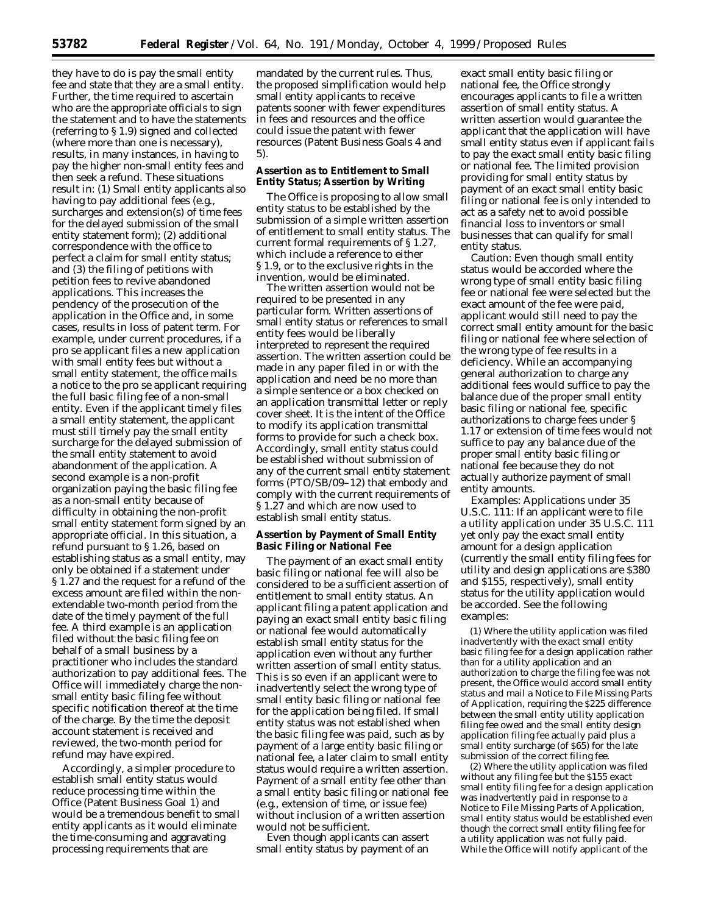they have to do is pay the small entity fee and state that they are a small entity. Further, the time required to ascertain who are the appropriate officials to sign the statement and to have the statements (referring to § 1.9) signed and collected (where more than one is necessary), results, in many instances, in having to pay the higher non-small entity fees and then seek a refund. These situations result in: (1) Small entity applicants also having to pay additional fees (e.g., surcharges and extension(s) of time fees for the delayed submission of the small entity statement form); (2) additional correspondence with the office to perfect a claim for small entity status; and (3) the filing of petitions with petition fees to revive abandoned applications. This increases the pendency of the prosecution of the application in the Office and, in some cases, results in loss of patent term. For example, under current procedures, if a pro se applicant files a new application with small entity fees but without a small entity statement, the office mails a notice to the pro se applicant requiring the full basic filing fee of a non-small entity. Even if the applicant timely files a small entity statement, the applicant must still timely pay the small entity surcharge for the delayed submission of the small entity statement to avoid abandonment of the application. A second example is a non-profit organization paying the basic filing fee as a non-small entity because of difficulty in obtaining the non-profit small entity statement form signed by an appropriate official. In this situation, a refund pursuant to § 1.26, based on establishing status as a small entity, may only be obtained if a statement under § 1.27 and the request for a refund of the excess amount are filed within the non-extendable two-month period from the date of the timely payment of the full fee. A third example is an application filed without the basic filing fee on behalf of a small business by a practitioner who includes the standard authorization to pay additional fees. The Office will immediately charge the non-small entity basic filing fee without specific notification thereof at the time of the charge. By the time the deposit account statement is received and reviewed, the two-month period for refund may have expired.

Accordingly, a simpler procedure to establish small entity status would reduce processing time within the Office (Patent Business Goal 1) and would be a tremendous benefit to small entity applicants as it would eliminate the time-consuming and aggravating processing requirements that are mandated by the current rules. Thus, the proposed simplification would help small entity applicants to receive patents sooner with fewer expenditures in fees and resources and the office could issue the patent with fewer resources (Patent Business Goals 4 and 5).

**Assertion as to Entitlement to Small Entity Status; Assertion by Writing**

The Office is proposing to allow small entity status to be established by the submission of a simple written assertion of entitlement to small entity status. The current formal requirements of § 1.27, which include a reference to either § 1.9, or to the exclusive rights in the invention, would be eliminated.

The written assertion would not be required to be presented in any particular form. Written assertions of small entity status or references to small entity fees would be liberally interpreted to represent the required assertion. The written assertion could be made in any paper filed in or with the application and need be no more than a simple sentence or a box checked on an application transmittal letter or reply cover sheet. It is the intent of the Office to modify its application transmittal forms to provide for such a check box. Accordingly, small entity status could be established without submission of any of the current small entity statement forms (PTO/SB/09–12) that embody and comply with the current requirements of § 1.27 and which are now used to establish small entity status.

**Assertion by Payment of Small Entity Basic Filing or National Fee**

The payment of an exact small entity basic filing or national fee will also be considered to be a sufficient assertion of entitlement to small entity status. An applicant filing a patent application and paying an exact small entity basic filing or national fee would automatically establish small entity status for the application even without any further written assertion of small entity status. This is so even if an applicant were to inadvertently select the wrong type of small entity basic filing or national fee for the application being filed. If small entity status was not established when the basic filing fee was paid, such as by payment of a large entity basic filing or national fee, a later claim to small entity status would require a written assertion. Payment of a small entity fee other than a small entity basic filing or national fee (e.g., extension of time, or issue fee) without inclusion of a written assertion would not be sufficient.

Even though applicants can assert small entity status by payment of an exact small entity basic filing or national fee, the Office strongly encourages applicants to file a written assertion of small entity status. A written assertion would guarantee the applicant that the application will have small entity status even if applicant fails to pay the exact small entity basic filing or national fee. The limited provision providing for small entity status by payment of an exact small entity basic filing or national fee is only intended to act as a safety net to avoid possible financial loss to inventors or small businesses that can qualify for small entity status.

*Caution:* Even though small entity status would be accorded where the wrong type of small entity basic filing fee or national fee were selected but the exact amount of the fee were paid, applicant would still need to pay the correct small entity amount for the basic filing or national fee where selection of the wrong type of fee results in a deficiency. While an accompanying general authorization to charge any additional fees would suffice to pay the balance due of the proper small entity basic filing or national fee, specific authorizations to charge fees under § 1.17 or extension of time fees would not suffice to pay any balance due of the proper small entity basic filing or national fee because they do not actually authorize payment of small entity amounts.

*Examples: Applications under 35 U.S.C. 111:* If an applicant were to file a utility application under 35 U.S.C. 111 yet only pay the exact small entity amount for a design application (currently the small entity filing fees for utility and design applications are $380 and $155, respectively), small entity status for the utility application would be accorded. See the following examples:

(1) Where the utility application was filed inadvertently with the exact small entity basic filing fee for a design application rather than for a utility application and an authorization to charge the filing fee was not present, the Office would accord small entity status and mail a Notice to File Missing Parts of Application, requiring the $225 difference between the small entity utility application filing fee owed and the small entity design application filing fee actually paid plus a small entity surcharge (of $65) for the late submission of the correct filing fee.

(2) Where the utility application was filed without any filing fee but the $155 exact small entity filing fee for a design application was inadvertently paid in response to a Notice to File Missing Parts of Application, small entity status would be established even though the correct small entity filing fee for a utility application was not fully paid. While the Office will notify applicant of the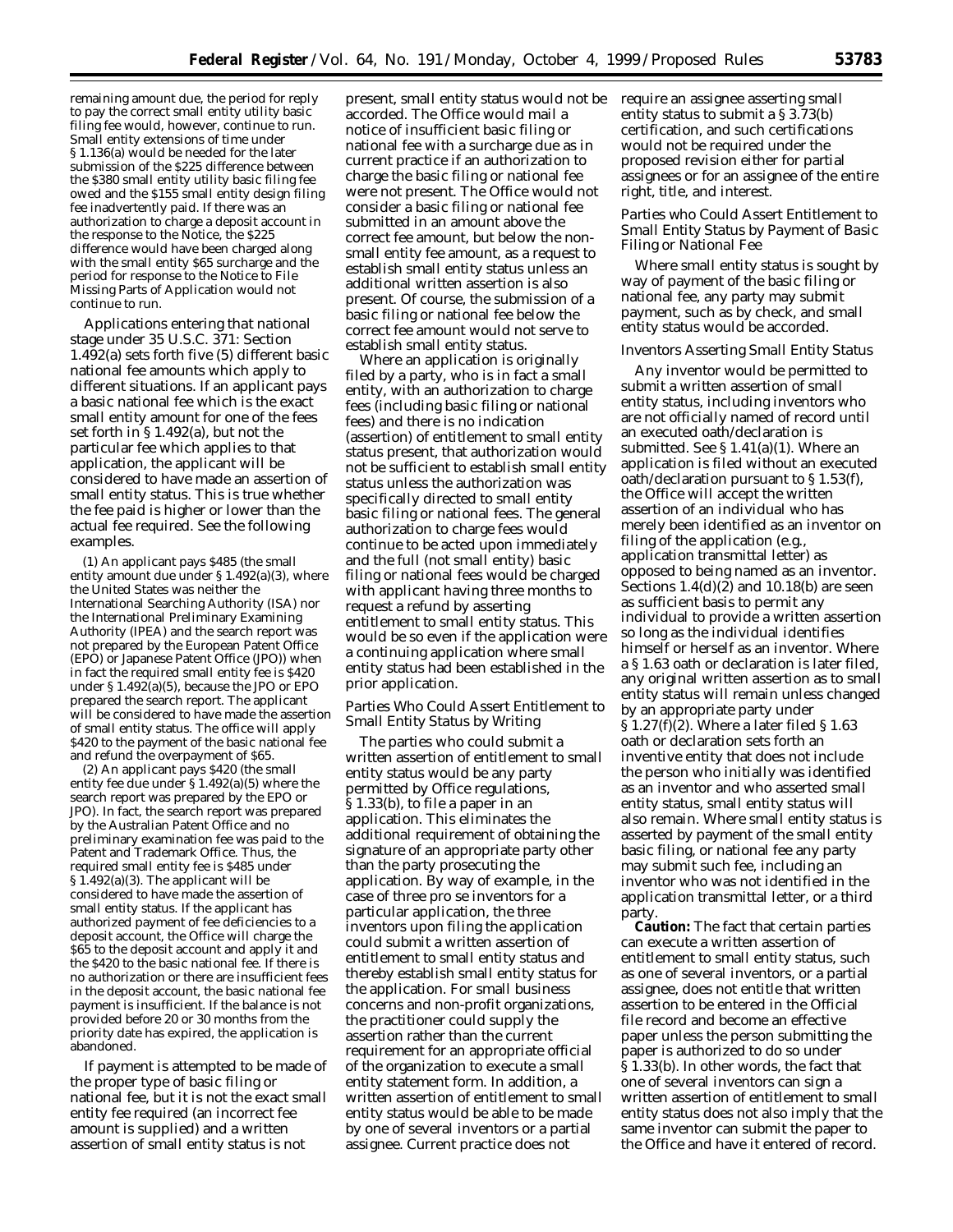remaining amount due, the period for reply to pay the correct small entity utility basic filing fee would, however, continue to run. Small entity extensions of time under § 1.136(a) would be needed for the later submission of the $225 difference between the $380 small entity utility basic filing fee owed and the $155 small entity design filing fee inadvertently paid. If there was an authorization to charge a deposit account in the response to the Notice, the $225 difference would have been charged along with the small entity $65 surcharge and the period for response to the Notice to File Missing Parts of Application would not continue to run.

Applications entering that national stage under 35 U.S.C. 371: Section 1.492(a) sets forth five (5) different basic national fee amounts which apply to different situations. If an applicant pays a basic national fee which is the exact small entity amount for one of the fees set forth in § 1.492(a), but not the particular fee which applies to that application, the applicant will be considered to have made an assertion of small entity status. This is true whether the fee paid is higher or lower than the actual fee required. See the following examples.

(1) An applicant pays $485 (the small entity amount due under § 1.492(a)(3), where the United States was neither the International Searching Authority (ISA) nor the International Preliminary Examining Authority (IPEA) and the search report was not prepared by the European Patent Office (EPO) or Japanese Patent Office (JPO)) when in fact the required small entity fee is $420 under § 1.492(a)(5), because the JPO or EPO prepared the search report. The applicant will be considered to have made the assertion of small entity status. The office will apply $420 to the payment of the basic national fee and refund the overpayment of $65.

(2) An applicant pays $420 (the small entity fee due under § 1.492(a)(5) where the search report was prepared by the EPO or JPO). In fact, the search report was prepared by the Australian Patent Office and no preliminary examination fee was paid to the Patent and Trademark Office. Thus, the required small entity fee is $485 under § 1.492(a)(3). The applicant will be considered to have made the assertion of small entity status. If the applicant has authorized payment of fee deficiencies to a deposit account, the Office will charge the $65 to the deposit account and apply it and the $420 to the basic national fee. If there is no authorization or there are insufficient fees in the deposit account, the basic national fee payment is insufficient. If the balance is not provided before 20 or 30 months from the priority date has expired, the application is abandoned.

If payment is attempted to be made of the proper type of basic filing or national fee, but it is not the exact small entity fee required (an incorrect fee amount is supplied) and a written assertion of small entity status is not present, small entity status would not be accorded. The Office would mail a notice of insufficient basic filing or national fee with a surcharge due as in current practice if an authorization to charge the basic filing or national fee were not present. The Office would not consider a basic filing or national fee submitted in an amount above the correct fee amount, but below the non-small entity fee amount, as a request to establish small entity status unless an additional written assertion is also present. Of course, the submission of a basic filing or national fee below the correct fee amount would not serve to establish small entity status.

Where an application is originally filed by a party, who is in fact a small entity, with an authorization to charge fees (including basic filing or national fees) and there is no indication (assertion) of entitlement to small entity status present, that authorization would not be sufficient to establish small entity status unless the authorization was specifically directed to small entity basic filing or national fees. The general authorization to charge fees would continue to be acted upon immediately and the full (not small entity) basic filing or national fees would be charged with applicant having three months to request a refund by asserting entitlement to small entity status. This would be so even if the application were a continuing application where small entity status had been established in the prior application.

*Parties Who Could Assert Entitlement to Small Entity Status by Writing*

The parties who could submit a written assertion of entitlement to small entity status would be any party permitted by Office regulations, § 1.33(b), to file a paper in an application. This eliminates the additional requirement of obtaining the signature of an appropriate party other than the party prosecuting the application. By way of example, in the case of three pro se inventors for a particular application, the three inventors upon filing the application could submit a written assertion of entitlement to small entity status and thereby establish small entity status for the application. For small business concerns and non-profit organizations, the practitioner could supply the assertion rather than the current requirement for an appropriate official of the organization to execute a small entity statement form. In addition, a written assertion of entitlement to small entity status would be able to be made by one of several inventors or a partial assignee. Current practice does not require an assignee asserting small entity status to submit a § 3.73(b) certification, and such certifications would not be required under the proposed revision either for partial assignees or for an assignee of the entire right, title, and interest.

*Parties who Could Assert Entitlement to Small Entity Status by Payment of Basic Filing or National Fee*

Where small entity status is sought by way of payment of the basic filing or national fee, any party may submit payment, such as by check, and small entity status would be accorded.

*Inventors Asserting Small Entity Status*

Any inventor would be permitted to submit a written assertion of small entity status, including inventors who are not officially named of record until an executed oath/declaration is submitted. See § 1.41(a)(1). Where an application is filed without an executed oath/declaration pursuant to § 1.53(f), the Office will accept the written assertion of an individual who has merely been identified as an inventor on filing of the application (e.g., application transmittal letter) as opposed to being named as an inventor. Sections 1.4(d)(2) and 10.18(b) are seen as sufficient basis to permit any individual to provide a written assertion so long as the individual identifies himself or herself as an inventor. Where a § 1.63 oath or declaration is later filed, any original written assertion as to small entity status will remain unless changed by an appropriate party under § 1.27(f)(2). Where a later filed § 1.63 oath or declaration sets forth an inventive entity that does not include the person who initially was identified as an inventor and who asserted small entity status, small entity status will also remain. Where small entity status is asserted by payment of the small entity basic filing, or national fee any party may submit such fee, including an inventor who was not identified in the application transmittal letter, or a third party.

**Caution:** The fact that certain parties can execute a written assertion of entitlement to small entity status, such as one of several inventors, or a partial assignee, does not entitle that written assertion to be entered in the Official file record and become an effective paper unless the person submitting the paper is authorized to do so under § 1.33(b). In other words, the fact that one of several inventors can sign a written assertion of entitlement to small entity status does not also imply that the same inventor can submit the paper to the Office and have it entered of record.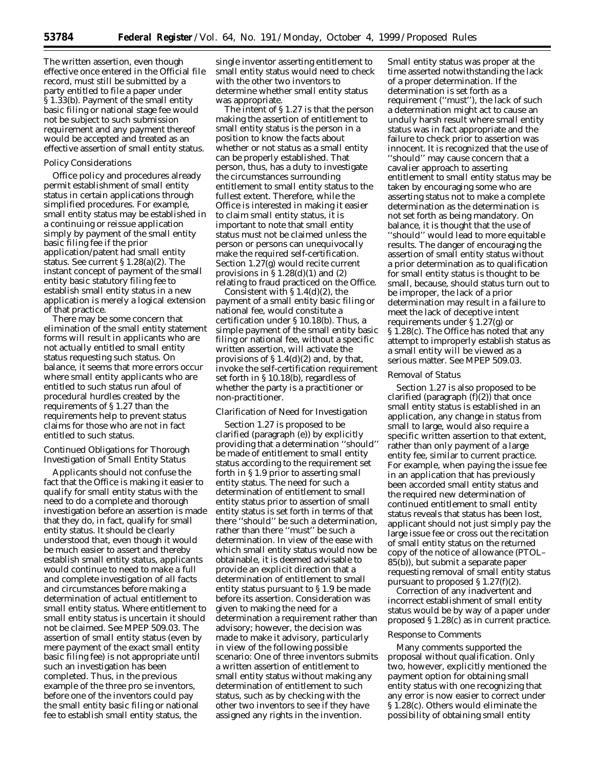The written assertion, even though effective once entered in the Official file record, must still be submitted by a party entitled to file a paper under § 1.33(b). Payment of the small entity basic filing or national stage fee would not be subject to such submission requirement and any payment thereof would be accepted and treated as an effective assertion of small entity status.

*Policy Considerations*

Office policy and procedures already permit establishment of small entity status in certain applications through simplified procedures. For example, small entity status may be established in a continuing or reissue application simply by payment of the small entity basic filing fee if the prior application/patent had small entity status. See current § 1.28(a)(2). The instant concept of payment of the small entity basic statutory filing fee to establish small entity status in a new application is merely a logical extension of that practice.

There may be some concern that elimination of the small entity statement forms will result in applicants who are not actually entitled to small entity status requesting such status. On balance, it seems that more errors occur where small entity applicants who are entitled to such status run afoul of procedural hurdles created by the requirements of § 1.27 than the requirements help to prevent status claims for those who are not in fact entitled to such status.

*Continued Obligations for Thorough Investigation of Small Entity Status*

Applicants should not confuse the fact that the Office is making it easier to qualify for small entity status with the need to do a complete and thorough investigation before an assertion is made that they do, in fact, qualify for small entity status. It should be clearly understood that, even though it would be much easier to assert and thereby establish small entity status, applicants would continue to need to make a full and complete investigation of all facts and circumstances before making a determination of actual entitlement to small entity status. Where entitlement to small entity status is uncertain it should not be claimed. See MPEP 509.03. The assertion of small entity status (even by mere payment of the exact small entity basic filing fee) is not appropriate until such an investigation has been completed. Thus, in the previous example of the three *pro se* inventors, before one of the inventors could pay the small entity basic filing or national fee to establish small entity status, the single inventor asserting entitlement to small entity status would need to check with the other two inventors to determine whether small entity status was appropriate.

The intent of § 1.27 is that the person making the assertion of entitlement to small entity status is the person in a position to know the facts about whether or not status as a small entity can be properly established. That person, thus, has a duty to investigate the circumstances surrounding entitlement to small entity status to the fullest extent. Therefore, while the Office is interested in making it easier to claim small entity status, it is important to note that small entity status must not be claimed unless the person or persons can unequivocally make the required self-certification. Section 1.27(g) would recite current provisions in § 1.28(d)(1) and (2) relating to fraud practiced on the Office.

Consistent with § 1.4(d)(2), the payment of a small entity basic filing or national fee, would constitute a certification under § 10.18(b). Thus, a simple payment of the small entity basic filing or national fee, without a specific written assertion, will activate the provisions of § 1.4(d)(2) and, by that, invoke the self-certification requirement set forth in § 10.18(b), regardless of whether the party is a practitioner or non-practitioner.

*Clarification of Need for Investigation*

Section 1.27 is proposed to be clarified (paragraph (e)) by explicitly providing that a determination ''should'' be made of entitlement to small entity status according to the requirement set forth in § 1.9 prior to asserting small entity status. The need for such a determination of entitlement to small entity status prior to assertion of small entity status is set forth in terms of that there ''should'' be such a determination, rather than there ''must'' be such a determination. In view of the ease with which small entity status would now be obtainable, it is deemed advisable to provide an explicit direction that a determination of entitlement to small entity status pursuant to § 1.9 be made before its assertion. Consideration was given to making the need for a determination a requirement rather than advisory; however, the decision was made to make it advisory, particularly in view of the following possible scenario: One of three inventors submits a written assertion of entitlement to small entity status without making any determination of entitlement to such status, such as by checking with the other two inventors to see if they have assigned any rights in the invention. Small entity status was proper at the time asserted notwithstanding the lack of a proper determination. If the determination is set forth as a requirement (''must''), the lack of such a determination might act to cause an unduly harsh result where small entity status was in fact appropriate and the failure to check prior to assertion was innocent. It is recognized that the use of ''should'' may cause concern that a cavalier approach to asserting entitlement to small entity status may be taken by encouraging some who are asserting status not to make a complete determination as the determination is not set forth as being mandatory. On balance, it is thought that the use of ''should'' would lead to more equitable results. The danger of encouraging the assertion of small entity status without a prior determination as to qualification for small entity status is thought to be small, because, should status turn out to be improper, the lack of a prior determination may result in a failure to meet the lack of deceptive intent requirements under § 1.27(g) or § 1.28(c). The Office has noted that any attempt to improperly establish status as a small entity will be viewed as a serious matter. See MPEP 509.03.

*Removal of Status*

Section 1.27 is also proposed to be clarified (paragraph (f)(2)) that once small entity status is established in an application, any change in status from small to large, would also require a specific written assertion to that extent, rather than only payment of a large entity fee, similar to current practice. For example, when paying the issue fee in an application that has previously been accorded small entity status and the required new determination of continued entitlement to small entity status reveals that status has been lost, applicant should not just simply pay the large issue fee or cross out the recitation of small entity status on the returned copy of the notice of allowance (PTOL–85(b)), but submit a separate paper requesting removal of small entity status pursuant to proposed § 1.27(f)(2).

Correction of any inadvertent and incorrect establishment of small entity status would be by way of a paper under proposed § 1.28(c) as in current practice.

*Response to Comments*

Many comments supported the proposal without qualification. Only two, however, explicitly mentioned the payment option for obtaining small entity status with one recognizing that any error is now easier to correct under § 1.28(c). Others would eliminate the possibility of obtaining small entity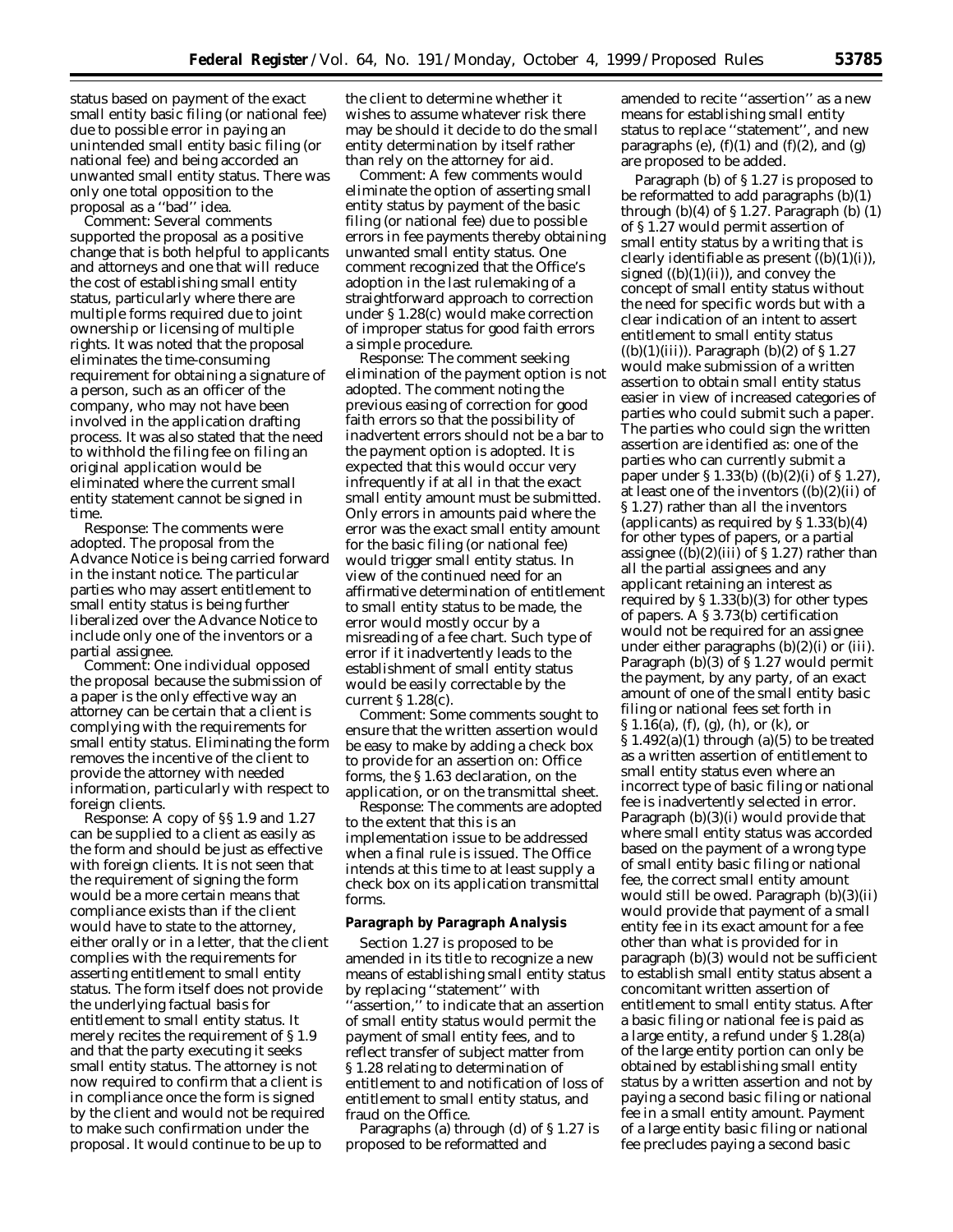status based on payment of the exact small entity basic filing (or national fee) due to possible error in paying an unintended small entity basic filing (or national fee) and being accorded an unwanted small entity status. There was only one total opposition to the proposal as a ''bad'' idea.

*Comment:* Several comments supported the proposal as a positive change that is both helpful to applicants and attorneys and one that will reduce the cost of establishing small entity status, particularly where there are multiple forms required due to joint ownership or licensing of multiple rights. It was noted that the proposal eliminates the time-consuming requirement for obtaining a signature of a person, such as an officer of the company, who may not have been involved in the application drafting process. It was also stated that the need to withhold the filing fee on filing an original application would be eliminated where the current small entity statement cannot be signed in time.

*Response:* The comments were adopted. The proposal from the Advance Notice is being carried forward in the instant notice. The particular parties who may assert entitlement to small entity status is being further liberalized over the Advance Notice to include only one of the inventors or a partial assignee.

*Comment:* One individual opposed the proposal because the submission of a paper is the only effective way an attorney can be certain that a client is complying with the requirements for small entity status. Eliminating the form removes the incentive of the client to provide the attorney with needed information, particularly with respect to foreign clients.

*Response:* A copy of §§ 1.9 and 1.27 can be supplied to a client as easily as the form and should be just as effective with foreign clients. It is not seen that the requirement of signing the form would be a more certain means that compliance exists than if the client would have to state to the attorney, either orally or in a letter, that the client complies with the requirements for asserting entitlement to small entity status. The form itself does not provide the underlying factual basis for entitlement to small entity status. It merely recites the requirement of § 1.9 and that the party executing it seeks small entity status. The attorney is not now required to confirm that a client is in compliance once the form is signed by the client and would not be required to make such confirmation under the proposal. It would continue to be up to the client to determine whether it wishes to assume whatever risk there may be should it decide to do the small entity determination by itself rather than rely on the attorney for aid.

*Comment:* A few comments would eliminate the option of asserting small entity status by payment of the basic filing (or national fee) due to possible errors in fee payments thereby obtaining unwanted small entity status. One comment recognized that the Office's adoption in the last rulemaking of a straightforward approach to correction under § 1.28(c) would make correction of improper status for good faith errors a simple procedure.

*Response:* The comment seeking elimination of the payment option is not adopted. The comment noting the previous easing of correction for good faith errors so that the possibility of inadvertent errors should not be a bar to the payment option is adopted. It is expected that this would occur very infrequently if at all in that the exact small entity amount must be submitted. Only errors in amounts paid where the error was the exact small entity amount for the basic filing (or national fee) would trigger small entity status. In view of the continued need for an affirmative determination of entitlement to small entity status to be made, the error would mostly occur by a misreading of a fee chart. Such type of error if it inadvertently leads to the establishment of small entity status would be easily correctable by the current § 1.28(c).

*Comment:* Some comments sought to ensure that the written assertion would be easy to make by adding a check box to provide for an assertion on: Office forms, the § 1.63 declaration, on the application, or on the transmittal sheet.

*Response:* The comments are adopted to the extent that this is an implementation issue to be addressed when a final rule is issued. The Office intends at this time to at least supply a check box on its application transmittal forms.

**Paragraph by Paragraph Analysis**

Section 1.27 is proposed to be amended in its title to recognize a new means of establishing small entity status by replacing ''statement'' with ''assertion,'' to indicate that an assertion of small entity status would permit the payment of small entity fees, and to reflect transfer of subject matter from § 1.28 relating to determination of entitlement to and notification of loss of entitlement to small entity status, and fraud on the Office.

Paragraphs (a) through (d) of § 1.27 is proposed to be reformatted and amended to recite ''assertion'' as a new means for establishing small entity status to replace ''statement'', and new paragraphs (e), (f)(1) and (f)(2), and (g) are proposed to be added.

Paragraph (b) of § 1.27 is proposed to be reformatted to add paragraphs (b)(1) through (b)(4) of § 1.27. Paragraph (b) (1) of § 1.27 would permit assertion of small entity status by a writing that is clearly identifiable as present ((b)(1)(i)), signed ((b)(1)(ii)), and convey the concept of small entity status without the need for specific words but with a clear indication of an intent to assert entitlement to small entity status ((b)(1)(iii)). Paragraph (b)(2) of § 1.27 would make submission of a written assertion to obtain small entity status easier in view of increased categories of parties who could submit such a paper. The parties who could sign the written assertion are identified as: one of the parties who can currently submit a paper under § 1.33(b) ((b)(2)(i) of § 1.27), at least one of the inventors ((b)(2)(ii) of § 1.27) rather than all the inventors (applicants) as required by § 1.33(b)(4) for other types of papers, or a partial assignee ((b)(2)(iii) of § 1.27) rather than all the partial assignees and any applicant retaining an interest as required by § 1.33(b)(3) for other types of papers. A § 3.73(b) certification would not be required for an assignee under either paragraphs (b)(2)(i) or (iii). Paragraph (b)(3) of § 1.27 would permit the payment, by any party, of an exact amount of one of the small entity basic filing or national fees set forth in § 1.16(a), (f), (g), (h), or (k), or § 1.492(a)(1) through (a)(5) to be treated as a written assertion of entitlement to small entity status even where an incorrect type of basic filing or national fee is inadvertently selected in error. Paragraph (b)(3)(i) would provide that where small entity status was accorded based on the payment of a wrong type of small entity basic filing or national fee, the correct small entity amount would still be owed. Paragraph (b)(3)(ii) would provide that payment of a small entity fee in its exact amount for a fee other than what is provided for in paragraph (b)(3) would not be sufficient to establish small entity status absent a concomitant written assertion of entitlement to small entity status. After a basic filing or national fee is paid as a large entity, a refund under § 1.28(a) of the large entity portion can only be obtained by establishing small entity status by a written assertion and not by paying a second basic filing or national fee in a small entity amount. Payment of a large entity basic filing or national fee precludes paying a second basic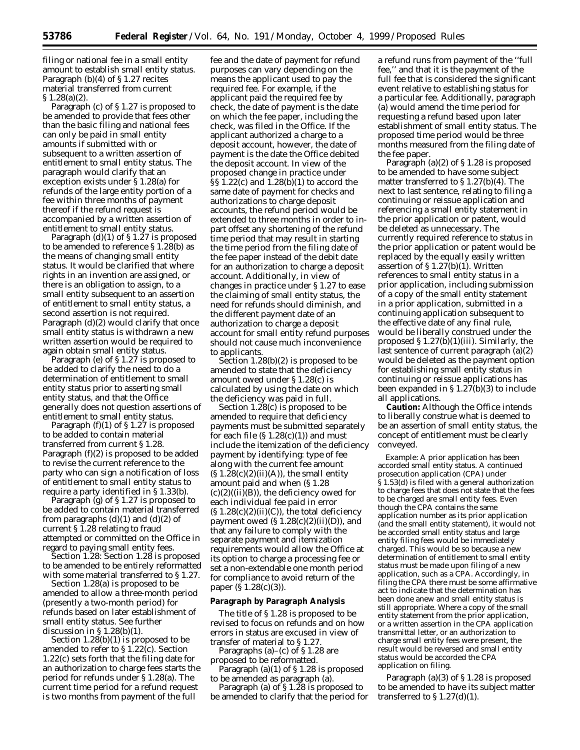filing or national fee in a small entity amount to establish small entity status. Paragraph (b)(4) of § 1.27 recites material transferred from current § 1.28(a)(2).

Paragraph (c) of § 1.27 is proposed to be amended to provide that fees other than the basic filing and national fees can only be paid in small entity amounts if submitted with or subsequent to a written assertion of entitlement to small entity status. The paragraph would clarify that an exception exists under § 1.28(a) for refunds of the large entity portion of a fee within three months of payment thereof if the refund request is accompanied by a written assertion of entitlement to small entity status.

Paragraph (d)(1) of § 1.27 is proposed to be amended to reference § 1.28(b) as the means of changing small entity status. It would be clarified that where rights in an invention are assigned, or there is an obligation to assign, to a small entity subsequent to an assertion of entitlement to small entity status, a second assertion is not required. Paragraph (d)(2) would clarify that once small entity status is withdrawn a new written assertion would be required to again obtain small entity status.

Paragraph (e) of § 1.27 is proposed to be added to clarify the need to do a determination of entitlement to small entity status prior to asserting small entity status, and that the Office generally does not question assertions of entitlement to small entity status.

Paragraph (f)(1) of § 1.27 is proposed to be added to contain material transferred from current § 1.28. Paragraph (f)(2) is proposed to be added to revise the current reference to the party who can sign a notification of loss of entitlement to small entity status to require a party identified in § 1.33(b).

Paragraph (g) of § 1.27 is proposed to be added to contain material transferred from paragraphs (d)(1) and (d)(2) of current § 1.28 relating to fraud attempted or committed on the Office in regard to paying small entity fees.

Section 1.28: Section 1.28 is proposed to be amended to be entirely reformatted with some material transferred to § 1.27.

Section 1.28(a) is proposed to be amended to allow a three-month period (presently a two-month period) for refunds based on later establishment of small entity status. See further discussion in § 1.28(b)(1).

Section 1.28(b)(1) is proposed to be amended to refer to § 1.22(c). Section 1.22(c) sets forth that the filing date for an authorization to charge fees starts the period for refunds under § 1.28(a). The current time period for a refund request is two months from payment of the full fee and the date of payment for refund purposes can vary depending on the means the applicant used to pay the required fee. For example, if the applicant paid the required fee by check, the date of payment is the date on which the fee paper, including the check, was filed in the Office. If the applicant authorized a charge to a deposit account, however, the date of payment is the date the Office debited the deposit account. In view of the proposed change in practice under §§ 1.22(c) and 1.28(b)(1) to accord the same date of payment for checks and authorizations to charge deposit accounts, the refund period would be extended to three months in order to in-part offset any shortening of the refund time period that may result in starting the time period from the filing date of the fee paper instead of the debit date for an authorization to charge a deposit account. Additionally, in view of changes in practice under § 1.27 to ease the claiming of small entity status, the need for refunds should diminish, and the different payment date of an authorization to charge a deposit account for small entity refund purposes should not cause much inconvenience to applicants.

Section 1.28(b)(2) is proposed to be amended to state that the deficiency amount owed under § 1.28(c) is calculated by using the date on which the deficiency was paid in full.

Section 1.28(c) is proposed to be amended to require that deficiency payments must be submitted separately for each file (§ 1.28(c)(1)) and must include the itemization of the deficiency payment by identifying: type of fee along with the current fee amount (§ 1.28(c)(2)(ii)(A)), the small entity amount paid and when (§ 1.28 (c)(2)((ii)(B)), the deficiency owed for each individual fee paid in error (§ 1.28(c)(2)(ii)(C)), the total deficiency payment owed (§ 1.28(c)(2)(ii)(D)), and that any failure to comply with the separate payment and itemization requirements would allow the Office at its option to charge a processing fee or set a non-extendable one month period for compliance to avoid return of the paper (§ 1.28(c)(3)).

**Paragraph by Paragraph Analysis**

The title of § 1.28 is proposed to be revised to focus on refunds and on how errors in status are excused in view of transfer of material to § 1.27.

Paragraphs (a)–(c) of § 1.28 are proposed to be reformatted.

Paragraph (a)(1) of § 1.28 is proposed to be amended as paragraph (a).

Paragraph (a) of § 1.28 is proposed to be amended to clarify that the period for a refund runs from payment of the ''full fee,'' and that it is the payment of the full fee that is considered the significant event relative to establishing status for a particular fee. Additionally, paragraph (a) would amend the time period for requesting a refund based upon later establishment of small entity status. The proposed time period would be three months measured from the filing date of the fee paper.

Paragraph (a)(2) of § 1.28 is proposed to be amended to have some subject matter transferred to § 1.27(b)(4). The next to last sentence, relating to filing a continuing or reissue application and referencing a small entity statement in the prior application or patent, would be deleted as unnecessary. The currently required reference to status in the prior application or patent would be replaced by the equally easily written assertion of § 1.27(b)(1). Written references to small entity status in a prior application, including submission of a copy of the small entity statement in a prior application, submitted in a continuing application subsequent to the effective date of any final rule, would be liberally construed under the proposed § 1.27(b)(1)(iii). Similarly, the last sentence of current paragraph (a)(2) would be deleted as the payment option for establishing small entity status in continuing or reissue applications has been expanded in § 1.27(b)(3) to include all applications.

**Caution:** Although the Office intends to liberally construe what is deemed to be an assertion of small entity status, the concept of entitlement must be clearly conveyed.

Example: A prior application has been accorded small entity status. A continued prosecution application (CPA) under § 1.53(d) is filed with a general authorization to charge fees that does not state that the fees to be charged are small entity fees. Even though the CPA contains the same application number as its prior application (and the small entity statement), it would not be accorded small entity status and large entity filing fees would be immediately charged. This would be so because a new determination of entitlement to small entity status must be made upon filing of a new application, such as a CPA. Accordingly, in filing the CPA there must be some affirmative act to indicate that the determination has been done anew and small entity status is still appropriate. Where a copy of the small entity statement from the prior application, or a written assertion in the CPA application transmittal letter, or an authorization to charge small entity fees were present, the result would be reversed and small entity status would be accorded the CPA application on filing.

Paragraph (a)(3) of § 1.28 is proposed to be amended to have its subject matter transferred to § 1.27(d)(1).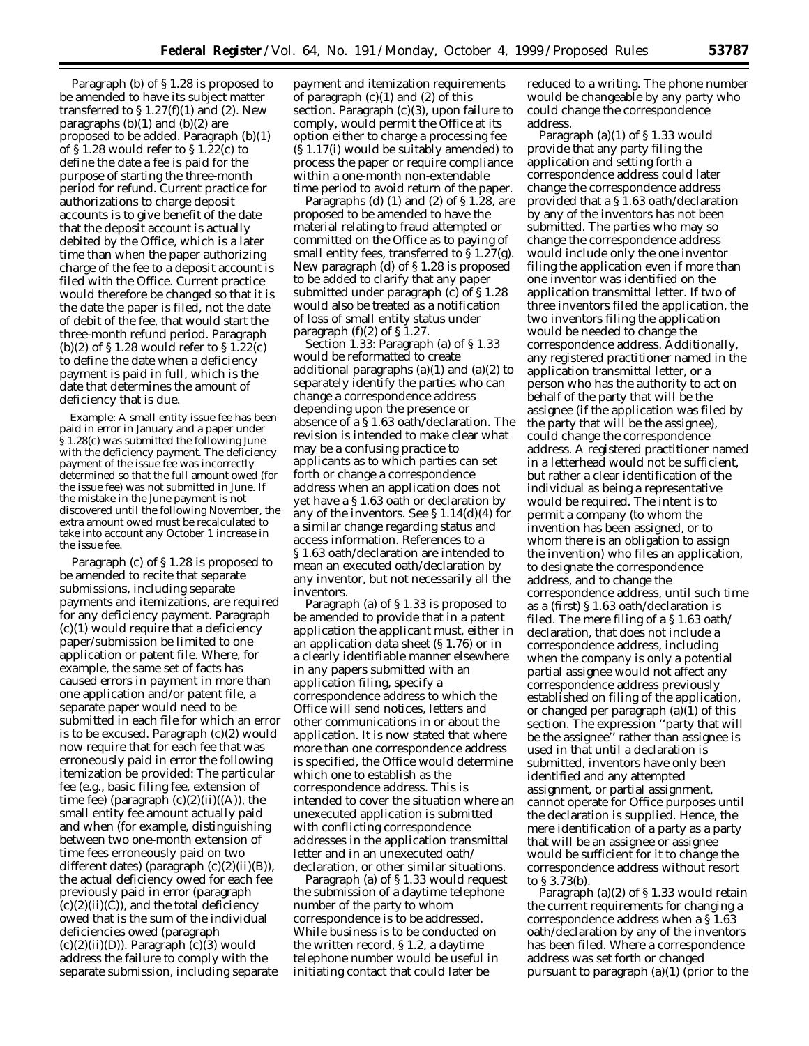Paragraph (b) of § 1.28 is proposed to be amended to have its subject matter transferred to § 1.27(f)(1) and (2). New paragraphs (b)(1) and (b)(2) are proposed to be added. Paragraph (b)(1) of § 1.28 would refer to § 1.22(c) to define the date a fee is paid for the purpose of starting the three-month period for refund. Current practice for authorizations to charge deposit accounts is to give benefit of the date that the deposit account is actually debited by the Office, which is a later time than when the paper authorizing charge of the fee to a deposit account is filed with the Office. Current practice would therefore be changed so that it is the date the paper is filed, not the date of debit of the fee, that would start the three-month refund period. Paragraph (b)(2) of § 1.28 would refer to § 1.22(c) to define the date when a deficiency payment is paid in full, which is the date that determines the amount of deficiency that is due.

Example: A small entity issue fee has been paid in error in January and a paper under § 1.28(c) was submitted the following June with the deficiency payment. The deficiency payment of the issue fee was incorrectly determined so that the full amount owed (for the issue fee) was not submitted in June. If the mistake in the June payment is not discovered until the following November, the extra amount owed must be recalculated to take into account any October 1 increase in the issue fee.

Paragraph (c) of § 1.28 is proposed to be amended to recite that separate submissions, including separate payments and itemizations, are required for any deficiency payment. Paragraph (c)(1) would require that a deficiency paper/submission be limited to one application or patent file. Where, for example, the same set of facts has caused errors in payment in more than one application and/or patent file, a separate paper would need to be submitted in each file for which an error is to be excused. Paragraph (c)(2) would now require that for each fee that was erroneously paid in error the following itemization be provided: The particular fee (e.g., basic filing fee, extension of time fee) (paragraph (c)(2)(ii)((A)), the small entity fee amount actually paid and when (for example, distinguishing between two one-month extension of time fees erroneously paid on two different dates) (paragraph (c)(2)(ii)(B)), the actual deficiency owed for each fee previously paid in error (paragraph (c)(2)(ii)(C)), and the total deficiency owed that is the sum of the individual deficiencies owed (paragraph (c)(2)(ii)(D)). Paragraph (c)(3) would address the failure to comply with the separate submission, including separate payment and itemization requirements of paragraph (c)(1) and (2) of this section. Paragraph (c)(3), upon failure to comply, would permit the Office at its option either to charge a processing fee (§ 1.17(i) would be suitably amended) to process the paper or require compliance within a one-month non-extendable time period to avoid return of the paper.

Paragraphs (d) (1) and (2) of § 1.28, are proposed to be amended to have the material relating to fraud attempted or committed on the Office as to paying of small entity fees, transferred to § 1.27(g). New paragraph (d) of § 1.28 is proposed to be added to clarify that any paper submitted under paragraph (c) of § 1.28 would also be treated as a notification of loss of small entity status under paragraph (f)(2) of § 1.27.

Section 1.33: Paragraph (a) of § 1.33 would be reformatted to create additional paragraphs (a)(1) and (a)(2) to separately identify the parties who can change a correspondence address depending upon the presence or absence of a § 1.63 oath/declaration. The revision is intended to make clear what may be a confusing practice to applicants as to which parties can set forth or change a correspondence address when an application does not yet have a § 1.63 oath or declaration by any of the inventors. See § 1.14(d)(4) for a similar change regarding status and access information. References to a § 1.63 oath/declaration are intended to mean an executed oath/declaration by any inventor, but not necessarily all the inventors.

Paragraph (a) of § 1.33 is proposed to be amended to provide that in a patent application the applicant must, either in an application data sheet (§ 1.76) or in a clearly identifiable manner elsewhere in any papers submitted with an application filing, specify a correspondence address to which the Office will send notices, letters and other communications in or about the application. It is now stated that where more than one correspondence address is specified, the Office would determine which one to establish as the correspondence address. This is intended to cover the situation where an unexecuted application is submitted with conflicting correspondence addresses in the application transmittal letter and in an unexecuted oath/declaration, or other similar situations.

Paragraph (a) of § 1.33 would request the submission of a daytime telephone number of the party to whom correspondence is to be addressed. While business is to be conducted on the written record, § 1.2, a daytime telephone number would be useful in initiating contact that could later be reduced to a writing. The phone number would be changeable by any party who could change the correspondence address.

Paragraph (a)(1) of § 1.33 would provide that any party filing the application and setting forth a correspondence address could later change the correspondence address provided that a § 1.63 oath/declaration by any of the inventors has not been submitted. The parties who may so change the correspondence address would include only the one inventor filing the application even if more than one inventor was identified on the application transmittal letter. If two of three inventors filed the application, the two inventors filing the application would be needed to change the correspondence address. Additionally, any registered practitioner named in the application transmittal letter, or a person who has the authority to act on behalf of the party that will be the assignee (if the application was filed by the party that will be the assignee), could change the correspondence address. A registered practitioner named in a letterhead would not be sufficient, but rather a clear identification of the individual as being a representative would be required. The intent is to permit a company (to whom the invention has been assigned, or to whom there is an obligation to assign the invention) who files an application, to designate the correspondence address, and to change the correspondence address, until such time as a (first) § 1.63 oath/declaration is filed. The mere filing of a § 1.63 oath/declaration, that does not include a correspondence address, including when the company is only a potential partial assignee would not affect any correspondence address previously established on filing of the application, or changed per paragraph (a)(1) of this section. The expression "party that will be the assignee" rather than assignee is used in that until a declaration is submitted, inventors have only been identified and any attempted assignment, or partial assignment, cannot operate for Office purposes until the declaration is supplied. Hence, the mere identification of a party as a party that will be an assignee or assignee would be sufficient for it to change the correspondence address without resort to § 3.73(b).

Paragraph (a)(2) of § 1.33 would retain the current requirements for changing a correspondence address when a § 1.63 oath/declaration by any of the inventors has been filed. Where a correspondence address was set forth or changed pursuant to paragraph (a)(1) (prior to the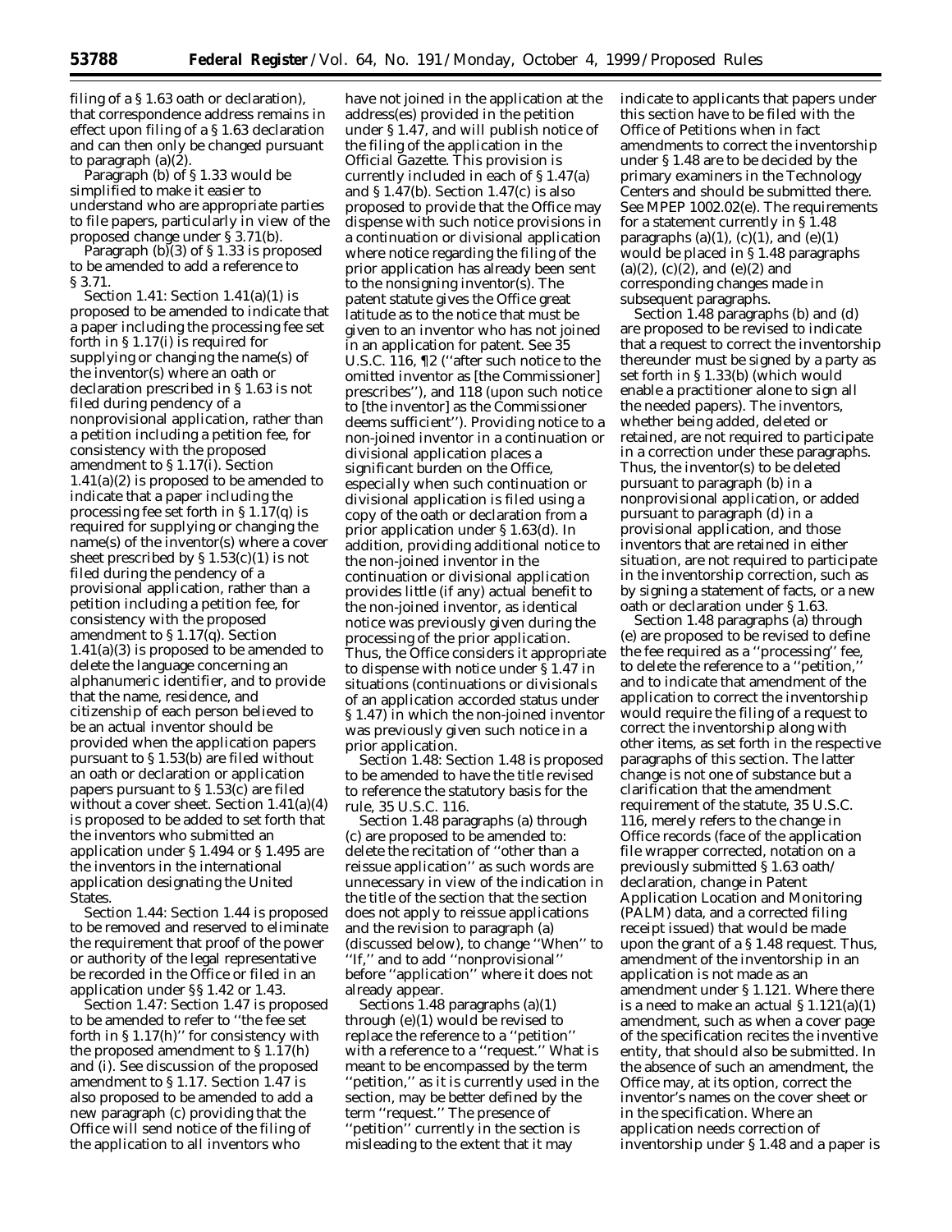filing of a § 1.63 oath or declaration), that correspondence address remains in effect upon filing of a § 1.63 declaration and can then only be changed pursuant to paragraph (a)(2).

Paragraph (b) of § 1.33 would be simplified to make it easier to understand who are appropriate parties to file papers, particularly in view of the proposed change under § 3.71(b).

Paragraph (b)(3) of § 1.33 is proposed to be amended to add a reference to § 3.71.

*Section 1.41:* Section 1.41(a)(1) is proposed to be amended to indicate that a paper including the processing fee set forth in § 1.17(i) is required for supplying or changing the name(s) of the inventor(s) where an oath or declaration prescribed in § 1.63 is not filed during pendency of a nonprovisional application, rather than a petition including a petition fee, for consistency with the proposed amendment to § 1.17(i). Section 1.41(a)(2) is proposed to be amended to indicate that a paper including the processing fee set forth in § 1.17(q) is required for supplying or changing the name(s) of the inventor(s) where a cover sheet prescribed by § 1.53(c)(1) is not filed during the pendency of a provisional application, rather than a petition including a petition fee, for consistency with the proposed amendment to § 1.17(q). Section 1.41(a)(3) is proposed to be amended to delete the language concerning an alphanumeric identifier, and to provide that the name, residence, and citizenship of each person believed to be an actual inventor should be provided when the application papers pursuant to § 1.53(b) are filed without an oath or declaration or application papers pursuant to § 1.53(c) are filed without a cover sheet. Section 1.41(a)(4) is proposed to be added to set forth that the inventors who submitted an application under § 1.494 or § 1.495 are the inventors in the international application designating the United States.

*Section 1.44:* Section 1.44 is proposed to be removed and reserved to eliminate the requirement that proof of the power or authority of the legal representative be recorded in the Office or filed in an application under §§ 1.42 or 1.43.

*Section 1.47:* Section 1.47 is proposed to be amended to refer to ''the fee set forth in § 1.17(h)'' for consistency with the proposed amendment to § 1.17(h) and (i). See discussion of the proposed amendment to § 1.17. Section 1.47 is also proposed to be amended to add a new paragraph (c) providing that the Office will send notice of the filing of the application to all inventors who have not joined in the application at the address(es) provided in the petition under § 1.47, and will publish notice of the filing of the application in the *Official Gazette*. This provision is currently included in each of § 1.47(a) and § 1.47(b). Section 1.47(c) is also proposed to provide that the Office may dispense with such notice provisions in a continuation or divisional application where notice regarding the filing of the prior application has already been sent to the nonsigning inventor(s). The patent statute gives the Office great latitude as to the notice that must be given to an inventor who has not joined in an application for patent. See 35 U.S.C. 116, ¶2 (''after such notice to the omitted inventor as [the Commissioner] prescribes''), and 118 (upon such notice to [the inventor] as the Commissioner deems sufficient''). Providing notice to a non-joined inventor in a continuation or divisional application places a significant burden on the Office, especially when such continuation or divisional application is filed using a copy of the oath or declaration from a prior application under § 1.63(d). In addition, providing additional notice to the non-joined inventor in the continuation or divisional application provides little (if any) actual benefit to the non-joined inventor, as identical notice was previously given during the processing of the prior application. Thus, the Office considers it appropriate to dispense with notice under § 1.47 in situations (continuations or divisionals of an application accorded status under § 1.47) in which the non-joined inventor was previously given such notice in a prior application.

*Section 1.48:* Section 1.48 is proposed to be amended to have the title revised to reference the statutory basis for the rule, 35 U.S.C. 116.

Section 1.48 paragraphs (a) through (c) are proposed to be amended to: delete the recitation of ''other than a reissue application'' as such words are unnecessary in view of the indication in the title of the section that the section does not apply to reissue applications and the revision to paragraph (a) (discussed below), to change ''When'' to ''If,'' and to add ''nonprovisional'' before ''application'' where it does not already appear.

Sections 1.48 paragraphs (a)(1) through (e)(1) would be revised to replace the reference to a ''petition'' with a reference to a ''request.'' What is meant to be encompassed by the term ''petition,'' as it is currently used in the section, may be better defined by the term ''request.'' The presence of ''petition'' currently in the section is misleading to the extent that it may indicate to applicants that papers under this section have to be filed with the Office of Petitions when in fact amendments to correct the inventorship under § 1.48 are to be decided by the primary examiners in the Technology Centers and should be submitted there. See MPEP 1002.02(e). The requirements for a statement currently in § 1.48 paragraphs (a)(1), (c)(1), and (e)(1) would be placed in § 1.48 paragraphs (a)(2), (c)(2), and (e)(2) and corresponding changes made in subsequent paragraphs.

Section 1.48 paragraphs (b) and (d) are proposed to be revised to indicate that a request to correct the inventorship thereunder must be signed by a party as set forth in § 1.33(b) (which would enable a practitioner alone to sign all the needed papers). The inventors, whether being added, deleted or retained, are not required to participate in a correction under these paragraphs. Thus, the inventor(s) to be deleted pursuant to paragraph (b) in a nonprovisional application, or added pursuant to paragraph (d) in a provisional application, and those inventors that are retained in either situation, are not required to participate in the inventorship correction, such as by signing a statement of facts, or a new oath or declaration under § 1.63.

Section 1.48 paragraphs (a) through (e) are proposed to be revised to define the fee required as a ''processing'' fee, to delete the reference to a ''petition,'' and to indicate that amendment of the application to correct the inventorship would require the filing of a request to correct the inventorship along with other items, as set forth in the respective paragraphs of this section. The latter change is not one of substance but a clarification that the amendment requirement of the statute, 35 U.S.C. 116, merely refers to the change in Office records (face of the application file wrapper corrected, notation on a previously submitted § 1.63 oath/declaration, change in Patent Application Location and Monitoring (PALM) data, and a corrected filing receipt issued) that would be made upon the grant of a § 1.48 request. Thus, amendment of the inventorship in an application is not made as an amendment under § 1.121. Where there is a need to make an actual § 1.121(a)(1) amendment, such as when a cover page of the specification recites the inventive entity, that should also be submitted. In the absence of such an amendment, the Office may, at its option, correct the inventor's names on the cover sheet or in the specification. Where an application needs correction of inventorship under § 1.48 and a paper is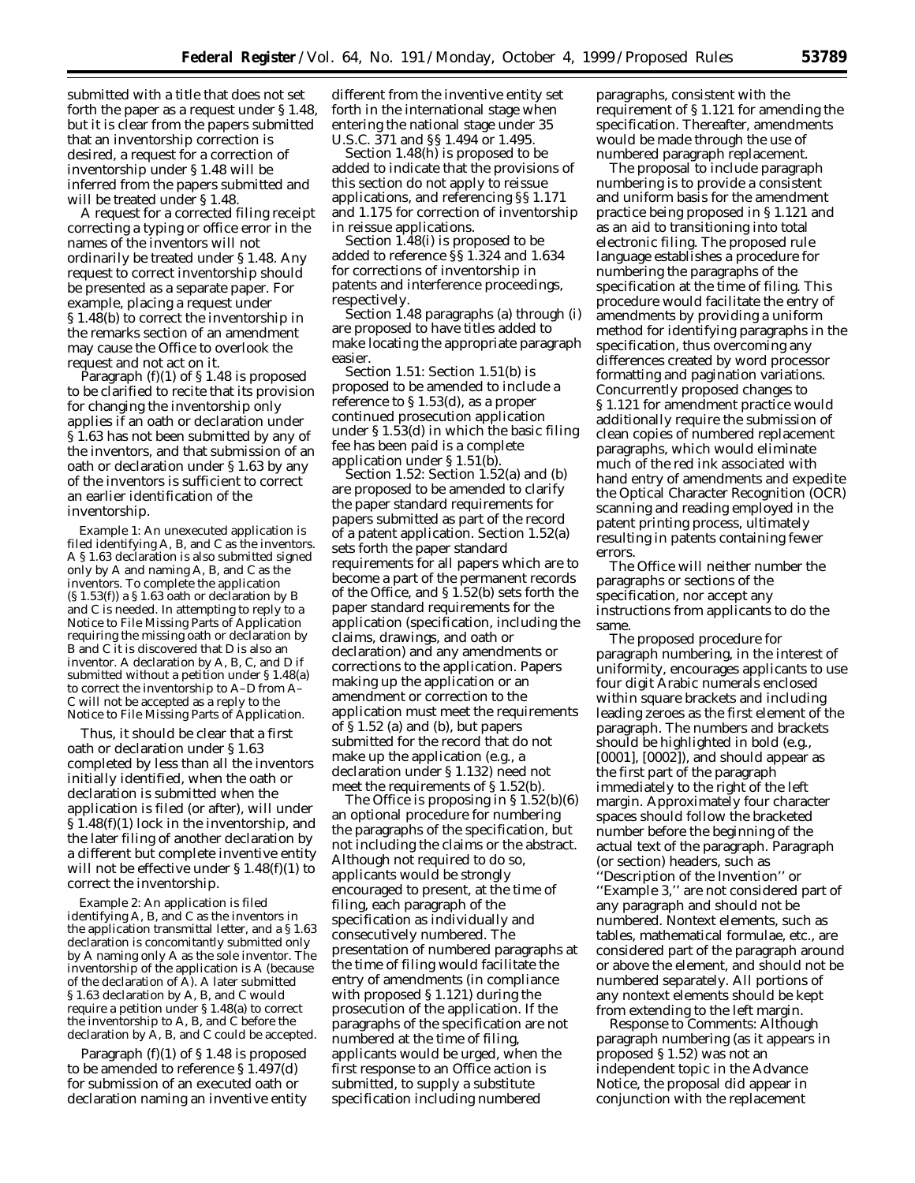submitted with a title that does not set forth the paper as a request under § 1.48, but it is clear from the papers submitted that an inventorship correction is desired, a request for a correction of inventorship under § 1.48 will be inferred from the papers submitted and will be treated under § 1.48.

A request for a corrected filing receipt correcting a typing or office error in the names of the inventors will not ordinarily be treated under § 1.48. Any request to correct inventorship should be presented as a separate paper. For example, placing a request under § 1.48(b) to correct the inventorship in the remarks section of an amendment may cause the Office to overlook the request and not act on it.

Paragraph (f)(1) of § 1.48 is proposed to be clarified to recite that its provision for changing the inventorship only applies if an oath or declaration under § 1.63 has not been submitted by any of the inventors, and that submission of an oath or declaration under § 1.63 by any of the inventors is sufficient to correct an earlier identification of the inventorship.

Example 1: An unexecuted application is filed identifying A, B, and C as the inventors. A § 1.63 declaration is also submitted signed only by A and naming A, B, and C as the inventors. To complete the application (§ 1.53(f)) a § 1.63 oath or declaration by B and C is needed. In attempting to reply to a Notice to File Missing Parts of Application requiring the missing oath or declaration by B and C it is discovered that D is also an inventor. A declaration by A, B, C, and D if submitted without a petition under § 1.48(a) to correct the inventorship to A–D from A–C will not be accepted as a reply to the Notice to File Missing Parts of Application.

Thus, it should be clear that a first oath or declaration under § 1.63 completed by less than all the inventors initially identified, when the oath or declaration is submitted when the application is filed (or after), will under § 1.48(f)(1) lock in the inventorship, and the later filing of another declaration by a different but complete inventive entity will not be effective under § 1.48(f)(1) to correct the inventorship.

Example 2: An application is filed identifying A, B, and C as the inventors in the application transmittal letter, and a § 1.63 declaration is concomitantly submitted only by A naming only A as the sole inventor. The inventorship of the application is A (because of the declaration of A). A later submitted § 1.63 declaration by A, B, and C would require a petition under § 1.48(a) to correct the inventorship to A, B, and C before the declaration by A, B, and C could be accepted.

Paragraph (f)(1) of § 1.48 is proposed to be amended to reference § 1.497(d) for submission of an executed oath or declaration naming an inventive entity different from the inventive entity set forth in the international stage when entering the national stage under 35 U.S.C. 371 and §§ 1.494 or 1.495.

Section 1.48(h) is proposed to be added to indicate that the provisions of this section do not apply to reissue applications, and referencing §§ 1.171 and 1.175 for correction of inventorship in reissue applications.

Section 1.48(i) is proposed to be added to reference §§ 1.324 and 1.634 for corrections of inventorship in patents and interference proceedings, respectively.

Section 1.48 paragraphs (a) through (i) are proposed to have titles added to make locating the appropriate paragraph easier.

*Section 1.51:* Section 1.51(b) is proposed to be amended to include a reference to § 1.53(d), as a proper continued prosecution application under § 1.53(d) in which the basic filing fee has been paid is a complete application under § 1.51(b).

*Section 1.52:* Section 1.52(a) and (b) are proposed to be amended to clarify the paper standard requirements for papers submitted as part of the record of a patent application. Section 1.52(a) sets forth the paper standard requirements for all papers which are to become a part of the permanent records of the Office, and § 1.52(b) sets forth the paper standard requirements for the application (specification, including the claims, drawings, and oath or declaration) and any amendments or corrections to the application. Papers making up the application or an amendment or correction to the application must meet the requirements of § 1.52 (a) and (b), but papers submitted for the record that do not make up the application (*e.g.*, a declaration under § 1.132) need not meet the requirements of § 1.52(b).

The Office is proposing in § 1.52(b)(6) an optional procedure for numbering the paragraphs of the specification, but not including the claims or the abstract. Although not required to do so, applicants would be strongly encouraged to present, at the time of filing, each paragraph of the specification as individually and consecutively numbered. The presentation of numbered paragraphs at the time of filing would facilitate the entry of amendments (in compliance with proposed § 1.121) during the prosecution of the application. If the paragraphs of the specification are not numbered at the time of filing, applicants would be urged, when the first response to an Office action is submitted, to supply a substitute specification including numbered paragraphs, consistent with the requirement of § 1.121 for amending the specification. Thereafter, amendments would be made through the use of numbered paragraph replacement.

The proposal to include paragraph numbering is to provide a consistent and uniform basis for the amendment practice being proposed in § 1.121 and as an aid to transitioning into total electronic filing. The proposed rule language establishes a procedure for numbering the paragraphs of the specification at the time of filing. This procedure would facilitate the entry of amendments by providing a uniform method for identifying paragraphs in the specification, thus overcoming any differences created by word processor formatting and pagination variations. Concurrently proposed changes to § 1.121 for amendment practice would additionally require the submission of clean copies of numbered replacement paragraphs, which would eliminate much of the red ink associated with hand entry of amendments and expedite the Optical Character Recognition (OCR) scanning and reading employed in the patent printing process, ultimately resulting in patents containing fewer errors.

The Office will neither number the paragraphs or sections of the specification, nor accept any instructions from applicants to do the same.

The proposed procedure for paragraph numbering, in the interest of uniformity, encourages applicants to use four digit Arabic numerals enclosed within square brackets and including leading zeroes as the first element of the paragraph. The numbers and brackets should be highlighted in bold (*e.g.*, **[0001]**, **[0002]**), and should appear as the first part of the paragraph immediately to the right of the left margin. Approximately four character spaces should follow the bracketed number before the beginning of the actual text of the paragraph. Paragraph (or section) headers, such as "Description of the Invention" or "Example 3," are not considered part of any paragraph and should not be numbered. Nontext elements, such as tables, mathematical formulae, etc., are considered part of the paragraph around or above the element, and should not be numbered separately. All portions of any nontext elements should be kept from extending to the left margin.

*Response to Comments:* Although paragraph numbering (as it appears in proposed § 1.52) was not an independent topic in the Advance Notice, the proposal did appear in conjunction with the replacement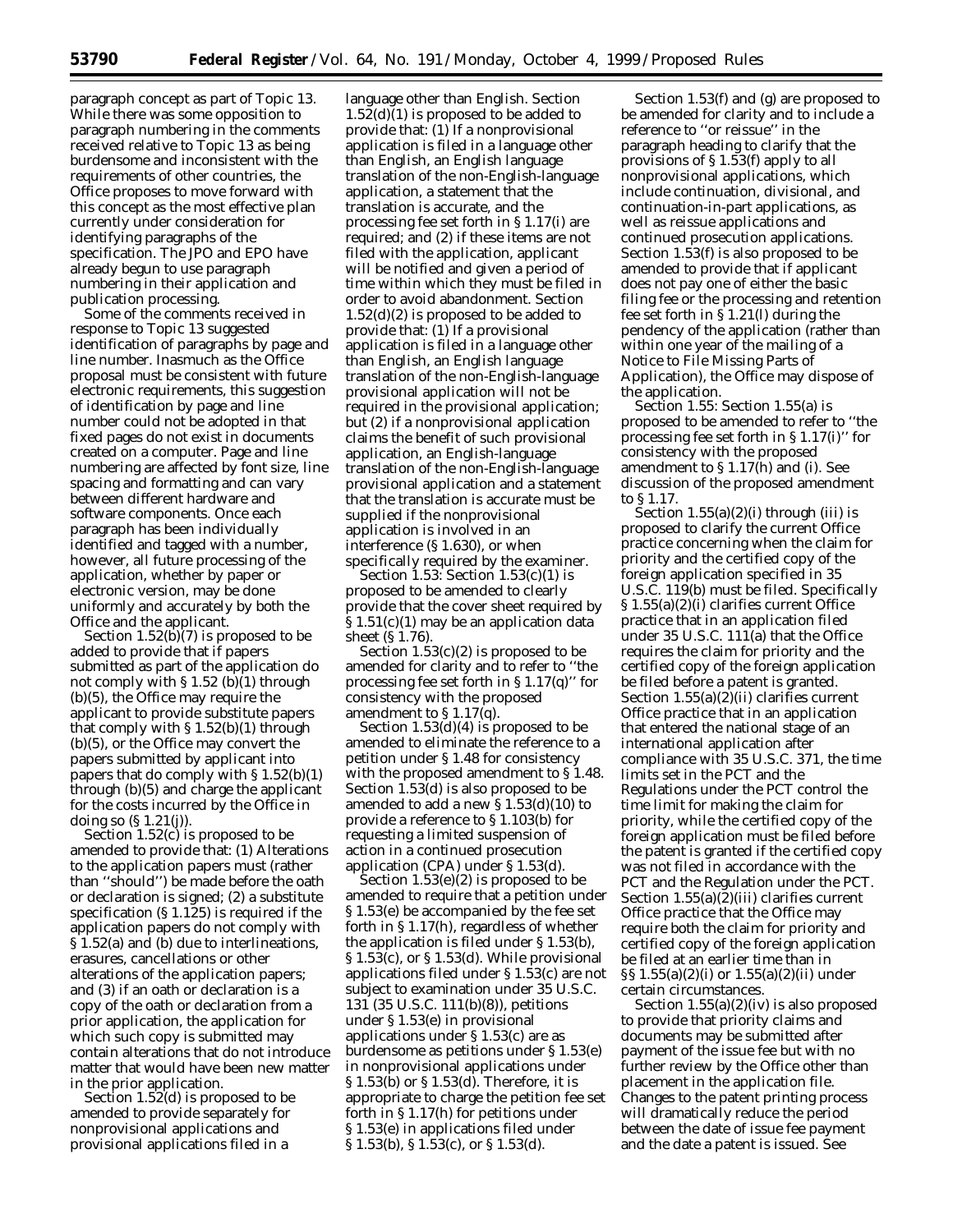paragraph concept as part of Topic 13. While there was some opposition to paragraph numbering in the comments received relative to Topic 13 as being burdensome and inconsistent with the requirements of other countries, the Office proposes to move forward with this concept as the most effective plan currently under consideration for identifying paragraphs of the specification. The JPO and EPO have already begun to use paragraph numbering in their application and publication processing.

Some of the comments received in response to Topic 13 suggested identification of paragraphs by page and line number. Inasmuch as the Office proposal must be consistent with future electronic requirements, this suggestion of identification by page and line number could not be adopted in that fixed pages do not exist in documents created on a computer. Page and line numbering are affected by font size, line spacing and formatting and can vary between different hardware and software components. Once each paragraph has been individually identified and tagged with a number, however, all future processing of the application, whether by paper or electronic version, may be done uniformly and accurately by both the Office and the applicant.

*Section 1.52(b)(7)* is proposed to be added to provide that if papers submitted as part of the application do not comply with § 1.52 (b)(1) through (b)(5), the Office may require the applicant to provide substitute papers that comply with § 1.52(b)(1) through (b)(5), or the Office may convert the papers submitted by applicant into papers that do comply with § 1.52(b)(1) through (b)(5) and charge the applicant for the costs incurred by the Office in doing so (§ 1.21(j)).

*Section 1.52(c)* is proposed to be amended to provide that: (1) Alterations to the application papers must (rather than ''should'') be made before the oath or declaration is signed; (2) a substitute specification (§ 1.125) is required if the application papers do not comply with § 1.52(a) and (b) due to interlineations, erasures, cancellations or other alterations of the application papers; and (3) if an oath or declaration is a copy of the oath or declaration from a prior application, the application for which such copy is submitted may contain alterations that do not introduce matter that would have been new matter in the prior application.

*Section 1.52(d)* is proposed to be amended to provide separately for nonprovisional applications and provisional applications filed in a language other than English. Section 1.52(d)(1) is proposed to be added to provide that: (1) If a nonprovisional application is filed in a language other than English, an English language translation of the non-English-language application, a statement that the translation is accurate, and the processing fee set forth in § 1.17(i) are required; and (2) if these items are not filed with the application, applicant will be notified and given a period of time within which they must be filed in order to avoid abandonment. Section 1.52(d)(2) is proposed to be added to provide that: (1) If a provisional application is filed in a language other than English, an English language translation of the non-English-language provisional application will not be required in the provisional application; but (2) if a nonprovisional application claims the benefit of such provisional application, an English-language translation of the non-English-language provisional application and a statement that the translation is accurate must be supplied if the nonprovisional application is involved in an interference (§ 1.630), or when specifically required by the examiner.

*Section 1.53:* Section 1.53(c)(1) is proposed to be amended to clearly provide that the cover sheet required by § 1.51(c)(1) may be an application data sheet (§ 1.76).

*Section 1.53(c)(2)* is proposed to be amended for clarity and to refer to ''the processing fee set forth in § 1.17(q)'' for consistency with the proposed amendment to § 1.17(q).

*Section 1.53(d)(4)* is proposed to be amended to eliminate the reference to a petition under § 1.48 for consistency with the proposed amendment to § 1.48. Section 1.53(d) is also proposed to be amended to add a new § 1.53(d)(10) to provide a reference to § 1.103(b) for requesting a limited suspension of action in a continued prosecution application (CPA) under § 1.53(d).

*Section 1.53(e)(2)* is proposed to be amended to require that a petition under § 1.53(e) be accompanied by the fee set forth in § 1.17(h), regardless of whether the application is filed under § 1.53(b), § 1.53(c), or § 1.53(d). While provisional applications filed under § 1.53(c) are not subject to examination under 35 U.S.C. 131 (35 U.S.C. 111(b)(8)), petitions under § 1.53(e) in provisional applications under § 1.53(c) are as burdensome as petitions under § 1.53(e) in nonprovisional applications under § 1.53(b) or § 1.53(d). Therefore, it is appropriate to charge the petition fee set forth in § 1.17(h) for petitions under § 1.53(e) in applications filed under § 1.53(b), § 1.53(c), or § 1.53(d).

*Section 1.53(f) and (g)* are proposed to be amended for clarity and to include a reference to ''or reissue'' in the paragraph heading to clarify that the provisions of § 1.53(f) apply to all nonprovisional applications, which include continuation, divisional, and continuation-in-part applications, as well as reissue applications and continued prosecution applications. Section 1.53(f) is also proposed to be amended to provide that if applicant does not pay one of either the basic filing fee or the processing and retention fee set forth in § 1.21(l) during the pendency of the application (rather than within one year of the mailing of a Notice to File Missing Parts of Application), the Office may dispose of the application.

*Section 1.55:* Section 1.55(a) is proposed to be amended to refer to ''the processing fee set forth in § 1.17(i)'' for consistency with the proposed amendment to § 1.17(h) and (i). See discussion of the proposed amendment to § 1.17.

*Section 1.55(a)(2)(i) through (iii)* is proposed to clarify the current Office practice concerning when the claim for priority and the certified copy of the foreign application specified in 35 U.S.C. 119(b) must be filed. Specifically § 1.55(a)(2)(i) clarifies current Office practice that in an application filed under 35 U.S.C. 111(a) that the Office requires the claim for priority and the certified copy of the foreign application be filed before a patent is granted. Section 1.55(a)(2)(ii) clarifies current Office practice that in an application that entered the national stage of an international application after compliance with 35 U.S.C. 371, the time limits set in the PCT and the Regulations under the PCT control the time limit for making the claim for priority, while the certified copy of the foreign application must be filed before the patent is granted if the certified copy was not filed in accordance with the PCT and the Regulation under the PCT. Section 1.55(a)(2)(iii) clarifies current Office practice that the Office may require both the claim for priority and certified copy of the foreign application be filed at an earlier time than in §§ 1.55(a)(2)(i) or 1.55(a)(2)(ii) under certain circumstances.

*Section 1.55(a)(2)(iv)* is also proposed to provide that priority claims and documents may be submitted after payment of the issue fee but with no further review by the Office other than placement in the application file. Changes to the patent printing process will dramatically reduce the period between the date of issue fee payment and the date a patent is issued. See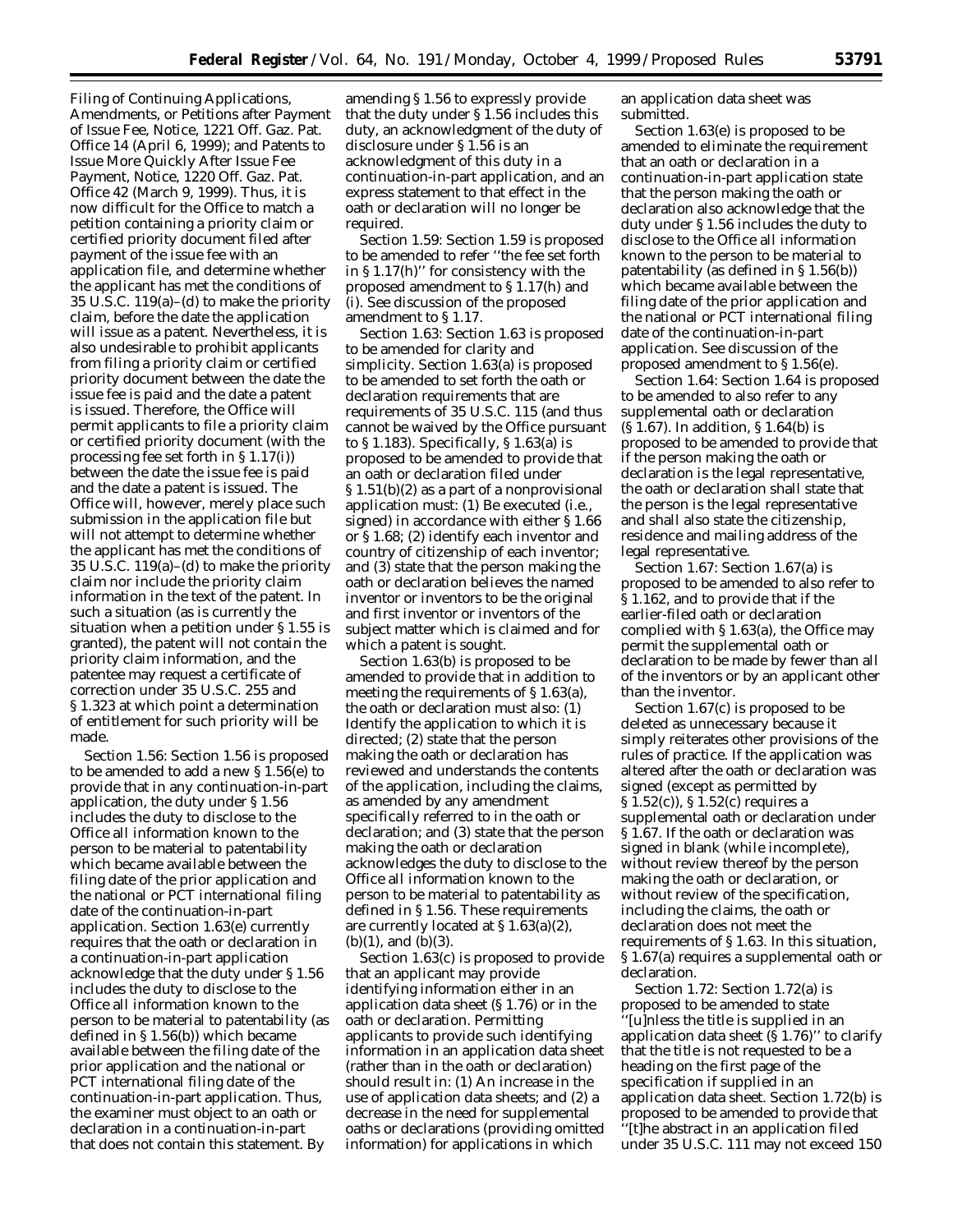Filing of Continuing Applications, Amendments, or Petitions after Payment of Issue Fee, Notice, 1221 Off. Gaz. Pat. Office 14 (April 6, 1999); and Patents to Issue More Quickly After Issue Fee Payment, Notice, 1220 Off. Gaz. Pat. Office 42 (March 9, 1999). Thus, it is now difficult for the Office to match a petition containing a priority claim or certified priority document filed after payment of the issue fee with an application file, and determine whether the applicant has met the conditions of 35 U.S.C. 119(a)–(d) to make the priority claim, before the date the application will issue as a patent. Nevertheless, it is also undesirable to prohibit applicants from filing a priority claim or certified priority document between the date the issue fee is paid and the date a patent is issued. Therefore, the Office will permit applicants to file a priority claim or certified priority document (with the processing fee set forth in § 1.17(i)) between the date the issue fee is paid and the date a patent is issued. The Office will, however, merely place such submission in the application file but will not attempt to determine whether the applicant has met the conditions of 35 U.S.C. 119(a)–(d) to make the priority claim nor include the priority claim information in the text of the patent. In such a situation (as is currently the situation when a petition under § 1.55 is granted), the patent will not contain the priority claim information, and the patentee may request a certificate of correction under 35 U.S.C. 255 and § 1.323 at which point a determination of entitlement for such priority will be made.

*Section 1.56:* Section 1.56 is proposed to be amended to add a new § 1.56(e) to provide that in any continuation-in-part application, the duty under § 1.56 includes the duty to disclose to the Office all information known to the person to be material to patentability which became available between the filing date of the prior application and the national or PCT international filing date of the continuation-in-part application. Section 1.63(e) currently requires that the oath or declaration in a continuation-in-part application acknowledge that the duty under § 1.56 includes the duty to disclose to the Office all information known to the person to be material to patentability (as defined in § 1.56(b)) which became available between the filing date of the prior application and the national or PCT international filing date of the continuation-in-part application. Thus, the examiner must object to an oath or declaration in a continuation-in-part that does not contain this statement. By amending § 1.56 to expressly provide that the duty under § 1.56 includes this duty, an acknowledgment of the duty of disclosure under § 1.56 is an acknowledgment of this duty in a continuation-in-part application, and an express statement to that effect in the oath or declaration will no longer be required.

*Section 1.59:* Section 1.59 is proposed to be amended to refer ''the fee set forth in § 1.17(h)'' for consistency with the proposed amendment to § 1.17(h) and (i). See discussion of the proposed amendment to § 1.17.

*Section 1.63:* Section 1.63 is proposed to be amended for clarity and simplicity. Section 1.63(a) is proposed to be amended to set forth the oath or declaration requirements that are requirements of 35 U.S.C. 115 (and thus cannot be waived by the Office pursuant to § 1.183). Specifically, § 1.63(a) is proposed to be amended to provide that an oath or declaration filed under § 1.51(b)(2) as a part of a nonprovisional application must: (1) Be executed (*i.e.*, signed) in accordance with either § 1.66 or § 1.68; (2) identify each inventor and country of citizenship of each inventor; and (3) state that the person making the oath or declaration believes the named inventor or inventors to be the original and first inventor or inventors of the subject matter which is claimed and for which a patent is sought.

Section 1.63(b) is proposed to be amended to provide that in addition to meeting the requirements of § 1.63(a), the oath or declaration must also: (1) Identify the application to which it is directed; (2) state that the person making the oath or declaration has reviewed and understands the contents of the application, including the claims, as amended by any amendment specifically referred to in the oath or declaration; and (3) state that the person making the oath or declaration acknowledges the duty to disclose to the Office all information known to the person to be material to patentability as defined in § 1.56. These requirements are currently located at § 1.63(a)(2), (b)(1), and (b)(3).

Section 1.63(c) is proposed to provide that an applicant may provide identifying information either in an application data sheet (§ 1.76) or in the oath or declaration. Permitting applicants to provide such identifying information in an application data sheet (rather than in the oath or declaration) should result in: (1) An increase in the use of application data sheets; and (2) a decrease in the need for supplemental oaths or declarations (providing omitted information) for applications in which an application data sheet was submitted.

Section 1.63(e) is proposed to be amended to eliminate the requirement that an oath or declaration in a continuation-in-part application state that the person making the oath or declaration also acknowledge that the duty under § 1.56 includes the duty to disclose to the Office all information known to the person to be material to patentability (as defined in § 1.56(b)) which became available between the filing date of the prior application and the national or PCT international filing date of the continuation-in-part application. See discussion of the proposed amendment to § 1.56(e).

*Section 1.64:* Section 1.64 is proposed to be amended to also refer to any supplemental oath or declaration (§ 1.67). In addition, § 1.64(b) is proposed to be amended to provide that if the person making the oath or declaration is the legal representative, the oath or declaration shall state that the person is the legal representative and shall also state the citizenship, residence and mailing address of the legal representative.

*Section 1.67:* Section 1.67(a) is proposed to be amended to also refer to § 1.162, and to provide that if the earlier-filed oath or declaration complied with § 1.63(a), the Office may permit the supplemental oath or declaration to be made by fewer than all of the inventors or by an applicant other than the inventor.

Section 1.67(c) is proposed to be deleted as unnecessary because it simply reiterates other provisions of the rules of practice. If the application was altered after the oath or declaration was signed (except as permitted by § 1.52(c)), § 1.52(c) requires a supplemental oath or declaration under § 1.67. If the oath or declaration was signed in blank (while incomplete), without review thereof by the person making the oath or declaration, or without review of the specification, including the claims, the oath or declaration does not meet the requirements of § 1.63. In this situation, § 1.67(a) requires a supplemental oath or declaration.

*Section 1.72:* Section 1.72(a) is proposed to be amended to state ''[u]nless the title is supplied in an application data sheet (§ 1.76)'' to clarify that the title is not requested to be a heading on the first page of the specification if supplied in an application data sheet. Section 1.72(b) is proposed to be amended to provide that ''[t]he abstract in an application filed under 35 U.S.C. 111 may not exceed 150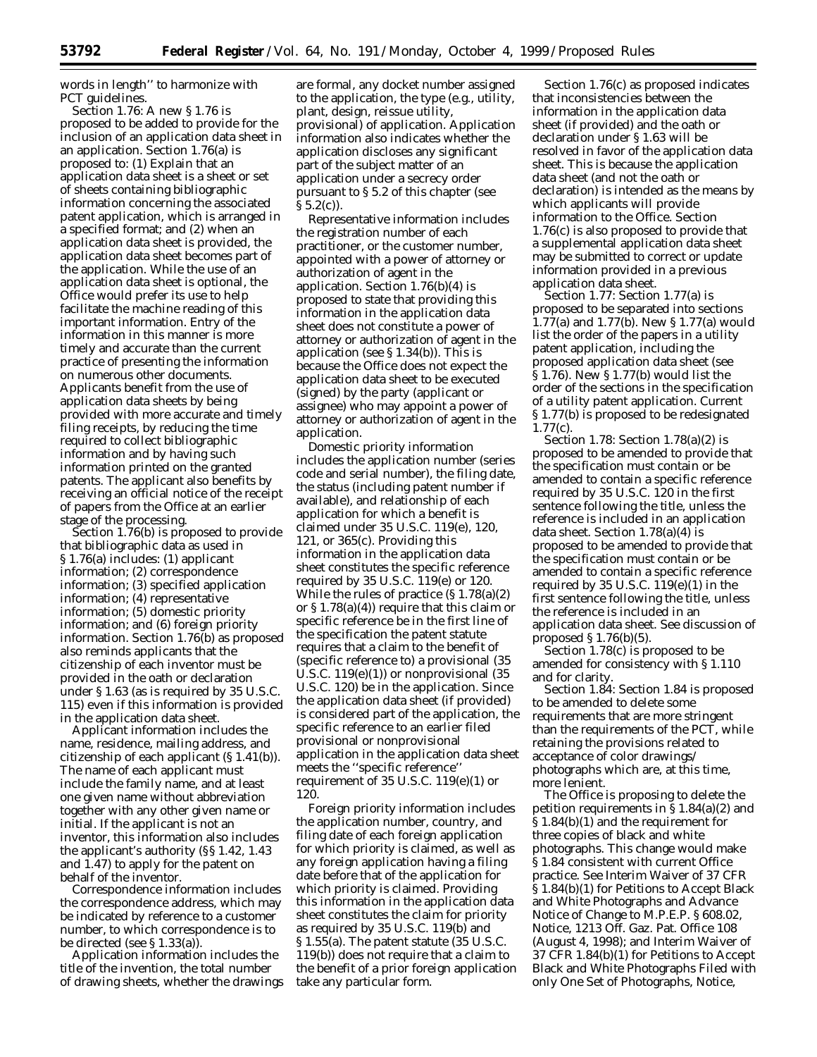words in length'' to harmonize with PCT guidelines.

*Section 1.76:* A new § 1.76 is proposed to be added to provide for the inclusion of an application data sheet in an application. Section 1.76(a) is proposed to: (1) Explain that an application data sheet is a sheet or set of sheets containing bibliographic information concerning the associated patent application, which is arranged in a specified format; and (2) when an application data sheet is provided, the application data sheet becomes part of the application. While the use of an application data sheet is optional, the Office would prefer its use to help facilitate the machine reading of this important information. Entry of the information in this manner is more timely and accurate than the current practice of presenting the information on numerous other documents. Applicants benefit from the use of application data sheets by being provided with more accurate and timely filing receipts, by reducing the time required to collect bibliographic information and by having such information printed on the granted patents. The applicant also benefits by receiving an official notice of the receipt of papers from the Office at an earlier stage of the processing.

Section 1.76(b) is proposed to provide that bibliographic data as used in § 1.76(a) includes: (1) applicant information; (2) correspondence information; (3) specified application information; (4) representative information; (5) domestic priority information; and (6) foreign priority information. Section 1.76(b) as proposed also reminds applicants that the citizenship of each inventor must be provided in the oath or declaration under § 1.63 (as is required by 35 U.S.C. 115) even if this information is provided in the application data sheet.

Applicant information includes the name, residence, mailing address, and citizenship of each applicant (§ 1.41(b)). The name of each applicant must include the family name, and at least one given name without abbreviation together with any other given name or initial. If the applicant is not an inventor, this information also includes the applicant's authority (§§ 1.42, 1.43 and 1.47) to apply for the patent on behalf of the inventor.

Correspondence information includes the correspondence address, which may be indicated by reference to a customer number, to which correspondence is to be directed (see § 1.33(a)).

Application information includes the title of the invention, the total number of drawing sheets, whether the drawings are formal, any docket number assigned to the application, the type (*e.g.*, utility, plant, design, reissue utility, provisional) of application. Application information also indicates whether the application discloses any significant part of the subject matter of an application under a secrecy order pursuant to § 5.2 of this chapter (see § 5.2(c)).

Representative information includes the registration number of each practitioner, or the customer number, appointed with a power of attorney or authorization of agent in the application. Section 1.76(b)(4) is proposed to state that providing this information in the application data sheet does not constitute a power of attorney or authorization of agent in the application (see § 1.34(b)). This is because the Office does not expect the application data sheet to be executed (signed) by the party (applicant or assignee) who may appoint a power of attorney or authorization of agent in the application.

Domestic priority information includes the application number (series code and serial number), the filing date, the status (including patent number if available), and relationship of each application for which a benefit is claimed under 35 U.S.C. 119(e), 120, 121, or 365(c). Providing this information in the application data sheet constitutes the specific reference required by 35 U.S.C. 119(e) or 120. While the rules of practice (§ 1.78(a)(2) or § 1.78(a)(4)) require that this claim or specific reference be in the first line of the specification the patent statute requires that a claim to the benefit of (specific reference to) a provisional (35 U.S.C. 119(e)(1)) or nonprovisional (35 U.S.C. 120) be in the application. Since the application data sheet (if provided) is considered part of the application, the specific reference to an earlier filed provisional or nonprovisional application in the application data sheet meets the ''specific reference'' requirement of 35 U.S.C. 119(e)(1) or 120.

Foreign priority information includes the application number, country, and filing date of each foreign application for which priority is claimed, as well as any foreign application having a filing date before that of the application for which priority is claimed. Providing this information in the application data sheet constitutes the claim for priority as required by 35 U.S.C. 119(b) and § 1.55(a). The patent statute (35 U.S.C. 119(b)) does not require that a claim to the benefit of a prior foreign application take any particular form.

Section 1.76(c) as proposed indicates that inconsistencies between the information in the application data sheet (if provided) and the oath or declaration under § 1.63 will be resolved in favor of the application data sheet. This is because the application data sheet (and not the oath or declaration) is intended as the means by which applicants will provide information to the Office. Section 1.76(c) is also proposed to provide that a supplemental application data sheet may be submitted to correct or update information provided in a previous application data sheet.

*Section 1.77:* Section 1.77(a) is proposed to be separated into sections 1.77(a) and 1.77(b). New § 1.77(a) would list the order of the papers in a utility patent application, including the proposed application data sheet (see § 1.76). New § 1.77(b) would list the order of the sections in the specification of a utility patent application. Current § 1.77(b) is proposed to be redesignated 1.77(c).

*Section 1.78:* Section 1.78(a)(2) is proposed to be amended to provide that the specification must contain or be amended to contain a specific reference required by 35 U.S.C. 120 in the first sentence following the title, unless the reference is included in an application data sheet. Section 1.78(a)(4) is proposed to be amended to provide that the specification must contain or be amended to contain a specific reference required by 35 U.S.C. 119(e)(1) in the first sentence following the title, unless the reference is included in an application data sheet. See discussion of proposed § 1.76(b)(5).

Section 1.78(c) is proposed to be amended for consistency with § 1.110 and for clarity.

*Section 1.84:* Section 1.84 is proposed to be amended to delete some requirements that are more stringent than the requirements of the PCT, while retaining the provisions related to acceptance of color drawings/photographs which are, at this time, more lenient.

The Office is proposing to delete the petition requirements in § 1.84(a)(2) and § 1.84(b)(1) and the requirement for three copies of black and white photographs. This change would make § 1.84 consistent with current Office practice. See *Interim Waiver of 37 CFR § 1.84(b)(1) for Petitions to Accept Black and White Photographs and Advance Notice of Change to M.P.E.P. § 608.02,* Notice, 1213 Off. Gaz. Pat. Office 108 (August 4, 1998); and *Interim Waiver of 37 CFR 1.84(b)(1) for Petitions to Accept Black and White Photographs Filed with only One Set of Photographs,* Notice,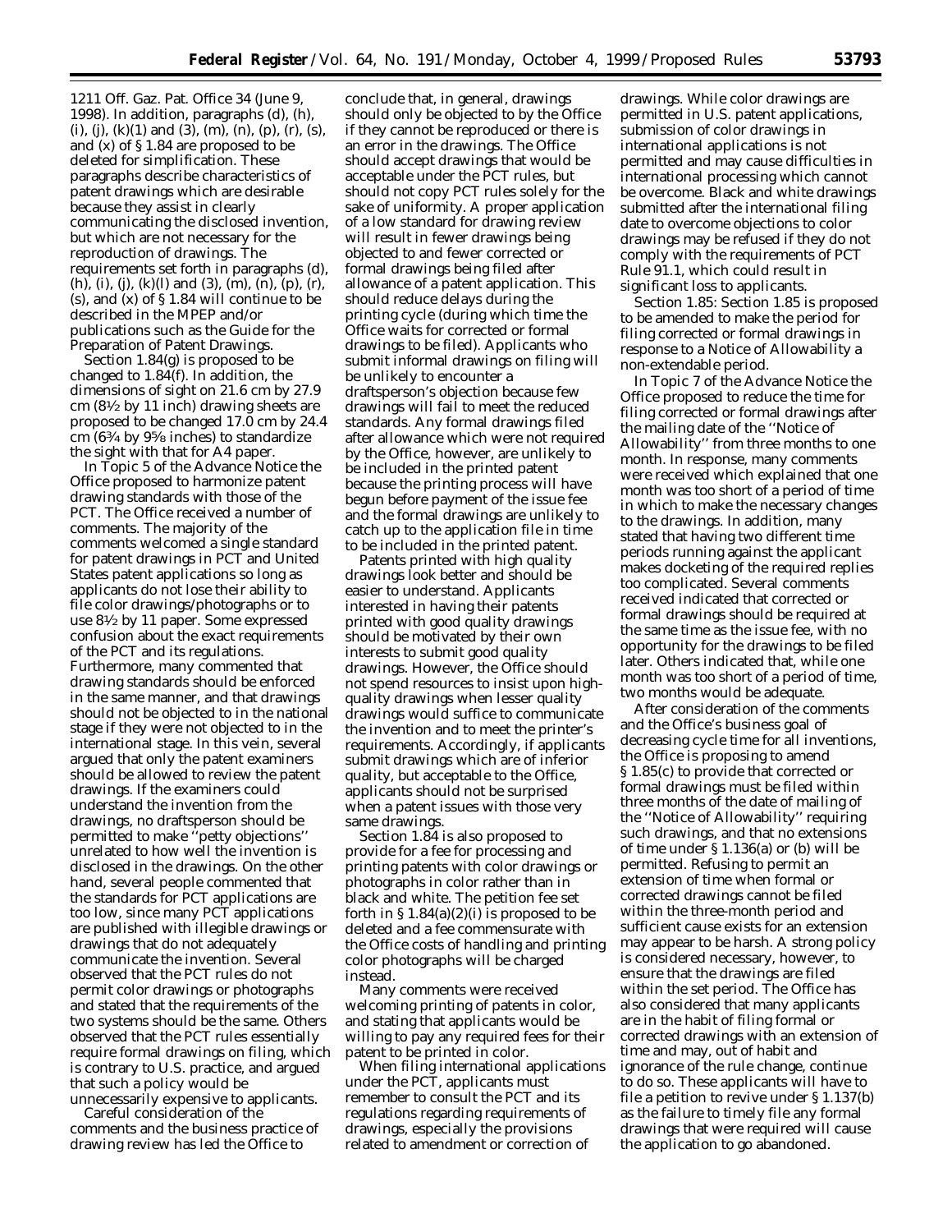1211 Off. Gaz. Pat. Office 34 (June 9, 1998). In addition, paragraphs (d), (h), (i), (j), (k)(1) and (3), (m), (n), (p), (r), (s), and (x) of § 1.84 are proposed to be deleted for simplification. These paragraphs describe characteristics of patent drawings which are desirable because they assist in clearly communicating the disclosed invention, but which are not necessary for the reproduction of drawings. The requirements set forth in paragraphs (d), (h), (i), (j), (k)(l) and (3), (m), (n), (p), (r), (s), and (x) of § 1.84 will continue to be described in the MPEP and/or publications such as the Guide for the Preparation of Patent Drawings.

Section 1.84(g) is proposed to be changed to 1.84(f). In addition, the dimensions of sight on 21.6 cm by 27.9 cm (8½ by 11 inch) drawing sheets are proposed to be changed 17.0 cm by 24.4 cm (6¾ by 9⅝ inches) to standardize the sight with that for A4 paper.

In Topic 5 of the Advance Notice the Office proposed to harmonize patent drawing standards with those of the PCT. The Office received a number of comments. The majority of the comments welcomed a single standard for patent drawings in PCT and United States patent applications so long as applicants do not lose their ability to file color drawings/photographs or to use 8½ by 11 paper. Some expressed confusion about the exact requirements of the PCT and its regulations. Furthermore, many commented that drawing standards should be enforced in the same manner, and that drawings should not be objected to in the national stage if they were not objected to in the international stage. In this vein, several argued that only the patent examiners should be allowed to review the patent drawings. If the examiners could understand the invention from the drawings, no draftsperson should be permitted to make ''petty objections'' unrelated to how well the invention is disclosed in the drawings. On the other hand, several people commented that the standards for PCT applications are too low, since many PCT applications are published with illegible drawings or drawings that do not adequately communicate the invention. Several observed that the PCT rules do not permit color drawings or photographs and stated that the requirements of the two systems should be the same. Others observed that the PCT rules essentially require formal drawings on filing, which is contrary to U.S. practice, and argued that such a policy would be unnecessarily expensive to applicants.

Careful consideration of the comments and the business practice of drawing review has led the Office to conclude that, in general, drawings should only be objected to by the Office if they cannot be reproduced or there is an error in the drawings. The Office should accept drawings that would be acceptable under the PCT rules, but should not copy PCT rules solely for the sake of uniformity. A proper application of a low standard for drawing review will result in fewer drawings being objected to and fewer corrected or formal drawings being filed after allowance of a patent application. This should reduce delays during the printing cycle (during which time the Office waits for corrected or formal drawings to be filed). Applicants who submit informal drawings on filing will be unlikely to encounter a draftsperson's objection because few drawings will fail to meet the reduced standards. Any formal drawings filed after allowance which were not required by the Office, however, are unlikely to be included in the printed patent because the printing process will have begun before payment of the issue fee and the formal drawings are unlikely to catch up to the application file in time to be included in the printed patent.

Patents printed with high quality drawings look better and should be easier to understand. Applicants interested in having their patents printed with good quality drawings should be motivated by their own interests to submit good quality drawings. However, the Office should not spend resources to insist upon high-quality drawings when lesser quality drawings would suffice to communicate the invention and to meet the printer's requirements. Accordingly, if applicants submit drawings which are of inferior quality, but acceptable to the Office, applicants should not be surprised when a patent issues with those very same drawings.

Section 1.84 is also proposed to provide for a fee for processing and printing patents with color drawings or photographs in color rather than in black and white. The petition fee set forth in § 1.84(a)(2)(i) is proposed to be deleted and a fee commensurate with the Office costs of handling and printing color photographs will be charged instead.

Many comments were received welcoming printing of patents in color, and stating that applicants would be willing to pay any required fees for their patent to be printed in color.

When filing international applications under the PCT, applicants must remember to consult the PCT and its regulations regarding requirements of drawings, especially the provisions related to amendment or correction of drawings. While color drawings are permitted in U.S. patent applications, submission of color drawings in international applications is not permitted and may cause difficulties in international processing which cannot be overcome. Black and white drawings submitted after the international filing date to overcome objections to color drawings may be refused if they do not comply with the requirements of PCT Rule 91.1, which could result in significant loss to applicants.

*Section 1.85:* Section 1.85 is proposed to be amended to make the period for filing corrected or formal drawings in response to a Notice of Allowability a non-extendable period.

In Topic 7 of the Advance Notice the Office proposed to reduce the time for filing corrected or formal drawings after the mailing date of the ''Notice of Allowability'' from three months to one month. In response, many comments were received which explained that one month was too short of a period of time in which to make the necessary changes to the drawings. In addition, many stated that having two different time periods running against the applicant makes docketing of the required replies too complicated. Several comments received indicated that corrected or formal drawings should be required at the same time as the issue fee, with no opportunity for the drawings to be filed later. Others indicated that, while one month was too short of a period of time, two months would be adequate.

After consideration of the comments and the Office's business goal of decreasing cycle time for all inventions, the Office is proposing to amend § 1.85(c) to provide that corrected or formal drawings must be filed within three months of the date of mailing of the ''Notice of Allowability'' requiring such drawings, and that no extensions of time under § 1.136(a) or (b) will be permitted. Refusing to permit an extension of time when formal or corrected drawings cannot be filed within the three-month period and sufficient cause exists for an extension may appear to be harsh. A strong policy is considered necessary, however, to ensure that the drawings are filed within the set period. The Office has also considered that many applicants are in the habit of filing formal or corrected drawings with an extension of time and may, out of habit and ignorance of the rule change, continue to do so. These applicants will have to file a petition to revive under § 1.137(b) as the failure to timely file any formal drawings that were required will cause the application to go abandoned.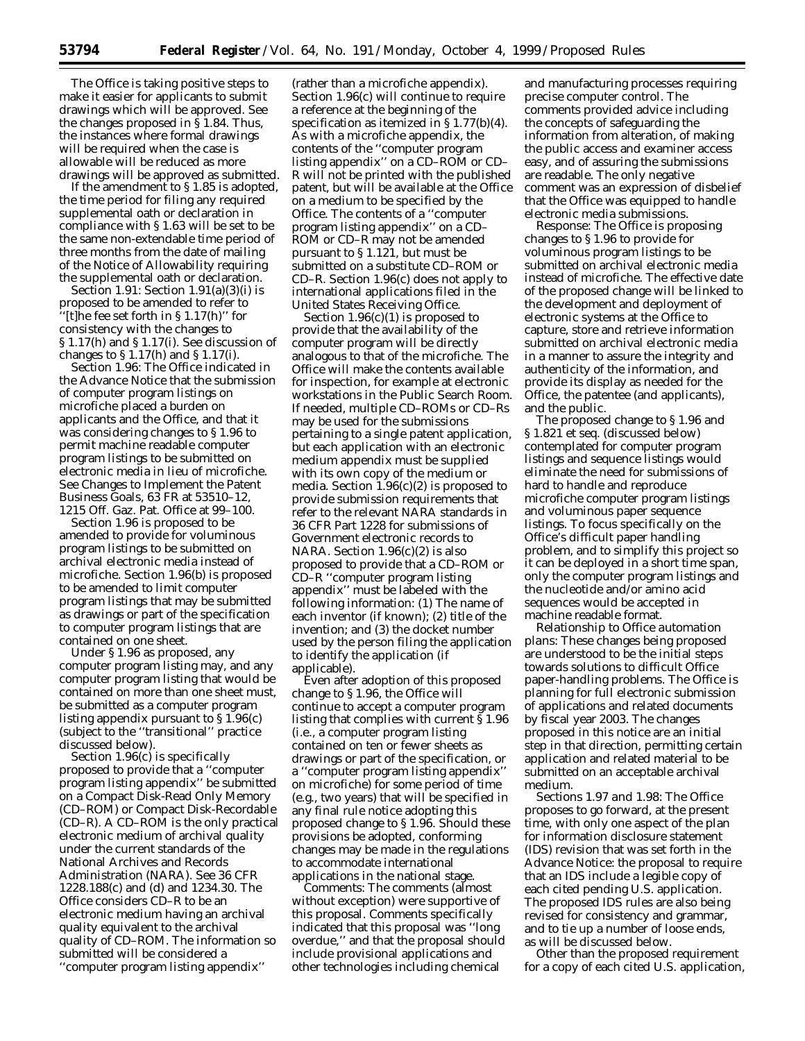The Office is taking positive steps to make it easier for applicants to submit drawings which will be approved. See the changes proposed in § 1.84. Thus, the instances where formal drawings will be required when the case is allowable will be reduced as more drawings will be approved as submitted.

If the amendment to § 1.85 is adopted, the time period for filing any required supplemental oath or declaration in compliance with § 1.63 will be set to be the same non-extendable time period of three months from the date of mailing of the Notice of Allowability requiring the supplemental oath or declaration.

*Section 1.91:* Section 1.91(a)(3)(i) is proposed to be amended to refer to "[t]he fee set forth in § 1.17(h)" for consistency with the changes to § 1.17(h) and § 1.17(i). See discussion of changes to § 1.17(h) and § 1.17(i).

*Section 1.96:* The Office indicated in the Advance Notice that the submission of computer program listings on microfiche placed a burden on applicants and the Office, and that it was considering changes to § 1.96 to permit machine readable computer program listings to be submitted on electronic media in lieu of microfiche. See Changes to Implement the Patent Business Goals, 63 FR at 53510–12, 1215 Off. Gaz. Pat. Office at 99–100.

Section 1.96 is proposed to be amended to provide for voluminous program listings to be submitted on archival electronic media instead of microfiche. Section 1.96(b) is proposed to be amended to limit computer program listings that may be submitted as drawings or part of the specification to computer program listings that are contained on one sheet.

Under § 1.96 as proposed, any computer program listing may, and any computer program listing that would be contained on more than one sheet must, be submitted as a computer program listing appendix pursuant to § 1.96(c) (subject to the "transitional" practice discussed below).

Section 1.96(c) is specifically proposed to provide that a "computer program listing appendix" be submitted on a Compact Disk-Read Only Memory (CD–ROM) or Compact Disk-Recordable (CD–R). A CD–ROM is the only practical electronic medium of archival quality under the current standards of the National Archives and Records Administration (NARA). See 36 CFR 1228.188(c) and (d) and 1234.30. The Office considers CD–R to be an electronic medium having an archival quality equivalent to the archival quality of CD–ROM. The information so submitted will be considered a "computer program listing appendix" (rather than a microfiche appendix). Section 1.96(c) will continue to require a reference at the beginning of the specification as itemized in § 1.77(b)(4). As with a microfiche appendix, the contents of the "computer program listing appendix" on a CD–ROM or CD–R will not be printed with the published patent, but will be available at the Office on a medium to be specified by the Office. The contents of a "computer program listing appendix" on a CD–ROM or CD–R may not be amended pursuant to § 1.121, but must be submitted on a substitute CD–ROM or CD–R. Section 1.96(c) does not apply to international applications filed in the United States Receiving Office.

Section 1.96(c)(1) is proposed to provide that the availability of the computer program will be directly analogous to that of the microfiche. The Office will make the contents available for inspection, for example at electronic workstations in the Public Search Room. If needed, multiple CD–ROMs or CD–Rs may be used for the submissions pertaining to a single patent application, but each application with an electronic medium appendix must be supplied with its own copy of the medium or media. Section 1.96(c)(2) is proposed to provide submission requirements that refer to the relevant NARA standards in 36 CFR Part 1228 for submissions of Government electronic records to NARA. Section 1.96(c)(2) is also proposed to provide that a CD–ROM or CD–R "computer program listing appendix" must be labeled with the following information: (1) The name of each inventor (if known); (2) title of the invention; and (3) the docket number used by the person filing the application to identify the application (if applicable).

Even after adoption of this proposed change to § 1.96, the Office will continue to accept a computer program listing that complies with current § 1.96 (*i.e.*, a computer program listing contained on ten or fewer sheets as drawings or part of the specification, or a "computer program listing appendix" on microfiche) for some period of time (*e.g.*, two years) that will be specified in any final rule notice adopting this proposed change to § 1.96. Should these provisions be adopted, conforming changes may be made in the regulations to accommodate international applications in the national stage.

*Comments:* The comments (almost without exception) were supportive of this proposal. Comments specifically indicated that this proposal was "long overdue," and that the proposal should include provisional applications and other technologies including chemical and manufacturing processes requiring precise computer control. The comments provided advice including the concepts of safeguarding the information from alteration, of making the public access and examiner access easy, and of assuring the submissions are readable. The only negative comment was an expression of disbelief that the Office was equipped to handle electronic media submissions.

*Response:* The Office is proposing changes to § 1.96 to provide for voluminous program listings to be submitted on archival electronic media instead of microfiche. The effective date of the proposed change will be linked to the development and deployment of electronic systems at the Office to capture, store and retrieve information submitted on archival electronic media in a manner to assure the integrity and authenticity of the information, and provide its display as needed for the Office, the patentee (and applicants), and the public.

The proposed change to § 1.96 and § 1.821 *et seq.* (discussed below) contemplated for computer program listings and sequence listings would eliminate the need for submissions of hard to handle and reproduce microfiche computer program listings and voluminous paper sequence listings. To focus specifically on the Office's difficult paper handling problem, and to simplify this project so it can be deployed in a short time span, only the computer program listings and the nucleotide and/or amino acid sequences would be accepted in machine readable format.

*Relationship to Office automation plans:* These changes being proposed are understood to be the initial steps towards solutions to difficult Office paper-handling problems. The Office is planning for full electronic submission of applications and related documents by fiscal year 2003. The changes proposed in this notice are an initial step in that direction, permitting certain application and related material to be submitted on an acceptable archival medium.

*Sections 1.97 and 1.98:* The Office proposes to go forward, at the present time, with only one aspect of the plan for information disclosure statement (IDS) revision that was set forth in the Advance Notice: the proposal to require that an IDS include a legible copy of each cited pending U.S. application. The proposed IDS rules are also being revised for consistency and grammar, and to tie up a number of loose ends, as will be discussed below.

Other than the proposed requirement for a copy of each cited U.S. application,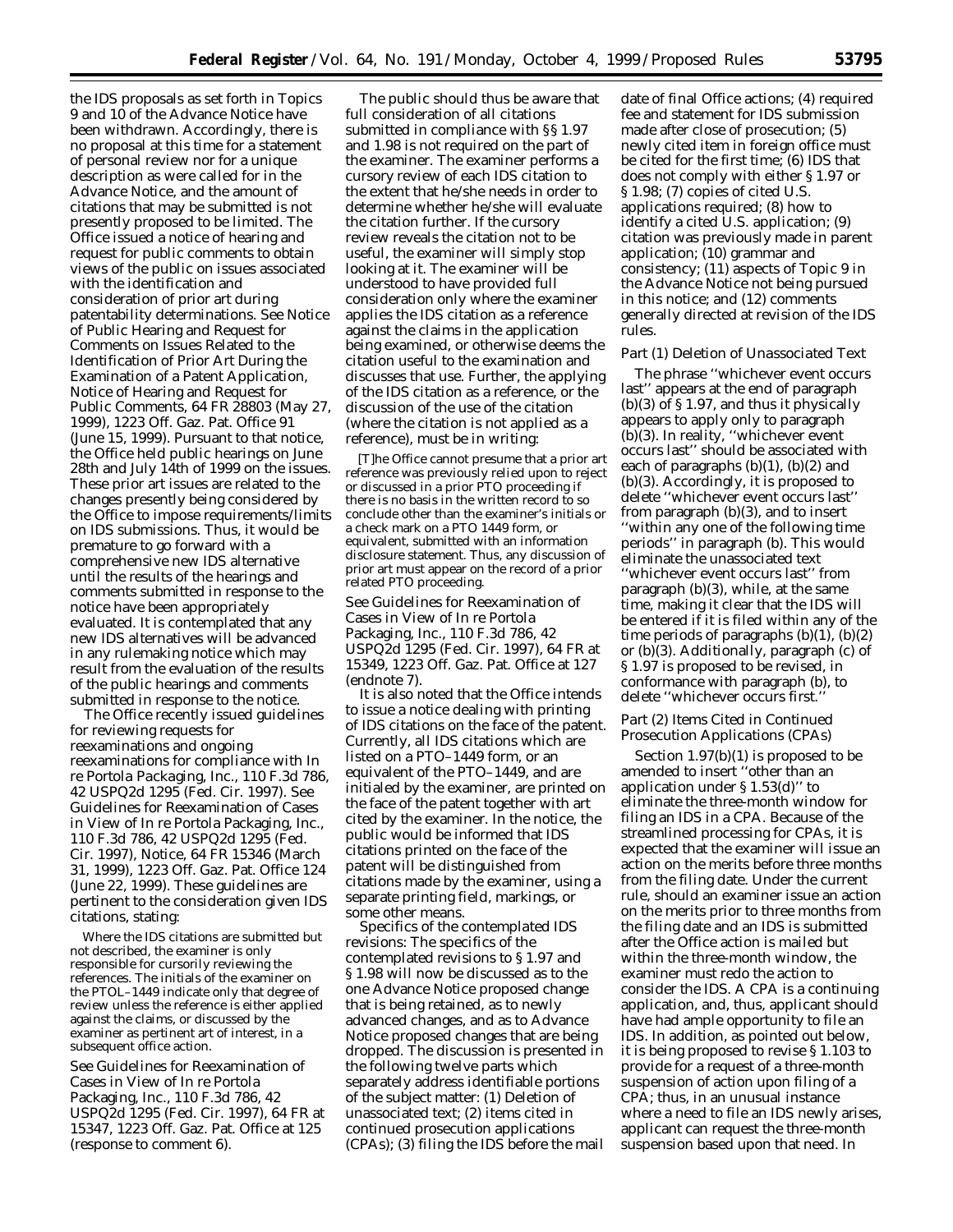the IDS proposals as set forth in Topics 9 and 10 of the Advance Notice have been withdrawn. Accordingly, there is no proposal at this time for a statement of personal review nor for a unique description as were called for in the Advance Notice, and the amount of citations that may be submitted is not presently proposed to be limited. The Office issued a notice of hearing and request for public comments to obtain views of the public on issues associated with the identification and consideration of prior art during patentability determinations. See Notice of Public Hearing and Request for Comments on Issues Related to the Identification of Prior Art During the Examination of a Patent Application, Notice of Hearing and Request for Public Comments, 64 FR 28803 (May 27, 1999), 1223 Off. Gaz. Pat. Office 91 (June 15, 1999). Pursuant to that notice, the Office held public hearings on June 28th and July 14th of 1999 on the issues. These prior art issues are related to the changes presently being considered by the Office to impose requirements/limits on IDS submissions. Thus, it would be premature to go forward with a comprehensive new IDS alternative until the results of the hearings and comments submitted in response to the notice have been appropriately evaluated. It is contemplated that any new IDS alternatives will be advanced in any rulemaking notice which may result from the evaluation of the results of the public hearings and comments submitted in response to the notice.

The Office recently issued guidelines for reviewing requests for reexaminations and ongoing reexaminations for compliance with *In re Portola Packaging, Inc.*, 110 F.3d 786, 42 USPQ2d 1295 (Fed. Cir. 1997). See Guidelines for Reexamination of Cases in View of *In re Portola Packaging, Inc.*, 110 F.3d 786, 42 USPQ2d 1295 (Fed. Cir. 1997), Notice, 64 FR 15346 (March 31, 1999), 1223 Off. Gaz. Pat. Office 124 (June 22, 1999). These guidelines are pertinent to the consideration given IDS citations, stating:

> Where the IDS citations are submitted but not described, the examiner is only responsible for cursorily reviewing the references. The initials of the examiner on the PTOL–1449 indicate only that degree of review unless the reference is either applied against the claims, or discussed by the examiner as pertinent art of interest, in a subsequent office action.

See Guidelines for Reexamination of Cases in View of *In re Portola Packaging, Inc.*, 110 F.3d 786, 42 USPQ2d 1295 (Fed. Cir. 1997), 64 FR at 15347, 1223 Off. Gaz. Pat. Office at 125 (response to comment 6).

The public should thus be aware that full consideration of all citations submitted in compliance with §§ 1.97 and 1.98 is not required on the part of the examiner. The examiner performs a cursory review of each IDS citation to the extent that he/she needs in order to determine whether he/she will evaluate the citation further. If the cursory review reveals the citation not to be useful, the examiner will simply stop looking at it. The examiner will be understood to have provided full consideration only where the examiner applies the IDS citation as a reference against the claims in the application being examined, or otherwise deems the citation useful to the examination and discusses that use. Further, the applying of the IDS citation as a reference, or the discussion of the use of the citation (where the citation is not applied as a reference), must be in writing:

> [T]he Office cannot presume that a prior art reference was previously relied upon to reject or discussed in a prior PTO proceeding if there is no basis in the written record to so conclude other than the examiner's initials or a check mark on a PTO 1449 form, or equivalent, submitted with an information disclosure statement. Thus, any discussion of prior art must appear on the record of a prior related PTO proceeding.

See Guidelines for Reexamination of Cases in View of *In re Portola Packaging, Inc.*, 110 F.3d 786, 42 USPQ2d 1295 (Fed. Cir. 1997), 64 FR at 15349, 1223 Off. Gaz. Pat. Office at 127 (endnote 7).

It is also noted that the Office intends to issue a notice dealing with printing of IDS citations on the face of the patent. Currently, all IDS citations which are listed on a PTO–1449 form, or an equivalent of the PTO–1449, and are initialed by the examiner, are printed on the face of the patent together with art cited by the examiner. In the notice, the public would be informed that IDS citations printed on the face of the patent will be distinguished from citations made by the examiner, using a separate printing field, markings, or some other means.

*Specifics of the contemplated IDS revisions:* The specifics of the contemplated revisions to § 1.97 and § 1.98 will now be discussed as to the one Advance Notice proposed change that is being retained, as to newly advanced changes, and as to Advance Notice proposed changes that are being dropped. The discussion is presented in the following twelve parts which separately address identifiable portions of the subject matter: (1) Deletion of unassociated text; (2) items cited in continued prosecution applications (CPAs); (3) filing the IDS before the mail date of final Office actions; (4) required fee and statement for IDS submission made after close of prosecution; (5) newly cited item in foreign office must be cited for the first time; (6) IDS that does not comply with either § 1.97 or § 1.98; (7) copies of cited U.S. applications required; (8) how to identify a cited U.S. application; (9) citation was previously made in parent application; (10) grammar and consistency; (11) aspects of Topic 9 in the Advance Notice not being pursued in this notice; and (12) comments generally directed at revision of the IDS rules.

*Part (1) Deletion of Unassociated Text*

The phrase "whichever event occurs last" appears at the end of paragraph (b)(3) of § 1.97, and thus it physically appears to apply only to paragraph (b)(3). In reality, "whichever event occurs last" should be associated with each of paragraphs (b)(1), (b)(2) and (b)(3). Accordingly, it is proposed to delete "whichever event occurs last" from paragraph (b)(3), and to insert "within any one of the following time periods" in paragraph (b). This would eliminate the unassociated text "whichever event occurs last" from paragraph (b)(3), while, at the same time, making it clear that the IDS will be entered if it is filed within any of the time periods of paragraphs (b)(1), (b)(2) or (b)(3). Additionally, paragraph (c) of § 1.97 is proposed to be revised, in conformance with paragraph (b), to delete "whichever occurs first."

*Part (2) Items Cited in Continued Prosecution Applications (CPAs)*

Section 1.97(b)(1) is proposed to be amended to insert "other than an application under § 1.53(d)" to eliminate the three-month window for filing an IDS in a CPA. Because of the streamlined processing for CPAs, it is expected that the examiner will issue an action on the merits before three months from the filing date. Under the current rule, should an examiner issue an action on the merits prior to three months from the filing date and an IDS is submitted after the Office action is mailed but within the three-month window, the examiner must redo the action to consider the IDS. A CPA is a continuing application, and, thus, applicant should have had ample opportunity to file an IDS. In addition, as pointed out below, it is being proposed to revise § 1.103 to provide for a request of a three-month suspension of action upon filing of a CPA; thus, in an unusual instance where a need to file an IDS newly arises, applicant can request the three-month suspension based upon that need. In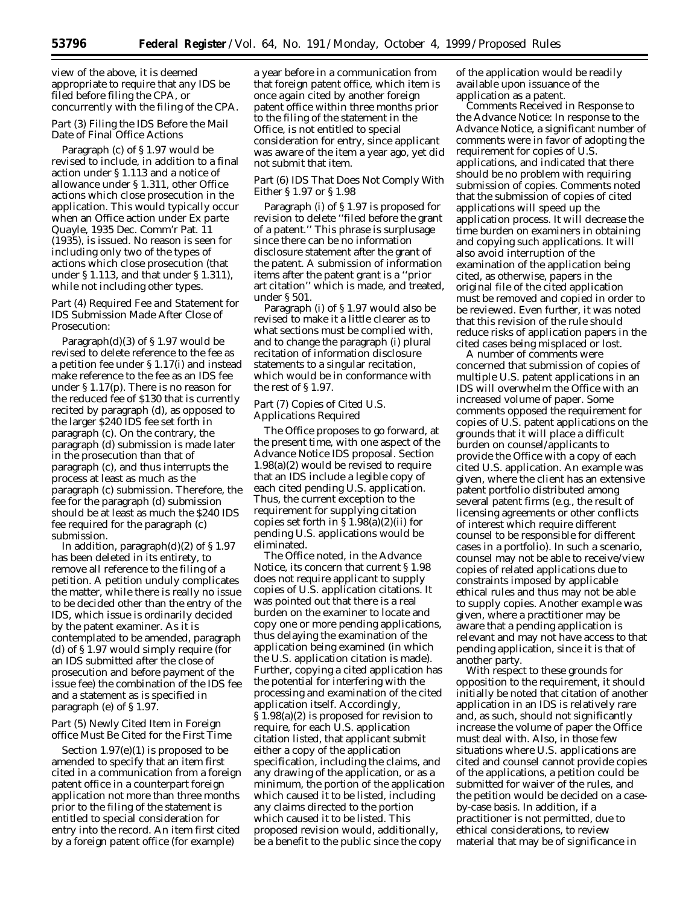view of the above, it is deemed appropriate to require that any IDS be filed before filing the CPA, or concurrently with the filing of the CPA.

*Part (3) Filing the IDS Before the Mail Date of Final Office Actions*

Paragraph (c) of § 1.97 would be revised to include, in addition to a final action under § 1.113 and a notice of allowance under § 1.311, other Office actions which close prosecution in the application. This would typically occur when an Office action under *Ex parte Quayle*, 1935 Dec. Comm'r Pat. 11 (1935), is issued. No reason is seen for including only two of the types of actions which close prosecution (that under § 1.113, and that under § 1.311), while not including other types.

*Part (4) Required Fee and Statement for IDS Submission Made After Close of Prosecution:*

Paragraph(d)(3) of § 1.97 would be revised to delete reference to the fee as a petition fee under § 1.17(i) and instead make reference to the fee as an IDS fee under § 1.17(p). There is no reason for the reduced fee of $130 that is currently recited by paragraph (d), as opposed to the larger $240 IDS fee set forth in paragraph (c). On the contrary, the paragraph (d) submission is made later in the prosecution than that of paragraph (c), and thus interrupts the process at least as much as the paragraph (c) submission. Therefore, the fee for the paragraph (d) submission should be at least as much the $240 IDS fee required for the paragraph (c) submission.

In addition, paragraph(d)(2) of § 1.97 has been deleted in its entirety, to remove all reference to the filing of a petition. A petition unduly complicates the matter, while there is really no issue to be decided other than the entry of the IDS, which issue is ordinarily decided by the patent examiner. As it is contemplated to be amended, paragraph (d) of § 1.97 would simply require (for an IDS submitted after the close of prosecution and before payment of the issue fee) the combination of the IDS fee and a statement as is specified in paragraph (e) of § 1.97.

*Part (5) Newly Cited Item in Foreign office Must Be Cited for the First Time*

Section 1.97(e)(1) is proposed to be amended to specify that an item first cited in a communication from a foreign patent office in a counterpart foreign application not more than three months prior to the filing of the statement is entitled to special consideration for entry into the record. An item first cited by a foreign patent office (for example) a year before in a communication from that foreign patent office, which item is once again cited by another foreign patent office within three months prior to the filing of the statement in the Office, is not entitled to special consideration for entry, since applicant was aware of the item a year ago, yet did not submit that item.

*Part (6) IDS That Does Not Comply With Either § 1.97 or § 1.98*

Paragraph (i) of § 1.97 is proposed for revision to delete "filed before the grant of a patent." This phrase is surplusage since there can be no information disclosure statement after the grant of the patent. A submission of information items after the patent grant is a "prior art citation" which is made, and treated, under § 501.

Paragraph (i) of § 1.97 would also be revised to make it a little clearer as to what sections must be complied with, and to change the paragraph (i) plural recitation of information disclosure statements to a singular recitation, which would be in conformance with the rest of § 1.97.

*Part (7) Copies of Cited U.S. Applications Required*

The Office proposes to go forward, at the present time, with one aspect of the Advance Notice IDS proposal. Section 1.98(a)(2) would be revised to require that an IDS include a legible copy of each cited pending U.S. application. Thus, the current exception to the requirement for supplying citation copies set forth in § 1.98(a)(2)(ii) for pending U.S. applications would be eliminated.

The Office noted, in the Advance Notice, its concern that current § 1.98 does not require applicant to supply copies of U.S. application citations. It was pointed out that there is a real burden on the examiner to locate and copy one or more pending applications, thus delaying the examination of the application being examined (in which the U.S. application citation is made). Further, copying a cited application has the potential for interfering with the processing and examination of the cited application itself. Accordingly, § 1.98(a)(2) is proposed for revision to require, for each U.S. application citation listed, that applicant submit either a copy of the application specification, including the claims, and any drawing of the application, or as a minimum, the portion of the application which caused it to be listed, including any claims directed to the portion which caused it to be listed. This proposed revision would, additionally, be a benefit to the public since the copy of the application would be readily available upon issuance of the application as a patent.

*Comments Received in Response to the Advance Notice:* In response to the Advance Notice, a significant number of comments were in favor of adopting the requirement for copies of U.S. applications, and indicated that there should be no problem with requiring submission of copies. Comments noted that the submission of copies of cited applications will speed up the application process. It will decrease the time burden on examiners in obtaining and copying such applications. It will also avoid interruption of the examination of the application being cited, as otherwise, papers in the original file of the cited application must be removed and copied in order to be reviewed. Even further, it was noted that this revision of the rule should reduce risks of application papers in the cited cases being misplaced or lost.

A number of comments were concerned that submission of copies of multiple U.S. patent applications in an IDS will overwhelm the Office with an increased volume of paper. Some comments opposed the requirement for copies of U.S. patent applications on the grounds that it will place a difficult burden on counsel/applicants to provide the Office with a copy of each cited U.S. application. An example was given, where the client has an extensive patent portfolio distributed among several patent firms (e.g., the result of licensing agreements or other conflicts of interest which require different counsel to be responsible for different cases in a portfolio). In such a scenario, counsel may not be able to receive/view copies of related applications due to constraints imposed by applicable ethical rules and thus may not be able to supply copies. Another example was given, where a practitioner may be aware that a pending application is relevant and may not have access to that pending application, since it is that of another party.

With respect to these grounds for opposition to the requirement, it should initially be noted that citation of another application in an IDS is relatively rare and, as such, should not significantly increase the volume of paper the Office must deal with. Also, in those few situations where U.S. applications are cited and counsel cannot provide copies of the applications, a petition could be submitted for waiver of the rules, and the petition would be decided on a case-by-case basis. In addition, if a practitioner is not permitted, due to ethical considerations, to review material that may be of significance in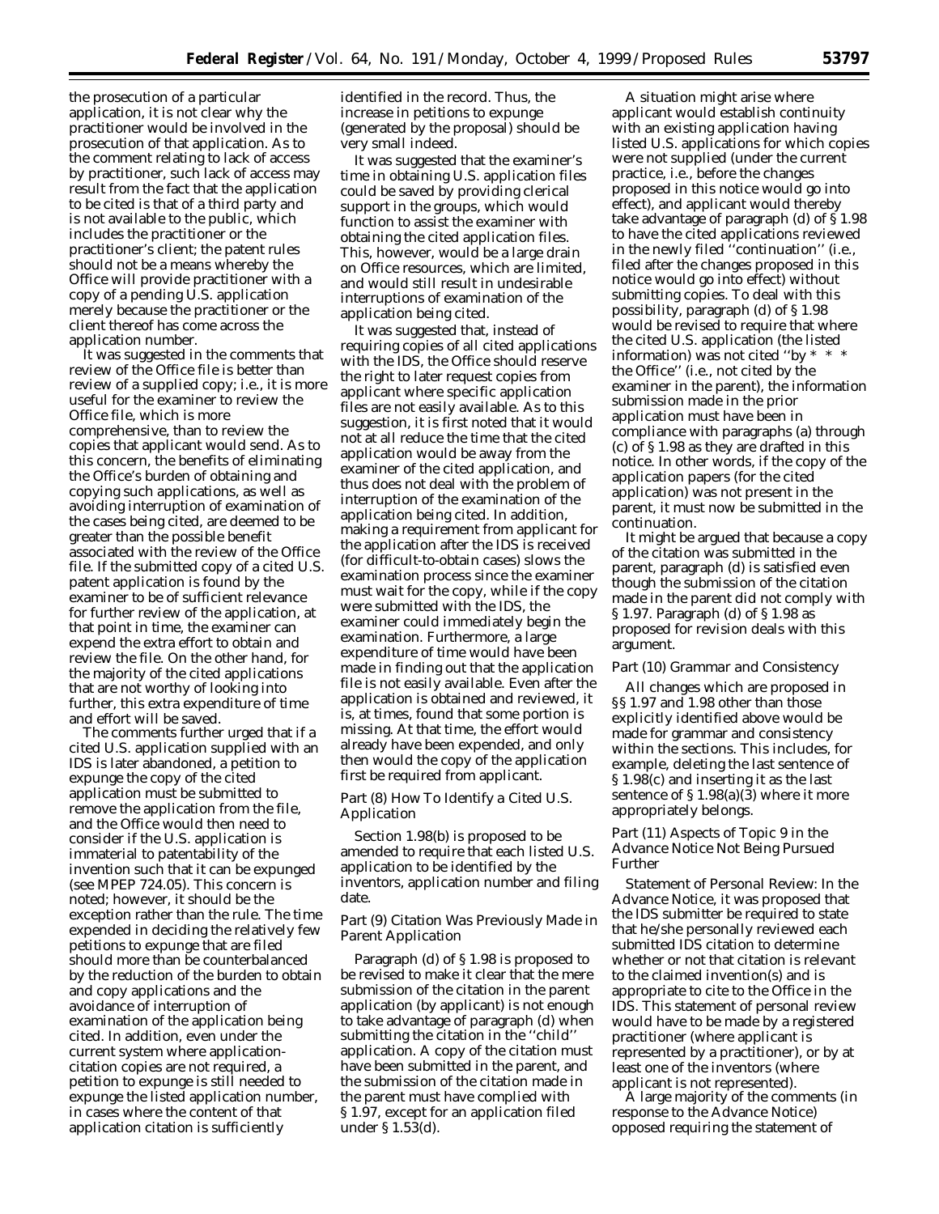the prosecution of a particular application, it is not clear why the practitioner would be involved in the prosecution of that application. As to the comment relating to lack of access by practitioner, such lack of access may result from the fact that the application to be cited is that of a third party and is not available to the public, which includes the practitioner or the practitioner's client; the patent rules should not be a means whereby the Office will provide practitioner with a copy of a pending U.S. application merely because the practitioner or the client thereof has come across the application number.

It was suggested in the comments that review of the Office file is better than review of a supplied copy; i.e., it is more useful for the examiner to review the Office file, which is more comprehensive, than to review the copies that applicant would send. As to this concern, the benefits of eliminating the Office's burden of obtaining and copying such applications, as well as avoiding interruption of examination of the cases being cited, are deemed to be greater than the possible benefit associated with the review of the Office file. If the submitted copy of a cited U.S. patent application is found by the examiner to be of sufficient relevance for further review of the application, at that point in time, the examiner can expend the extra effort to obtain and review the file. On the other hand, for the majority of the cited applications that are not worthy of looking into further, this extra expenditure of time and effort will be saved.

The comments further urged that if a cited U.S. application supplied with an IDS is later abandoned, a petition to expunge the copy of the cited application must be submitted to remove the application from the file, and the Office would then need to consider if the U.S. application is immaterial to patentability of the invention such that it can be expunged (see MPEP 724.05). This concern is noted; however, it should be the exception rather than the rule. The time expended in deciding the relatively few petitions to expunge that are filed should more than be counterbalanced by the reduction of the burden to obtain and copy applications and the avoidance of interruption of examination of the application being cited. In addition, even under the current system where application-citation copies are not required, a petition to expunge is still needed to expunge the listed application number, in cases where the content of that application citation is sufficiently identified in the record. Thus, the increase in petitions to expunge (generated by the proposal) should be very small indeed.

It was suggested that the examiner's time in obtaining U.S. application files could be saved by providing clerical support in the groups, which would function to assist the examiner with obtaining the cited application files. This, however, would be a large drain on Office resources, which are limited, and would still result in undesirable interruptions of examination of the application being cited.

It was suggested that, instead of requiring copies of all cited applications with the IDS, the Office should reserve the right to later request copies from applicant where specific application files are not easily available. As to this suggestion, it is first noted that it would not at all reduce the time that the cited application would be away from the examiner of the cited application, and thus does not deal with the problem of interruption of the examination of the application being cited. In addition, making a requirement from applicant for the application after the IDS is received (for difficult-to-obtain cases) slows the examination process since the examiner must wait for the copy, while if the copy were submitted with the IDS, the examiner could immediately begin the examination. Furthermore, a large expenditure of time would have been made in finding out that the application file is not easily available. Even after the application is obtained and reviewed, it is, at times, found that some portion is missing. At that time, the effort would already have been expended, and only then would the copy of the application first be required from applicant.

*Part (8) How To Identify a Cited U.S. Application*

Section 1.98(b) is proposed to be amended to require that each listed U.S. application to be identified by the inventors, application number and filing date.

*Part (9) Citation Was Previously Made in Parent Application*

Paragraph (d) of § 1.98 is proposed to be revised to make it clear that the mere submission of the citation in the parent application (by applicant) is not enough to take advantage of paragraph (d) when submitting the citation in the "child" application. A copy of the citation must have been submitted in the parent, and the submission of the citation made in the parent must have complied with § 1.97, except for an application filed under § 1.53(d).

A situation might arise where applicant would establish continuity with an existing application having listed U.S. applications for which copies were not supplied (under the current practice, i.e., before the changes proposed in this notice would go into effect), and applicant would thereby take advantage of paragraph (d) of § 1.98 to have the cited applications reviewed in the newly filed "continuation" (i.e., filed after the changes proposed in this notice would go into effect) without submitting copies. To deal with this possibility, paragraph (d) of § 1.98 would be revised to require that where the cited U.S. application (the listed information) was not cited "by * * * the Office" (i.e., not cited by the examiner in the parent), the information submission made in the prior application must have been in compliance with paragraphs (a) through (c) of § 1.98 as they are drafted in this notice. In other words, if the copy of the application papers (for the cited application) was not present in the parent, it must now be submitted in the continuation.

It might be argued that because a copy of the citation was submitted in the parent, paragraph (d) is satisfied even though the submission of the citation made in the parent did not comply with § 1.97. Paragraph (d) of § 1.98 as proposed for revision deals with this argument.

*Part (10) Grammar and Consistency*

All changes which are proposed in §§ 1.97 and 1.98 other than those explicitly identified above would be made for grammar and consistency within the sections. This includes, for example, deleting the last sentence of § 1.98(c) and inserting it as the last sentence of § 1.98(a)(3) where it more appropriately belongs.

*Part (11) Aspects of Topic 9 in the Advance Notice Not Being Pursued Further*

*Statement of Personal Review:* In the Advance Notice, it was proposed that the IDS submitter be required to state that he/she personally reviewed each submitted IDS citation to determine whether or not that citation is relevant to the claimed invention(s) and is appropriate to cite to the Office in the IDS. This statement of personal review would have to be made by a registered practitioner (where applicant is represented by a practitioner), or by at least one of the inventors (where applicant is not represented).

A large majority of the comments (in response to the Advance Notice) opposed requiring the statement of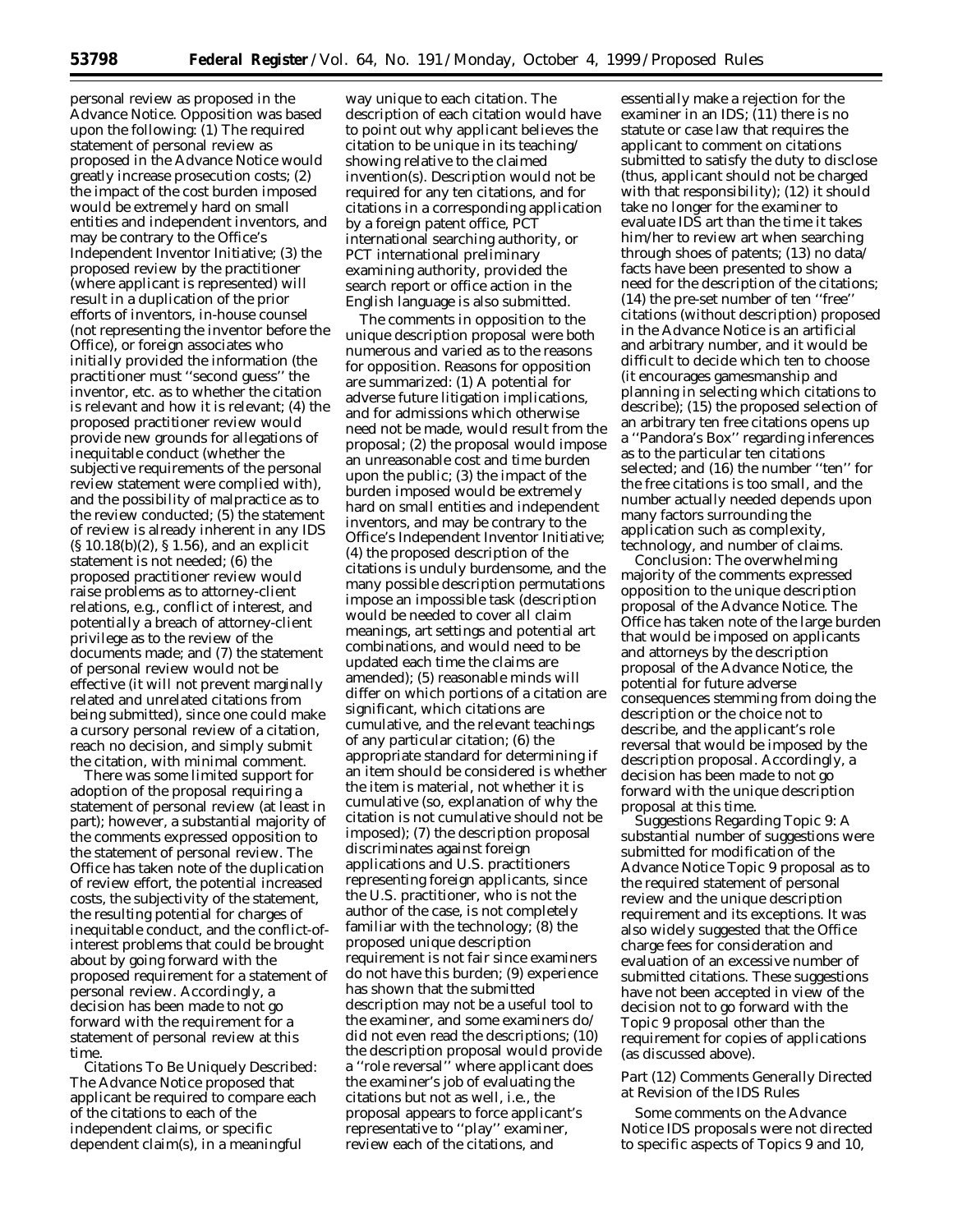personal review as proposed in the Advance Notice. Opposition was based upon the following: (1) The required statement of personal review as proposed in the Advance Notice would greatly increase prosecution costs; (2) the impact of the cost burden imposed would be extremely hard on small entities and independent inventors, and may be contrary to the Office's Independent Inventor Initiative; (3) the proposed review by the practitioner (where applicant is represented) will result in a duplication of the prior efforts of inventors, in-house counsel (not representing the inventor before the Office), or foreign associates who initially provided the information (the practitioner must ''second guess'' the inventor, etc. as to whether the citation is relevant and how it is relevant; (4) the proposed practitioner review would provide new grounds for allegations of inequitable conduct (whether the subjective requirements of the personal review statement were complied with), and the possibility of malpractice as to the review conducted; (5) the statement of review is already inherent in any IDS (§ 10.18(b)(2), § 1.56), and an explicit statement is not needed; (6) the proposed practitioner review would raise problems as to attorney-client relations, e.g., conflict of interest, and potentially a breach of attorney-client privilege as to the review of the documents made; and (7) the statement of personal review would not be effective (it will not prevent marginally related and unrelated citations from being submitted), since one could make a cursory personal review of a citation, reach no decision, and simply submit the citation, with minimal comment.

There was some limited support for adoption of the proposal requiring a statement of personal review (at least in part); however, a substantial majority of the comments expressed opposition to the statement of personal review. The Office has taken note of the duplication of review effort, the potential increased costs, the subjectivity of the statement, the resulting potential for charges of inequitable conduct, and the conflict-of-interest problems that could be brought about by going forward with the proposed requirement for a statement of personal review. Accordingly, a decision has been made to not go forward with the requirement for a statement of personal review at this time.

*Citations To Be Uniquely Described:* The Advance Notice proposed that applicant be required to compare each of the citations to each of the independent claims, or specific dependent claim(s), in a meaningful way unique to each citation. The description of each citation would have to point out why applicant believes the citation to be unique in its teaching/showing relative to the claimed invention(s). Description would not be required for any ten citations, and for citations in a corresponding application by a foreign patent office, PCT international searching authority, or PCT international preliminary examining authority, provided the search report or office action in the English language is also submitted.

The comments in opposition to the unique description proposal were both numerous and varied as to the reasons for opposition. Reasons for opposition are summarized: (1) A potential for adverse future litigation implications, and for admissions which otherwise need not be made, would result from the proposal; (2) the proposal would impose an unreasonable cost and time burden upon the public; (3) the impact of the burden imposed would be extremely hard on small entities and independent inventors, and may be contrary to the Office's Independent Inventor Initiative; (4) the proposed description of the citations is unduly burdensome, and the many possible description permutations impose an impossible task (description would be needed to cover all claim meanings, art settings and potential art combinations, and would need to be updated each time the claims are amended); (5) reasonable minds will differ on which portions of a citation are significant, which citations are cumulative, and the relevant teachings of any particular citation; (6) the appropriate standard for determining if an item should be considered is whether the item is material, not whether it is cumulative (so, explanation of why the citation is not cumulative should not be imposed); (7) the description proposal discriminates against foreign applications and U.S. practitioners representing foreign applicants, since the U.S. practitioner, who is not the author of the case, is not completely familiar with the technology; (8) the proposed unique description requirement is not fair since examiners do not have this burden; (9) experience has shown that the submitted description may not be a useful tool to the examiner, and some examiners do/did not even read the descriptions; (10) the description proposal would provide a ''role reversal'' where applicant does the examiner's job of evaluating the citations but not as well, i.e., the proposal appears to force applicant's representative to ''play'' examiner, review each of the citations, and essentially make a rejection for the examiner in an IDS; (11) there is no statute or case law that requires the applicant to comment on citations submitted to satisfy the duty to disclose (thus, applicant should not be charged with that responsibility); (12) it should take no longer for the examiner to evaluate IDS art than the time it takes him/her to review art when searching through shoes of patents; (13) no data/facts have been presented to show a need for the description of the citations; (14) the pre-set number of ten ''free'' citations (without description) proposed in the Advance Notice is an artificial and arbitrary number, and it would be difficult to decide which ten to choose (it encourages gamesmanship and planning in selecting which citations to describe); (15) the proposed selection of an arbitrary ten free citations opens up a ''Pandora's Box'' regarding inferences as to the particular ten citations selected; and (16) the number ''ten'' for the free citations is too small, and the number actually needed depends upon many factors surrounding the application such as complexity, technology, and number of claims.

*Conclusion:* The overwhelming majority of the comments expressed opposition to the unique description proposal of the Advance Notice. The Office has taken note of the large burden that would be imposed on applicants and attorneys by the description proposal of the Advance Notice, the potential for future adverse consequences stemming from doing the description or the choice not to describe, and the applicant's role reversal that would be imposed by the description proposal. Accordingly, a decision has been made to not go forward with the unique description proposal at this time.

*Suggestions Regarding Topic 9:* A substantial number of suggestions were submitted for modification of the Advance Notice Topic 9 proposal as to the required statement of personal review and the unique description requirement and its exceptions. It was also widely suggested that the Office charge fees for consideration and evaluation of an excessive number of submitted citations. These suggestions have not been accepted in view of the decision not to go forward with the Topic 9 proposal other than the requirement for copies of applications (as discussed above).

*Part (12) Comments Generally Directed at Revision of the IDS Rules*

Some comments on the Advance Notice IDS proposals were not directed to specific aspects of Topics 9 and 10,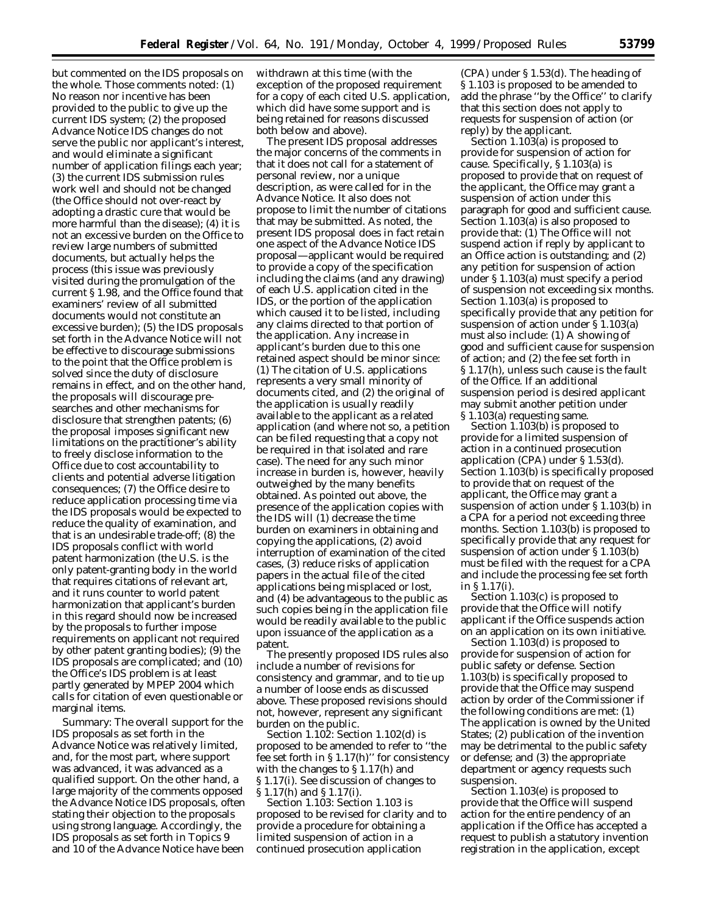but commented on the IDS proposals on the whole. Those comments noted: (1) No reason nor incentive has been provided to the public to give up the current IDS system; (2) the proposed Advance Notice IDS changes do not serve the public nor applicant's interest, and would eliminate a significant number of application filings each year; (3) the current IDS submission rules work well and should not be changed (the Office should not over-react by adopting a drastic cure that would be more harmful than the disease); (4) it is not an excessive burden on the Office to review large numbers of submitted documents, but actually helps the process (this issue was previously visited during the promulgation of the current § 1.98, and the Office found that examiners' review of all submitted documents would not constitute an excessive burden); (5) the IDS proposals set forth in the Advance Notice will not be effective to discourage submissions to the point that the Office problem is solved since the duty of disclosure remains in effect, and on the other hand, the proposals will discourage pre-searches and other mechanisms for disclosure that strengthen patents; (6) the proposal imposes significant new limitations on the practitioner's ability to freely disclose information to the Office due to cost accountability to clients and potential adverse litigation consequences; (7) the Office desire to reduce application processing time via the IDS proposals would be expected to reduce the quality of examination, and that is an undesirable trade-off; (8) the IDS proposals conflict with world patent harmonization (the U.S. is the only patent-granting body in the world that requires citations of relevant art, and it runs counter to world patent harmonization that applicant's burden in this regard should now be increased by the proposals to further impose requirements on applicant not required by other patent granting bodies); (9) the IDS proposals are complicated; and (10) the Office's IDS problem is at least partly generated by MPEP 2004 which calls for citation of even questionable or marginal items.

*Summary:* The overall support for the IDS proposals as set forth in the Advance Notice was relatively limited, and, for the most part, where support was advanced, it was advanced as a qualified support. On the other hand, a large majority of the comments opposed the Advance Notice IDS proposals, often stating their objection to the proposals using strong language. Accordingly, the IDS proposals as set forth in Topics 9 and 10 of the Advance Notice have been withdrawn at this time (with the exception of the proposed requirement for a copy of each cited U.S. application, which did have some support and is being retained for reasons discussed both below and above).

The present IDS proposal addresses the major concerns of the comments in that it does not call for a statement of personal review, nor a unique description, as were called for in the Advance Notice. It also does not propose to limit the number of citations that may be submitted. As noted, the present IDS proposal does in fact retain one aspect of the Advance Notice IDS proposal—applicant would be required to provide a copy of the specification including the claims (and any drawing) of each U.S. application cited in the IDS, or the portion of the application which caused it to be listed, including any claims directed to that portion of the application. Any increase in applicant's burden due to this one retained aspect should be minor since: (1) The citation of U.S. applications represents a very small minority of documents cited, and (2) the original of the application is usually readily available to the applicant as a related application (and where not so, a petition can be filed requesting that a copy not be required in that isolated and rare case). The need for any such minor increase in burden is, however, heavily outweighed by the many benefits obtained. As pointed out above, the presence of the application copies with the IDS will (1) decrease the time burden on examiners in obtaining and copying the applications, (2) avoid interruption of examination of the cited cases, (3) reduce risks of application papers in the actual file of the cited applications being misplaced or lost, and (4) be advantageous to the public as such copies being in the application file would be readily available to the public upon issuance of the application as a patent.

The presently proposed IDS rules also include a number of revisions for consistency and grammar, and to tie up a number of loose ends as discussed above. These proposed revisions should not, however, represent any significant burden on the public.

*Section 1.102:* Section 1.102(d) is proposed to be amended to refer to ''the fee set forth in § 1.17(h)'' for consistency with the changes to § 1.17(h) and § 1.17(i). See discussion of changes to § 1.17(h) and § 1.17(i).

*Section 1.103:* Section 1.103 is proposed to be revised for clarity and to provide a procedure for obtaining a limited suspension of action in a continued prosecution application (CPA) under § 1.53(d). The heading of § 1.103 is proposed to be amended to add the phrase ''by the Office'' to clarify that this section does not apply to requests for suspension of action (or reply) by the applicant.

Section 1.103(a) is proposed to provide for suspension of action for cause. Specifically, § 1.103(a) is proposed to provide that on request of the applicant, the Office may grant a suspension of action under this paragraph for good and sufficient cause. Section 1.103(a) is also proposed to provide that: (1) The Office will not suspend action if reply by applicant to an Office action is outstanding; and (2) any petition for suspension of action under § 1.103(a) must specify a period of suspension not exceeding six months. Section 1.103(a) is proposed to specifically provide that any petition for suspension of action under § 1.103(a) must also include: (1) A showing of good and sufficient cause for suspension of action; and (2) the fee set forth in § 1.17(h), unless such cause is the fault of the Office. If an additional suspension period is desired applicant may submit another petition under § 1.103(a) requesting same.

Section 1.103(b) is proposed to provide for a limited suspension of action in a continued prosecution application (CPA) under § 1.53(d). Section 1.103(b) is specifically proposed to provide that on request of the applicant, the Office may grant a suspension of action under § 1.103(b) in a CPA for a period not exceeding three months. Section 1.103(b) is proposed to specifically provide that any request for suspension of action under § 1.103(b) must be filed with the request for a CPA and include the processing fee set forth in § 1.17(i).

Section 1.103(c) is proposed to provide that the Office will notify applicant if the Office suspends action on an application on its own initiative.

Section 1.103(d) is proposed to provide for suspension of action for public safety or defense. Section 1.103(b) is specifically proposed to provide that the Office may suspend action by order of the Commissioner if the following conditions are met: (1) The application is owned by the United States; (2) publication of the invention may be detrimental to the public safety or defense; and (3) the appropriate department or agency requests such suspension.

Section 1.103(e) is proposed to provide that the Office will suspend action for the entire pendency of an application if the Office has accepted a request to publish a statutory invention registration in the application, except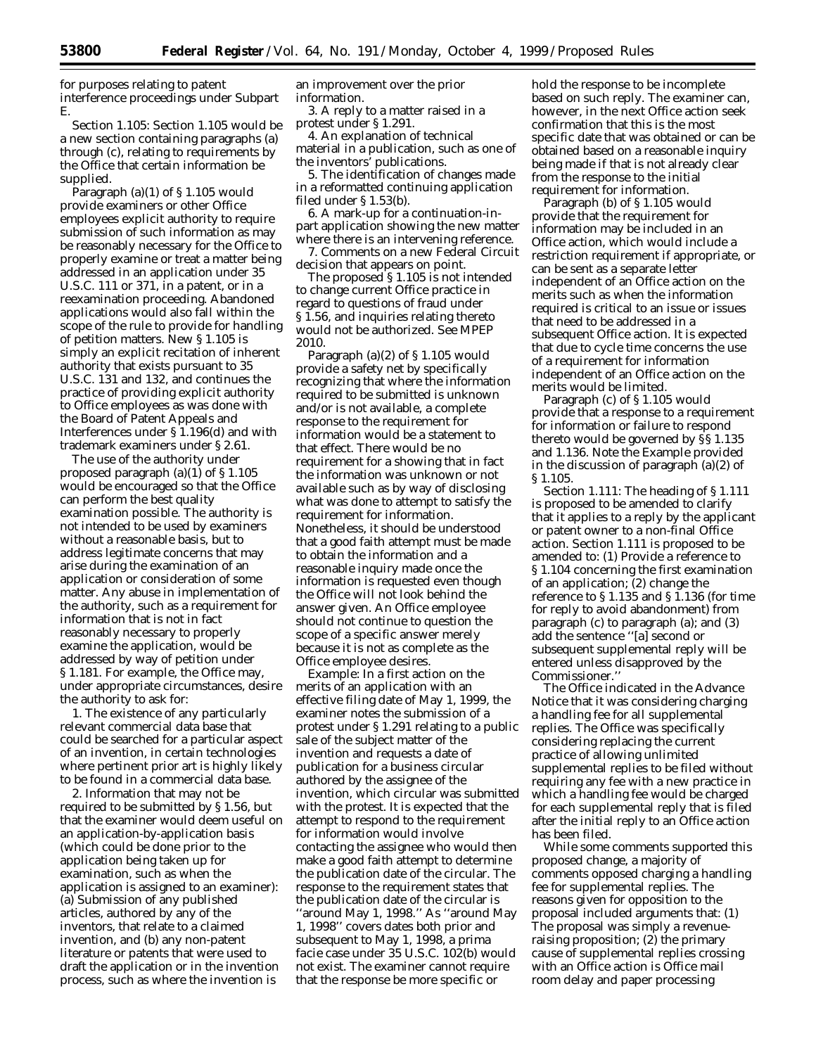for purposes relating to patent interference proceedings under Subpart E.

Section 1.105: Section 1.105 would be a new section containing paragraphs (a) through (c), relating to requirements by the Office that certain information be supplied.

Paragraph (a)(1) of § 1.105 would provide examiners or other Office employees explicit authority to require submission of such information as may be reasonably necessary for the Office to properly examine or treat a matter being addressed in an application under 35 U.S.C. 111 or 371, in a patent, or in a reexamination proceeding. Abandoned applications would also fall within the scope of the rule to provide for handling of petition matters. New § 1.105 is simply an explicit recitation of inherent authority that exists pursuant to 35 U.S.C. 131 and 132, and continues the practice of providing explicit authority to Office employees as was done with the Board of Patent Appeals and Interferences under § 1.196(d) and with trademark examiners under § 2.61.

The use of the authority under proposed paragraph (a)(1) of § 1.105 would be encouraged so that the Office can perform the best quality examination possible. The authority is not intended to be used by examiners without a reasonable basis, but to address legitimate concerns that may arise during the examination of an application or consideration of some matter. Any abuse in implementation of the authority, such as a requirement for information that is not in fact reasonably necessary to properly examine the application, would be addressed by way of petition under § 1.181. For example, the Office may, under appropriate circumstances, desire the authority to ask for:

1. The existence of any particularly relevant commercial data base that could be searched for a particular aspect of an invention, in certain technologies where pertinent prior art is highly likely to be found in a commercial data base.

2. Information that may not be required to be submitted by § 1.56, but that the examiner would deem useful on an application-by-application basis (which could be done prior to the application being taken up for examination, such as when the application is assigned to an examiner): (a) Submission of any published articles, authored by any of the inventors, that relate to a claimed invention, and (b) any non-patent literature or patents that were used to draft the application or in the invention process, such as where the invention is an improvement over the prior information.

3. A reply to a matter raised in a protest under § 1.291.

4. An explanation of technical material in a publication, such as one of the inventors' publications.

5. The identification of changes made in a reformatted continuing application filed under § 1.53(b).

6. A mark-up for a continuation-in-part application showing the new matter where there is an intervening reference.

7. Comments on a new Federal Circuit decision that appears on point.

The proposed § 1.105 is not intended to change current Office practice in regard to questions of fraud under § 1.56, and inquiries relating thereto would not be authorized. See MPEP 2010.

Paragraph (a)(2) of § 1.105 would provide a safety net by specifically recognizing that where the information required to be submitted is unknown and/or is not available, a complete response to the requirement for information would be a statement to that effect. There would be no requirement for a showing that in fact the information was unknown or not available such as by way of disclosing what was done to attempt to satisfy the requirement for information. Nonetheless, it should be understood that a good faith attempt must be made to obtain the information and a reasonable inquiry made once the information is requested even though the Office will not look behind the answer given. An Office employee should not continue to question the scope of a specific answer merely because it is not as complete as the Office employee desires.

*Example:* In a first action on the merits of an application with an effective filing date of May 1, 1999, the examiner notes the submission of a protest under § 1.291 relating to a public sale of the subject matter of the invention and requests a date of publication for a business circular authored by the assignee of the invention, which circular was submitted with the protest. It is expected that the attempt to respond to the requirement for information would involve contacting the assignee who would then make a good faith attempt to determine the publication date of the circular. The response to the requirement states that the publication date of the circular is "around May 1, 1998." As "around May 1, 1998" covers dates both prior and subsequent to May 1, 1998, a prima facie case under 35 U.S.C. 102(b) would not exist. The examiner cannot require that the response be more specific or hold the response to be incomplete based on such reply. The examiner can, however, in the next Office action seek confirmation that this is the most specific date that was obtained or can be obtained based on a reasonable inquiry being made if that is not already clear from the response to the initial requirement for information.

Paragraph (b) of § 1.105 would provide that the requirement for information may be included in an Office action, which would include a restriction requirement if appropriate, or can be sent as a separate letter independent of an Office action on the merits such as when the information required is critical to an issue or issues that need to be addressed in a subsequent Office action. It is expected that due to cycle time concerns the use of a requirement for information independent of an Office action on the merits would be limited.

Paragraph (c) of § 1.105 would provide that a response to a requirement for information or failure to respond thereto would be governed by §§ 1.135 and 1.136. Note the Example provided in the discussion of paragraph (a)(2) of § 1.105.

Section 1.111: The heading of § 1.111 is proposed to be amended to clarify that it applies to a reply by the applicant or patent owner to a non-final Office action. Section 1.111 is proposed to be amended to: (1) Provide a reference to § 1.104 concerning the first examination of an application; (2) change the reference to § 1.135 and § 1.136 (for time for reply to avoid abandonment) from paragraph (c) to paragraph (a); and (3) add the sentence "[a] second or subsequent supplemental reply will be entered unless disapproved by the Commissioner."

The Office indicated in the Advance Notice that it was considering charging a handling fee for all supplemental replies. The Office was specifically considering replacing the current practice of allowing unlimited supplemental replies to be filed without requiring any fee with a new practice in which a handling fee would be charged for each supplemental reply that is filed after the initial reply to an Office action has been filed.

While some comments supported this proposed change, a majority of comments opposed charging a handling fee for supplemental replies. The reasons given for opposition to the proposal included arguments that: (1) The proposal was simply a revenue-raising proposition; (2) the primary cause of supplemental replies crossing with an Office action is Office mail room delay and paper processing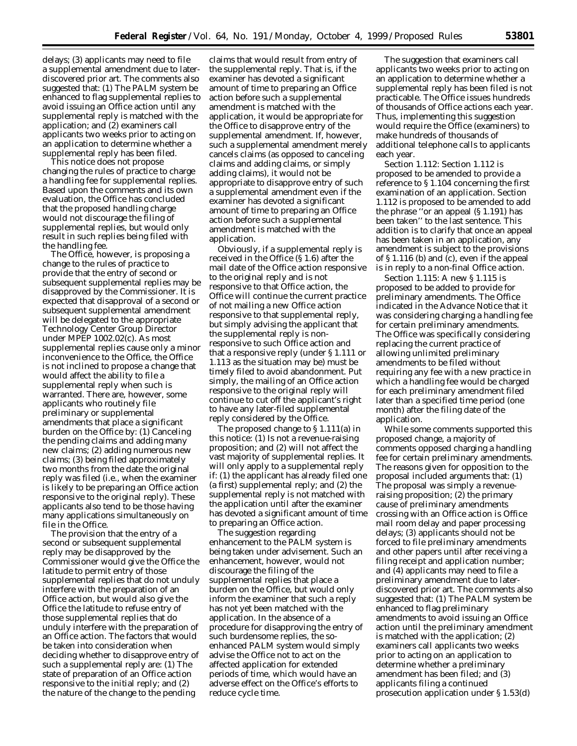delays; (3) applicants may need to file a supplemental amendment due to later-discovered prior art. The comments also suggested that: (1) The PALM system be enhanced to flag supplemental replies to avoid issuing an Office action until any supplemental reply is matched with the application; and (2) examiners call applicants two weeks prior to acting on an application to determine whether a supplemental reply has been filed.

This notice does not propose changing the rules of practice to charge a handling fee for supplemental replies. Based upon the comments and its own evaluation, the Office has concluded that the proposed handling charge would not discourage the filing of supplemental replies, but would only result in such replies being filed with the handling fee.

The Office, however, is proposing a change to the rules of practice to provide that the entry of second or subsequent supplemental replies may be disapproved by the Commissioner. It is expected that disapproval of a second or subsequent supplemental amendment will be delegated to the appropriate Technology Center Group Director under MPEP 1002.02(c). As most supplemental replies cause only a minor inconvenience to the Office, the Office is not inclined to propose a change that would affect the ability to file a supplemental reply when such is warranted. There are, however, some applicants who routinely file preliminary or supplemental amendments that place a significant burden on the Office by: (1) Canceling the pending claims and adding many new claims; (2) adding numerous new claims; (3) being filed approximately two months from the date the original reply was filed (i.e., when the examiner is likely to be preparing an Office action responsive to the original reply). These applicants also tend to be those having many applications simultaneously on file in the Office.

The provision that the entry of a second or subsequent supplemental reply may be disapproved by the Commissioner would give the Office the latitude to permit entry of those supplemental replies that do not unduly interfere with the preparation of an Office action, but would also give the Office the latitude to refuse entry of those supplemental replies that do unduly interfere with the preparation of an Office action. The factors that would be taken into consideration when deciding whether to disapprove entry of such a supplemental reply are: (1) The state of preparation of an Office action responsive to the initial reply; and (2) the nature of the change to the pending claims that would result from entry of the supplemental reply. That is, if the examiner has devoted a significant amount of time to preparing an Office action before such a supplemental amendment is matched with the application, it would be appropriate for the Office to disapprove entry of the supplemental amendment. If, however, such a supplemental amendment merely cancels claims (as opposed to canceling claims and adding claims, or simply adding claims), it would not be appropriate to disapprove entry of such a supplemental amendment even if the examiner has devoted a significant amount of time to preparing an Office action before such a supplemental amendment is matched with the application.

Obviously, if a supplemental reply is received in the Office (§ 1.6) after the mail date of the Office action responsive to the original reply and is not responsive to that Office action, the Office will continue the current practice of not mailing a new Office action responsive to that supplemental reply, but simply advising the applicant that the supplemental reply is non-responsive to such Office action and that a responsive reply (under § 1.111 or 1.113 as the situation may be) must be timely filed to avoid abandonment. Put simply, the mailing of an Office action responsive to the original reply will continue to cut off the applicant's right to have any later-filed supplemental reply considered by the Office.

The proposed change to § 1.111(a) in this notice: (1) Is not a revenue-raising proposition; and (2) will not affect the vast majority of supplemental replies. It will only apply to a supplemental reply if: (1) the applicant has already filed one (a first) supplemental reply; and (2) the supplemental reply is not matched with the application until after the examiner has devoted a significant amount of time to preparing an Office action.

The suggestion regarding enhancement to the PALM system is being taken under advisement. Such an enhancement, however, would not discourage the filing of the supplemental replies that place a burden on the Office, but would only inform the examiner that such a reply has not yet been matched with the application. In the absence of a procedure for disapproving the entry of such burdensome replies, the so-enhanced PALM system would simply advise the Office not to act on the affected application for extended periods of time, which would have an adverse effect on the Office's efforts to reduce cycle time.

The suggestion that examiners call applicants two weeks prior to acting on an application to determine whether a supplemental reply has been filed is not practicable. The Office issues hundreds of thousands of Office actions each year. Thus, implementing this suggestion would require the Office (examiners) to make hundreds of thousands of additional telephone calls to applicants each year.

*Section 1.112:* Section 1.112 is proposed to be amended to provide a reference to § 1.104 concerning the first examination of an application. Section 1.112 is proposed to be amended to add the phrase "or an appeal (§ 1.191) has been taken" to the last sentence. This addition is to clarify that once an appeal has been taken in an application, any amendment is subject to the provisions of § 1.116 (b) and (c), even if the appeal is in reply to a non-final Office action.

*Section 1.115:* A new § 1.115 is proposed to be added to provide for preliminary amendments. The Office indicated in the Advance Notice that it was considering charging a handling fee for certain preliminary amendments. The Office was specifically considering replacing the current practice of allowing unlimited preliminary amendments to be filed without requiring any fee with a new practice in which a handling fee would be charged for each preliminary amendment filed later than a specified time period (one month) after the filing date of the application.

While some comments supported this proposed change, a majority of comments opposed charging a handling fee for certain preliminary amendments. The reasons given for opposition to the proposal included arguments that: (1) The proposal was simply a revenue-raising proposition; (2) the primary cause of preliminary amendments crossing with an Office action is Office mail room delay and paper processing delays; (3) applicants should not be forced to file preliminary amendments and other papers until after receiving a filing receipt and application number; and (4) applicants may need to file a preliminary amendment due to later-discovered prior art. The comments also suggested that: (1) The PALM system be enhanced to flag preliminary amendments to avoid issuing an Office action until the preliminary amendment is matched with the application; (2) examiners call applicants two weeks prior to acting on an application to determine whether a preliminary amendment has been filed; and (3) applicants filing a continued prosecution application under § 1.53(d)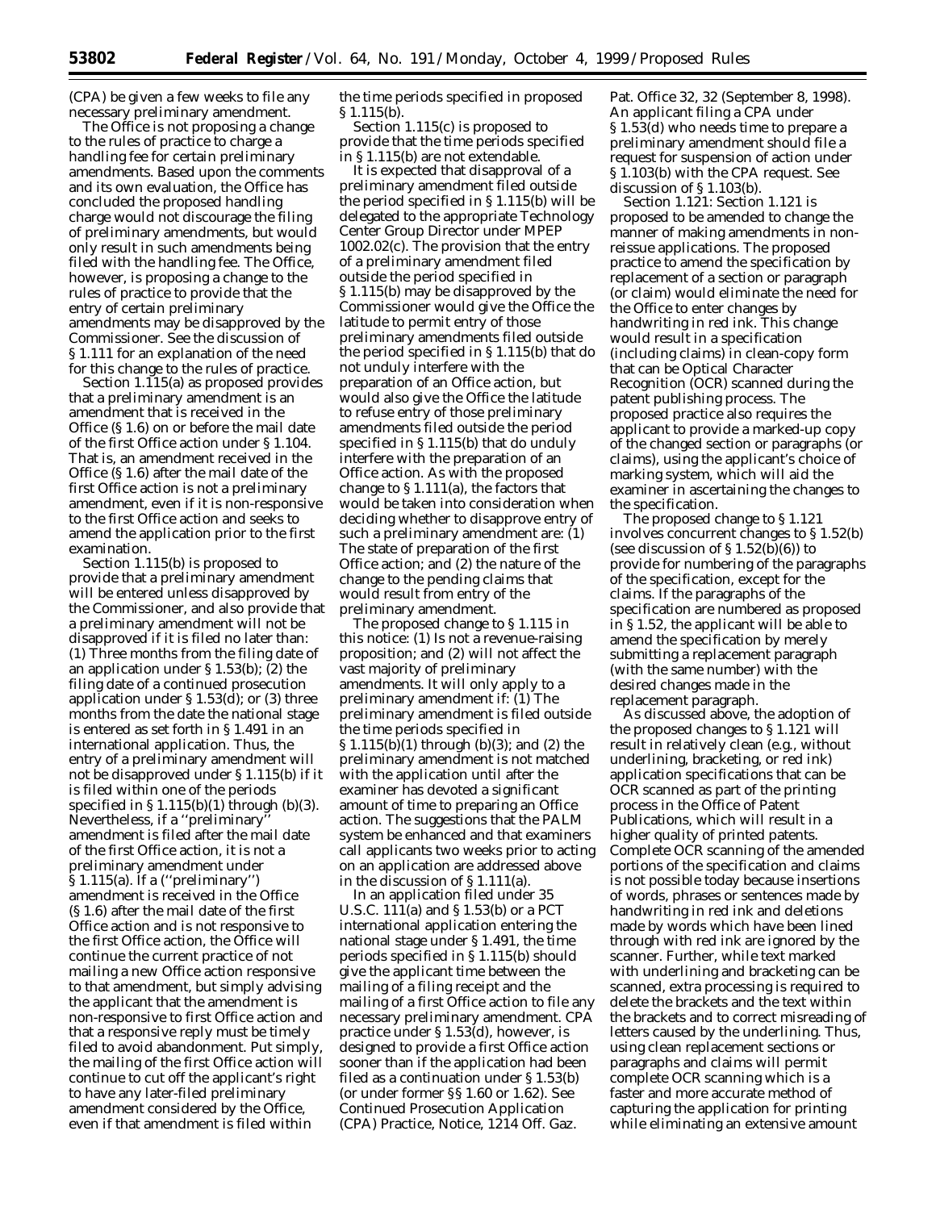(CPA) be given a few weeks to file any necessary preliminary amendment.

The Office is not proposing a change to the rules of practice to charge a handling fee for certain preliminary amendments. Based upon the comments and its own evaluation, the Office has concluded the proposed handling charge would not discourage the filing of preliminary amendments, but would only result in such amendments being filed with the handling fee. The Office, however, is proposing a change to the rules of practice to provide that the entry of certain preliminary amendments may be disapproved by the Commissioner. See the discussion of § 1.111 for an explanation of the need for this change to the rules of practice.

Section 1.115(a) as proposed provides that a preliminary amendment is an amendment that is received in the Office (§ 1.6) on or before the mail date of the first Office action under § 1.104. That is, an amendment received in the Office (§ 1.6) after the mail date of the first Office action is not a preliminary amendment, even if it is non-responsive to the first Office action and seeks to amend the application prior to the first examination.

Section 1.115(b) is proposed to provide that a preliminary amendment will be entered unless disapproved by the Commissioner, and also provide that a preliminary amendment will not be disapproved if it is filed no later than: (1) Three months from the filing date of an application under § 1.53(b); (2) the filing date of a continued prosecution application under § 1.53(d); or (3) three months from the date the national stage is entered as set forth in § 1.491 in an international application. Thus, the entry of a preliminary amendment will not be disapproved under § 1.115(b) if it is filed within one of the periods specified in § 1.115(b)(1) through (b)(3). Nevertheless, if a ''preliminary'' amendment is filed after the mail date of the first Office action, it is not a preliminary amendment under § 1.115(a). If a (''preliminary'') amendment is received in the Office (§ 1.6) after the mail date of the first Office action and is not responsive to the first Office action, the Office will continue the current practice of not mailing a new Office action responsive to that amendment, but simply advising the applicant that the amendment is non-responsive to first Office action and that a responsive reply must be timely filed to avoid abandonment. Put simply, the mailing of the first Office action will continue to cut off the applicant's right to have any later-filed preliminary amendment considered by the Office, even if that amendment is filed within the time periods specified in proposed § 1.115(b).

Section 1.115(c) is proposed to provide that the time periods specified in § 1.115(b) are not extendable.

It is expected that disapproval of a preliminary amendment filed outside the period specified in § 1.115(b) will be delegated to the appropriate Technology Center Group Director under MPEP 1002.02(c). The provision that the entry of a preliminary amendment filed outside the period specified in § 1.115(b) may be disapproved by the Commissioner would give the Office the latitude to permit entry of those preliminary amendments filed outside the period specified in § 1.115(b) that do not unduly interfere with the preparation of an Office action, but would also give the Office the latitude to refuse entry of those preliminary amendments filed outside the period specified in § 1.115(b) that do unduly interfere with the preparation of an Office action. As with the proposed change to § 1.111(a), the factors that would be taken into consideration when deciding whether to disapprove entry of such a preliminary amendment are: (1) The state of preparation of the first Office action; and (2) the nature of the change to the pending claims that would result from entry of the preliminary amendment.

The proposed change to § 1.115 in this notice: (1) Is not a revenue-raising proposition; and (2) will not affect the vast majority of preliminary amendments. It will only apply to a preliminary amendment if: (1) The preliminary amendment is filed outside the time periods specified in § 1.115(b)(1) through (b)(3); and (2) the preliminary amendment is not matched with the application until after the examiner has devoted a significant amount of time to preparing an Office action. The suggestions that the PALM system be enhanced and that examiners call applicants two weeks prior to acting on an application are addressed above in the discussion of § 1.111(a).

In an application filed under 35 U.S.C. 111(a) and § 1.53(b) or a PCT international application entering the national stage under § 1.491, the time periods specified in § 1.115(b) should give the applicant time between the mailing of a filing receipt and the mailing of a first Office action to file any necessary preliminary amendment. CPA practice under § 1.53(d), however, is designed to provide a first Office action sooner than if the application had been filed as a continuation under § 1.53(b) (or under former §§ 1.60 or 1.62). See Continued Prosecution Application (CPA) Practice, Notice, 1214 Off. Gaz. Pat. Office 32, 32 (September 8, 1998). An applicant filing a CPA under § 1.53(d) who needs time to prepare a preliminary amendment should file a request for suspension of action under § 1.103(b) with the CPA request. See discussion of § 1.103(b).

*Section 1.121:* Section 1.121 is proposed to be amended to change the manner of making amendments in non-reissue applications. The proposed practice to amend the specification by replacement of a section or paragraph (or claim) would eliminate the need for the Office to enter changes by handwriting in red ink. This change would result in a specification (including claims) in clean-copy form that can be Optical Character Recognition (OCR) scanned during the patent publishing process. The proposed practice also requires the applicant to provide a marked-up copy of the changed section or paragraphs (or claims), using the applicant's choice of marking system, which will aid the examiner in ascertaining the changes to the specification.

The proposed change to § 1.121 involves concurrent changes to § 1.52(b) (see discussion of § 1.52(b)(6)) to provide for numbering of the paragraphs of the specification, except for the claims. If the paragraphs of the specification are numbered as proposed in § 1.52, the applicant will be able to amend the specification by merely submitting a replacement paragraph (with the same number) with the desired changes made in the replacement paragraph.

As discussed above, the adoption of the proposed changes to § 1.121 will result in relatively clean (*e.g.,* without underlining, bracketing, or red ink) application specifications that can be OCR scanned as part of the printing process in the Office of Patent Publications, which will result in a higher quality of printed patents. Complete OCR scanning of the amended portions of the specification and claims is not possible today because insertions of words, phrases or sentences made by handwriting in red ink and deletions made by words which have been lined through with red ink are ignored by the scanner. Further, while text marked with underlining and bracketing can be scanned, extra processing is required to delete the brackets and the text within the brackets and to correct misreading of letters caused by the underlining. Thus, using clean replacement sections or paragraphs and claims will permit complete OCR scanning which is a faster and more accurate method of capturing the application for printing while eliminating an extensive amount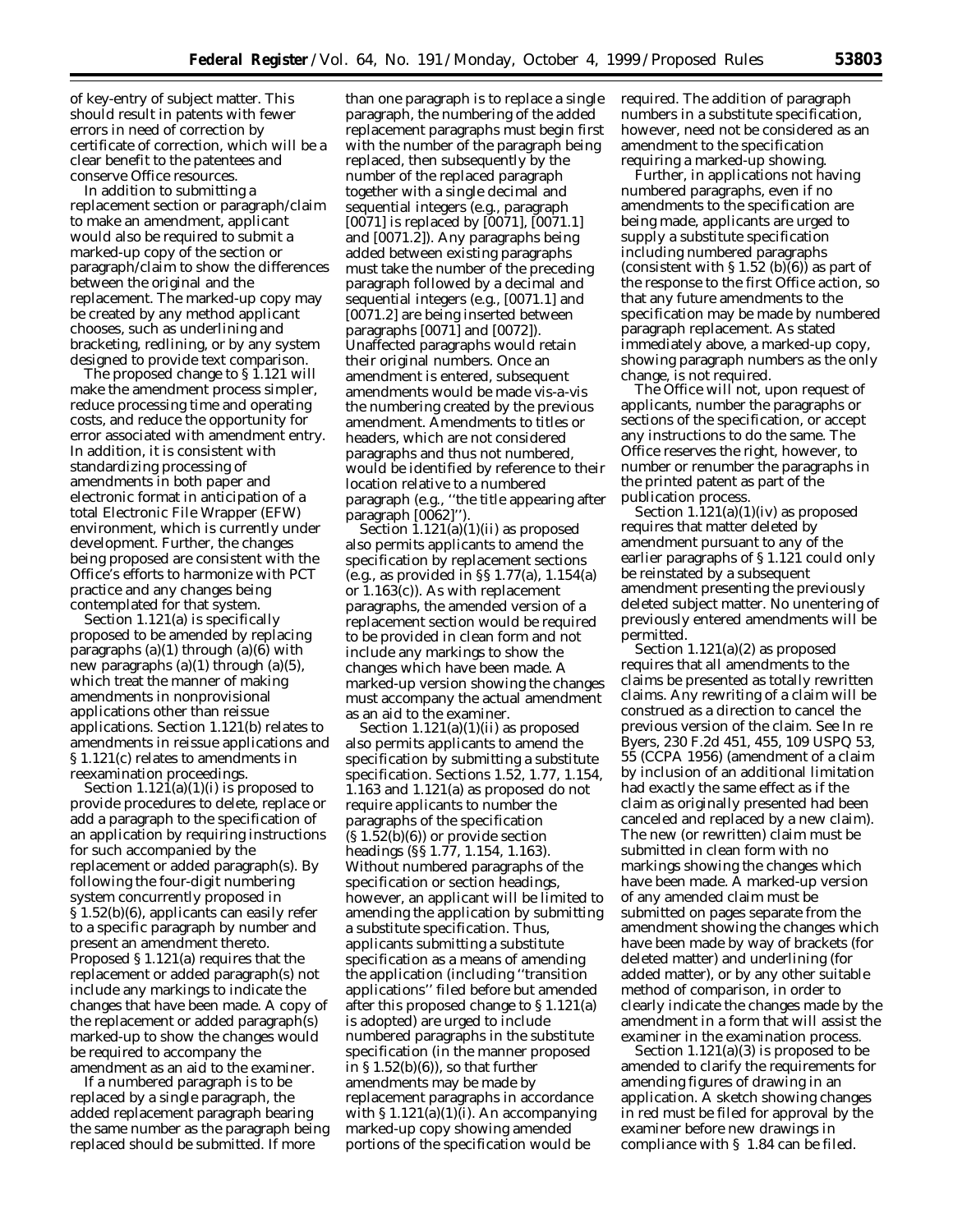of key-entry of subject matter. This should result in patents with fewer errors in need of correction by certificate of correction, which will be a clear benefit to the patentees and conserve Office resources.

In addition to submitting a replacement section or paragraph/claim to make an amendment, applicant would also be required to submit a marked-up copy of the section or paragraph/claim to show the differences between the original and the replacement. The marked-up copy may be created by any method applicant chooses, such as underlining and bracketing, redlining, or by any system designed to provide text comparison.

The proposed change to § 1.121 will make the amendment process simpler, reduce processing time and operating costs, and reduce the opportunity for error associated with amendment entry. In addition, it is consistent with standardizing processing of amendments in both paper and electronic format in anticipation of a total Electronic File Wrapper (EFW) environment, which is currently under development. Further, the changes being proposed are consistent with the Office's efforts to harmonize with PCT practice and any changes being contemplated for that system.

Section 1.121(a) is specifically proposed to be amended by replacing paragraphs (a)(1) through (a)(6) with new paragraphs (a)(1) through (a)(5), which treat the manner of making amendments in nonprovisional applications other than reissue applications. Section 1.121(b) relates to amendments in reissue applications and § 1.121(c) relates to amendments in reexamination proceedings.

Section 1.121(a)(1)(i) is proposed to provide procedures to delete, replace or add a paragraph to the specification of an application by requiring instructions for such accompanied by the replacement or added paragraph(s). By following the four-digit numbering system concurrently proposed in § 1.52(b)(6), applicants can easily refer to a specific paragraph by number and present an amendment thereto. Proposed § 1.121(a) requires that the replacement or added paragraph(s) not include any markings to indicate the changes that have been made. A copy of the replacement or added paragraph(s) marked-up to show the changes would be required to accompany the amendment as an aid to the examiner.

If a numbered paragraph is to be replaced by a single paragraph, the added replacement paragraph bearing the same number as the paragraph being replaced should be submitted. If more than one paragraph is to replace a single paragraph, the numbering of the added replacement paragraphs must begin first with the number of the paragraph being replaced, then subsequently by the number of the replaced paragraph together with a single decimal and sequential integers (e.g., paragraph [0071] is replaced by [0071], [0071.1] and [0071.2]). Any paragraphs being added between existing paragraphs must take the number of the preceding paragraph followed by a decimal and sequential integers (e.g., [0071.1] and [0071.2] are being inserted between paragraphs [0071] and [0072]). Unaffected paragraphs would retain their original numbers. Once an amendment is entered, subsequent amendments would be made vis-a-vis the numbering created by the previous amendment. Amendments to titles or headers, which are not considered paragraphs and thus not numbered, would be identified by reference to their location relative to a numbered paragraph (e.g., "the title appearing after paragraph [0062]").

Section 1.121(a)(1)(ii) as proposed also permits applicants to amend the specification by replacement sections (e.g., as provided in §§ 1.77(a), 1.154(a) or 1.163(c)). As with replacement paragraphs, the amended version of a replacement section would be required to be provided in clean form and not include any markings to show the changes which have been made. A marked-up version showing the changes must accompany the actual amendment as an aid to the examiner.

Section 1.121(a)(1)(ii) as proposed also permits applicants to amend the specification by submitting a substitute specification. Sections 1.52, 1.77, 1.154, 1.163 and 1.121(a) as proposed do not require applicants to number the paragraphs of the specification (§ 1.52(b)(6)) or provide section headings (§§ 1.77, 1.154, 1.163). Without numbered paragraphs of the specification or section headings, however, an applicant will be limited to amending the application by submitting a substitute specification. Thus, applicants submitting a substitute specification as a means of amending the application (including "transition applications" filed before but amended after this proposed change to § 1.121(a) is adopted) are urged to include numbered paragraphs in the substitute specification (in the manner proposed in § 1.52(b)(6)), so that further amendments may be made by replacement paragraphs in accordance with § 1.121(a)(1)(i). An accompanying marked-up copy showing amended portions of the specification would be required. The addition of paragraph numbers in a substitute specification, however, need not be considered as an amendment to the specification requiring a marked-up showing.

Further, in applications not having numbered paragraphs, even if no amendments to the specification are being made, applicants are urged to supply a substitute specification including numbered paragraphs (consistent with § 1.52 (b)(6)) as part of the response to the first Office action, so that any future amendments to the specification may be made by numbered paragraph replacement. As stated immediately above, a marked-up copy, showing paragraph numbers as the only change, is not required.

The Office will not, upon request of applicants, number the paragraphs or sections of the specification, or accept any instructions to do the same. The Office reserves the right, however, to number or renumber the paragraphs in the printed patent as part of the publication process.

Section 1.121(a)(1)(iv) as proposed requires that matter deleted by amendment pursuant to any of the earlier paragraphs of § 1.121 could only be reinstated by a subsequent amendment presenting the previously deleted subject matter. No unentering of previously entered amendments will be permitted.

Section 1.121(a)(2) as proposed requires that all amendments to the claims be presented as totally rewritten claims. Any rewriting of a claim will be construed as a direction to cancel the previous version of the claim. See *In re Byers*, 230 F.2d 451, 455, 109 USPQ 53, 55 (CCPA 1956) (amendment of a claim by inclusion of an additional limitation had exactly the same effect as if the claim as originally presented had been canceled and replaced by a new claim). The new (or rewritten) claim must be submitted in clean form with no markings showing the changes which have been made. A marked-up version of any amended claim must be submitted on pages separate from the amendment showing the changes which have been made by way of brackets (for deleted matter) and underlining (for added matter), or by any other suitable method of comparison, in order to clearly indicate the changes made by the amendment in a form that will assist the examiner in the examination process.

Section 1.121(a)(3) is proposed to be amended to clarify the requirements for amending figures of drawing in an application. A sketch showing changes in red must be filed for approval by the examiner before new drawings in compliance with § 1.84 can be filed.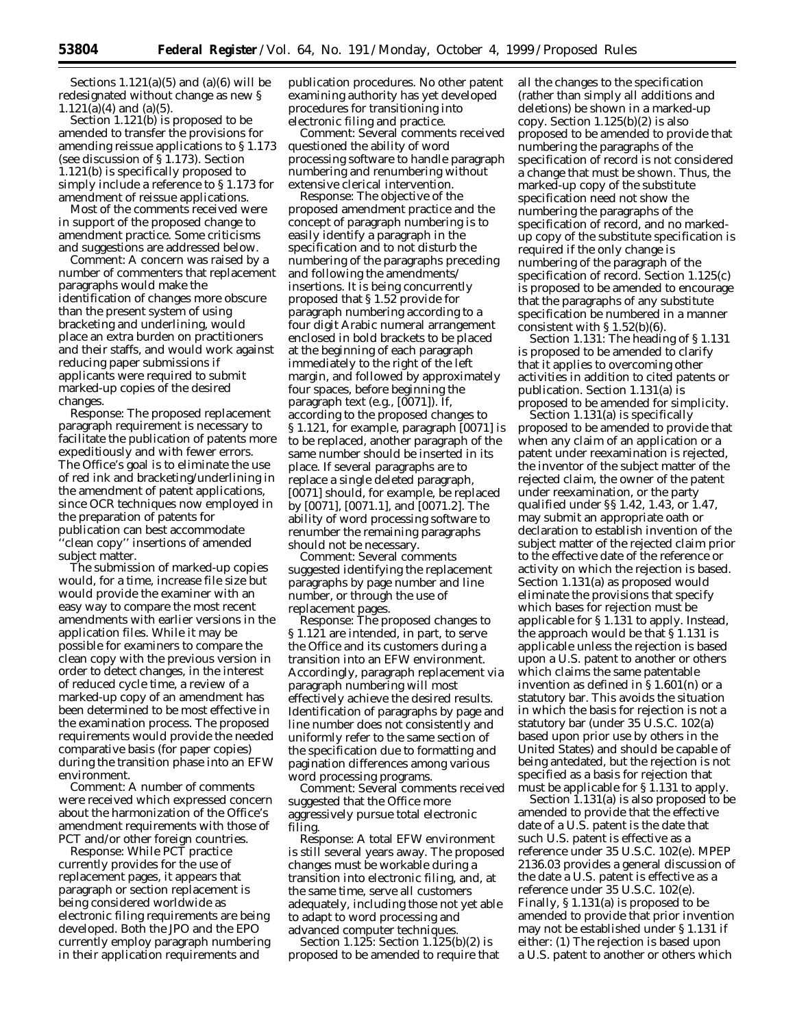Sections 1.121(a)(5) and (a)(6) will be redesignated without change as new § 1.121(a)(4) and (a)(5).

Section 1.121(b) is proposed to be amended to transfer the provisions for amending reissue applications to § 1.173 (see discussion of § 1.173). Section 1.121(b) is specifically proposed to simply include a reference to § 1.173 for amendment of reissue applications.

Most of the comments received were in support of the proposed change to amendment practice. Some criticisms and suggestions are addressed below.

*Comment:* A concern was raised by a number of commenters that replacement paragraphs would make the identification of changes more obscure than the present system of using bracketing and underlining, would place an extra burden on practitioners and their staffs, and would work against reducing paper submissions if applicants were required to submit marked-up copies of the desired changes.

*Response:* The proposed replacement paragraph requirement is necessary to facilitate the publication of patents more expeditiously and with fewer errors. The Office's goal is to eliminate the use of red ink and bracketing/underlining in the amendment of patent applications, since OCR techniques now employed in the preparation of patents for publication can best accommodate ''clean copy'' insertions of amended subject matter.

The submission of marked-up copies would, for a time, increase file size but would provide the examiner with an easy way to compare the most recent amendments with earlier versions in the application files. While it may be possible for examiners to compare the clean copy with the previous version in order to detect changes, in the interest of reduced cycle time, a review of a marked-up copy of an amendment has been determined to be most effective in the examination process. The proposed requirements would provide the needed comparative basis (for paper copies) during the transition phase into an EFW environment.

*Comment:* A number of comments were received which expressed concern about the harmonization of the Office's amendment requirements with those of PCT and/or other foreign countries.

*Response:* While PCT practice currently provides for the use of replacement pages, it appears that paragraph or section replacement is being considered worldwide as electronic filing requirements are being developed. Both the JPO and the EPO currently employ paragraph numbering in their application requirements and publication procedures. No other patent examining authority has yet developed procedures for transitioning into electronic filing and practice.

*Comment:* Several comments received questioned the ability of word processing software to handle paragraph numbering and renumbering without extensive clerical intervention.

*Response:* The objective of the proposed amendment practice and the concept of paragraph numbering is to easily identify a paragraph in the specification and to not disturb the numbering of the paragraphs preceding and following the amendments/insertions. It is being concurrently proposed that § 1.52 provide for paragraph numbering according to a four digit Arabic numeral arrangement enclosed in bold brackets to be placed at the beginning of each paragraph immediately to the right of the left margin, and followed by approximately four spaces, before beginning the paragraph text (e.g., **[**0071**]**). If, according to the proposed changes to § 1.121, for example, paragraph **[**0071**]** is to be replaced, another paragraph of the same number should be inserted in its place. If several paragraphs are to replace a single deleted paragraph, **[**0071**]** should, for example, be replaced by **[**0071**]**, **[**0071.1**]**, and **[**0071.2**]**. The ability of word processing software to renumber the remaining paragraphs should not be necessary.

*Comment:* Several comments suggested identifying the replacement paragraphs by page number and line number, or through the use of replacement pages.

*Response:* The proposed changes to § 1.121 are intended, in part, to serve the Office and its customers during a transition into an EFW environment. Accordingly, paragraph replacement via paragraph numbering will most effectively achieve the desired results. Identification of paragraphs by page and line number does not consistently and uniformly refer to the same section of the specification due to formatting and pagination differences among various word processing programs.

*Comment:* Several comments received suggested that the Office more aggressively pursue total electronic filing.

*Response:* A total EFW environment is still several years away. The proposed changes must be workable during a transition into electronic filing, and, at the same time, serve all customers adequately, including those not yet able to adapt to word processing and advanced computer techniques.

*Section 1.125:* Section 1.125(b)(2) is proposed to be amended to require that all the changes to the specification (rather than simply all additions and deletions) be shown in a marked-up copy. Section 1.125(b)(2) is also proposed to be amended to provide that numbering the paragraphs of the specification of record is not considered a change that must be shown. Thus, the marked-up copy of the substitute specification need not show the numbering the paragraphs of the specification of record, and no marked-up copy of the substitute specification is required if the only change is numbering of the paragraph of the specification of record. Section 1.125(c) is proposed to be amended to encourage that the paragraphs of any substitute specification be numbered in a manner consistent with § 1.52(b)(6).

*Section 1.131:* The heading of § 1.131 is proposed to be amended to clarify that it applies to overcoming other activities in addition to cited patents or publication. Section 1.131(a) is proposed to be amended for simplicity.

Section 1.131(a) is specifically proposed to be amended to provide that when any claim of an application or a patent under reexamination is rejected, the inventor of the subject matter of the rejected claim, the owner of the patent under reexamination, or the party qualified under §§ 1.42, 1.43, or 1.47, may submit an appropriate oath or declaration to establish invention of the subject matter of the rejected claim prior to the effective date of the reference or activity on which the rejection is based. Section 1.131(a) as proposed would eliminate the provisions that specify which bases for rejection must be applicable for § 1.131 to apply. Instead, the approach would be that § 1.131 is applicable unless the rejection is based upon a U.S. patent to another or others which claims the same patentable invention as defined in § 1.601(n) or a statutory bar. This avoids the situation in which the basis for rejection is not a statutory bar (under 35 U.S.C. 102(a) based upon prior use by others in the United States) and should be capable of being antedated, but the rejection is not specified as a basis for rejection that must be applicable for § 1.131 to apply.

Section 1.131(a) is also proposed to be amended to provide that the effective date of a U.S. patent is the date that such U.S. patent is effective as a reference under 35 U.S.C. 102(e). MPEP 2136.03 provides a general discussion of the date a U.S. patent is effective as a reference under 35 U.S.C. 102(e). Finally, § 1.131(a) is proposed to be amended to provide that prior invention may not be established under § 1.131 if either: (1) The rejection is based upon a U.S. patent to another or others which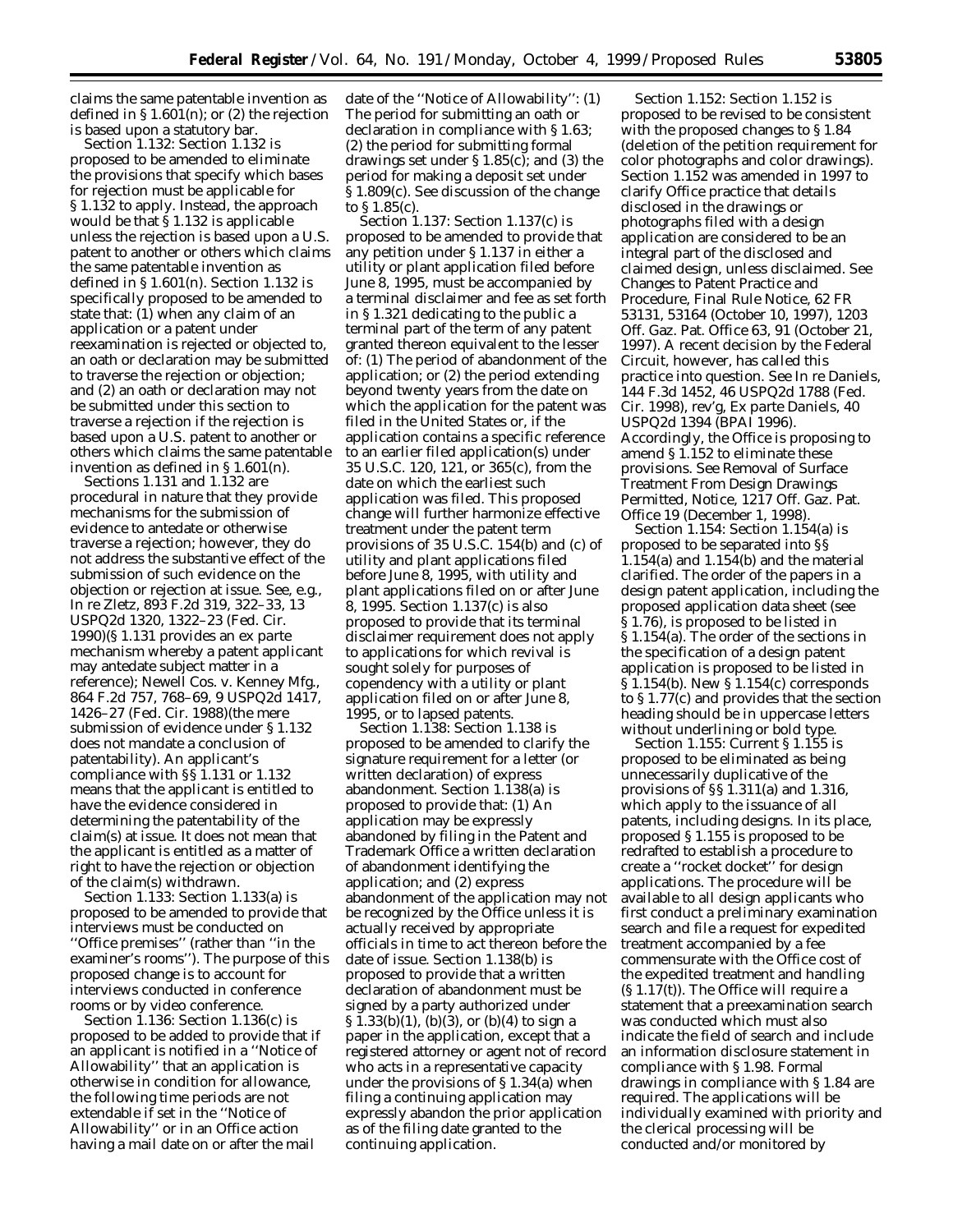claims the same patentable invention as defined in § 1.601(n); or (2) the rejection is based upon a statutory bar.

*Section 1.132:* Section 1.132 is proposed to be amended to eliminate the provisions that specify which bases for rejection must be applicable for § 1.132 to apply. Instead, the approach would be that § 1.132 is applicable unless the rejection is based upon a U.S. patent to another or others which claims the same patentable invention as defined in § 1.601(n). Section 1.132 is specifically proposed to be amended to state that: (1) when any claim of an application or a patent under reexamination is rejected or objected to, an oath or declaration may be submitted to traverse the rejection or objection; and (2) an oath or declaration may not be submitted under this section to traverse a rejection if the rejection is based upon a U.S. patent to another or others which claims the same patentable invention as defined in § 1.601(n).

Sections 1.131 and 1.132 are procedural in nature that they provide mechanisms for the submission of evidence to antedate or otherwise traverse a rejection; however, they do not address the substantive effect of the submission of such evidence on the objection or rejection at issue. *See, e.g., In re Zletz,* 893 F.2d 319, 322–33, 13 USPQ2d 1320, 1322–23 (Fed. Cir. 1990)(§ 1.131 provides an *ex parte* mechanism whereby a patent applicant may antedate subject matter in a reference); *Newell Cos.* v. *Kenney Mfg.,* 864 F.2d 757, 768–69, 9 USPQ2d 1417, 1426–27 (Fed. Cir. 1988)(the mere submission of evidence under § 1.132 does not mandate a conclusion of patentability). An applicant's compliance with §§ 1.131 or 1.132 means that the applicant is entitled to have the evidence considered in determining the patentability of the claim(s) at issue. It does not mean that the applicant is entitled as a matter of right to have the rejection or objection of the claim(s) withdrawn.

*Section 1.133:* Section 1.133(a) is proposed to be amended to provide that interviews must be conducted on "Office premises" (rather than "in the examiner's rooms"). The purpose of this proposed change is to account for interviews conducted in conference rooms or by video conference.

*Section 1.136:* Section 1.136(c) is proposed to be added to provide that if an applicant is notified in a "Notice of Allowability" that an application is otherwise in condition for allowance, the following time periods are not extendable if set in the "Notice of Allowability" or in an Office action having a mail date on or after the mail date of the "Notice of Allowability": (1) The period for submitting an oath or declaration in compliance with § 1.63; (2) the period for submitting formal drawings set under § 1.85(c); and (3) the period for making a deposit set under § 1.809(c). *See* discussion of the change to § 1.85(c).

*Section 1.137:* Section 1.137(c) is proposed to be amended to provide that any petition under § 1.137 in either a utility or plant application filed before June 8, 1995, must be accompanied by a terminal disclaimer and fee as set forth in § 1.321 dedicating to the public a terminal part of the term of any patent granted thereon equivalent to the lesser of: (1) The period of abandonment of the application; or (2) the period extending beyond twenty years from the date on which the application for the patent was filed in the United States or, if the application contains a specific reference to an earlier filed application(s) under 35 U.S.C. 120, 121, or 365(c), from the date on which the earliest such application was filed. This proposed change will further harmonize effective treatment under the patent term provisions of 35 U.S.C. 154(b) and (c) of utility and plant applications filed before June 8, 1995, with utility and plant applications filed on or after June 8, 1995. Section 1.137(c) is also proposed to provide that its terminal disclaimer requirement does not apply to applications for which revival is sought solely for purposes of copendency with a utility or plant application filed on or after June 8, 1995, or to lapsed patents.

*Section 1.138:* Section 1.138 is proposed to be amended to clarify the signature requirement for a letter (or written declaration) of express abandonment. Section 1.138(a) is proposed to provide that: (1) An application may be expressly abandoned by filing in the Patent and Trademark Office a written declaration of abandonment identifying the application; and (2) express abandonment of the application may not be recognized by the Office unless it is actually received by appropriate officials in time to act thereon before the date of issue. Section 1.138(b) is proposed to provide that a written declaration of abandonment must be signed by a party authorized under § 1.33(b)(1), (b)(3), or (b)(4) to sign a paper in the application, except that a registered attorney or agent not of record who acts in a representative capacity under the provisions of § 1.34(a) when filing a continuing application may expressly abandon the prior application as of the filing date granted to the continuing application.

*Section 1.152:* Section 1.152 is proposed to be revised to be consistent with the proposed changes to § 1.84 (deletion of the petition requirement for color photographs and color drawings). Section 1.152 was amended in 1997 to clarify Office practice that details disclosed in the drawings or photographs filed with a design application are considered to be an integral part of the disclosed and claimed design, unless disclaimed. *See Changes to Patent Practice and Procedure, Final Rule Notice,* 62 FR 53131, 53164 (October 10, 1997), 1203 *Off. Gaz. Pat. Office* 63, 91 (October 21, 1997). A recent decision by the Federal Circuit, however, has called this practice into question. *See In re Daniels,* 144 F.3d 1452, 46 USPQ2d 1788 (Fed. Cir. 1998), rev'g, *Ex parte Daniels,* 40 USPQ2d 1394 (BPAI 1996). Accordingly, the Office is proposing to amend § 1.152 to eliminate these provisions. *See Removal of Surface Treatment From Design Drawings Permitted, Notice,* 1217 *Off. Gaz. Pat. Office* 19 (December 1, 1998).

*Section 1.154:* Section 1.154(a) is proposed to be separated into §§ 1.154(a) and 1.154(b) and the material clarified. The order of the papers in a design patent application, including the proposed application data sheet (see § 1.76), is proposed to be listed in § 1.154(a). The order of the sections in the specification of a design patent application is proposed to be listed in § 1.154(b). New § 1.154(c) corresponds to § 1.77(c) and provides that the section heading should be in uppercase letters without underlining or bold type.

*Section 1.155:* Current § 1.155 is proposed to be eliminated as being unnecessarily duplicative of the provisions of §§ 1.311(a) and 1.316, which apply to the issuance of all patents, including designs. In its place, proposed § 1.155 is proposed to be redrafted to establish a procedure to create a "rocket docket" for design applications. The procedure will be available to all design applicants who first conduct a preliminary examination search and file a request for expedited treatment accompanied by a fee commensurate with the Office cost of the expedited treatment and handling (§ 1.17(t)). The Office will require a statement that a preexamination search was conducted which must also indicate the field of search and include an information disclosure statement in compliance with § 1.98. Formal drawings in compliance with § 1.84 are required. The applications will be individually examined with priority and the clerical processing will be conducted and/or monitored by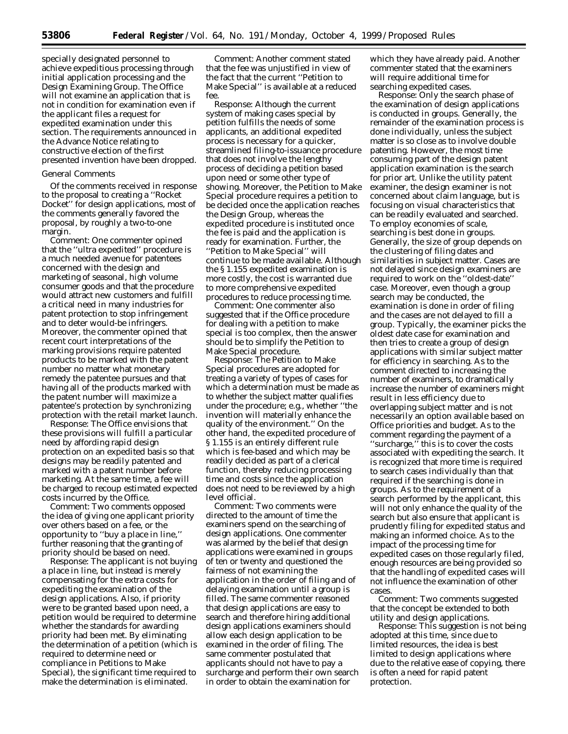specially designated personnel to achieve expeditious processing through initial application processing and the Design Examining Group. The Office will not examine an application that is not in condition for examination even if the applicant files a request for expedited examination under this section. The requirements announced in the Advance Notice relating to constructive election of the first presented invention have been dropped.

*General Comments*

Of the comments received in response to the proposal to creating a ''Rocket Docket'' for design applications, most of the comments generally favored the proposal, by roughly a two-to-one margin.

*Comment:* One commenter opined that the ''ultra expedited'' procedure is a much needed avenue for patentees concerned with the design and marketing of seasonal, high volume consumer goods and that the procedure would attract new customers and fulfill a critical need in many industries for patent protection to stop infringement and to deter would-be infringers. Moreover, the commenter opined that recent court interpretations of the marking provisions require patented products to be marked with the patent number no matter what monetary remedy the patentee pursues and that having all of the products marked with the patent number will maximize a patentee's protection by synchronizing protection with the retail market launch.

*Response:* The Office envisions that these provisions will fulfill a particular need by affording rapid design protection on an expedited basis so that designs may be readily patented and marked with a patent number before marketing. At the same time, a fee will be charged to recoup estimated expected costs incurred by the Office.

*Comment:* Two comments opposed the idea of giving one applicant priority over others based on a fee, or the opportunity to ''buy a place in line,'' further reasoning that the granting of priority should be based on need.

*Response:* The applicant is not buying a place in line, but instead is merely compensating for the extra costs for expediting the examination of the design applications. Also, if priority were to be granted based upon need, a petition would be required to determine whether the standards for awarding priority had been met. By eliminating the determination of a petition (which is required to determine need or compliance in Petitions to Make Special), the significant time required to make the determination is eliminated.

*Comment:* Another comment stated that the fee was unjustified in view of the fact that the current ''Petition to Make Special'' is available at a reduced fee.

*Response:* Although the current system of making cases special by petition fulfills the needs of some applicants, an additional expedited process is necessary for a quicker, streamlined filing-to-issuance procedure that does not involve the lengthy process of deciding a petition based upon need or some other type of showing. Moreover, the Petition to Make Special procedure requires a petition to be decided once the application reaches the Design Group, whereas the expedited procedure is instituted once the fee is paid and the application is ready for examination. Further, the ''Petition to Make Special'' will continue to be made available. Although the § 1.155 expedited examination is more costly, the cost is warranted due to more comprehensive expedited procedures to reduce processing time.

*Comment:* One commenter also suggested that if the Office procedure for dealing with a petition to make special is too complex, then the answer should be to simplify the Petition to Make Special procedure.

*Response:* The Petition to Make Special procedures are adopted for treating a variety of types of cases for which a determination must be made as to whether the subject matter qualifies under the procedure; e.g., whether ''the invention will materially enhance the quality of the environment.'' On the other hand, the expedited procedure of § 1.155 is an entirely different rule which is fee-based and which may be readily decided as part of a clerical function, thereby reducing processing time and costs since the application does not need to be reviewed by a high level official.

*Comment:* Two comments were directed to the amount of time the examiners spend on the searching of design applications. One commenter was alarmed by the belief that design applications were examined in groups of ten or twenty and questioned the fairness of not examining the application in the order of filing and of delaying examination until a group is filled. The same commenter reasoned that design applications are easy to search and therefore hiring additional design applications examiners should allow each design application to be examined in the order of filing. The same commenter postulated that applicants should not have to pay a surcharge and perform their own search in order to obtain the examination for which they have already paid. Another commenter stated that the examiners will require additional time for searching expedited cases.

*Response:* Only the search phase of the examination of design applications is conducted in groups. Generally, the remainder of the examination process is done individually, unless the subject matter is so close as to involve double patenting. However, the most time consuming part of the design patent application examination is the search for prior art. Unlike the utility patent examiner, the design examiner is not concerned about claim language, but is focusing on visual characteristics that can be readily evaluated and searched. To employ economies of scale, searching is best done in groups. Generally, the size of group depends on the clustering of filing dates and similarities in subject matter. Cases are not delayed since design examiners are required to work on the ''oldest-date'' case. Moreover, even though a group search may be conducted, the examination is done in order of filing and the cases are not delayed to fill a group. Typically, the examiner picks the oldest date case for examination and then tries to create a group of design applications with similar subject matter for efficiency in searching. As to the comment directed to increasing the number of examiners, to dramatically increase the number of examiners might result in less efficiency due to overlapping subject matter and is not necessarily an option available based on Office priorities and budget. As to the comment regarding the payment of a ''surcharge,'' this is to cover the costs associated with expediting the search. It is recognized that more time is required to search cases individually than that required if the searching is done in groups. As to the requirement of a search performed by the applicant, this will not only enhance the quality of the search but also ensure that applicant is prudently filing for expedited status and making an informed choice. As to the impact of the processing time for expedited cases on those regularly filed, enough resources are being provided so that the handling of expedited cases will not influence the examination of other cases.

*Comment:* Two comments suggested that the concept be extended to both utility and design applications.

*Response:* This suggestion is not being adopted at this time, since due to limited resources, the idea is best limited to design applications where due to the relative ease of copying, there is often a need for rapid patent protection.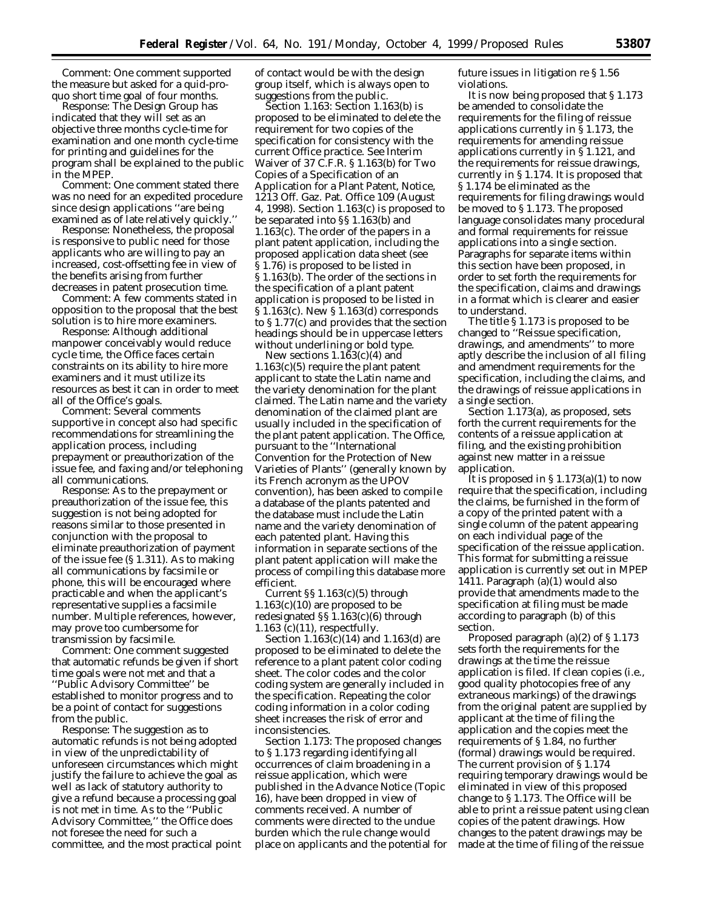Comment: One comment supported the measure but asked for a quid-pro-quo short time goal of four months.

Response: The Design Group has indicated that they will set as an objective three months cycle-time for examination and one month cycle-time for printing and guidelines for the program shall be explained to the public in the MPEP.

Comment: One comment stated there was no need for an expedited procedure since design applications ''are being examined as of late relatively quickly.''

Response: Nonetheless, the proposal is responsive to public need for those applicants who are willing to pay an increased, cost-offsetting fee in view of the benefits arising from further decreases in patent prosecution time.

Comment: A few comments stated in opposition to the proposal that the best solution is to hire more examiners.

Response: Although additional manpower conceivably would reduce cycle time, the Office faces certain constraints on its ability to hire more examiners and it must utilize its resources as best it can in order to meet all of the Office's goals.

Comment: Several comments supportive in concept also had specific recommendations for streamlining the application process, including prepayment or preauthorization of the issue fee, and faxing and/or telephoning all communications.

Response: As to the prepayment or preauthorization of the issue fee, this suggestion is not being adopted for reasons similar to those presented in conjunction with the proposal to eliminate preauthorization of payment of the issue fee (§ 1.311). As to making all communications by facsimile or phone, this will be encouraged where practicable and when the applicant's representative supplies a facsimile number. Multiple references, however, may prove too cumbersome for transmission by facsimile.

Comment: One comment suggested that automatic refunds be given if short time goals were not met and that a ''Public Advisory Committee'' be established to monitor progress and to be a point of contact for suggestions from the public.

Response: The suggestion as to automatic refunds is not being adopted in view of the unpredictability of unforeseen circumstances which might justify the failure to achieve the goal as well as lack of statutory authority to give a refund because a processing goal is not met in time. As to the ''Public Advisory Committee,'' the Office does not foresee the need for such a committee, and the most practical point of contact would be with the design group itself, which is always open to suggestions from the public.

*Section 1.163:* Section 1.163(b) is proposed to be eliminated to delete the requirement for two copies of the specification for consistency with the current Office practice. *See Interim Waiver of 37 CFR § 1.163(b) for Two Copies of a Specification of an Application for a Plant Patent,* Notice, 1213 Off. Gaz. Pat. Office 109 (August 4, 1998). Section 1.163(c) is proposed to be separated into §§ 1.163(b) and 1.163(c). The order of the papers in a plant patent application, including the proposed application data sheet (see § 1.76) is proposed to be listed in § 1.163(b). The order of the sections in the specification of a plant patent application is proposed to be listed in § 1.163(c). New § 1.163(d) corresponds to § 1.77(c) and provides that the section headings should be in uppercase letters without underlining or bold type.

New sections 1.163(c)(4) and 1.163(c)(5) require the plant patent applicant to state the Latin name and the variety denomination for the plant claimed. The Latin name and the variety denomination of the claimed plant are usually included in the specification of the plant patent application. The Office, pursuant to the ''International Convention for the Protection of New Varieties of Plants'' (generally known by its French acronym as the UPOV convention), has been asked to compile a database of the plants patented and the database must include the Latin name and the variety denomination of each patented plant. Having this information in separate sections of the plant patent application will make the process of compiling this database more efficient.

Current §§ 1.163(c)(5) through 1.163(c)(10) are proposed to be redesignated §§ 1.163(c)(6) through 1.163 (c)(11), respectfully.

Section 1.163(c)(14) and 1.163(d) are proposed to be eliminated to delete the reference to a plant patent color coding sheet. The color codes and the color coding system are generally included in the specification. Repeating the color coding information in a color coding sheet increases the risk of error and inconsistencies.

*Section 1.173:* The proposed changes to § 1.173 regarding identifying all occurrences of claim broadening in a reissue application, which were published in the Advance Notice (Topic 16), have been dropped in view of comments received. A number of comments were directed to the undue burden which the rule change would place on applicants and the potential for future issues in litigation re § 1.56 violations.

It is now being proposed that § 1.173 be amended to consolidate the requirements for the filing of reissue applications currently in § 1.173, the requirements for amending reissue applications currently in § 1.121, and the requirements for reissue drawings, currently in § 1.174. It is proposed that § 1.174 be eliminated as the requirements for filing drawings would be moved to § 1.173. The proposed language consolidates many procedural and formal requirements for reissue applications into a single section. Paragraphs for separate items within this section have been proposed, in order to set forth the requirements for the specification, claims and drawings in a format which is clearer and easier to understand.

The title § 1.173 is proposed to be changed to ''Reissue specification, drawings, and amendments'' to more aptly describe the inclusion of all filing and amendment requirements for the specification, including the claims, and the drawings of reissue applications in a single section.

Section 1.173(a), as proposed, sets forth the current requirements for the contents of a reissue application at filing, and the existing prohibition against new matter in a reissue application.

It is proposed in § 1.173(a)(1) to now require that the specification, including the claims, be furnished in the form of a copy of the printed patent with a single column of the patent appearing on each individual page of the specification of the reissue application. This format for submitting a reissue application is currently set out in MPEP 1411. Paragraph (a)(1) would also provide that amendments made to the specification at filing must be made according to paragraph (b) of this section.

Proposed paragraph (a)(2) of § 1.173 sets forth the requirements for the drawings at the time the reissue application is filed. If clean copies (*i.e.,* good quality photocopies free of any extraneous markings) of the drawings from the original patent are supplied by applicant at the time of filing the application and the copies meet the requirements of § 1.84, no further (formal) drawings would be required. The current provision of § 1.174 requiring temporary drawings would be eliminated in view of this proposed change to § 1.173. The Office will be able to print a reissue patent using clean copies of the patent drawings. How changes to the patent drawings may be made at the time of filing of the reissue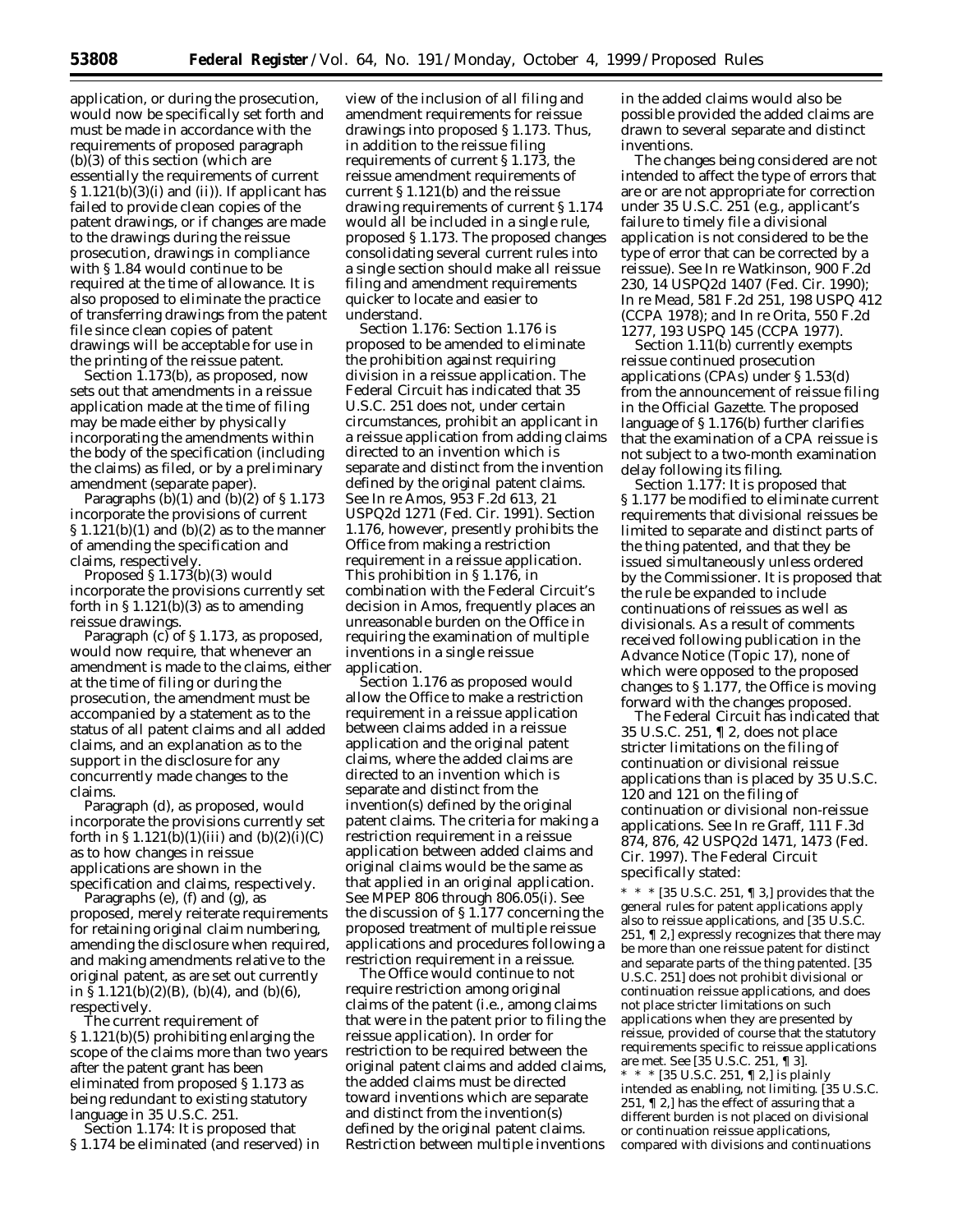application, or during the prosecution, would now be specifically set forth and must be made in accordance with the requirements of proposed paragraph (b)(3) of this section (which are essentially the requirements of current § 1.121(b)(3)(i) and (ii)). If applicant has failed to provide clean copies of the patent drawings, or if changes are made to the drawings during the reissue prosecution, drawings in compliance with § 1.84 would continue to be required at the time of allowance. It is also proposed to eliminate the practice of transferring drawings from the patent file since clean copies of patent drawings will be acceptable for use in the printing of the reissue patent.

Section 1.173(b), as proposed, now sets out that amendments in a reissue application made at the time of filing may be made either by physically incorporating the amendments within the body of the specification (including the claims) as filed, or by a preliminary amendment (separate paper).

Paragraphs (b)(1) and (b)(2) of § 1.173 incorporate the provisions of current § 1.121(b)(1) and (b)(2) as to the manner of amending the specification and claims, respectively.

Proposed § 1.173(b)(3) would incorporate the provisions currently set forth in § 1.121(b)(3) as to amending reissue drawings.

Paragraph (c) of § 1.173, as proposed, would now require, that whenever an amendment is made to the claims, either at the time of filing or during the prosecution, the amendment must be accompanied by a statement as to the status of all patent claims and all added claims, and an explanation as to the support in the disclosure for any concurrently made changes to the claims.

Paragraph (d), as proposed, would incorporate the provisions currently set forth in § 1.121(b)(1)(iii) and (b)(2)(i)(C) as to how changes in reissue applications are shown in the specification and claims, respectively.

Paragraphs (e), (f) and (g), as proposed, merely reiterate requirements for retaining original claim numbering, amending the disclosure when required, and making amendments relative to the original patent, as are set out currently in § 1.121(b)(2)(B), (b)(4), and (b)(6), respectively.

The current requirement of § 1.121(b)(5) prohibiting enlarging the scope of the claims more than two years after the patent grant has been eliminated from proposed § 1.173 as being redundant to existing statutory language in 35 U.S.C. 251.

*Section 1.174:* It is proposed that § 1.174 be eliminated (and reserved) in view of the inclusion of all filing and amendment requirements for reissue drawings into proposed § 1.173. Thus, in addition to the reissue filing requirements of current § 1.173, the reissue amendment requirements of current § 1.121(b) and the reissue drawing requirements of current § 1.174 would all be included in a single rule, proposed § 1.173. The proposed changes consolidating several current rules into a single section should make all reissue filing and amendment requirements quicker to locate and easier to understand.

*Section 1.176:* Section 1.176 is proposed to be amended to eliminate the prohibition against requiring division in a reissue application. The Federal Circuit has indicated that 35 U.S.C. 251 does not, under certain circumstances, prohibit an applicant in a reissue application from adding claims directed to an invention which is separate and distinct from the invention defined by the original patent claims. See *In re Amos*, 953 F.2d 613, 21 USPQ2d 1271 (Fed. Cir. 1991). Section 1.176, however, presently prohibits the Office from making a restriction requirement in a reissue application. This prohibition in § 1.176, in combination with the Federal Circuit's decision in *Amos*, frequently places an unreasonable burden on the Office in requiring the examination of multiple inventions in a single reissue application.

Section 1.176 as proposed would allow the Office to make a restriction requirement in a reissue application between claims added in a reissue application and the original patent claims, where the added claims are directed to an invention which is separate and distinct from the invention(s) defined by the original patent claims. The criteria for making a restriction requirement in a reissue application between added claims and original claims would be the same as that applied in an original application. See MPEP 806 through 806.05(i). See the discussion of § 1.177 concerning the proposed treatment of multiple reissue applications and procedures following a restriction requirement in a reissue.

The Office would continue to not require restriction among original claims of the patent (i.e., among claims that were in the patent prior to filing the reissue application). In order for restriction to be required between the original patent claims and added claims, the added claims must be directed toward inventions which are separate and distinct from the invention(s) defined by the original patent claims. Restriction between multiple inventions in the added claims would also be possible provided the added claims are drawn to several separate and distinct inventions.

The changes being considered are not intended to affect the type of errors that are or are not appropriate for correction under 35 U.S.C. 251 (e.g., applicant's failure to timely file a divisional application is not considered to be the type of error that can be corrected by a reissue). See *In re Watkinson*, 900 F.2d 230, 14 USPQ2d 1407 (Fed. Cir. 1990); *In re Mead*, 581 F.2d 251, 198 USPQ 412 (CCPA 1978); and *In re Orita*, 550 F.2d 1277, 193 USPQ 145 (CCPA 1977).

Section 1.11(b) currently exempts reissue continued prosecution applications (CPAs) under § 1.53(d) from the announcement of reissue filing in the *Official Gazette*. The proposed language of § 1.176(b) further clarifies that the examination of a CPA reissue is not subject to a two-month examination delay following its filing.

*Section 1.177:* It is proposed that § 1.177 be modified to eliminate current requirements that divisional reissues be limited to separate and distinct parts of the thing patented, and that they be issued simultaneously unless ordered by the Commissioner. It is proposed that the rule be expanded to include continuations of reissues as well as divisionals. As a result of comments received following publication in the Advance Notice (Topic 17), none of which were opposed to the proposed changes to § 1.177, the Office is moving forward with the changes proposed.

The Federal Circuit has indicated that 35 U.S.C. 251, ¶ 2, does not place stricter limitations on the filing of continuation or divisional reissue applications than is placed by 35 U.S.C. 120 and 121 on the filing of continuation or divisional non-reissue applications. See *In re Graff*, 111 F.3d 874, 876, 42 USPQ2d 1471, 1473 (Fed. Cir. 1997). The Federal Circuit specifically stated:

* * * [35 U.S.C. 251, ¶ 3,] provides that the general rules for patent applications apply also to reissue applications, and [35 U.S.C. 251, ¶ 2,] expressly recognizes that there may be more than one reissue patent for distinct and separate parts of the thing patented. [35 U.S.C. 251] does not prohibit divisional or continuation reissue applications, and does not place stricter limitations on such applications when they are presented by reissue, provided of course that the statutory requirements specific to reissue applications are met. See [35 U.S.C. 251, ¶ 3].

* * * [35 U.S.C. 251, ¶ 2,] is plainly intended as enabling, not limiting. [35 U.S.C. 251, ¶ 2,] has the effect of assuring that a different burden is not placed on divisional or continuation reissue applications, compared with divisions and continuations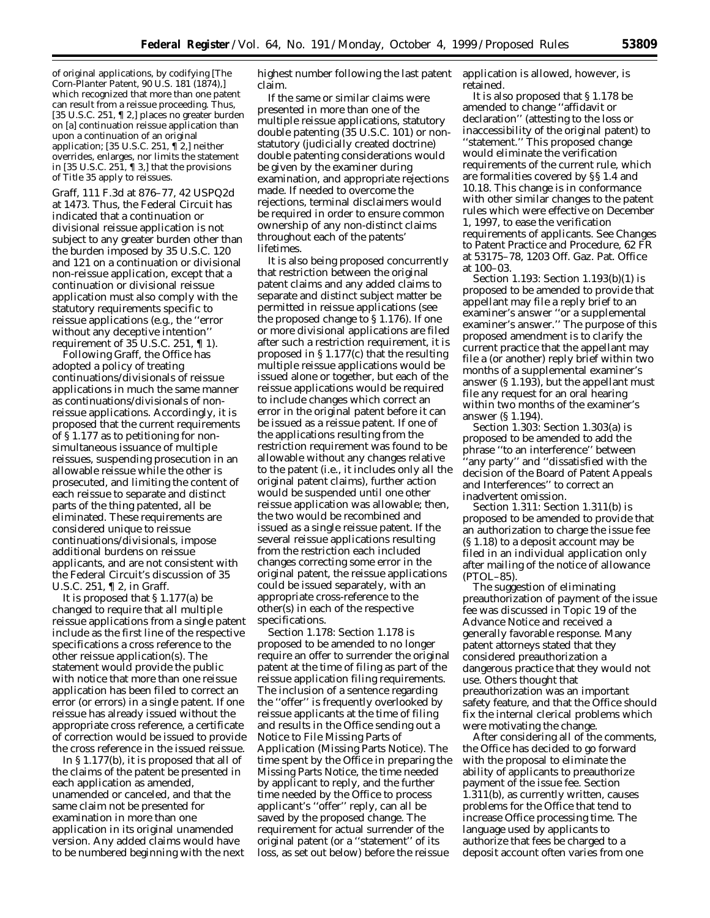of original applications, by codifying [The Corn-Planter Patent, 90 U.S. 181 (1874),] which recognized that more than one patent can result from a reissue proceeding. Thus, [35 U.S.C. 251, ¶ 2,] places no greater burden on [a] continuation reissue application than upon a continuation of an original application; [35 U.S.C. 251, ¶ 2,] neither overrides, enlarges, nor limits the statement in [35 U.S.C. 251, ¶ 3,] that the provisions of Title 35 apply to reissues.

*Graff*, 111 F.3d at 876–77, 42 USPQ2d at 1473. Thus, the Federal Circuit has indicated that a continuation or divisional reissue application is not subject to any greater burden other than the burden imposed by 35 U.S.C. 120 and 121 on a continuation or divisional non-reissue application, except that a continuation or divisional reissue application must also comply with the statutory requirements specific to reissue applications (*e.g.*, the ''error without any deceptive intention'' requirement of 35 U.S.C. 251, ¶ 1).

Following *Graff*, the Office has adopted a policy of treating continuations/divisionals of reissue applications in much the same manner as continuations/divisionals of non-reissue applications. Accordingly, it is proposed that the current requirements of § 1.177 as to petitioning for non-simultaneous issuance of multiple reissues, suspending prosecution in an allowable reissue while the other is prosecuted, and limiting the content of each reissue to separate and distinct parts of the thing patented, all be eliminated. These requirements are considered unique to reissue continuations/divisionals, impose additional burdens on reissue applicants, and are not consistent with the Federal Circuit's discussion of 35 U.S.C. 251, ¶ 2, in *Graff*.

It is proposed that § 1.177(a) be changed to require that all multiple reissue applications from a single patent include as the first line of the respective specifications a cross reference to the other reissue application(s). The statement would provide the public with notice that more than one reissue application has been filed to correct an error (or errors) in a single patent. If one reissue has already issued without the appropriate cross reference, a certificate of correction would be issued to provide the cross reference in the issued reissue.

In § 1.177(b), it is proposed that all of the claims of the patent be presented in each application as amended, unamended or canceled, and that the same claim not be presented for examination in more than one application in its original unamended version. Any added claims would have to be numbered beginning with the next highest number following the last patent claim.

If the same or similar claims were presented in more than one of the multiple reissue applications, statutory double patenting (35 U.S.C. 101) or non-statutory (judicially created doctrine) double patenting considerations would be given by the examiner during examination, and appropriate rejections made. If needed to overcome the rejections, terminal disclaimers would be required in order to ensure common ownership of any non-distinct claims throughout each of the patents' lifetimes.

It is also being proposed concurrently that restriction between the original patent claims and any added claims to separate and distinct subject matter be permitted in reissue applications (see the proposed change to § 1.176). If one or more divisional applications are filed after such a restriction requirement, it is proposed in § 1.177(c) that the resulting multiple reissue applications would be issued alone or together, but each of the reissue applications would be required to include changes which correct an error in the original patent before it can be issued as a reissue patent. If one of the applications resulting from the restriction requirement was found to be allowable without any changes relative to the patent (*i.e.*, it includes only all the original patent claims), further action would be suspended until one other reissue application was allowable; then, the two would be recombined and issued as a single reissue patent. If the several reissue applications resulting from the restriction each included changes correcting some error in the original patent, the reissue applications could be issued separately, with an appropriate cross-reference to the other(s) in each of the respective specifications.

*Section 1.178:* Section 1.178 is proposed to be amended to no longer require an offer to surrender the original patent at the time of filing as part of the reissue application filing requirements. The inclusion of a sentence regarding the ''offer'' is frequently overlooked by reissue applicants at the time of filing and results in the Office sending out a Notice to File Missing Parts of Application (Missing Parts Notice). The time spent by the Office in preparing the Missing Parts Notice, the time needed by applicant to reply, and the further time needed by the Office to process applicant's ''offer'' reply, can all be saved by the proposed change. The requirement for actual surrender of the original patent (or a ''statement'' of its loss, as set out below) before the reissue application is allowed, however, is retained.

It is also proposed that § 1.178 be amended to change ''affidavit or declaration'' (attesting to the loss or inaccessibility of the original patent) to ''statement.'' This proposed change would eliminate the verification requirements of the current rule, which are formalities covered by §§ 1.4 and 10.18. This change is in conformance with other similar changes to the patent rules which were effective on December 1, 1997, to ease the verification requirements of applicants. *See Changes to Patent Practice and Procedure*, 62 FR at 53175–78, 1203 Off. Gaz. Pat. Office at 100–03.

*Section 1.193:* Section 1.193(b)(1) is proposed to be amended to provide that appellant may file a reply brief to an examiner's answer ''or a supplemental examiner's answer.'' The purpose of this proposed amendment is to clarify the current practice that the appellant may file a (or another) reply brief within two months of a supplemental examiner's answer (§ 1.193), but the appellant must file any request for an oral hearing within two months of the examiner's answer (§ 1.194).

*Section 1.303:* Section 1.303(a) is proposed to be amended to add the phrase ''to an interference'' between ''any party'' and ''dissatisfied with the decision of the Board of Patent Appeals and Interferences'' to correct an inadvertent omission.

*Section 1.311:* Section 1.311(b) is proposed to be amended to provide that an authorization to charge the issue fee (§ 1.18) to a deposit account may be filed in an individual application only after mailing of the notice of allowance (PTOL–85).

The suggestion of eliminating preauthorization of payment of the issue fee was discussed in Topic 19 of the Advance Notice and received a generally favorable response. Many patent attorneys stated that they considered preauthorization a dangerous practice that they would not use. Others thought that preauthorization was an important safety feature, and that the Office should fix the internal clerical problems which were motivating the change.

After considering all of the comments, the Office has decided to go forward with the proposal to eliminate the ability of applicants to preauthorize payment of the issue fee. Section 1.311(b), as currently written, causes problems for the Office that tend to increase Office processing time. The language used by applicants to authorize that fees be charged to a deposit account often varies from one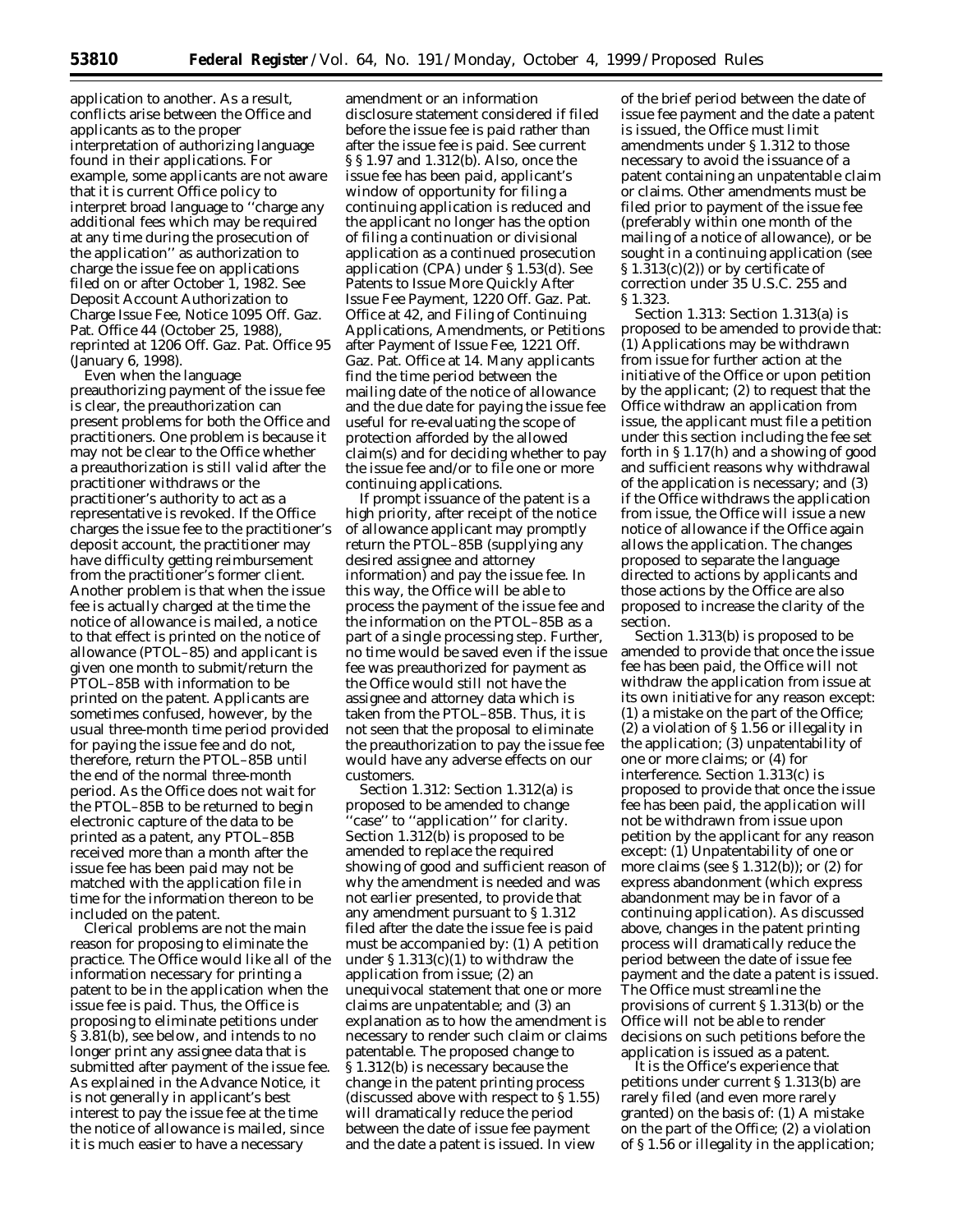application to another. As a result, conflicts arise between the Office and applicants as to the proper interpretation of authorizing language found in their applications. For example, some applicants are not aware that it is current Office policy to interpret broad language to ''charge any additional fees which may be required at any time during the prosecution of the application'' as authorization to charge the issue fee on applications filed on or after October 1, 1982. See Deposit Account Authorization to Charge Issue Fee, Notice 1095 Off. Gaz. Pat. Office 44 (October 25, 1988), reprinted at 1206 Off. Gaz. Pat. Office 95 (January 6, 1998).

Even when the language preauthorizing payment of the issue fee is clear, the preauthorization can present problems for both the Office and practitioners. One problem is because it may not be clear to the Office whether a preauthorization is still valid after the practitioner withdraws or the practitioner's authority to act as a representative is revoked. If the Office charges the issue fee to the practitioner's deposit account, the practitioner may have difficulty getting reimbursement from the practitioner's former client. Another problem is that when the issue fee is actually charged at the time the notice of allowance is mailed, a notice to that effect is printed on the notice of allowance (PTOL–85) and applicant is given one month to submit/return the PTOL–85B with information to be printed on the patent. Applicants are sometimes confused, however, by the usual three-month time period provided for paying the issue fee and do not, therefore, return the PTOL–85B until the end of the normal three-month period. As the Office does not wait for the PTOL–85B to be returned to begin electronic capture of the data to be printed as a patent, any PTOL–85B received more than a month after the issue fee has been paid may not be matched with the application file in time for the information thereon to be included on the patent.

Clerical problems are not the main reason for proposing to eliminate the practice. The Office would like all of the information necessary for printing a patent to be in the application when the issue fee is paid. Thus, the Office is proposing to eliminate petitions under § 3.81(b), see below, and intends to no longer print any assignee data that is submitted after payment of the issue fee. As explained in the Advance Notice, it is not generally in applicant's best interest to pay the issue fee at the time the notice of allowance is mailed, since it is much easier to have a necessary amendment or an information disclosure statement considered if filed before the issue fee is paid rather than after the issue fee is paid. See current §§ 1.97 and 1.312(b). Also, once the issue fee has been paid, applicant's window of opportunity for filing a continuing application is reduced and the applicant no longer has the option of filing a continuation or divisional application as a continued prosecution application (CPA) under § 1.53(d). See Patents to Issue More Quickly After Issue Fee Payment, 1220 Off. Gaz. Pat. Office at 42, and Filing of Continuing Applications, Amendments, or Petitions after Payment of Issue Fee, 1221 Off. Gaz. Pat. Office at 14. Many applicants find the time period between the mailing date of the notice of allowance and the due date for paying the issue fee useful for re-evaluating the scope of protection afforded by the allowed claim(s) and for deciding whether to pay the issue fee and/or to file one or more continuing applications.

If prompt issuance of the patent is a high priority, after receipt of the notice of allowance applicant may promptly return the PTOL–85B (supplying any desired assignee and attorney information) and pay the issue fee. In this way, the Office will be able to process the payment of the issue fee and the information on the PTOL–85B as a part of a single processing step. Further, no time would be saved even if the issue fee was preauthorized for payment as the Office would still not have the assignee and attorney data which is taken from the PTOL–85B. Thus, it is not seen that the proposal to eliminate the preauthorization to pay the issue fee would have any adverse effects on our customers.

*Section 1.312:* Section 1.312(a) is proposed to be amended to change ''case'' to ''application'' for clarity. Section 1.312(b) is proposed to be amended to replace the required showing of good and sufficient reason of why the amendment is needed and was not earlier presented, to provide that any amendment pursuant to § 1.312 filed after the date the issue fee is paid must be accompanied by: (1) A petition under § 1.313(c)(1) to withdraw the application from issue; (2) an unequivocal statement that one or more claims are unpatentable; and (3) an explanation as to how the amendment is necessary to render such claim or claims patentable. The proposed change to § 1.312(b) is necessary because the change in the patent printing process (discussed above with respect to § 1.55) will dramatically reduce the period between the date of issue fee payment and the date a patent is issued. In view of the brief period between the date of issue fee payment and the date a patent is issued, the Office must limit amendments under § 1.312 to those necessary to avoid the issuance of a patent containing an unpatentable claim or claims. Other amendments must be filed prior to payment of the issue fee (preferably within one month of the mailing of a notice of allowance), or be sought in a continuing application (see § 1.313(c)(2)) or by certificate of correction under 35 U.S.C. 255 and § 1.323.

*Section 1.313:* Section 1.313(a) is proposed to be amended to provide that: (1) Applications may be withdrawn from issue for further action at the initiative of the Office or upon petition by the applicant; (2) to request that the Office withdraw an application from issue, the applicant must file a petition under this section including the fee set forth in § 1.17(h) and a showing of good and sufficient reasons why withdrawal of the application is necessary; and (3) if the Office withdraws the application from issue, the Office will issue a new notice of allowance if the Office again allows the application. The changes proposed to separate the language directed to actions by applicants and those actions by the Office are also proposed to increase the clarity of the section.

Section 1.313(b) is proposed to be amended to provide that once the issue fee has been paid, the Office will not withdraw the application from issue at its own initiative for any reason except: (1) a mistake on the part of the Office; (2) a violation of § 1.56 or illegality in the application; (3) unpatentability of one or more claims; or (4) for interference. Section 1.313(c) is proposed to provide that once the issue fee has been paid, the application will not be withdrawn from issue upon petition by the applicant for any reason except: (1) Unpatentability of one or more claims (see § 1.312(b)); or (2) for express abandonment (which express abandonment may be in favor of a continuing application). As discussed above, changes in the patent printing process will dramatically reduce the period between the date of issue fee payment and the date a patent is issued. The Office must streamline the provisions of current § 1.313(b) or the Office will not be able to render decisions on such petitions before the application is issued as a patent.

It is the Office's experience that petitions under current § 1.313(b) are rarely filed (and even more rarely granted) on the basis of: (1) A mistake on the part of the Office; (2) a violation of § 1.56 or illegality in the application;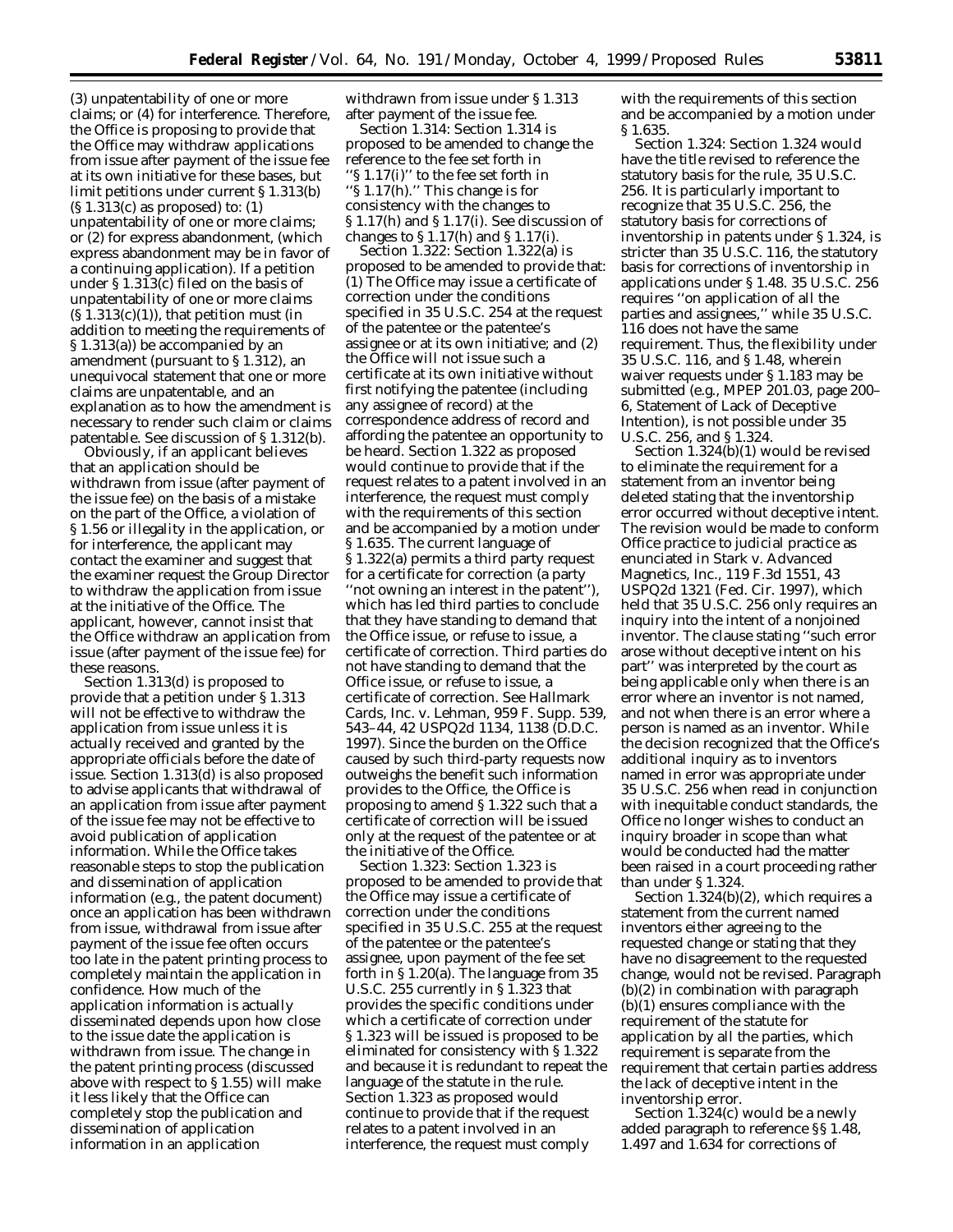(3) unpatentability of one or more claims; or (4) for interference. Therefore, the Office is proposing to provide that the Office may withdraw applications from issue after payment of the issue fee at its own initiative for these bases, but limit petitions under current § 1.313(b) (§ 1.313(c) as proposed) to: (1) unpatentability of one or more claims; or (2) for express abandonment, (which express abandonment may be in favor of a continuing application). If a petition under § 1.313(c) filed on the basis of unpatentability of one or more claims (§ 1.313(c)(1)), that petition must (in addition to meeting the requirements of § 1.313(a)) be accompanied by an amendment (pursuant to § 1.312), an unequivocal statement that one or more claims are unpatentable, and an explanation as to how the amendment is necessary to render such claim or claims patentable. See discussion of § 1.312(b).

Obviously, if an applicant believes that an application should be withdrawn from issue (after payment of the issue fee) on the basis of a mistake on the part of the Office, a violation of § 1.56 or illegality in the application, or for interference, the applicant may contact the examiner and suggest that the examiner request the Group Director to withdraw the application from issue at the initiative of the Office. The applicant, however, cannot insist that the Office withdraw an application from issue (after payment of the issue fee) for these reasons.

Section 1.313(d) is proposed to provide that a petition under § 1.313 will not be effective to withdraw the application from issue unless it is actually received and granted by the appropriate officials before the date of issue. Section 1.313(d) is also proposed to advise applicants that withdrawal of an application from issue after payment of the issue fee may not be effective to avoid publication of application information. While the Office takes reasonable steps to stop the publication and dissemination of application information (e.g., the patent document) once an application has been withdrawn from issue, withdrawal from issue after payment of the issue fee often occurs too late in the patent printing process to completely maintain the application in confidence. How much of the application information is actually disseminated depends upon how close to the issue date the application is withdrawn from issue. The change in the patent printing process (discussed above with respect to § 1.55) will make it less likely that the Office can completely stop the publication and dissemination of application information in an application withdrawn from issue under § 1.313 after payment of the issue fee.

*Section 1.314:* Section 1.314 is proposed to be amended to change the reference to the fee set forth in "§ 1.17(i)" to the fee set forth in "§ 1.17(h)." This change is for consistency with the changes to § 1.17(h) and § 1.17(i). See discussion of changes to § 1.17(h) and § 1.17(i).

*Section 1.322:* Section 1.322(a) is proposed to be amended to provide that: (1) The Office may issue a certificate of correction under the conditions specified in 35 U.S.C. 254 at the request of the patentee or the patentee's assignee or at its own initiative; and (2) the Office will not issue such a certificate at its own initiative without first notifying the patentee (including any assignee of record) at the correspondence address of record and affording the patentee an opportunity to be heard. Section 1.322 as proposed would continue to provide that if the request relates to a patent involved in an interference, the request must comply with the requirements of this section and be accompanied by a motion under § 1.635. The current language of § 1.322(a) permits a third party request for a certificate for correction (a party "not owning an interest in the patent"), which has led third parties to conclude that they have standing to demand that the Office issue, or refuse to issue, a certificate of correction. Third parties do not have standing to demand that the Office issue, or refuse to issue, a certificate of correction. See *Hallmark Cards, Inc.* v. *Lehman,* 959 F. Supp. 539, 543–44, 42 USPQ2d 1134, 1138 (D.D.C. 1997). Since the burden on the Office caused by such third-party requests now outweighs the benefit such information provides to the Office, the Office is proposing to amend § 1.322 such that a certificate of correction will be issued only at the request of the patentee or at the initiative of the Office.

*Section 1.323:* Section 1.323 is proposed to be amended to provide that the Office may issue a certificate of correction under the conditions specified in 35 U.S.C. 255 at the request of the patentee or the patentee's assignee, upon payment of the fee set forth in § 1.20(a). The language from 35 U.S.C. 255 currently in § 1.323 that provides the specific conditions under which a certificate of correction under § 1.323 will be issued is proposed to be eliminated for consistency with § 1.322 and because it is redundant to repeat the language of the statute in the rule. Section 1.323 as proposed would continue to provide that if the request relates to a patent involved in an interference, the request must comply with the requirements of this section and be accompanied by a motion under § 1.635.

*Section 1.324:* Section 1.324 would have the title revised to reference the statutory basis for the rule, 35 U.S.C. 256. It is particularly important to recognize that 35 U.S.C. 256, the statutory basis for corrections of inventorship in patents under § 1.324, is stricter than 35 U.S.C. 116, the statutory basis for corrections of inventorship in applications under § 1.48. 35 U.S.C. 256 requires "on application of all the parties and assignees," while 35 U.S.C. 116 does not have the same requirement. Thus, the flexibility under 35 U.S.C. 116, and § 1.48, wherein waiver requests under § 1.183 may be submitted (e.g., MPEP 201.03, page 200–6, Statement of Lack of Deceptive Intention), is not possible under 35 U.S.C. 256, and § 1.324.

Section 1.324(b)(1) would be revised to eliminate the requirement for a statement from an inventor being deleted stating that the inventorship error occurred without deceptive intent. The revision would be made to conform Office practice to judicial practice as enunciated in *Stark* v. *Advanced Magnetics, Inc.,* 119 F.3d 1551, 43 USPQ2d 1321 (Fed. Cir. 1997), which held that 35 U.S.C. 256 only requires an inquiry into the intent of a nonjoined inventor. The clause stating "such error arose without deceptive intent on his part" was interpreted by the court as being applicable only when there is an error where an inventor is not named, and not when there is an error where a person is named as an inventor. While the decision recognized that the Office's additional inquiry as to inventors named in error was appropriate under 35 U.S.C. 256 when read in conjunction with inequitable conduct standards, the Office no longer wishes to conduct an inquiry broader in scope than what would be conducted had the matter been raised in a court proceeding rather than under § 1.324.

Section 1.324(b)(2), which requires a statement from the current named inventors either agreeing to the requested change or stating that they have no disagreement to the requested change, would not be revised. Paragraph (b)(2) in combination with paragraph (b)(1) ensures compliance with the requirement of the statute for application by all the parties, which requirement is separate from the requirement that certain parties address the lack of deceptive intent in the inventorship error.

Section 1.324(c) would be a newly added paragraph to reference §§ 1.48, 1.497 and 1.634 for corrections of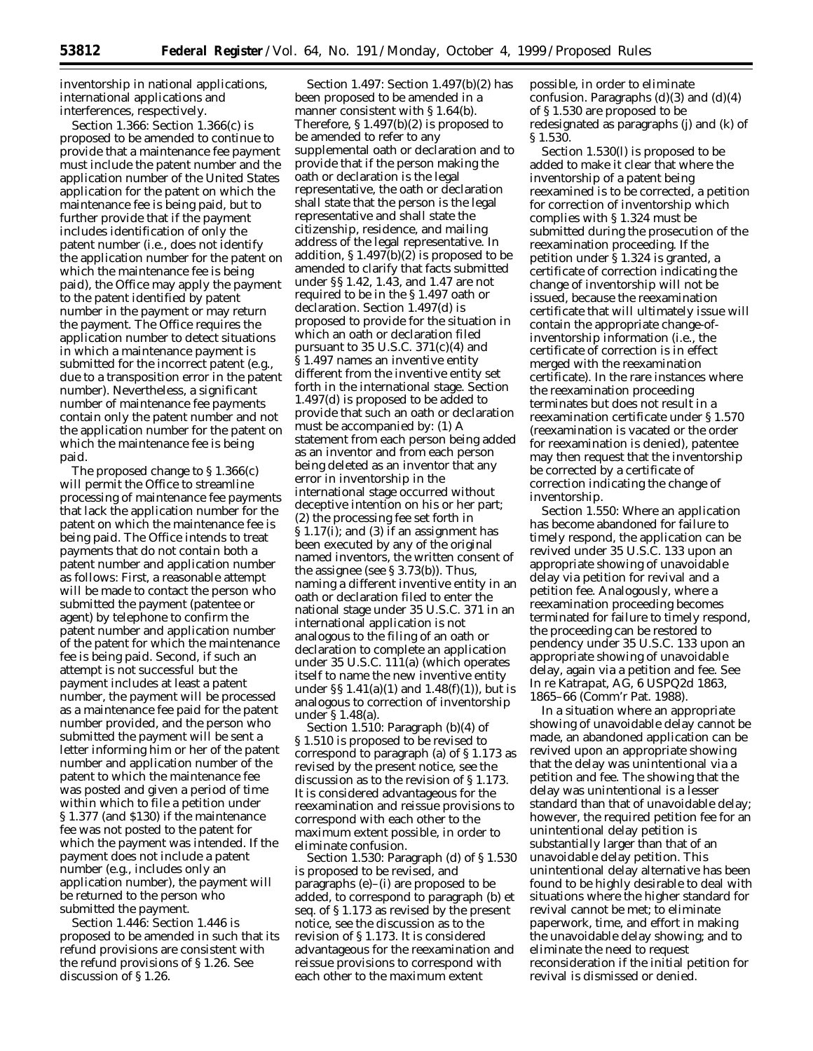inventorship in national applications, international applications and interferences, respectively.

*Section 1.366:* Section 1.366(c) is proposed to be amended to continue to provide that a maintenance fee payment must include the patent number and the application number of the United States application for the patent on which the maintenance fee is being paid, but to further provide that if the payment includes identification of only the patent number (i.e., does not identify the application number for the patent on which the maintenance fee is being paid), the Office may apply the payment to the patent identified by patent number in the payment or may return the payment. The Office requires the application number to detect situations in which a maintenance payment is submitted for the incorrect patent (e.g., due to a transposition error in the patent number). Nevertheless, a significant number of maintenance fee payments contain only the patent number and not the application number for the patent on which the maintenance fee is being paid.

The proposed change to § 1.366(c) will permit the Office to streamline processing of maintenance fee payments that lack the application number for the patent on which the maintenance fee is being paid. The Office intends to treat payments that do not contain both a patent number and application number as follows: First, a reasonable attempt will be made to contact the person who submitted the payment (patentee or agent) by telephone to confirm the patent number and application number of the patent for which the maintenance fee is being paid. Second, if such an attempt is not successful but the payment includes at least a patent number, the payment will be processed as a maintenance fee paid for the patent number provided, and the person who submitted the payment will be sent a letter informing him or her of the patent number and application number of the patent to which the maintenance fee was posted and given a period of time within which to file a petition under § 1.377 (and $130) if the maintenance fee was not posted to the patent for which the payment was intended. If the payment does not include a patent number (e.g., includes only an application number), the payment will be returned to the person who submitted the payment.

*Section 1.446:* Section 1.446 is proposed to be amended in such that its refund provisions are consistent with the refund provisions of § 1.26. See discussion of § 1.26.

*Section 1.497:* Section 1.497(b)(2) has been proposed to be amended in a manner consistent with § 1.64(b). Therefore, § 1.497(b)(2) is proposed to be amended to refer to any supplemental oath or declaration and to provide that if the person making the oath or declaration is the legal representative, the oath or declaration shall state that the person is the legal representative and shall state the citizenship, residence, and mailing address of the legal representative. In addition, § 1.497(b)(2) is proposed to be amended to clarify that facts submitted under §§ 1.42, 1.43, and 1.47 are not required to be in the § 1.497 oath or declaration. Section 1.497(d) is proposed to provide for the situation in which an oath or declaration filed pursuant to 35 U.S.C. 371(c)(4) and § 1.497 names an inventive entity different from the inventive entity set forth in the international stage. Section 1.497(d) is proposed to be added to provide that such an oath or declaration must be accompanied by: (1) A statement from each person being added as an inventor and from each person being deleted as an inventor that any error in inventorship in the international stage occurred without deceptive intention on his or her part; (2) the processing fee set forth in § 1.17(i); and (3) if an assignment has been executed by any of the original named inventors, the written consent of the assignee (see § 3.73(b)). Thus, naming a different inventive entity in an oath or declaration filed to enter the national stage under 35 U.S.C. 371 in an international application is not analogous to the filing of an oath or declaration to complete an application under 35 U.S.C. 111(a) (which operates itself to name the new inventive entity under §§ 1.41(a)(1) and 1.48(f)(1)), but is analogous to correction of inventorship under § 1.48(a).

*Section 1.510:* Paragraph (b)(4) of § 1.510 is proposed to be revised to correspond to paragraph (a) of § 1.173 as revised by the present notice, see the discussion as to the revision of § 1.173. It is considered advantageous for the reexamination and reissue provisions to correspond with each other to the maximum extent possible, in order to eliminate confusion.

*Section 1.530:* Paragraph (d) of § 1.530 is proposed to be revised, and paragraphs (e)–(i) are proposed to be added, to correspond to paragraph (b) et seq. of § 1.173 as revised by the present notice, see the discussion as to the revision of § 1.173. It is considered advantageous for the reexamination and reissue provisions to correspond with each other to the maximum extent possible, in order to eliminate confusion. Paragraphs (d)(3) and (d)(4) of § 1.530 are proposed to be redesignated as paragraphs (j) and (k) of § 1.530.

Section 1.530(l) is proposed to be added to make it clear that where the inventorship of a patent being reexamined is to be corrected, a petition for correction of inventorship which complies with § 1.324 must be submitted during the prosecution of the reexamination proceeding. If the petition under § 1.324 is granted, a certificate of correction indicating the change of inventorship will not be issued, because the reexamination certificate that will ultimately issue will contain the appropriate change-of-inventorship information (i.e., the certificate of correction is in effect merged with the reexamination certificate). In the rare instances where the reexamination proceeding terminates but does not result in a reexamination certificate under § 1.570 (reexamination is vacated or the order for reexamination is denied), patentee may then request that the inventorship be corrected by a certificate of correction indicating the change of inventorship.

*Section 1.550:* Where an application has become abandoned for failure to timely respond, the application can be revived under 35 U.S.C. 133 upon an appropriate showing of unavoidable delay via petition for revival and a petition fee. Analogously, where a reexamination proceeding becomes terminated for failure to timely respond, the proceeding can be restored to pendency under 35 U.S.C. 133 upon an appropriate showing of unavoidable delay, again via a petition and fee. See *In re Katrapat, AG,* 6 USPQ2d 1863, 1865–66 (Comm'r Pat. 1988).

In a situation where an appropriate showing of unavoidable delay cannot be made, an abandoned application can be revived upon an appropriate showing that the delay was unintentional via a petition and fee. The showing that the delay was unintentional is a lesser standard than that of unavoidable delay; however, the required petition fee for an unintentional delay petition is substantially larger than that of an unavoidable delay petition. This unintentional delay alternative has been found to be highly desirable to deal with situations where the higher standard for revival cannot be met; to eliminate paperwork, time, and effort in making the unavoidable delay showing; and to eliminate the need to request reconsideration if the initial petition for revival is dismissed or denied.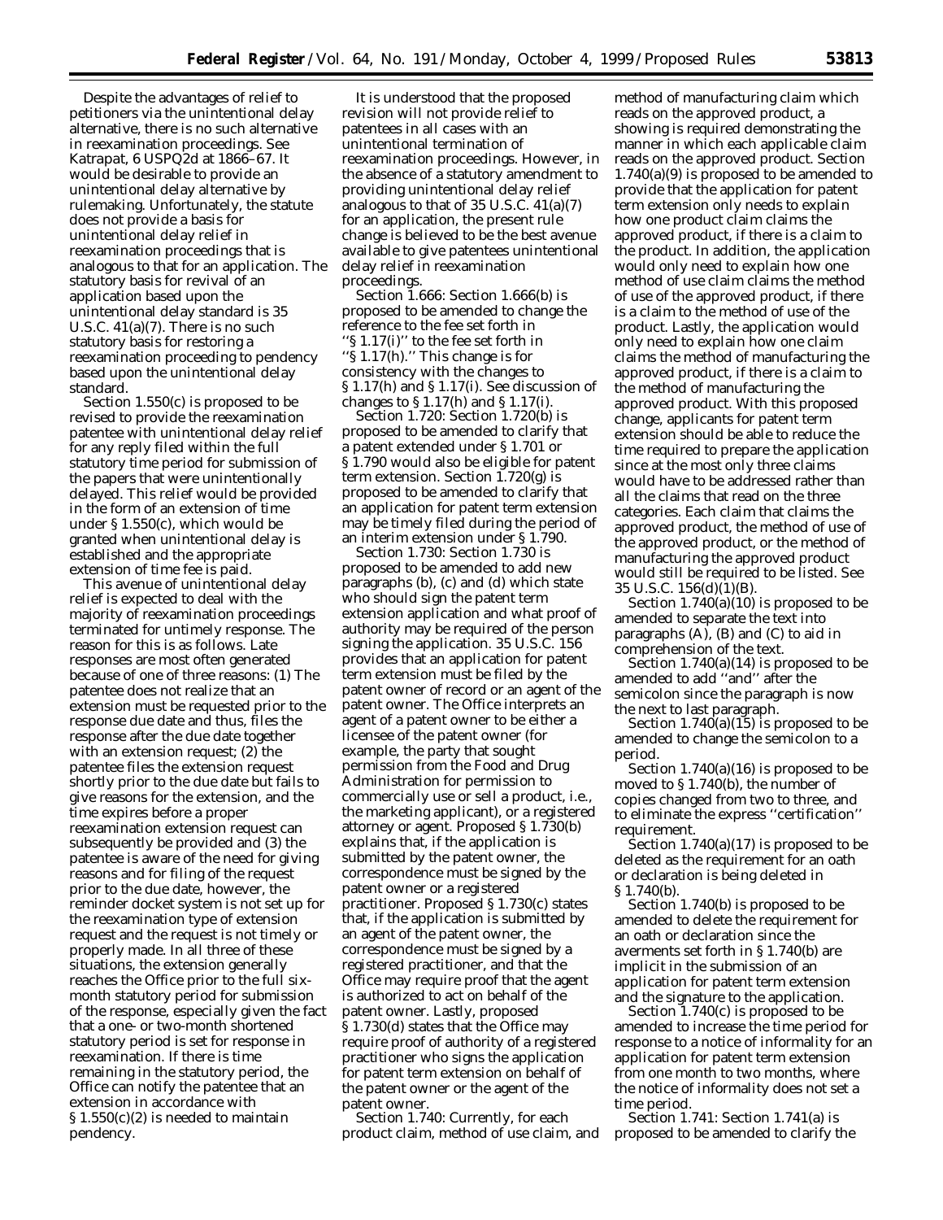Despite the advantages of relief to petitioners via the unintentional delay alternative, there is no such alternative in reexamination proceedings. See *Katrapat*, 6 USPQ2d at 1866–67. It would be desirable to provide an unintentional delay alternative by rulemaking. Unfortunately, the statute does not provide a basis for unintentional delay relief in reexamination proceedings that is analogous to that for an application. The statutory basis for revival of an application based upon the unintentional delay standard is 35 U.S.C. 41(a)(7). There is no such statutory basis for restoring a reexamination proceeding to pendency based upon the unintentional delay standard.

Section 1.550(c) is proposed to be revised to provide the reexamination patentee with unintentional delay relief for any reply filed within the full statutory time period for submission of the papers that were unintentionally delayed. This relief would be provided in the form of an extension of time under § 1.550(c), which would be granted when unintentional delay is established and the appropriate extension of time fee is paid.

This avenue of unintentional delay relief is expected to deal with the majority of reexamination proceedings terminated for untimely response. The reason for this is as follows. Late responses are most often generated because of one of three reasons: (1) The patentee does not realize that an extension must be requested prior to the response due date and thus, files the response after the due date together with an extension request; (2) the patentee files the extension request shortly prior to the due date but fails to give reasons for the extension, and the time expires before a proper reexamination extension request can subsequently be provided and (3) the patentee is aware of the need for giving reasons and for filing of the request prior to the due date, however, the reminder docket system is not set up for the reexamination type of extension request and the request is not timely or properly made. In all three of these situations, the extension generally reaches the Office prior to the full six-month statutory period for submission of the response, especially given the fact that a one- or two-month shortened statutory period is set for response in reexamination. If there is time remaining in the statutory period, the Office can notify the patentee that an extension in accordance with § 1.550(c)(2) is needed to maintain pendency.

It is understood that the proposed revision will not provide relief to patentees in all cases with an unintentional termination of reexamination proceedings. However, in the absence of a statutory amendment to providing unintentional delay relief analogous to that of 35 U.S.C. 41(a)(7) for an application, the present rule change is believed to be the best avenue available to give patentees unintentional delay relief in reexamination proceedings.

*Section 1.666:* Section 1.666(b) is proposed to be amended to change the reference to the fee set forth in "§ 1.17(i)" to the fee set forth in "§ 1.17(h)." This change is for consistency with the changes to § 1.17(h) and § 1.17(i). See discussion of changes to § 1.17(h) and § 1.17(i).

*Section 1.720:* Section 1.720(b) is proposed to be amended to clarify that a patent extended under § 1.701 or § 1.790 would also be eligible for patent term extension. Section 1.720(g) is proposed to be amended to clarify that an application for patent term extension may be timely filed during the period of an interim extension under § 1.790.

*Section 1.730:* Section 1.730 is proposed to be amended to add new paragraphs (b), (c) and (d) which state who should sign the patent term extension application and what proof of authority may be required of the person signing the application. 35 U.S.C. 156 provides that an application for patent term extension must be filed by the patent owner of record or an agent of the patent owner. The Office interprets an agent of a patent owner to be either a licensee of the patent owner (for example, the party that sought permission from the Food and Drug Administration for permission to commercially use or sell a product, i.e., the marketing applicant), or a registered attorney or agent. Proposed § 1.730(b) explains that, if the application is submitted by the patent owner, the correspondence must be signed by the patent owner or a registered practitioner. Proposed § 1.730(c) states that, if the application is submitted by an agent of the patent owner, the correspondence must be signed by a registered practitioner, and that the Office may require proof that the agent is authorized to act on behalf of the patent owner. Lastly, proposed § 1.730(d) states that the Office may require proof of authority of a registered practitioner who signs the application for patent term extension on behalf of the patent owner or the agent of the patent owner.

*Section 1.740:* Currently, for each product claim, method of use claim, and method of manufacturing claim which reads on the approved product, a showing is required demonstrating the manner in which each applicable claim reads on the approved product. Section 1.740(a)(9) is proposed to be amended to provide that the application for patent term extension only needs to explain how one product claim claims the approved product, if there is a claim to the product. In addition, the application would only need to explain how one method of use claim claims the method of use of the approved product, if there is a claim to the method of use of the product. Lastly, the application would only need to explain how one claim claims the method of manufacturing the approved product, if there is a claim to the method of manufacturing the approved product. With this proposed change, applicants for patent term extension should be able to reduce the time required to prepare the application since at the most only three claims would have to be addressed rather than all the claims that read on the three categories. Each claim that claims the approved product, the method of use of the approved product, or the method of manufacturing the approved product would still be required to be listed. See 35 U.S.C. 156(d)(1)(B).

Section 1.740(a)(10) is proposed to be amended to separate the text into paragraphs (A), (B) and (C) to aid in comprehension of the text.

Section 1.740(a)(14) is proposed to be amended to add "and" after the semicolon since the paragraph is now the next to last paragraph.

Section 1.740(a)(15) is proposed to be amended to change the semicolon to a period.

Section 1.740(a)(16) is proposed to be moved to § 1.740(b), the number of copies changed from two to three, and to eliminate the express "certification" requirement.

Section 1.740(a)(17) is proposed to be deleted as the requirement for an oath or declaration is being deleted in § 1.740(b).

Section 1.740(b) is proposed to be amended to delete the requirement for an oath or declaration since the averments set forth in § 1.740(b) are implicit in the submission of an application for patent term extension and the signature to the application.

Section 1.740(c) is proposed to be amended to increase the time period for response to a notice of informality for an application for patent term extension from one month to two months, where the notice of informality does not set a time period.

*Section 1.741:* Section 1.741(a) is proposed to be amended to clarify the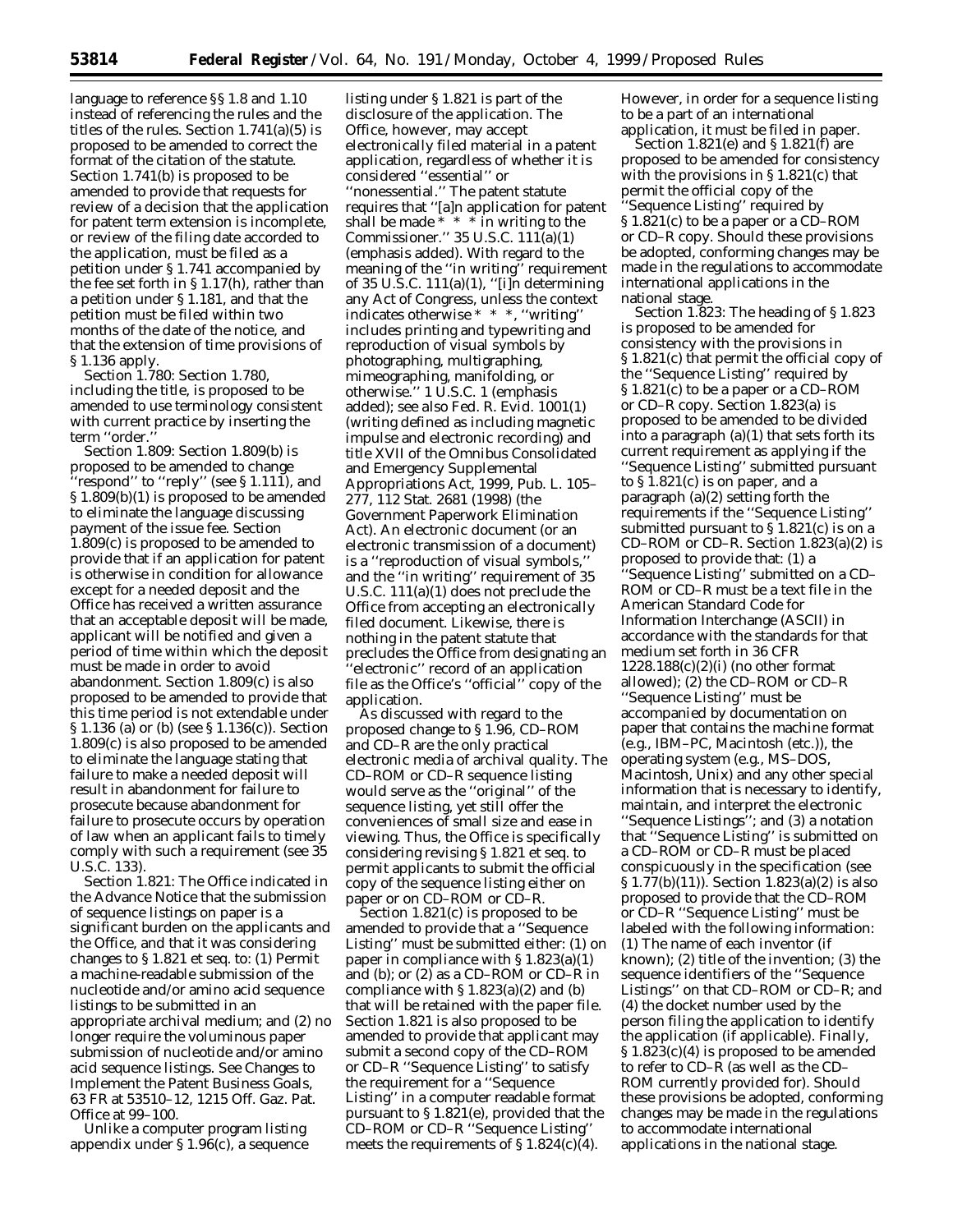language to reference §§ 1.8 and 1.10 instead of referencing the rules and the titles of the rules. Section 1.741(a)(5) is proposed to be amended to correct the format of the citation of the statute. Section 1.741(b) is proposed to be amended to provide that requests for review of a decision that the application for patent term extension is incomplete, or review of the filing date accorded to the application, must be filed as a petition under § 1.741 accompanied by the fee set forth in § 1.17(h), rather than a petition under § 1.181, and that the petition must be filed within two months of the date of the notice, and that the extension of time provisions of § 1.136 apply.

*Section 1.780:* Section 1.780, including the title, is proposed to be amended to use terminology consistent with current practice by inserting the term ''order.''

*Section 1.809:* Section 1.809(b) is proposed to be amended to change ''respond'' to ''reply'' (see § 1.111), and § 1.809(b)(1) is proposed to be amended to eliminate the language discussing payment of the issue fee. Section 1.809(c) is proposed to be amended to provide that if an application for patent is otherwise in condition for allowance except for a needed deposit and the Office has received a written assurance that an acceptable deposit will be made, applicant will be notified and given a period of time within which the deposit must be made in order to avoid abandonment. Section 1.809(c) is also proposed to be amended to provide that this time period is not extendable under § 1.136 (a) or (b) (see § 1.136(c)). Section 1.809(c) is also proposed to be amended to eliminate the language stating that failure to make a needed deposit will result in abandonment for failure to prosecute because abandonment for failure to prosecute occurs by operation of law when an applicant fails to timely comply with such a requirement (see 35 U.S.C. 133).

*Section 1.821:* The Office indicated in the Advance Notice that the submission of sequence listings on paper is a significant burden on the applicants and the Office, and that it was considering changes to § 1.821 *et seq.* to: (1) Permit a machine-readable submission of the nucleotide and/or amino acid sequence listings to be submitted in an appropriate archival medium; and (2) no longer require the voluminous paper submission of nucleotide and/or amino acid sequence listings. *See Changes to Implement the Patent Business Goals,* 63 FR at 53510–12, 1215 Off. Gaz. Pat. Office at 99–100.

Unlike a computer program listing appendix under § 1.96(c), a sequence listing under § 1.821 is part of the disclosure of the application. The Office, however, may accept electronically filed material in a patent application, regardless of whether it is considered ''essential'' or ''nonessential.'' The patent statute requires that ''[a]n application for patent shall be made * * * in writing to the Commissioner.'' 35 U.S.C. 111(a)(1) (emphasis added). With regard to the meaning of the ''in writing'' requirement of 35 U.S.C. 111(a)(1), ''[i]n determining any Act of Congress, unless the context indicates otherwise * * *, ''writing'' includes printing and typewriting and reproduction of visual symbols by photographing, multigraphing, mimeographing, manifolding, or otherwise.'' 1 U.S.C. 1 (emphasis added); *see also* Fed. R. Evid. 1001(1) (writing defined as including magnetic impulse and electronic recording) and title XVII of the Omnibus Consolidated and Emergency Supplemental Appropriations Act, 1999, Pub. L. 105–277, 112 Stat. 2681 (1998) (the Government Paperwork Elimination Act). An electronic document (or an electronic transmission of a document) is a ''reproduction of visual symbols,'' and the ''in writing'' requirement of 35 U.S.C. 111(a)(1) does not preclude the Office from accepting an electronically filed document. Likewise, there is nothing in the patent statute that precludes the Office from designating an ''electronic'' record of an application file as the Office's ''official'' copy of the application.

As discussed with regard to the proposed change to § 1.96, CD–ROM and CD–R are the only practical electronic media of archival quality. The CD–ROM or CD–R sequence listing would serve as the ''original'' of the sequence listing, yet still offer the conveniences of small size and ease in viewing. Thus, the Office is specifically considering revising § 1.821 *et seq.* to permit applicants to submit the official copy of the sequence listing either on paper or on CD–ROM or CD–R.

Section 1.821(c) is proposed to be amended to provide that a ''Sequence Listing'' must be submitted either: (1) on paper in compliance with § 1.823(a)(1) and (b); or (2) as a CD–ROM or CD–R in compliance with § 1.823(a)(2) and (b) that will be retained with the paper file. Section 1.821 is also proposed to be amended to provide that applicant may submit a second copy of the CD–ROM or CD–R ''Sequence Listing'' to satisfy the requirement for a ''Sequence Listing'' in a computer readable format pursuant to § 1.821(e), provided that the CD–ROM or CD–R ''Sequence Listing'' meets the requirements of § 1.824(c)(4). However, in order for a sequence listing to be a part of an international application, it must be filed in paper.

Section 1.821(e) and § 1.821(f) are proposed to be amended for consistency with the provisions in § 1.821(c) that permit the official copy of the ''Sequence Listing'' required by § 1.821(c) to be a paper or a CD–ROM or CD–R copy. Should these provisions be adopted, conforming changes may be made in the regulations to accommodate international applications in the national stage.

*Section 1.823:* The heading of § 1.823 is proposed to be amended for consistency with the provisions in § 1.821(c) that permit the official copy of the ''Sequence Listing'' required by § 1.821(c) to be a paper or a CD–ROM or CD–R copy. Section 1.823(a) is proposed to be amended to be divided into a paragraph (a)(1) that sets forth its current requirement as applying if the ''Sequence Listing'' submitted pursuant to § 1.821(c) is on paper, and a paragraph (a)(2) setting forth the requirements if the ''Sequence Listing'' submitted pursuant to § 1.821(c) is on a CD–ROM or CD–R. Section 1.823(a)(2) is proposed to provide that: (1) a ''Sequence Listing'' submitted on a CD–ROM or CD–R must be a text file in the American Standard Code for Information Interchange (ASCII) in accordance with the standards for that medium set forth in 36 CFR 1228.188(c)(2)(i) (no other format allowed); (2) the CD–ROM or CD–R ''Sequence Listing'' must be accompanied by documentation on paper that contains the machine format (*e.g.*, IBM–PC, Macintosh (etc.)), the operating system (*e.g.*, MS–DOS, Macintosh, Unix) and any other special information that is necessary to identify, maintain, and interpret the electronic ''Sequence Listings''; and (3) a notation that ''Sequence Listing'' is submitted on a CD–ROM or CD–R must be placed conspicuously in the specification (see § 1.77(b)(11)). Section 1.823(a)(2) is also proposed to provide that the CD–ROM or CD–R ''Sequence Listing'' must be labeled with the following information: (1) The name of each inventor (if known); (2) title of the invention; (3) the sequence identifiers of the ''Sequence Listings'' on that CD–ROM or CD–R; and (4) the docket number used by the person filing the application to identify the application (if applicable). Finally, § 1.823(c)(4) is proposed to be amended to refer to CD–R (as well as the CD–ROM currently provided for). Should these provisions be adopted, conforming changes may be made in the regulations to accommodate international applications in the national stage.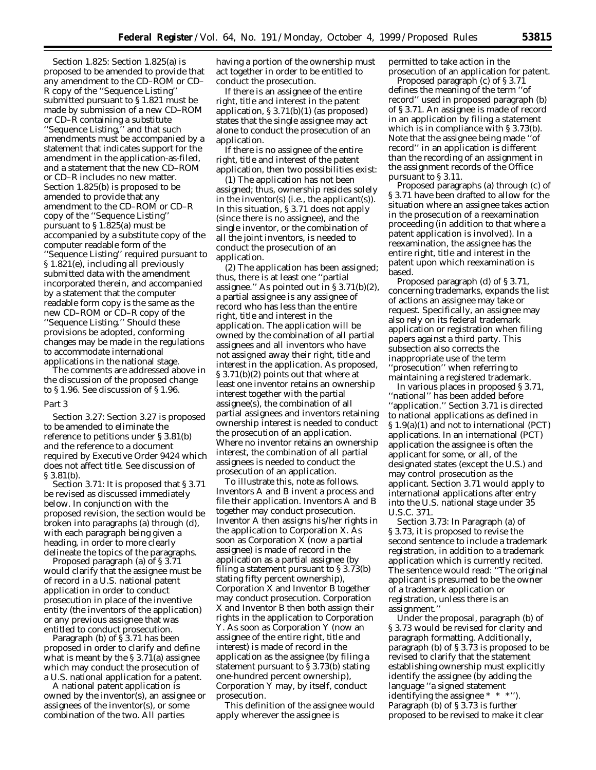Section 1.825: Section 1.825(a) is proposed to be amended to provide that any amendment to the CD–ROM or CD–R copy of the ''Sequence Listing'' submitted pursuant to § 1.821 must be made by submission of a new CD–ROM or CD–R containing a substitute ''Sequence Listing,'' and that such amendments must be accompanied by a statement that indicates support for the amendment in the application-as-filed, and a statement that the new CD–ROM or CD–R includes no new matter. Section 1.825(b) is proposed to be amended to provide that any amendment to the CD–ROM or CD–R copy of the ''Sequence Listing'' pursuant to § 1.825(a) must be accompanied by a substitute copy of the computer readable form of the ''Sequence Listing'' required pursuant to § 1.821(e), including all previously submitted data with the amendment incorporated therein, and accompanied by a statement that the computer readable form copy is the same as the new CD–ROM or CD–R copy of the ''Sequence Listing.'' Should these provisions be adopted, conforming changes may be made in the regulations to accommodate international applications in the national stage.

The comments are addressed above in the discussion of the proposed change to § 1.96. See discussion of § 1.96.

## Part 3

Section 3.27: Section 3.27 is proposed to be amended to eliminate the reference to petitions under § 3.81(b) and the reference to a document required by Executive Order 9424 which does not affect title. See discussion of § 3.81(b).

Section 3.71: It is proposed that § 3.71 be revised as discussed immediately below. In conjunction with the proposed revision, the section would be broken into paragraphs (a) through (d), with each paragraph being given a heading, in order to more clearly delineate the topics of the paragraphs.

Proposed paragraph (a) of § 3.71 would clarify that the assignee must be of record in a U.S. national patent application in order to conduct prosecution in place of the inventive entity (the inventors of the application) or any previous assignee that was entitled to conduct prosecution.

Paragraph (b) of § 3.71 has been proposed in order to clarify and define what is meant by the § 3.71(a) assignee which may conduct the prosecution of a U.S. national application for a patent.

A national patent application is owned by the inventor(s), an assignee or assignees of the inventor(s), or some combination of the two. All parties having a portion of the ownership must act together in order to be entitled to conduct the prosecution.

If there is an assignee of the entire right, title and interest in the patent application, § 3.71(b)(1) (as proposed) states that the single assignee may act alone to conduct the prosecution of an application.

If there is no assignee of the entire right, title and interest of the patent application, then two possibilities exist:

(1) The application has not been assigned; thus, ownership resides solely in the inventor(s) (i.e., the applicant(s)). In this situation, § 3.71 does not apply (since there is no assignee), and the single inventor, or the combination of all the joint inventors, is needed to conduct the prosecution of an application.

(2) The application has been assigned; thus, there is at least one ''partial assignee.'' As pointed out in § 3.71(b)(2), a partial assignee is any assignee of record who has less than the entire right, title and interest in the application. The application will be owned by the combination of all partial assignees and all inventors who have not assigned away their right, title and interest in the application. As proposed, § 3.71(b)(2) points out that where at least one inventor retains an ownership interest together with the partial assignee(s), the combination of all partial assignees and inventors retaining ownership interest is needed to conduct the prosecution of an application. Where no inventor retains an ownership interest, the combination of all partial assignees is needed to conduct the prosecution of an application.

To illustrate this, note as follows. Inventors A and B invent a process and file their application. Inventors A and B together may conduct prosecution. Inventor A then assigns his/her rights in the application to Corporation X. As soon as Corporation X (now a partial assignee) is made of record in the application as a partial assignee (by filing a statement pursuant to § 3.73(b) stating fifty percent ownership), Corporation X and Inventor B together may conduct prosecution. Corporation X and Inventor B then both assign their rights in the application to Corporation Y. As soon as Corporation Y (now an assignee of the entire right, title and interest) is made of record in the application as the assignee (by filing a statement pursuant to § 3.73(b) stating one-hundred percent ownership), Corporation Y may, by itself, conduct prosecution.

This definition of the assignee would apply wherever the assignee is permitted to take action in the prosecution of an application for patent.

Proposed paragraph (c) of § 3.71 defines the meaning of the term ''of record'' used in proposed paragraph (b) of § 3.71. An assignee is made of record in an application by filing a statement which is in compliance with § 3.73(b). Note that the assignee being made ''of record'' in an application is different than the recording of an assignment in the assignment records of the Office pursuant to § 3.11.

Proposed paragraphs (a) through (c) of § 3.71 have been drafted to allow for the situation where an assignee takes action in the prosecution of a reexamination proceeding (in addition to that where a patent application is involved). In a reexamination, the assignee has the entire right, title and interest in the patent upon which reexamination is based.

Proposed paragraph (d) of § 3.71, concerning trademarks, expands the list of actions an assignee may take or request. Specifically, an assignee may also rely on its federal trademark application or registration when filing papers against a third party. This subsection also corrects the inappropriate use of the term ''prosecution'' when referring to maintaining a registered trademark.

In various places in proposed § 3.71, ''national'' has been added before ''application.'' Section 3.71 is directed to national applications as defined in § 1.9(a)(1) and not to international (PCT) applications. In an international (PCT) application the assignee is often the applicant for some, or all, of the designated states (except the U.S.) and may control prosecution as the applicant. Section 3.71 would apply to international applications after entry into the U.S. national stage under 35 U.S.C. 371.

Section 3.73: In Paragraph (a) of § 3.73, it is proposed to revise the second sentence to include a trademark registration, in addition to a trademark application which is currently recited. The sentence would read: ''The original applicant is presumed to be the owner of a trademark application or registration, unless there is an assignment.''

Under the proposal, paragraph (b) of § 3.73 would be revised for clarity and paragraph formatting. Additionally, paragraph (b) of § 3.73 is proposed to be revised to clarify that the statement establishing ownership must explicitly identify the assignee (by adding the language ''a signed statement identifying the assignee * * *''). Paragraph (b) of § 3.73 is further proposed to be revised to make it clear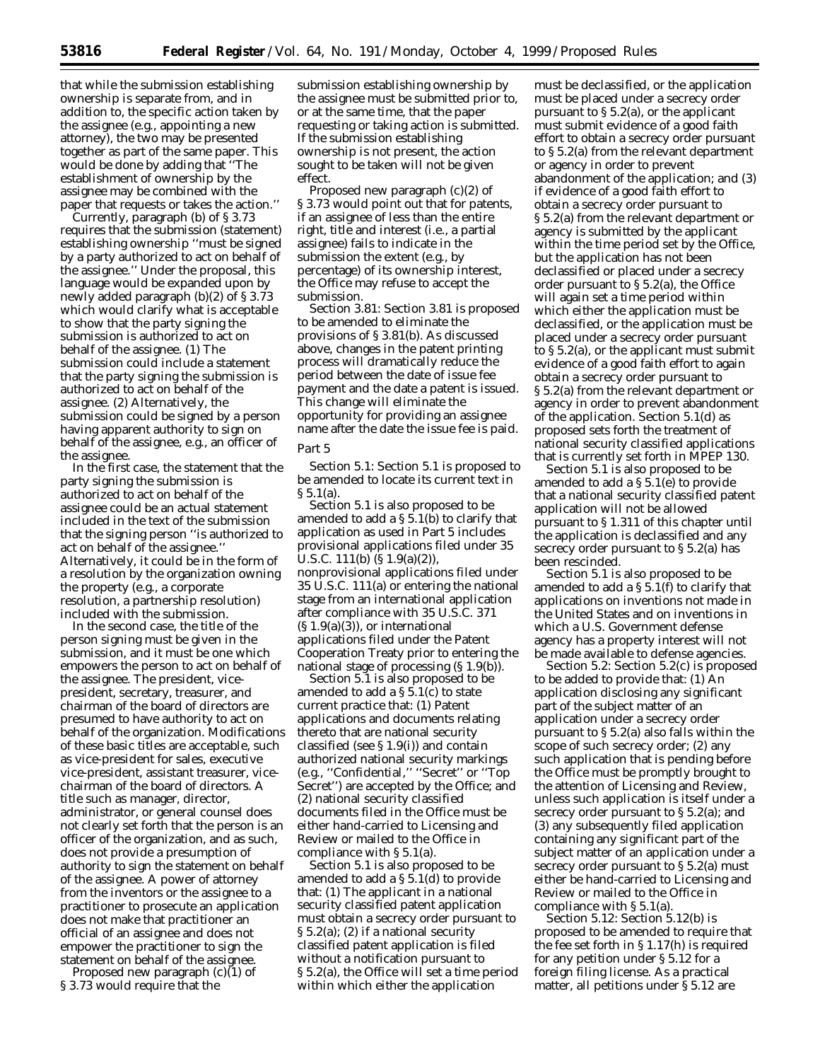that while the submission establishing ownership is separate from, and in addition to, the specific action taken by the assignee (e.g., appointing a new attorney), the two may be presented together as part of the same paper. This would be done by adding that ''The establishment of ownership by the assignee may be combined with the paper that requests or takes the action.''

Currently, paragraph (b) of § 3.73 requires that the submission (statement) establishing ownership ''must be signed by a party authorized to act on behalf of the assignee.'' Under the proposal, this language would be expanded upon by newly added paragraph (b)(2) of § 3.73 which would clarify what is acceptable to show that the party signing the submission is authorized to act on behalf of the assignee. (1) The submission could include a statement that the party signing the submission is authorized to act on behalf of the assignee. (2) Alternatively, the submission could be signed by a person having apparent authority to sign on behalf of the assignee, e.g., an officer of the assignee.

In the first case, the statement that the party signing the submission is authorized to act on behalf of the assignee could be an actual statement included in the text of the submission that the signing person ''is authorized to act on behalf of the assignee.'' Alternatively, it could be in the form of a resolution by the organization owning the property (e.g., a corporate resolution, a partnership resolution) included with the submission.

In the second case, the title of the person signing must be given in the submission, and it must be one which empowers the person to act on behalf of the assignee. The president, vice-president, secretary, treasurer, and chairman of the board of directors are presumed to have authority to act on behalf of the organization. Modifications of these basic titles are acceptable, such as vice-president for sales, executive vice-president, assistant treasurer, vice-chairman of the board of directors. A title such as manager, director, administrator, or general counsel does not clearly set forth that the person is an officer of the organization, and as such, does not provide a presumption of authority to sign the statement on behalf of the assignee. A power of attorney from the inventors or the assignee to a practitioner to prosecute an application does not make that practitioner an official of an assignee and does not empower the practitioner to sign the statement on behalf of the assignee.

Proposed new paragraph (c)(1) of § 3.73 would require that the submission establishing ownership by the assignee must be submitted prior to, or at the same time, that the paper requesting or taking action is submitted. If the submission establishing ownership is not present, the action sought to be taken will not be given effect.

Proposed new paragraph (c)(2) of § 3.73 would point out that for patents, if an assignee of less than the entire right, title and interest (i.e., a partial assignee) fails to indicate in the submission the extent (e.g., by percentage) of its ownership interest, the Office may refuse to accept the submission.

Section 3.81: Section 3.81 is proposed to be amended to eliminate the provisions of § 3.81(b). As discussed above, changes in the patent printing process will dramatically reduce the period between the date of issue fee payment and the date a patent is issued. This change will eliminate the opportunity for providing an assignee name after the date the issue fee is paid.

*Part 5*

Section 5.1: Section 5.1 is proposed to be amended to locate its current text in § 5.1(a).

Section 5.1 is also proposed to be amended to add a § 5.1(b) to clarify that application as used in Part 5 includes provisional applications filed under 35 U.S.C. 111(b) (§ 1.9(a)(2)), nonprovisional applications filed under 35 U.S.C. 111(a) or entering the national stage from an international application after compliance with 35 U.S.C. 371 (§ 1.9(a)(3)), or international applications filed under the Patent Cooperation Treaty prior to entering the national stage of processing (§ 1.9(b)).

Section 5.1 is also proposed to be amended to add a § 5.1(c) to state current practice that: (1) Patent applications and documents relating thereto that are national security classified (see § 1.9(i)) and contain authorized national security markings (e.g., ''Confidential,'' ''Secret'' or ''Top Secret'') are accepted by the Office; and (2) national security classified documents filed in the Office must be either hand-carried to Licensing and Review or mailed to the Office in compliance with § 5.1(a).

Section 5.1 is also proposed to be amended to add a § 5.1(d) to provide that: (1) The applicant in a national security classified patent application must obtain a secrecy order pursuant to § 5.2(a); (2) if a national security classified patent application is filed without a notification pursuant to § 5.2(a), the Office will set a time period within which either the application must be declassified, or the application must be placed under a secrecy order pursuant to § 5.2(a), or the applicant must submit evidence of a good faith effort to obtain a secrecy order pursuant to § 5.2(a) from the relevant department or agency in order to prevent abandonment of the application; and (3) if evidence of a good faith effort to obtain a secrecy order pursuant to § 5.2(a) from the relevant department or agency is submitted by the applicant within the time period set by the Office, but the application has not been declassified or placed under a secrecy order pursuant to § 5.2(a), the Office will again set a time period within which either the application must be declassified, or the application must be placed under a secrecy order pursuant to § 5.2(a), or the applicant must submit evidence of a good faith effort to again obtain a secrecy order pursuant to § 5.2(a) from the relevant department or agency in order to prevent abandonment of the application. Section 5.1(d) as proposed sets forth the treatment of national security classified applications that is currently set forth in MPEP 130.

Section 5.1 is also proposed to be amended to add a § 5.1(e) to provide that a national security classified patent application will not be allowed pursuant to § 1.311 of this chapter until the application is declassified and any secrecy order pursuant to § 5.2(a) has been rescinded.

Section 5.1 is also proposed to be amended to add a § 5.1(f) to clarify that applications on inventions not made in the United States and on inventions in which a U.S. Government defense agency has a property interest will not be made available to defense agencies.

Section 5.2: Section 5.2(c) is proposed to be added to provide that: (1) An application disclosing any significant part of the subject matter of an application under a secrecy order pursuant to § 5.2(a) also falls within the scope of such secrecy order; (2) any such application that is pending before the Office must be promptly brought to the attention of Licensing and Review, unless such application is itself under a secrecy order pursuant to § 5.2(a); and (3) any subsequently filed application containing any significant part of the subject matter of an application under a secrecy order pursuant to § 5.2(a) must either be hand-carried to Licensing and Review or mailed to the Office in compliance with § 5.1(a).

Section 5.12: Section 5.12(b) is proposed to be amended to require that the fee set forth in § 1.17(h) is required for any petition under § 5.12 for a foreign filing license. As a practical matter, all petitions under § 5.12 are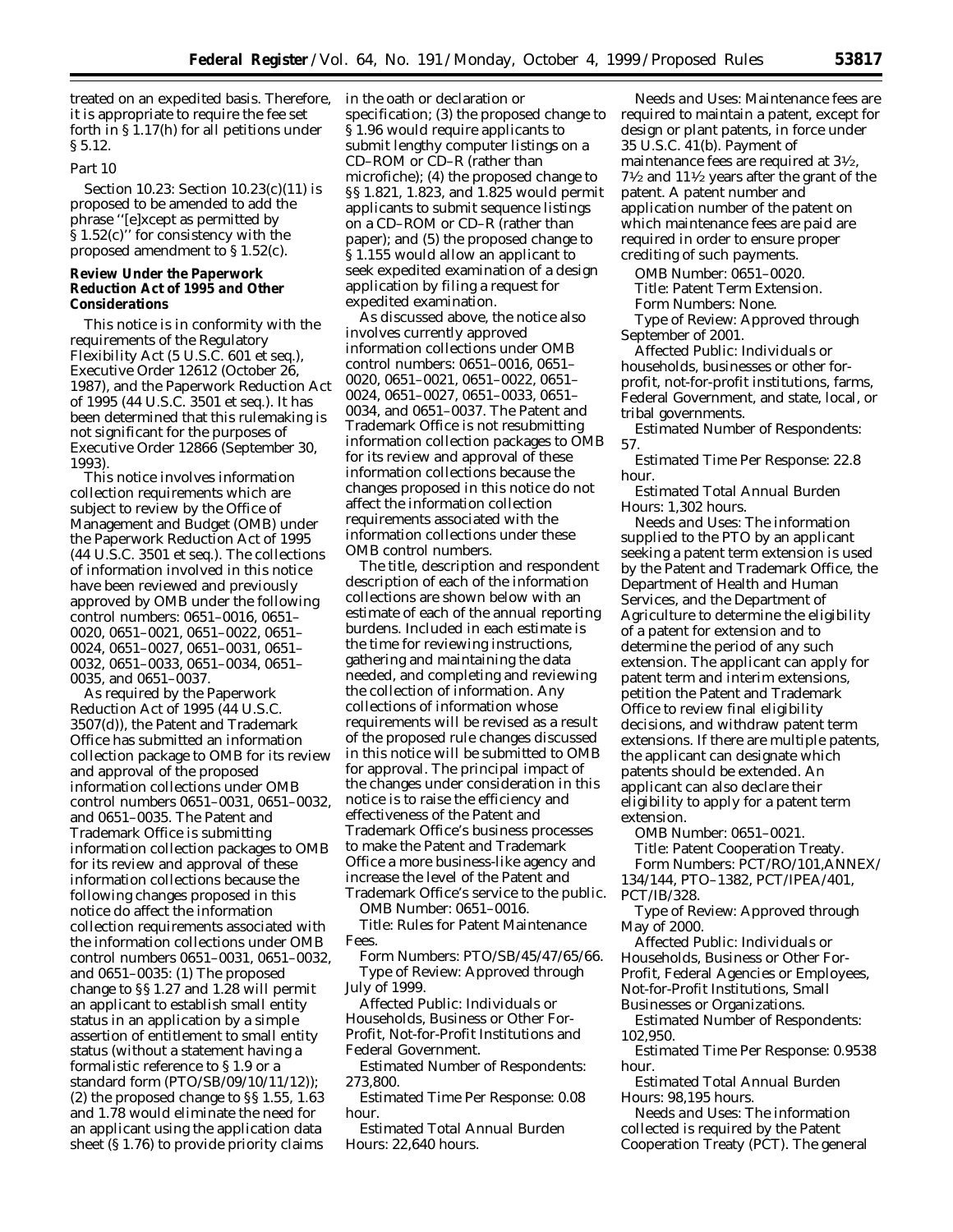treated on an expedited basis. Therefore, it is appropriate to require the fee set forth in § 1.17(h) for all petitions under § 5.12.

Part 10

Section 10.23: Section 10.23(c)(11) is proposed to be amended to add the phrase ''[e]xcept as permitted by § 1.52(c)'' for consistency with the proposed amendment to § 1.52(c).

**Review Under the Paperwork Reduction Act of 1995 and Other Considerations**

This notice is in conformity with the requirements of the Regulatory Flexibility Act (5 U.S.C. 601 et seq.), Executive Order 12612 (October 26, 1987), and the Paperwork Reduction Act of 1995 (44 U.S.C. 3501 et seq.). It has been determined that this rulemaking is not significant for the purposes of Executive Order 12866 (September 30, 1993).

This notice involves information collection requirements which are subject to review by the Office of Management and Budget (OMB) under the Paperwork Reduction Act of 1995 (44 U.S.C. 3501 et seq.). The collections of information involved in this notice have been reviewed and previously approved by OMB under the following control numbers: 0651–0016, 0651–0020, 0651–0021, 0651–0022, 0651–0024, 0651–0027, 0651–0031, 0651–0032, 0651–0033, 0651–0034, 0651–0035, and 0651–0037.

As required by the Paperwork Reduction Act of 1995 (44 U.S.C. 3507(d)), the Patent and Trademark Office has submitted an information collection package to OMB for its review and approval of the proposed information collections under OMB control numbers 0651–0031, 0651–0032, and 0651–0035. The Patent and Trademark Office is submitting information collection packages to OMB for its review and approval of these information collections because the following changes proposed in this notice do affect the information collection requirements associated with the information collections under OMB control numbers 0651–0031, 0651–0032, and 0651–0035: (1) The proposed change to §§ 1.27 and 1.28 will permit an applicant to establish small entity status in an application by a simple assertion of entitlement to small entity status (without a statement having a formalistic reference to § 1.9 or a standard form (PTO/SB/09/10/11/12)); (2) the proposed change to §§ 1.55, 1.63 and 1.78 would eliminate the need for an applicant using the application data sheet (§ 1.76) to provide priority claims in the oath or declaration or specification; (3) the proposed change to § 1.96 would require applicants to submit lengthy computer listings on a CD–ROM or CD–R (rather than microfiche); (4) the proposed change to §§ 1.821, 1.823, and 1.825 would permit applicants to submit sequence listings on a CD–ROM or CD–R (rather than paper); and (5) the proposed change to § 1.155 would allow an applicant to seek expedited examination of a design application by filing a request for expedited examination.

As discussed above, the notice also involves currently approved information collections under OMB control numbers: 0651–0016, 0651–0020, 0651–0021, 0651–0022, 0651–0024, 0651–0027, 0651–0033, 0651–0034, and 0651–0037. The Patent and Trademark Office is not resubmitting information collection packages to OMB for its review and approval of these information collections because the changes proposed in this notice do not affect the information collection requirements associated with the information collections under these OMB control numbers.

The title, description and respondent description of each of the information collections are shown below with an estimate of each of the annual reporting burdens. Included in each estimate is the time for reviewing instructions, gathering and maintaining the data needed, and completing and reviewing the collection of information. Any collections of information whose requirements will be revised as a result of the proposed rule changes discussed in this notice will be submitted to OMB for approval. The principal impact of the changes under consideration in this notice is to raise the efficiency and effectiveness of the Patent and Trademark Office's business processes to make the Patent and Trademark Office a more business-like agency and increase the level of the Patent and Trademark Office's service to the public.

*OMB Number:* 0651–0016.

*Title:* Rules for Patent Maintenance Fees.

*Form Numbers:* PTO/SB/45/47/65/66.

*Type of Review:* Approved through July of 1999.

*Affected Public:* Individuals or Households, Business or Other For-Profit, Not-for-Profit Institutions and Federal Government.

*Estimated Number of Respondents:* 273,800.

*Estimated Time Per Response:* 0.08 hour.

*Estimated Total Annual Burden Hours:* 22,640 hours.

*Needs and Uses:* Maintenance fees are required to maintain a patent, except for design or plant patents, in force under 35 U.S.C. 41(b). Payment of maintenance fees are required at 3½, 7½ and 11½ years after the grant of the patent. A patent number and application number of the patent on which maintenance fees are paid are required in order to ensure proper crediting of such payments.

*OMB Number:* 0651–0020.

*Title:* Patent Term Extension.

*Form Numbers:* None.

*Type of Review:* Approved through September of 2001.

*Affected Public:* Individuals or households, businesses or other for-profit, not-for-profit institutions, farms, Federal Government, and state, local, or tribal governments.

*Estimated Number of Respondents:* 57.

*Estimated Time Per Response:* 22.8 hour.

*Estimated Total Annual Burden Hours:* 1,302 hours.

*Needs and Uses:* The information supplied to the PTO by an applicant seeking a patent term extension is used by the Patent and Trademark Office, the Department of Health and Human Services, and the Department of Agriculture to determine the eligibility of a patent for extension and to determine the period of any such extension. The applicant can apply for patent term and interim extensions, petition the Patent and Trademark Office to review final eligibility decisions, and withdraw patent term extensions. If there are multiple patents, the applicant can designate which patents should be extended. An applicant can also declare their eligibility to apply for a patent term extension.

*OMB Number:* 0651–0021.

*Title:* Patent Cooperation Treaty.

*Form Numbers:* PCT/RO/101,ANNEX/134/144, PTO–1382, PCT/IPEA/401, PCT/IB/328.

*Type of Review:* Approved through May of 2000.

*Affected Public:* Individuals or Households, Business or Other For-Profit, Federal Agencies or Employees, Not-for-Profit Institutions, Small Businesses or Organizations.

*Estimated Number of Respondents:* 102,950.

*Estimated Time Per Response:* 0.9538 hour.

*Estimated Total Annual Burden Hours:* 98,195 hours.

*Needs and Uses:* The information collected is required by the Patent Cooperation Treaty (PCT). The general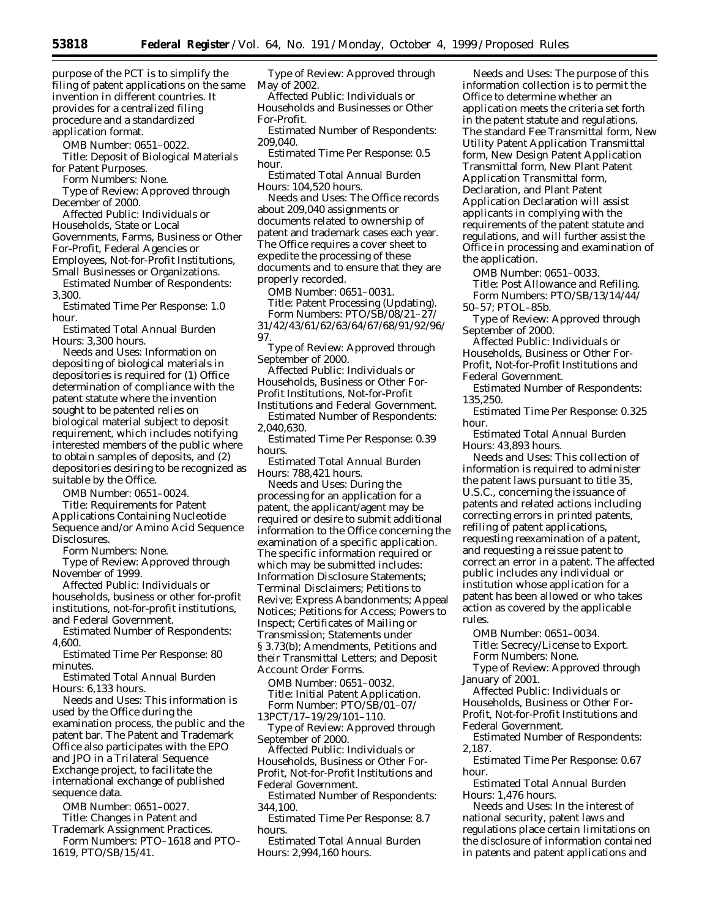purpose of the PCT is to simplify the filing of patent applications on the same invention in different countries. It provides for a centralized filing procedure and a standardized application format.

*OMB Number:* 0651–0022.

*Title:* Deposit of Biological Materials for Patent Purposes.

*Form Numbers:* None.

*Type of Review:* Approved through December of 2000.

*Affected Public:* Individuals or Households, State or Local Governments, Farms, Business or Other For-Profit, Federal Agencies or Employees, Not-for-Profit Institutions, Small Businesses or Organizations.

*Estimated Number of Respondents:* 3,300.

*Estimated Time Per Response:* 1.0 hour.

*Estimated Total Annual Burden Hours:* 3,300 hours.

*Needs and Uses:* Information on depositing of biological materials in depositories is required for (1) Office determination of compliance with the patent statute where the invention sought to be patented relies on biological material subject to deposit requirement, which includes notifying interested members of the public where to obtain samples of deposits, and (2) depositories desiring to be recognized as suitable by the Office.

*OMB Number:* 0651–0024.

*Title:* Requirements for Patent Applications Containing Nucleotide Sequence and/or Amino Acid Sequence Disclosures.

*Form Numbers:* None.

*Type of Review:* Approved through November of 1999.

*Affected Public:* Individuals or households, business or other for-profit institutions, not-for-profit institutions, and Federal Government.

*Estimated Number of Respondents:* 4,600.

*Estimated Time Per Response:* 80 minutes.

*Estimated Total Annual Burden Hours:* 6,133 hours.

*Needs and Uses:* This information is used by the Office during the examination process, the public and the patent bar. The Patent and Trademark Office also participates with the EPO and JPO in a Trilateral Sequence Exchange project, to facilitate the international exchange of published sequence data.

*OMB Number:* 0651–0027.

*Title:* Changes in Patent and Trademark Assignment Practices.

*Form Numbers:* PTO–1618 and PTO–1619, PTO/SB/15/41.

*Type of Review:* Approved through May of 2002.

*Affected Public:* Individuals or Households and Businesses or Other For-Profit.

*Estimated Number of Respondents:* 209,040.

*Estimated Time Per Response:* 0.5 hour.

*Estimated Total Annual Burden Hours:* 104,520 hours.

*Needs and Uses:* The Office records about 209,040 assignments or documents related to ownership of patent and trademark cases each year. The Office requires a cover sheet to expedite the processing of these documents and to ensure that they are properly recorded.

*OMB Number:* 0651–0031.

*Title:* Patent Processing (Updating).

*Form Numbers:* PTO/SB/08/21–27/31/42/43/61/62/63/64/67/68/91/92/96/97.

*Type of Review:* Approved through September of 2000.

*Affected Public:* Individuals or Households, Business or Other For-Profit Institutions, Not-for-Profit Institutions and Federal Government.

*Estimated Number of Respondents:* 2,040,630.

*Estimated Time Per Response:* 0.39 hours.

*Estimated Total Annual Burden Hours:* 788,421 hours.

*Needs and Uses:* During the processing for an application for a patent, the applicant/agent may be required or desire to submit additional information to the Office concerning the examination of a specific application. The specific information required or which may be submitted includes: Information Disclosure Statements; Terminal Disclaimers; Petitions to Revive; Express Abandonments; Appeal Notices; Petitions for Access; Powers to Inspect; Certificates of Mailing or Transmission; Statements under § 3.73(b); Amendments, Petitions and their Transmittal Letters; and Deposit Account Order Forms.

*OMB Number:* 0651–0032.

*Title:* Initial Patent Application.

*Form Number:* PTO/SB/01–07/13PCT/17–19/29/101–110.

*Type of Review:* Approved through September of 2000.

*Affected Public:* Individuals or Households, Business or Other For-Profit, Not-for-Profit Institutions and Federal Government.

*Estimated Number of Respondents:* 344,100.

*Estimated Time Per Response:* 8.7 hours.

*Estimated Total Annual Burden Hours:* 2,994,160 hours.

*Needs and Uses:* The purpose of this information collection is to permit the Office to determine whether an application meets the criteria set forth in the patent statute and regulations. The standard Fee Transmittal form, New Utility Patent Application Transmittal form, New Design Patent Application Transmittal form, New Plant Patent Application Transmittal form, Declaration, and Plant Patent Application Declaration will assist applicants in complying with the requirements of the patent statute and regulations, and will further assist the Office in processing and examination of the application.

*OMB Number:* 0651–0033.

*Title:* Post Allowance and Refiling.

*Form Numbers:* PTO/SB/13/14/44/50–57; PTOL–85b.

*Type of Review:* Approved through September of 2000.

*Affected Public:* Individuals or Households, Business or Other For-Profit, Not-for-Profit Institutions and Federal Government.

*Estimated Number of Respondents:* 135,250.

*Estimated Time Per Response:* 0.325 hour.

*Estimated Total Annual Burden Hours:* 43,893 hours.

*Needs and Uses:* This collection of information is required to administer the patent laws pursuant to title 35, U.S.C., concerning the issuance of patents and related actions including correcting errors in printed patents, refiling of patent applications, requesting reexamination of a patent, and requesting a reissue patent to correct an error in a patent. The affected public includes any individual or institution whose application for a patent has been allowed or who takes action as covered by the applicable rules.

*OMB Number:* 0651–0034.

*Title:* Secrecy/License to Export.

*Form Numbers:* None.

*Type of Review:* Approved through January of 2001.

*Affected Public:* Individuals or Households, Business or Other For-Profit, Not-for-Profit Institutions and Federal Government.

*Estimated Number of Respondents:* 2,187.

*Estimated Time Per Response:* 0.67 hour.

*Estimated Total Annual Burden Hours:* 1,476 hours.

*Needs and Uses:* In the interest of national security, patent laws and regulations place certain limitations on the disclosure of information contained in patents and patent applications and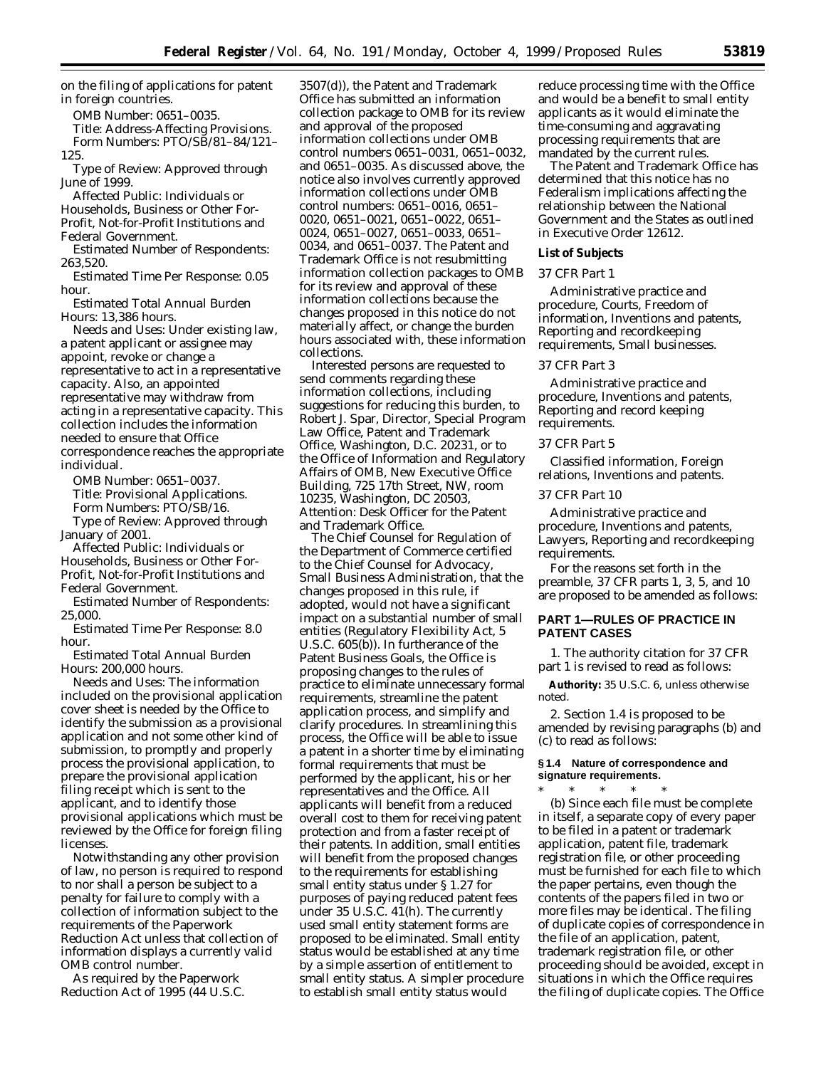on the filing of applications for patent in foreign countries.

*OMB Number:* 0651–0035.

*Title:* Address-Affecting Provisions.

*Form Numbers:* PTO/SB/81–84/121–125.

*Type of Review:* Approved through June of 1999.

*Affected Public:* Individuals or Households, Business or Other For-Profit, Not-for-Profit Institutions and Federal Government.

*Estimated Number of Respondents:* 263,520.

*Estimated Time Per Response:* 0.05 hour.

*Estimated Total Annual Burden Hours:* 13,386 hours.

*Needs and Uses:* Under existing law, a patent applicant or assignee may appoint, revoke or change a representative to act in a representative capacity. Also, an appointed representative may withdraw from acting in a representative capacity. This collection includes the information needed to ensure that Office correspondence reaches the appropriate individual.

*OMB Number:* 0651–0037.

*Title:* Provisional Applications.

*Form Numbers:* PTO/SB/16.

*Type of Review:* Approved through January of 2001.

*Affected Public:* Individuals or Households, Business or Other For-Profit, Not-for-Profit Institutions and Federal Government.

*Estimated Number of Respondents:* 25,000.

*Estimated Time Per Response:* 8.0 hour.

*Estimated Total Annual Burden Hours:* 200,000 hours.

*Needs and Uses:* The information included on the provisional application cover sheet is needed by the Office to identify the submission as a provisional application and not some other kind of submission, to promptly and properly process the provisional application, to prepare the provisional application filing receipt which is sent to the applicant, and to identify those provisional applications which must be reviewed by the Office for foreign filing licenses.

Notwithstanding any other provision of law, no person is required to respond to nor shall a person be subject to a penalty for failure to comply with a collection of information subject to the requirements of the Paperwork Reduction Act unless that collection of information displays a currently valid OMB control number.

As required by the Paperwork Reduction Act of 1995 (44 U.S.C. 3507(d)), the Patent and Trademark Office has submitted an information collection package to OMB for its review and approval of the proposed information collections under OMB control numbers 0651–0031, 0651–0032, and 0651–0035. As discussed above, the notice also involves currently approved information collections under OMB control numbers: 0651–0016, 0651–0020, 0651–0021, 0651–0022, 0651–0024, 0651–0027, 0651–0033, 0651–0034, and 0651–0037. The Patent and Trademark Office is not resubmitting information collection packages to OMB for its review and approval of these information collections because the changes proposed in this notice do not materially affect, or change the burden hours associated with, these information collections.

Interested persons are requested to send comments regarding these information collections, including suggestions for reducing this burden, to Robert J. Spar, Director, Special Program Law Office, Patent and Trademark Office, Washington, D.C. 20231, or to the Office of Information and Regulatory Affairs of OMB, New Executive Office Building, 725 17th Street, NW, room 10235, Washington, DC 20503, Attention: Desk Officer for the Patent and Trademark Office.

The Chief Counsel for Regulation of the Department of Commerce certified to the Chief Counsel for Advocacy, Small Business Administration, that the changes proposed in this rule, if adopted, would not have a significant impact on a substantial number of small entities (Regulatory Flexibility Act, 5 U.S.C. 605(b)). In furtherance of the Patent Business Goals, the Office is proposing changes to the rules of practice to eliminate unnecessary formal requirements, streamline the patent application process, and simplify and clarify procedures. In streamlining this process, the Office will be able to issue a patent in a shorter time by eliminating formal requirements that must be performed by the applicant, his or her representatives and the Office. All applicants will benefit from a reduced overall cost to them for receiving patent protection and from a faster receipt of their patents. In addition, small entities will benefit from the proposed changes to the requirements for establishing small entity status under § 1.27 for purposes of paying reduced patent fees under 35 U.S.C. 41(h). The currently used small entity statement forms are proposed to be eliminated. Small entity status would be established at any time by a simple assertion of entitlement to small entity status. A simpler procedure to establish small entity status would reduce processing time with the Office and would be a benefit to small entity applicants as it would eliminate the time-consuming and aggravating processing requirements that are mandated by the current rules.

The Patent and Trademark Office has determined that this notice has no Federalism implications affecting the relationship between the National Government and the States as outlined in Executive Order 12612.

**List of Subjects**

*37 CFR Part 1*

Administrative practice and procedure, Courts, Freedom of information, Inventions and patents, Reporting and recordkeeping requirements, Small businesses.

*37 CFR Part 3*

Administrative practice and procedure, Inventions and patents, Reporting and record keeping requirements.

*37 CFR Part 5*

Classified information, Foreign relations, Inventions and patents.

*37 CFR Part 10*

Administrative practice and procedure, Inventions and patents, Lawyers, Reporting and recordkeeping requirements.

For the reasons set forth in the preamble, 37 CFR parts 1, 3, 5, and 10 are proposed to be amended as follows:

## PART 1—RULES OF PRACTICE IN PATENT CASES

1. The authority citation for 37 CFR part 1 is revised to read as follows:

**Authority:** 35 U.S.C. 6, unless otherwise noted.

2. Section 1.4 is proposed to be amended by revising paragraphs (b) and (c) to read as follows:

**§ 1.4 Nature of correspondence and signature requirements.**

\* \* \* \* \*

(b) Since each file must be complete in itself, a separate copy of every paper to be filed in a patent or trademark application, patent file, trademark registration file, or other proceeding must be furnished for each file to which the paper pertains, even though the contents of the papers filed in two or more files may be identical. The filing of duplicate copies of correspondence in the file of an application, patent, trademark registration file, or other proceeding should be avoided, except in situations in which the Office requires the filing of duplicate copies. The Office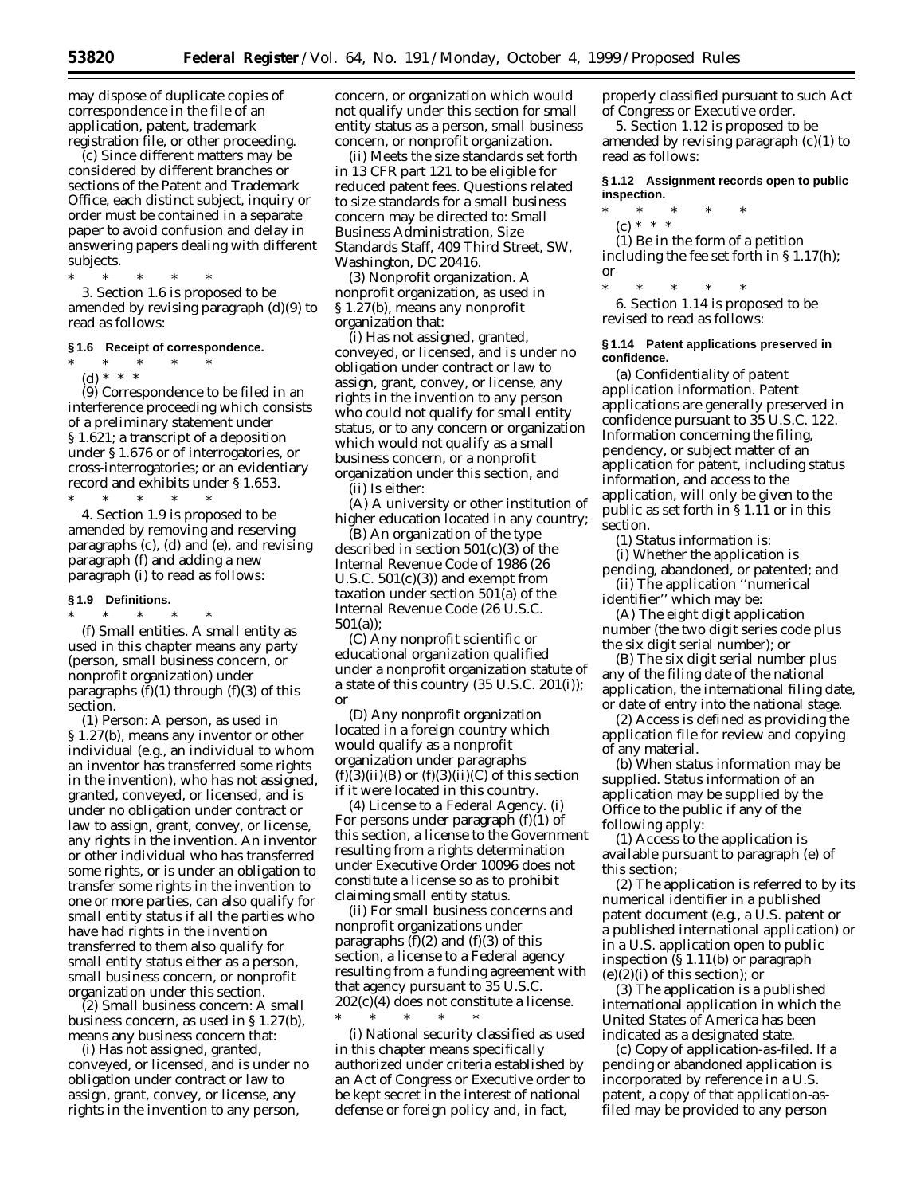may dispose of duplicate copies of correspondence in the file of an application, patent, trademark registration file, or other proceeding.

(c) Since different matters may be considered by different branches or sections of the Patent and Trademark Office, each distinct subject, inquiry or order must be contained in a separate paper to avoid confusion and delay in answering papers dealing with different subjects.

\* \* \* \* \*

3. Section 1.6 is proposed to be amended by revising paragraph (d)(9) to read as follows:

### § 1.6 Receipt of correspondence.

\* \* \* \* \*

(d) \* \* \*

(9) Correspondence to be filed in an interference proceeding which consists of a preliminary statement under § 1.621; a transcript of a deposition under § 1.676 or of interrogatories, or cross-interrogatories; or an evidentiary record and exhibits under § 1.653.

\* \* \* \* \*

4. Section 1.9 is proposed to be amended by removing and reserving paragraphs (c), (d) and (e), and revising paragraph (f) and adding a new paragraph (i) to read as follows:

### § 1.9 Definitions.

\* \* \* \* \*

(f) *Small entities.* A small entity as used in this chapter means any party (person, small business concern, or nonprofit organization) under paragraphs (f)(1) through (f)(3) of this section.

(1) *Person:* A person, as used in § 1.27(b), means any inventor or other individual (e.g., an individual to whom an inventor has transferred some rights in the invention), who has not assigned, granted, conveyed, or licensed, and is under no obligation under contract or law to assign, grant, convey, or license, any rights in the invention. An inventor or other individual who has transferred some rights, or is under an obligation to transfer some rights in the invention to one or more parties, can also qualify for small entity status if all the parties who have had rights in the invention transferred to them also qualify for small entity status either as a person, small business concern, or nonprofit organization under this section.

(2) *Small business concern:* A small business concern, as used in § 1.27(b), means any business concern that:

(i) Has not assigned, granted, conveyed, or licensed, and is under no obligation under contract or law to assign, grant, convey, or license, any rights in the invention to any person, concern, or organization which would not qualify under this section for small entity status as a person, small business concern, or nonprofit organization.

(ii) Meets the size standards set forth in 13 CFR part 121 to be eligible for reduced patent fees. Questions related to size standards for a small business concern may be directed to: Small Business Administration, Size Standards Staff, 409 Third Street, SW, Washington, DC 20416.

(3) *Nonprofit organization.* A nonprofit organization, as used in § 1.27(b), means any nonprofit organization that:

(i) Has not assigned, granted, conveyed, or licensed, and is under no obligation under contract or law to assign, grant, convey, or license, any rights in the invention to any person who could not qualify for small entity status, or to any concern or organization which would not qualify as a small business concern, or a nonprofit organization under this section, and

(ii) Is either:

(A) A university or other institution of higher education located in any country;

(B) An organization of the type described in section 501(c)(3) of the Internal Revenue Code of 1986 (26 U.S.C. 501(c)(3)) and exempt from taxation under section 501(a) of the Internal Revenue Code (26 U.S.C. 501(a));

(C) Any nonprofit scientific or educational organization qualified under a nonprofit organization statute of a state of this country (35 U.S.C. 201(i)); or

(D) Any nonprofit organization located in a foreign country which would qualify as a nonprofit organization under paragraphs (f)(3)(ii)(B) or (f)(3)(ii)(C) of this section if it were located in this country.

(4) *License to a Federal Agency.* (i) For persons under paragraph (f)(1) of this section, a license to the Government resulting from a rights determination under Executive Order 10096 does not constitute a license so as to prohibit claiming small entity status.

(ii) For small business concerns and nonprofit organizations under paragraphs (f)(2) and (f)(3) of this section, a license to a Federal agency resulting from a funding agreement with that agency pursuant to 35 U.S.C. 202(c)(4) does not constitute a license.

\* \* \* \* \*

(i) *National security classified* as used in this chapter means specifically authorized under criteria established by an Act of Congress or Executive order to be kept secret in the interest of national defense or foreign policy and, in fact, properly classified pursuant to such Act of Congress or Executive order.

5. Section 1.12 is proposed to be amended by revising paragraph (c)(1) to read as follows:

### § 1.12 Assignment records open to public inspection.

\* \* \* \* \*

(c) \* \* \*

(1) Be in the form of a petition including the fee set forth in § 1.17(h); or

\* \* \* \* \*

6. Section 1.14 is proposed to be revised to read as follows:

### § 1.14 Patent applications preserved in confidence.

(a) *Confidentiality of patent application information.* Patent applications are generally preserved in confidence pursuant to 35 U.S.C. 122. Information concerning the filing, pendency, or subject matter of an application for patent, including status information, and access to the application, will only be given to the public as set forth in § 1.11 or in this section.

(1) *Status information* is:

(i) Whether the application is pending, abandoned, or patented; and

(ii) The application ''numerical identifier'' which may be:

(A) The eight digit application number (the two digit series code plus the six digit serial number); or

(B) The six digit serial number plus any of the filing date of the national application, the international filing date, or date of entry into the national stage.

(2) *Access* is defined as providing the application file for review and copying of any material.

(b) *When status information may be supplied.* Status information of an application may be supplied by the Office to the public if any of the following apply:

(1) Access to the application is available pursuant to paragraph (e) of this section;

(2) The application is referred to by its numerical identifier in a published patent document (e.g., a U.S. patent or a published international application) or in a U.S. application open to public inspection (§ 1.11(b) or paragraph (e)(2)(i) of this section); or

(3) The application is a published international application in which the United States of America has been indicated as a designated state.

(c) *Copy of application-as-filed.* If a pending or abandoned application is incorporated by reference in a U.S. patent, a copy of that application-as-filed may be provided to any person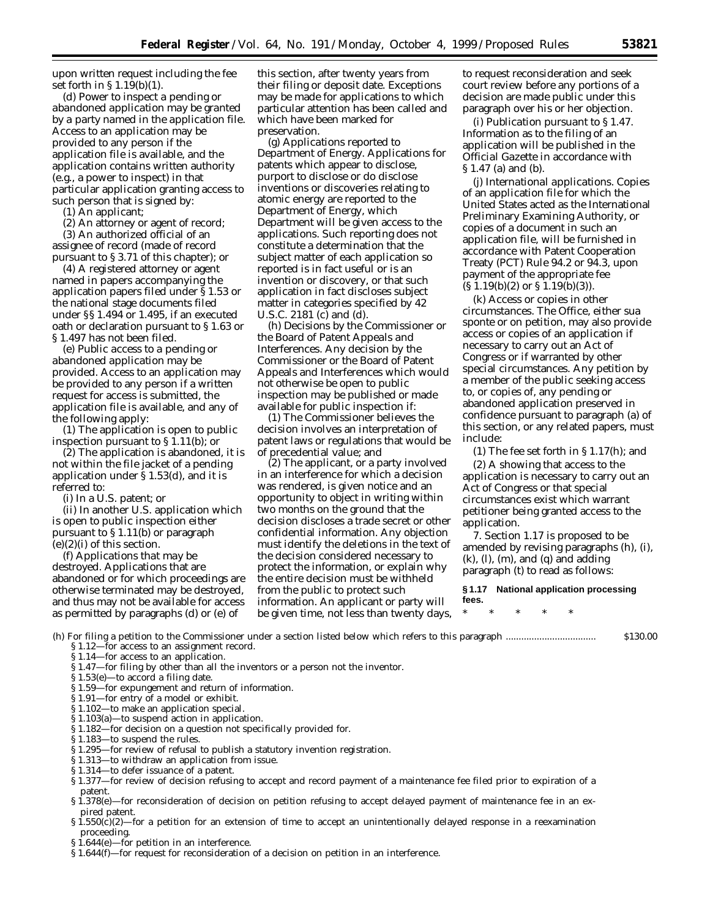upon written request including the fee set forth in § 1.19(b)(1).

(d) *Power to inspect a pending or abandoned application may be granted by a party named in the application file.* Access to an application may be provided to any person if the application file is available, and the application contains written authority (e.g., a power to inspect) in that particular application granting access to such person that is signed by:

(1) An applicant;

(2) An attorney or agent of record;

(3) An authorized official of an assignee of record (made of record pursuant to § 3.71 of this chapter); or

(4) A registered attorney or agent named in papers accompanying the application papers filed under § 1.53 or the national stage documents filed under §§ 1.494 or 1.495, if an executed oath or declaration pursuant to § 1.63 or § 1.497 has not been filed.

(e) *Public access to a pending or abandoned application may be provided.* Access to an application may be provided to any person if a written request for access is submitted, the application file is available, and any of the following apply:

(1) The application is open to public inspection pursuant to § 1.11(b); or

(2) The application is abandoned, it is not within the file jacket of a pending application under § 1.53(d), and it is referred to:

(i) In a U.S. patent; or

(ii) In another U.S. application which is open to public inspection either pursuant to § 1.11(b) or paragraph (e)(2)(i) of this section.

(f) *Applications that may be destroyed.* Applications that are abandoned or for which proceedings are otherwise terminated may be destroyed, and thus may not be available for access as permitted by paragraphs (d) or (e) of this section, after twenty years from their filing or deposit date. Exceptions may be made for applications to which particular attention has been called and which have been marked for preservation.

(g) *Applications reported to Department of Energy.* Applications for patents which appear to disclose, purport to disclose or do disclose inventions or discoveries relating to atomic energy are reported to the Department of Energy, which Department will be given access to the applications. Such reporting does not constitute a determination that the subject matter of each application so reported is in fact useful or is an invention or discovery, or that such application in fact discloses subject matter in categories specified by 42 U.S.C. 2181 (c) and (d).

(h) *Decisions by the Commissioner or the Board of Patent Appeals and Interferences.* Any decision by the Commissioner or the Board of Patent Appeals and Interferences which would not otherwise be open to public inspection may be published or made available for public inspection if:

(1) The Commissioner believes the decision involves an interpretation of patent laws or regulations that would be of precedential value; and

(2) The applicant, or a party involved in an interference for which a decision was rendered, is given notice and an opportunity to object in writing within two months on the ground that the decision discloses a trade secret or other confidential information. Any objection must identify the deletions in the text of the decision considered necessary to protect the information, or explain why the entire decision must be withheld from the public to protect such information. An applicant or party will be given time, not less than twenty days, to request reconsideration and seek court review before any portions of a decision are made public under this paragraph over his or her objection.

(i) *Publication pursuant to § 1.47.* Information as to the filing of an application will be published in the Official Gazette in accordance with § 1.47 (a) and (b).

(j) *International applications.* Copies of an application file for which the United States acted as the International Preliminary Examining Authority, or copies of a document in such an application file, will be furnished in accordance with Patent Cooperation Treaty (PCT) Rule 94.2 or 94.3, upon payment of the appropriate fee (§ 1.19(b)(2) or § 1.19(b)(3)).

(k) *Access or copies in other circumstances.* The Office, either sua sponte or on petition, may also provide access or copies of an application if necessary to carry out an Act of Congress or if warranted by other special circumstances. Any petition by a member of the public seeking access to, or copies of, any pending or abandoned application preserved in confidence pursuant to paragraph (a) of this section, or any related papers, must include:

(1) The fee set forth in § 1.17(h); and

(2) A showing that access to the application is necessary to carry out an Act of Congress or that special circumstances exist which warrant petitioner being granted access to the application.

7. Section 1.17 is proposed to be amended by revising paragraphs (h), (i), (k), (l), (m), and (q) and adding paragraph (t) to read as follows:

**§ 1.17 National application processing fees.**

\* \* \* \* \*

(h) For filing a petition to the Commissioner under a section listed below which refers to this paragraph .................................. $130.00

- § 1.12—for access to an assignment record.
- § 1.14—for access to an application.
- § 1.47—for filing by other than all the inventors or a person not the inventor.
- § 1.53(e)—to accord a filing date.
- § 1.59—for expungement and return of information.
- § 1.91—for entry of a model or exhibit.
- § 1.102—to make an application special.
- § 1.103(a)—to suspend action in application.
- § 1.182—for decision on a question not specifically provided for.
- § 1.183—to suspend the rules.
- § 1.295—for review of refusal to publish a statutory invention registration.
- § 1.313—to withdraw an application from issue.
- § 1.314—to defer issuance of a patent.
- § 1.377—for review of decision refusing to accept and record payment of a maintenance fee filed prior to expiration of a patent.
- § 1.378(e)—for reconsideration of decision on petition refusing to accept delayed payment of maintenance fee in an expired patent.
- § 1.550(c)(2)—for a petition for an extension of time to accept an unintentionally delayed response in a reexamination proceeding.
- § 1.644(e)—for petition in an interference.
- § 1.644(f)—for request for reconsideration of a decision on petition in an interference.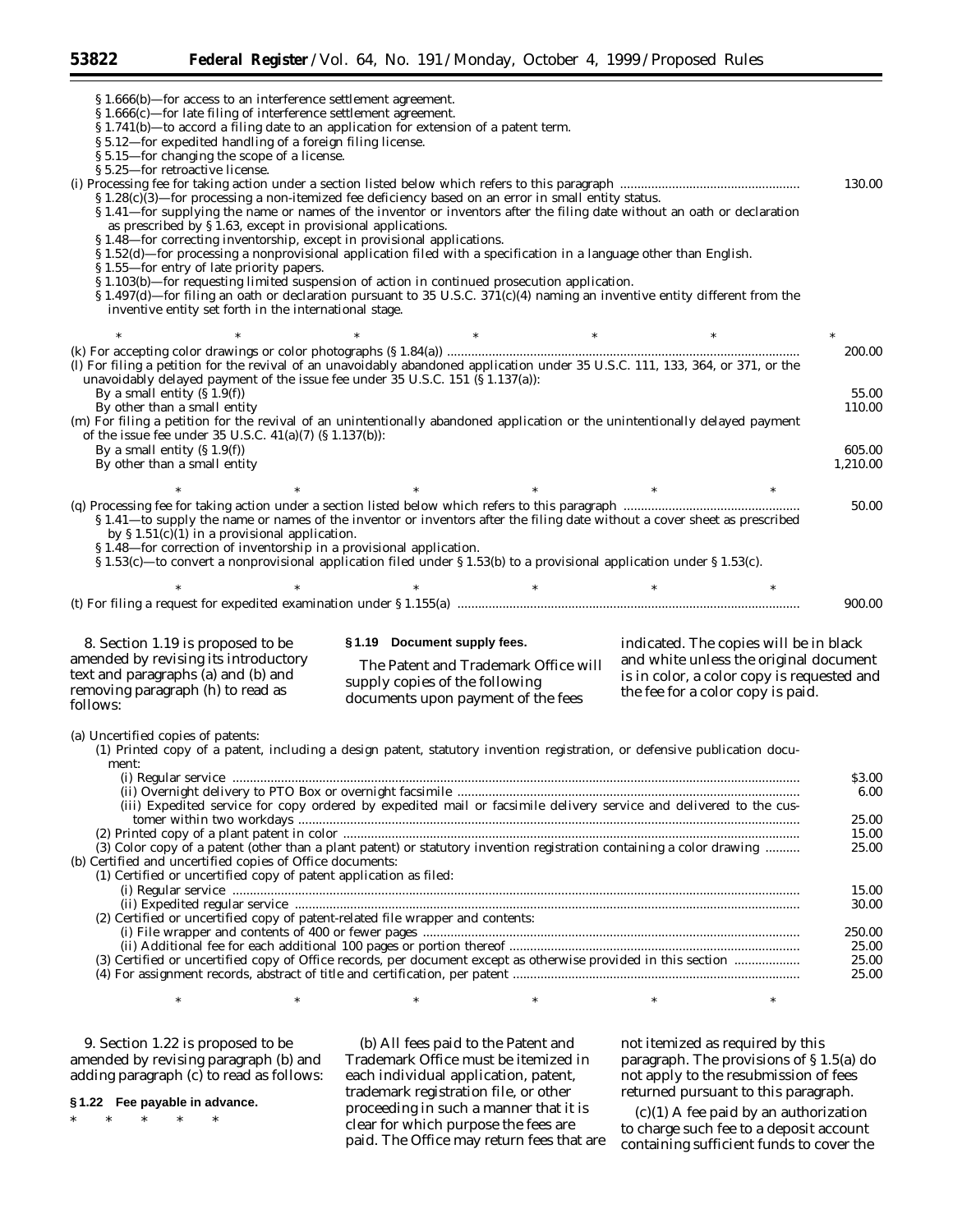§ 1.666(b)—for access to an interference settlement agreement.
§ 1.666(c)—for late filing of interference settlement agreement.
§ 1.741(b)—to accord a filing date to an application for extension of a patent term.
§ 5.12—for expedited handling of a foreign filing license.
§ 5.15—for changing the scope of a license.
§ 5.25—for retroactive license.

(i) Processing fee for taking action under a section listed below which refers to this paragraph ... 130.00
§ 1.28(c)(3)—for processing a non-itemized fee deficiency based on an error in small entity status.
§ 1.41—for supplying the name or names of the inventor or inventors after the filing date without an oath or declaration as prescribed by § 1.63, except in provisional applications.
§ 1.48—for correcting inventorship, except in provisional applications.
§ 1.52(d)—for processing a nonprovisional application filed with a specification in a language other than English.
§ 1.55—for entry of late priority papers.
§ 1.103(b)—for requesting limited suspension of action in continued prosecution application.
§ 1.497(d)—for filing an oath or declaration pursuant to 35 U.S.C. 371(c)(4) naming an inventive entity different from the inventive entity set forth in the international stage.

\* \* \* \* \* \* \*

(k) For accepting color drawings or color photographs (§ 1.84(a)) ... 200.00

(l) For filing a petition for the revival of an unavoidably abandoned application under 35 U.S.C. 111, 133, 364, or 371, or the unavoidably delayed payment of the issue fee under 35 U.S.C. 151 (§ 1.137(a)):
By a small entity (§ 1.9(f)) ... 55.00
By other than a small entity ... 110.00

(m) For filing a petition for the revival of an unintentionally abandoned application or the unintentionally delayed payment of the issue fee under 35 U.S.C. 41(a)(7) (§ 1.137(b)):
By a small entity (§ 1.9(f)) ... 605.00
By other than a small entity ... 1,210.00

\* \* \* \* \* \*

(q) Processing fee for taking action under a section listed below which refers to this paragraph ... 50.00
§ 1.41—to supply the name or names of the inventor or inventors after the filing date without a cover sheet as prescribed by § 1.51(c)(1) in a provisional application.
§ 1.48—for correction of inventorship in a provisional application.
§ 1.53(c)—to convert a nonprovisional application filed under § 1.53(b) to a provisional application under § 1.53(c).

\* \* \* \* \* \*

(t) For filing a request for expedited examination under § 1.155(a) ... 900.00

8. Section 1.19 is proposed to be amended by revising its introductory text and paragraphs (a) and (b) and removing paragraph (h) to read as follows:

**§ 1.19 Document supply fees.**

The Patent and Trademark Office will supply copies of the following documents upon payment of the fees indicated. The copies will be in black and white unless the original document is in color, a color copy is requested and the fee for a color copy is paid.

(a) Uncertified copies of patents:
(1) Printed copy of a patent, including a design patent, statutory invention registration, or defensive publication document:
(i) Regular service ... $3.00
(ii) Overnight delivery to PTO Box or overnight facsimile ... 6.00
(iii) Expedited service for copy ordered by expedited mail or facsimile delivery service and delivered to the customer within two workdays ... 25.00
(2) Printed copy of a plant patent in color ... 15.00
(3) Color copy of a patent (other than a plant patent) or statutory invention registration containing a color drawing ... 25.00

(b) Certified and uncertified copies of Office documents:
(1) Certified or uncertified copy of patent application as filed:
(i) Regular service ... 15.00
(ii) Expedited regular service ... 30.00
(2) Certified or uncertified copy of patent-related file wrapper and contents:
(i) File wrapper and contents of 400 or fewer pages ... 250.00
(ii) Additional fee for each additional 100 pages or portion thereof ... 25.00
(3) Certified or uncertified copy of Office records, per document except as otherwise provided in this section ... 25.00
(4) For assignment records, abstract of title and certification, per patent ... 25.00

\* \* \* \* \* \*

9. Section 1.22 is proposed to be amended by revising paragraph (b) and adding paragraph (c) to read as follows:

**§ 1.22 Fee payable in advance.**

\* \* \* \* \*

(b) All fees paid to the Patent and Trademark Office must be itemized in each individual application, patent, trademark registration file, or other proceeding in such a manner that it is clear for which purpose the fees are paid. The Office may return fees that are not itemized as required by this paragraph. The provisions of § 1.5(a) do not apply to the resubmission of fees returned pursuant to this paragraph.

(c)(1) A fee paid by an authorization to charge such fee to a deposit account containing sufficient funds to cover the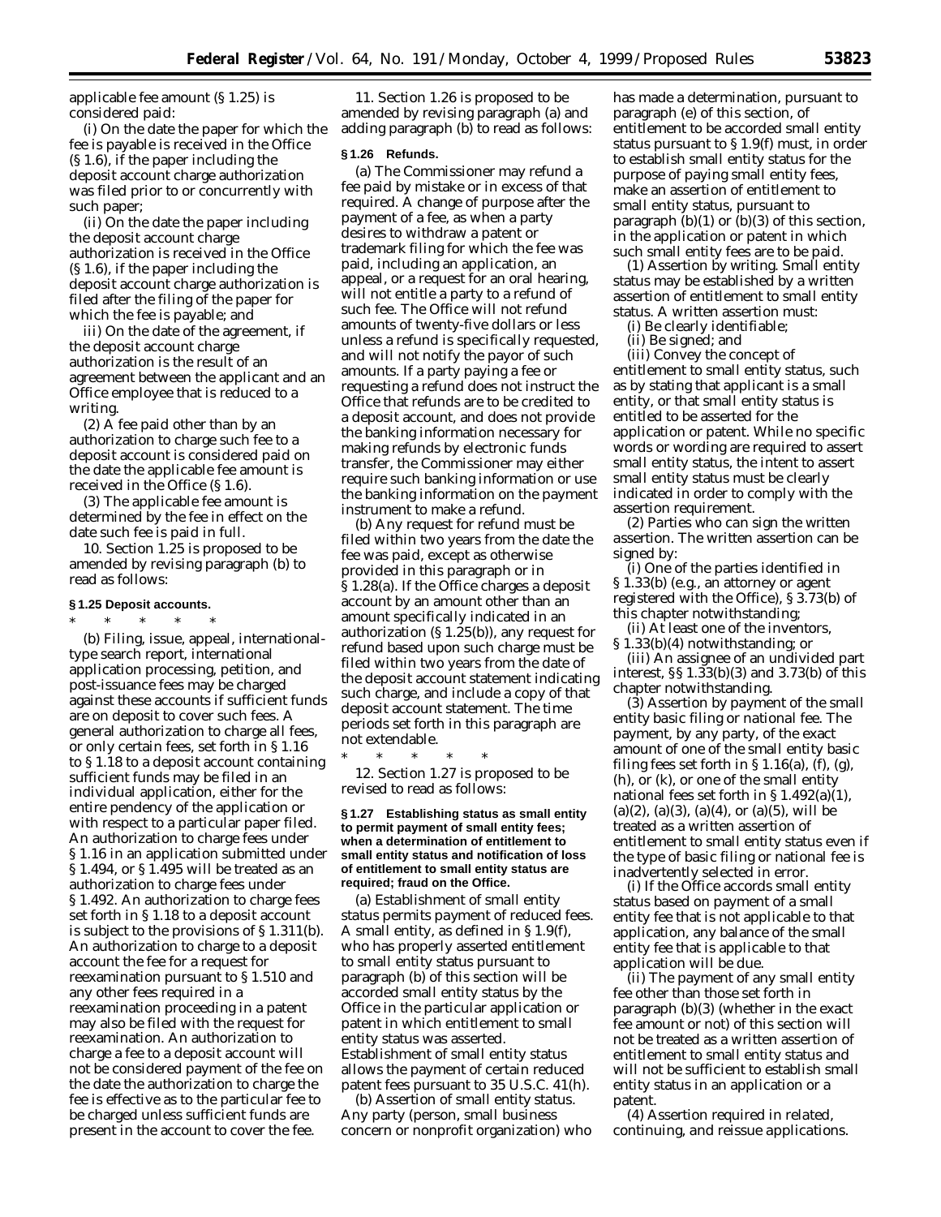applicable fee amount (§ 1.25) is considered paid:

(i) On the date the paper for which the fee is payable is received in the Office (§ 1.6), if the paper including the deposit account charge authorization was filed prior to or concurrently with such paper;

(ii) On the date the paper including the deposit account charge authorization is received in the Office (§ 1.6), if the paper including the deposit account charge authorization is filed after the filing of the paper for which the fee is payable; and

iii) On the date of the agreement, if the deposit account charge authorization is the result of an agreement between the applicant and an Office employee that is reduced to a writing.

(2) A fee paid other than by an authorization to charge such fee to a deposit account is considered paid on the date the applicable fee amount is received in the Office (§ 1.6).

(3) The applicable fee amount is determined by the fee in effect on the date such fee is paid in full.

10. Section 1.25 is proposed to be amended by revising paragraph (b) to read as follows:

**§ 1.25 Deposit accounts.**

\* \* \* \* \*

(b) Filing, issue, appeal, international-type search report, international application processing, petition, and post-issuance fees may be charged against these accounts if sufficient funds are on deposit to cover such fees. A general authorization to charge all fees, or only certain fees, set forth in § 1.16 to § 1.18 to a deposit account containing sufficient funds may be filed in an individual application, either for the entire pendency of the application or with respect to a particular paper filed. An authorization to charge fees under § 1.16 in an application submitted under § 1.494, or § 1.495 will be treated as an authorization to charge fees under § 1.492. An authorization to charge fees set forth in § 1.18 to a deposit account is subject to the provisions of § 1.311(b). An authorization to charge to a deposit account the fee for a request for reexamination pursuant to § 1.510 and any other fees required in a reexamination proceeding in a patent may also be filed with the request for reexamination. An authorization to charge a fee to a deposit account will not be considered payment of the fee on the date the authorization to charge the fee is effective as to the particular fee to be charged unless sufficient funds are present in the account to cover the fee.

11. Section 1.26 is proposed to be amended by revising paragraph (a) and adding paragraph (b) to read as follows:

**§ 1.26 Refunds.**

(a) The Commissioner may refund a fee paid by mistake or in excess of that required. A change of purpose after the payment of a fee, as when a party desires to withdraw a patent or trademark filing for which the fee was paid, including an application, an appeal, or a request for an oral hearing, will not entitle a party to a refund of such fee. The Office will not refund amounts of twenty-five dollars or less unless a refund is specifically requested, and will not notify the payor of such amounts. If a party paying a fee or requesting a refund does not instruct the Office that refunds are to be credited to a deposit account, and does not provide the banking information necessary for making refunds by electronic funds transfer, the Commissioner may either require such banking information or use the banking information on the payment instrument to make a refund.

(b) Any request for refund must be filed within two years from the date the fee was paid, except as otherwise provided in this paragraph or in § 1.28(a). If the Office charges a deposit account by an amount other than an amount specifically indicated in an authorization (§ 1.25(b)), any request for refund based upon such charge must be filed within two years from the date of the deposit account statement indicating such charge, and include a copy of that deposit account statement. The time periods set forth in this paragraph are not extendable.

\* \* \* \* \*

12. Section 1.27 is proposed to be revised to read as follows:

**§ 1.27 Establishing status as small entity to permit payment of small entity fees; when a determination of entitlement to small entity status and notification of loss of entitlement to small entity status are required; fraud on the Office.**

(a) *Establishment of small entity status permits payment of reduced fees.* A small entity, as defined in § 1.9(f), who has properly asserted entitlement to small entity status pursuant to paragraph (b) of this section will be accorded small entity status by the Office in the particular application or patent in which entitlement to small entity status was asserted. Establishment of small entity status allows the payment of certain reduced patent fees pursuant to 35 U.S.C. 41(h).

(b) *Assertion of small entity status.* Any party (person, small business concern or nonprofit organization) who has made a determination, pursuant to paragraph (e) of this section, of entitlement to be accorded small entity status pursuant to § 1.9(f) must, in order to establish small entity status for the purpose of paying small entity fees, make an assertion of entitlement to small entity status, pursuant to paragraph (b)(1) or (b)(3) of this section, in the application or patent in which such small entity fees are to be paid.

(1) *Assertion by writing.* Small entity status may be established by a written assertion of entitlement to small entity status. A written assertion must:

(i) Be clearly identifiable;

(ii) Be signed; and

(iii) Convey the concept of entitlement to small entity status, such as by stating that applicant is a small entity, or that small entity status is entitled to be asserted for the application or patent. While no specific words or wording are required to assert small entity status, the intent to assert small entity status must be clearly indicated in order to comply with the assertion requirement.

(2) *Parties who can sign the written assertion.* The written assertion can be signed by:

(i) One of the parties identified in § 1.33(b) (e.g., an attorney or agent registered with the Office), § 3.73(b) of this chapter notwithstanding;

(ii) At least one of the inventors, § 1.33(b)(4) notwithstanding; or

(iii) An assignee of an undivided part interest, §§ 1.33(b)(3) and 3.73(b) of this chapter notwithstanding.

(3) *Assertion by payment of the small entity basic filing or national fee.* The payment, by any party, of the exact amount of one of the small entity basic filing fees set forth in § 1.16(a), (f), (g), (h), or (k), or one of the small entity national fees set forth in § 1.492(a)(1), (a)(2), (a)(3), (a)(4), or (a)(5), will be treated as a written assertion of entitlement to small entity status even if the type of basic filing or national fee is inadvertently selected in error.

(i) If the Office accords small entity status based on payment of a small entity fee that is not applicable to that application, any balance of the small entity fee that is applicable to that application will be due.

(ii) The payment of any small entity fee other than those set forth in paragraph (b)(3) (whether in the exact fee amount or not) of this section will not be treated as a written assertion of entitlement to small entity status and will not be sufficient to establish small entity status in an application or a patent.

(4) *Assertion required in related, continuing, and reissue applications.*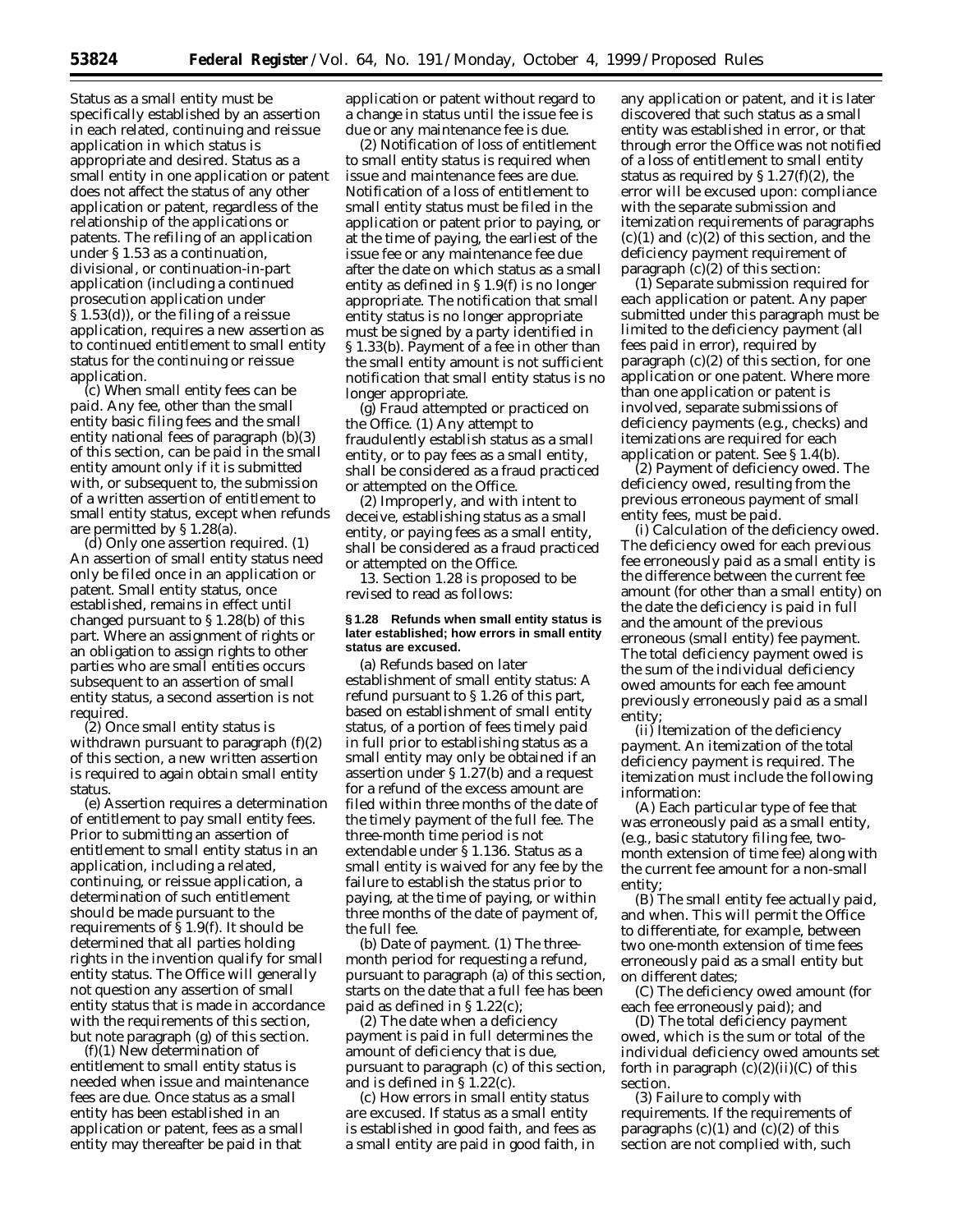Status as a small entity must be specifically established by an assertion in each related, continuing and reissue application in which status is appropriate and desired. Status as a small entity in one application or patent does not affect the status of any other application or patent, regardless of the relationship of the applications or patents. The refiling of an application under § 1.53 as a continuation, divisional, or continuation-in-part application (including a continued prosecution application under § 1.53(d)), or the filing of a reissue application, requires a new assertion as to continued entitlement to small entity status for the continuing or reissue application.

(c) *When small entity fees can be paid.* Any fee, other than the small entity basic filing fees and the small entity national fees of paragraph (b)(3) of this section, can be paid in the small entity amount only if it is submitted with, or subsequent to, the submission of a written assertion of entitlement to small entity status, except when refunds are permitted by § 1.28(a).

(d) *Only one assertion required.* (1) An assertion of small entity status need only be filed once in an application or patent. Small entity status, once established, remains in effect until changed pursuant to § 1.28(b) of this part. Where an assignment of rights or an obligation to assign rights to other parties who are small entities occurs subsequent to an assertion of small entity status, a second assertion is not required.

(2) Once small entity status is withdrawn pursuant to paragraph (f)(2) of this section, a new written assertion is required to again obtain small entity status.

(e) *Assertion requires a determination of entitlement to pay small entity fees.* Prior to submitting an assertion of entitlement to small entity status in an application, including a related, continuing, or reissue application, a determination of such entitlement should be made pursuant to the requirements of § 1.9(f). It should be determined that all parties holding rights in the invention qualify for small entity status. The Office will generally not question any assertion of small entity status that is made in accordance with the requirements of this section, but note paragraph (g) of this section.

(f)(1) *New determination of entitlement to small entity status is needed when issue and maintenance fees are due.* Once status as a small entity has been established in an application or patent, fees as a small entity may thereafter be paid in that application or patent without regard to a change in status until the issue fee is due or any maintenance fee is due.

(2) *Notification of loss of entitlement to small entity status is required when issue and maintenance fees are due.* Notification of a loss of entitlement to small entity status must be filed in the application or patent prior to paying, or at the time of paying, the earliest of the issue fee or any maintenance fee due after the date on which status as a small entity as defined in § 1.9(f) is no longer appropriate. The notification that small entity status is no longer appropriate must be signed by a party identified in § 1.33(b). Payment of a fee in other than the small entity amount is not sufficient notification that small entity status is no longer appropriate.

(g) *Fraud attempted or practiced on the Office.* (1) Any attempt to fraudulently establish status as a small entity, or to pay fees as a small entity, shall be considered as a fraud practiced or attempted on the Office.

(2) Improperly, and with intent to deceive, establishing status as a small entity, or paying fees as a small entity, shall be considered as a fraud practiced or attempted on the Office.

13. Section 1.28 is proposed to be revised to read as follows:

**§ 1.28 Refunds when small entity status is later established; how errors in small entity status are excused.**

(a) *Refunds based on later establishment of small entity status:* A refund pursuant to § 1.26 of this part, based on establishment of small entity status, of a portion of fees timely paid in full prior to establishing status as a small entity may only be obtained if an assertion under § 1.27(b) and a request for a refund of the excess amount are filed within three months of the date of the timely payment of the full fee. The three-month time period is not extendable under § 1.136. Status as a small entity is waived for any fee by the failure to establish the status prior to paying, at the time of paying, or within three months of the date of payment of, the full fee.

(b) *Date of payment.* (1) The three-month period for requesting a refund, pursuant to paragraph (a) of this section, starts on the date that a full fee has been paid as defined in § 1.22(c);

(2) The date when a deficiency payment is paid in full determines the amount of deficiency that is due, pursuant to paragraph (c) of this section, and is defined in § 1.22(c).

(c) *How errors in small entity status are excused.* If status as a small entity is established in good faith, and fees as a small entity are paid in good faith, in any application or patent, and it is later discovered that such status as a small entity was established in error, or that through error the Office was not notified of a loss of entitlement to small entity status as required by § 1.27(f)(2), the error will be excused upon: compliance with the separate submission and itemization requirements of paragraphs (c)(1) and (c)(2) of this section, and the deficiency payment requirement of paragraph (c)(2) of this section:

(1) *Separate submission required for each application or patent.* Any paper submitted under this paragraph must be limited to the deficiency payment (all fees paid in error), required by paragraph (c)(2) of this section, for one application or one patent. Where more than one application or patent is involved, separate submissions of deficiency payments (e.g., checks) and itemizations are required for each application or patent. See § 1.4(b).

(2) *Payment of deficiency owed.* The deficiency owed, resulting from the previous erroneous payment of small entity fees, must be paid.

(i) *Calculation of the deficiency owed.* The deficiency owed for each previous fee erroneously paid as a small entity is the difference between the current fee amount (for other than a small entity) on the date the deficiency is paid in full and the amount of the previous erroneous (small entity) fee payment. The total deficiency payment owed is the sum of the individual deficiency owed amounts for each fee amount previously erroneously paid as a small entity;

(ii) *Itemization of the deficiency payment.* An itemization of the total deficiency payment is required. The itemization must include the following information:

(A) Each particular type of fee that was erroneously paid as a small entity, (e.g., basic statutory filing fee, two-month extension of time fee) along with the current fee amount for a non-small entity;

(B) The small entity fee actually paid, and when. This will permit the Office to differentiate, for example, between two one-month extension of time fees erroneously paid as a small entity but on different dates;

(C) The deficiency owed amount (for each fee erroneously paid); and

(D) The total deficiency payment owed, which is the sum or total of the individual deficiency owed amounts set forth in paragraph (c)(2)(ii)(C) of this section.

(3) *Failure to comply with requirements.* If the requirements of paragraphs (c)(1) and (c)(2) of this section are not complied with, such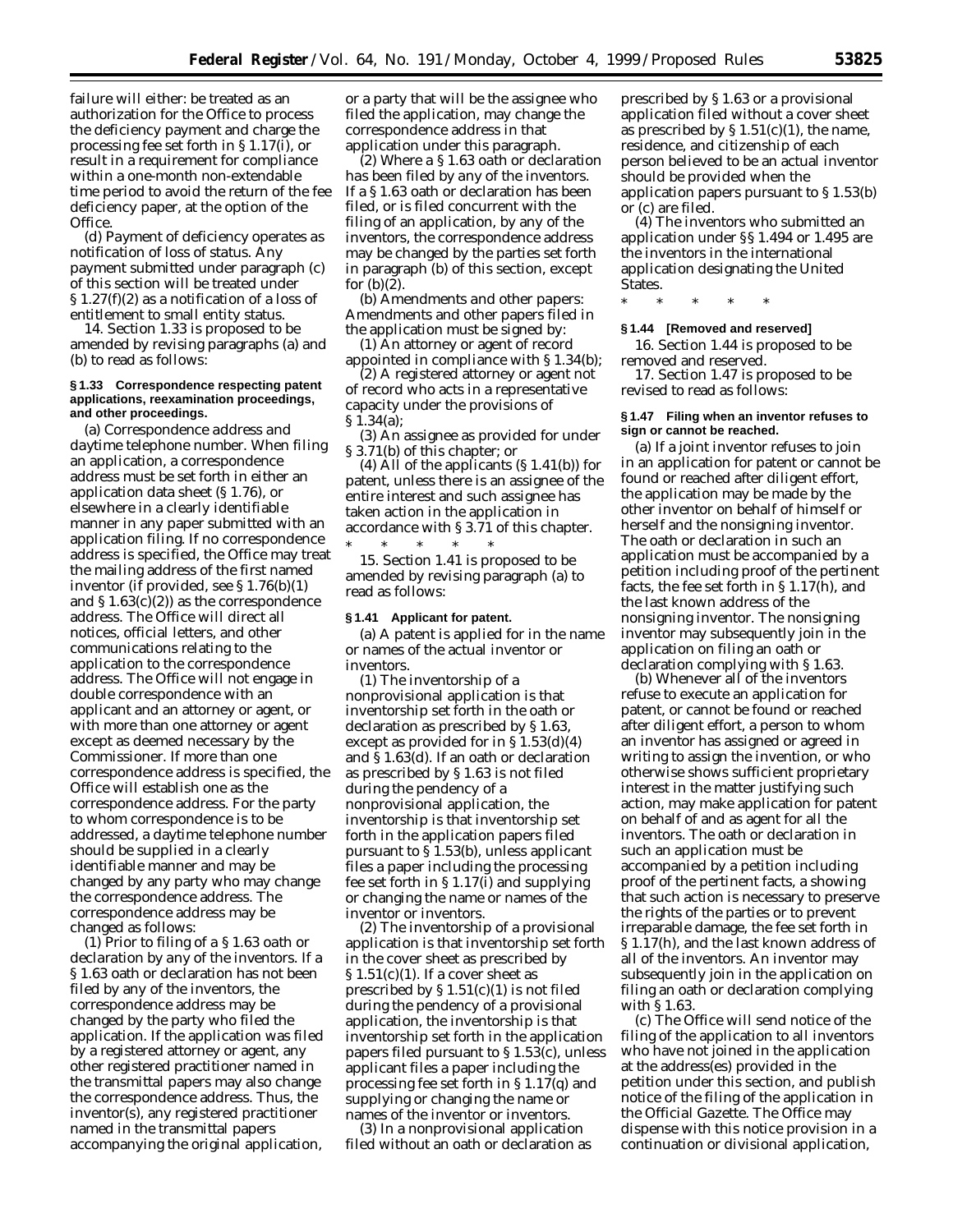failure will either: be treated as an authorization for the Office to process the deficiency payment and charge the processing fee set forth in § 1.17(i), or result in a requirement for compliance within a one-month non-extendable time period to avoid the return of the fee deficiency paper, at the option of the Office.

(d) *Payment of deficiency operates as notification of loss of status.* Any payment submitted under paragraph (c) of this section will be treated under § 1.27(f)(2) as a notification of a loss of entitlement to small entity status.

14. Section 1.33 is proposed to be amended by revising paragraphs (a) and (b) to read as follows:

**§ 1.33 Correspondence respecting patent applications, reexamination proceedings, and other proceedings.**

(a) *Correspondence address and daytime telephone number.* When filing an application, a correspondence address must be set forth in either an application data sheet (§ 1.76), or elsewhere in a clearly identifiable manner in any paper submitted with an application filing. If no correspondence address is specified, the Office may treat the mailing address of the first named inventor (if provided, see § 1.76(b)(1) and § 1.63(c)(2)) as the correspondence address. The Office will direct all notices, official letters, and other communications relating to the application to the correspondence address. The Office will not engage in double correspondence with an applicant and an attorney or agent, or with more than one attorney or agent except as deemed necessary by the Commissioner. If more than one correspondence address is specified, the Office will establish one as the correspondence address. For the party to whom correspondence is to be addressed, a daytime telephone number should be supplied in a clearly identifiable manner and may be changed by any party who may change the correspondence address. The correspondence address may be changed as follows:

(1) *Prior to filing of a § 1.63 oath or declaration by any of the inventors.* If a § 1.63 oath or declaration has not been filed by any of the inventors, the correspondence address may be changed by the party who filed the application. If the application was filed by a registered attorney or agent, any other registered practitioner named in the transmittal papers may also change the correspondence address. Thus, the inventor(s), any registered practitioner named in the transmittal papers accompanying the original application, or a party that will be the assignee who filed the application, may change the correspondence address in that application under this paragraph.

(2) *Where a § 1.63 oath or declaration has been filed by any of the inventors.* If a § 1.63 oath or declaration has been filed, or is filed concurrent with the filing of an application, by any of the inventors, the correspondence address may be changed by the parties set forth in paragraph (b) of this section, except for (b)(2).

(b) *Amendments and other papers:* Amendments and other papers filed in the application must be signed by:

(1) An attorney or agent of record appointed in compliance with § 1.34(b);

(2) A registered attorney or agent not of record who acts in a representative capacity under the provisions of § 1.34(a);

(3) An assignee as provided for under § 3.71(b) of this chapter; or

(4) All of the applicants (§ 1.41(b)) for patent, unless there is an assignee of the entire interest and such assignee has taken action in the application in accordance with § 3.71 of this chapter.

\* \* \* \* \*

15. Section 1.41 is proposed to be amended by revising paragraph (a) to read as follows:

**§ 1.41 Applicant for patent.**

(a) A patent is applied for in the name or names of the actual inventor or inventors.

(1) The inventorship of a nonprovisional application is that inventorship set forth in the oath or declaration as prescribed by § 1.63, except as provided for in § 1.53(d)(4) and § 1.63(d). If an oath or declaration as prescribed by § 1.63 is not filed during the pendency of a nonprovisional application, the inventorship is that inventorship set forth in the application papers filed pursuant to § 1.53(b), unless applicant files a paper including the processing fee set forth in § 1.17(i) and supplying or changing the name or names of the inventor or inventors.

(2) The inventorship of a provisional application is that inventorship set forth in the cover sheet as prescribed by § 1.51(c)(1). If a cover sheet as prescribed by § 1.51(c)(1) is not filed during the pendency of a provisional application, the inventorship is that inventorship set forth in the application papers filed pursuant to § 1.53(c), unless applicant files a paper including the processing fee set forth in § 1.17(q) and supplying or changing the name or names of the inventor or inventors.

(3) In a nonprovisional application filed without an oath or declaration as prescribed by § 1.63 or a provisional application filed without a cover sheet as prescribed by § 1.51(c)(1), the name, residence, and citizenship of each person believed to be an actual inventor should be provided when the application papers pursuant to § 1.53(b) or (c) are filed.

(4) The inventors who submitted an application under §§ 1.494 or 1.495 are the inventors in the international application designating the United States.

\* \* \* \* \*

**§ 1.44 [Removed and reserved]**

16. Section 1.44 is proposed to be removed and reserved.

17. Section 1.47 is proposed to be revised to read as follows:

**§ 1.47 Filing when an inventor refuses to sign or cannot be reached.**

(a) If a joint inventor refuses to join in an application for patent or cannot be found or reached after diligent effort, the application may be made by the other inventor on behalf of himself or herself and the nonsigning inventor. The oath or declaration in such an application must be accompanied by a petition including proof of the pertinent facts, the fee set forth in § 1.17(h), and the last known address of the nonsigning inventor. The nonsigning inventor may subsequently join in the application on filing an oath or declaration complying with § 1.63.

(b) Whenever all of the inventors refuse to execute an application for patent, or cannot be found or reached after diligent effort, a person to whom an inventor has assigned or agreed in writing to assign the invention, or who otherwise shows sufficient proprietary interest in the matter justifying such action, may make application for patent on behalf of and as agent for all the inventors. The oath or declaration in such an application must be accompanied by a petition including proof of the pertinent facts, a showing that such action is necessary to preserve the rights of the parties or to prevent irreparable damage, the fee set forth in § 1.17(h), and the last known address of all of the inventors. An inventor may subsequently join in the application on filing an oath or declaration complying with § 1.63.

(c) The Office will send notice of the filing of the application to all inventors who have not joined in the application at the address(es) provided in the petition under this section, and publish notice of the filing of the application in the Official Gazette. The Office may dispense with this notice provision in a continuation or divisional application,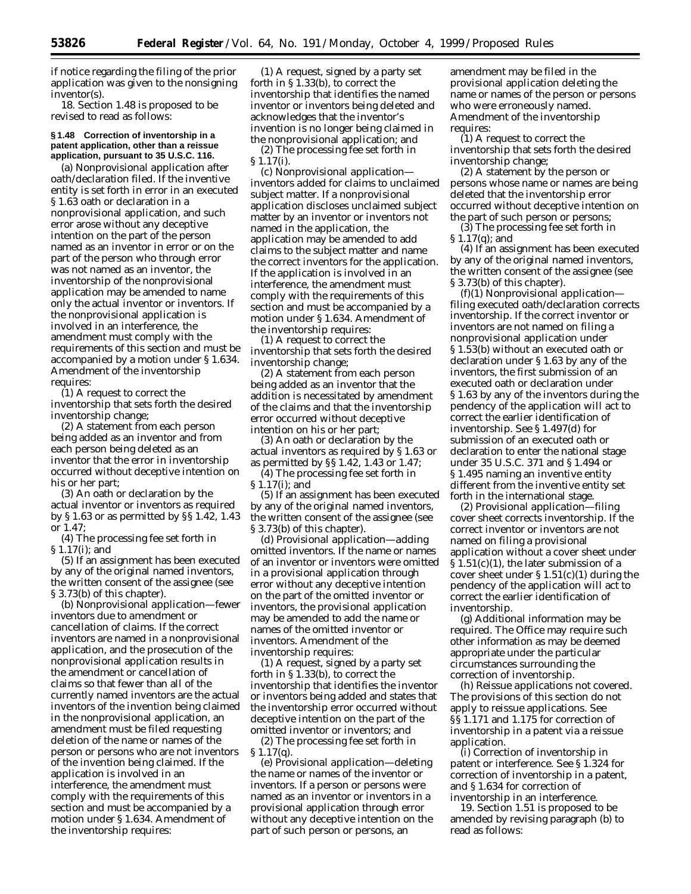if notice regarding the filing of the prior application was given to the nonsigning inventor(s).

18. Section 1.48 is proposed to be revised to read as follows:

**§ 1.48 Correction of inventorship in a patent application, other than a reissue application, pursuant to 35 U.S.C. 116.**

(a) *Nonprovisional application after oath/declaration filed.* If the inventive entity is set forth in error in an executed § 1.63 oath or declaration in a nonprovisional application, and such error arose without any deceptive intention on the part of the person named as an inventor in error or on the part of the person who through error was not named as an inventor, the inventorship of the nonprovisional application may be amended to name only the actual inventor or inventors. If the nonprovisional application is involved in an interference, the amendment must comply with the requirements of this section and must be accompanied by a motion under § 1.634. Amendment of the inventorship requires:

(1) A request to correct the inventorship that sets forth the desired inventorship change;

(2) A statement from each person being added as an inventor and from each person being deleted as an inventor that the error in inventorship occurred without deceptive intention on his or her part;

(3) An oath or declaration by the actual inventor or inventors as required by § 1.63 or as permitted by §§ 1.42, 1.43 or 1.47;

(4) The processing fee set forth in § 1.17(i); and

(5) If an assignment has been executed by any of the original named inventors, the written consent of the assignee (see § 3.73(b) of this chapter).

(b) *Nonprovisional application—fewer inventors due to amendment or cancellation of claims.* If the correct inventors are named in a nonprovisional application, and the prosecution of the nonprovisional application results in the amendment or cancellation of claims so that fewer than all of the currently named inventors are the actual inventors of the invention being claimed in the nonprovisional application, an amendment must be filed requesting deletion of the name or names of the person or persons who are not inventors of the invention being claimed. If the application is involved in an interference, the amendment must comply with the requirements of this section and must be accompanied by a motion under § 1.634. Amendment of the inventorship requires:

(1) A request, signed by a party set forth in § 1.33(b), to correct the inventorship that identifies the named inventor or inventors being deleted and acknowledges that the inventor's invention is no longer being claimed in the nonprovisional application; and

(2) The processing fee set forth in § 1.17(i).

(c) *Nonprovisional application—inventors added for claims to unclaimed subject matter.* If a nonprovisional application discloses unclaimed subject matter by an inventor or inventors not named in the application, the application may be amended to add claims to the subject matter and name the correct inventors for the application. If the application is involved in an interference, the amendment must comply with the requirements of this section and must be accompanied by a motion under § 1.634. Amendment of the inventorship requires:

(1) A request to correct the inventorship that sets forth the desired inventorship change;

(2) A statement from each person being added as an inventor that the addition is necessitated by amendment of the claims and that the inventorship error occurred without deceptive intention on his or her part;

(3) An oath or declaration by the actual inventors as required by § 1.63 or as permitted by §§ 1.42, 1.43 or 1.47;

(4) The processing fee set forth in § 1.17(i); and

(5) If an assignment has been executed by any of the original named inventors, the written consent of the assignee (see § 3.73(b) of this chapter).

(d) *Provisional application—adding omitted inventors.* If the name or names of an inventor or inventors were omitted in a provisional application through error without any deceptive intention on the part of the omitted inventor or inventors, the provisional application may be amended to add the name or names of the omitted inventor or inventors. Amendment of the inventorship requires:

(1) A request, signed by a party set forth in § 1.33(b), to correct the inventorship that identifies the inventor or inventors being added and states that the inventorship error occurred without deceptive intention on the part of the omitted inventor or inventors; and

(2) The processing fee set forth in § 1.17(q).

(e) *Provisional application—deleting the name or names of the inventor or inventors.* If a person or persons were named as an inventor or inventors in a provisional application through error without any deceptive intention on the part of such person or persons, an amendment may be filed in the provisional application deleting the name or names of the person or persons who were erroneously named. Amendment of the inventorship requires:

(1) A request to correct the inventorship that sets forth the desired inventorship change;

(2) A statement by the person or persons whose name or names are being deleted that the inventorship error occurred without deceptive intention on the part of such person or persons;

(3) The processing fee set forth in § 1.17(q); and

(4) If an assignment has been executed by any of the original named inventors, the written consent of the assignee (see § 3.73(b) of this chapter).

(f)(1) *Nonprovisional application—filing executed oath/declaration corrects inventorship.* If the correct inventor or inventors are not named on filing a nonprovisional application under § 1.53(b) without an executed oath or declaration under § 1.63 by any of the inventors, the first submission of an executed oath or declaration under § 1.63 by any of the inventors during the pendency of the application will act to correct the earlier identification of inventorship. See § 1.497(d) for submission of an executed oath or declaration to enter the national stage under 35 U.S.C. 371 and § 1.494 or § 1.495 naming an inventive entity different from the inventive entity set forth in the international stage.

(2) *Provisional application—filing cover sheet corrects inventorship.* If the correct inventor or inventors are not named on filing a provisional application without a cover sheet under § 1.51(c)(1), the later submission of a cover sheet under § 1.51(c)(1) during the pendency of the application will act to correct the earlier identification of inventorship.

(g) *Additional information may be required.* The Office may require such other information as may be deemed appropriate under the particular circumstances surrounding the correction of inventorship.

(h) *Reissue applications not covered.* The provisions of this section do not apply to reissue applications. See §§ 1.171 and 1.175 for correction of inventorship in a patent via a reissue application.

(i) *Correction of inventorship in patent or interference.* See § 1.324 for correction of inventorship in a patent, and § 1.634 for correction of inventorship in an interference.

19. Section 1.51 is proposed to be amended by revising paragraph (b) to read as follows: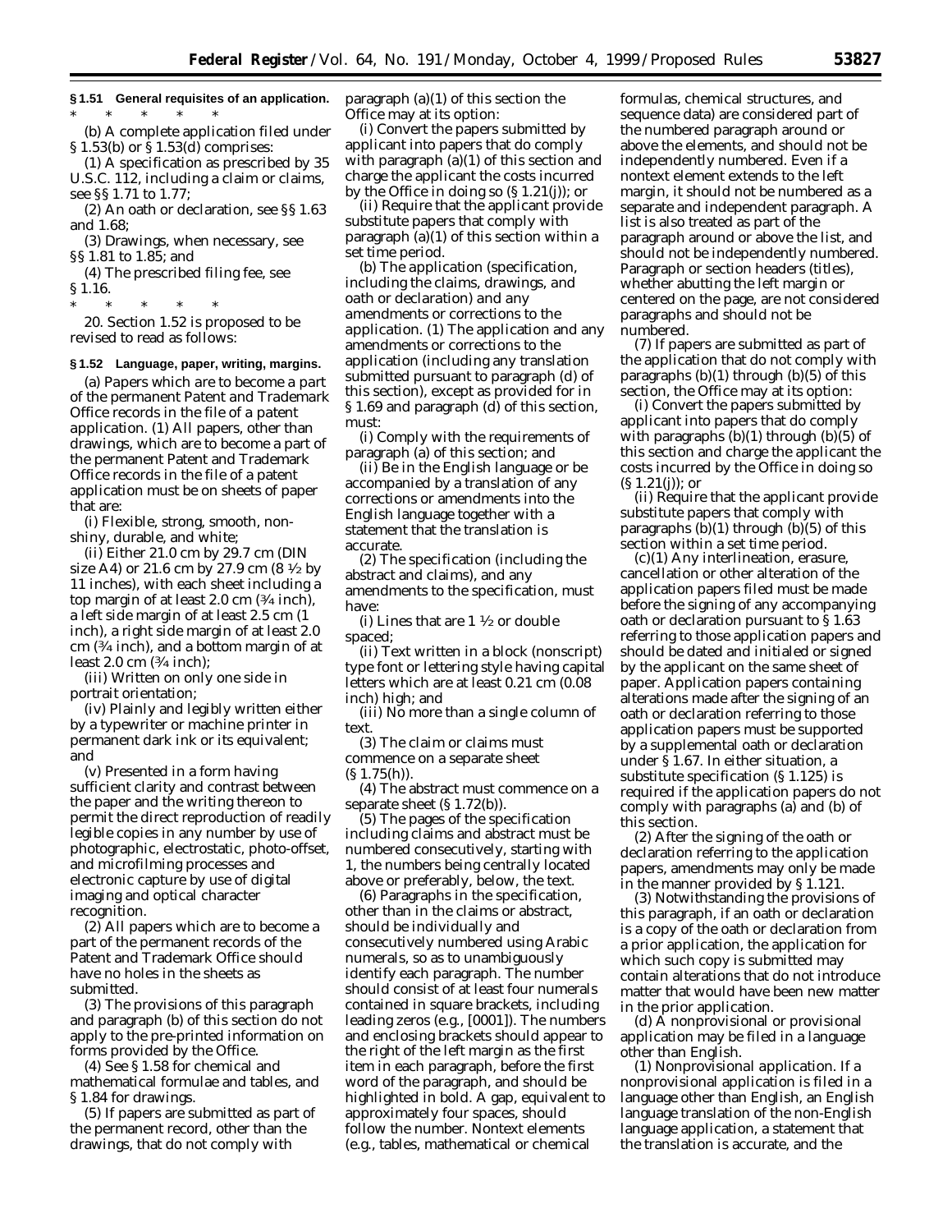**§ 1.51 General requisites of an application.**

\* \* \* \* \*

(b) A complete application filed under § 1.53(b) or § 1.53(d) comprises:

(1) A specification as prescribed by 35 U.S.C. 112, including a claim or claims, see §§ 1.71 to 1.77;

(2) An oath or declaration, see §§ 1.63 and 1.68;

(3) Drawings, when necessary, see §§ 1.81 to 1.85; and

(4) The prescribed filing fee, see § 1.16.

\* \* \* \* \*

20. Section 1.52 is proposed to be revised to read as follows:

**§ 1.52 Language, paper, writing, margins.**

(a) *Papers which are to become a part of the permanent Patent and Trademark Office records in the file of a patent application.* (1) All papers, other than drawings, which are to become a part of the permanent Patent and Trademark Office records in the file of a patent application must be on sheets of paper that are:

(i) Flexible, strong, smooth, non-shiny, durable, and white;

(ii) Either 21.0 cm by 29.7 cm (DIN size A4) or 21.6 cm by 27.9 cm (8 ½ by 11 inches), with each sheet including a top margin of at least 2.0 cm (¾ inch), a left side margin of at least 2.5 cm (1 inch), a right side margin of at least 2.0 cm (¾ inch), and a bottom margin of at least 2.0 cm (¾ inch);

(iii) Written on only one side in portrait orientation;

(iv) Plainly and legibly written either by a typewriter or machine printer in permanent dark ink or its equivalent; and

(v) Presented in a form having sufficient clarity and contrast between the paper and the writing thereon to permit the direct reproduction of readily legible copies in any number by use of photographic, electrostatic, photo-offset, and microfilming processes and electronic capture by use of digital imaging and optical character recognition.

(2) All papers which are to become a part of the permanent records of the Patent and Trademark Office should have no holes in the sheets as submitted.

(3) The provisions of this paragraph and paragraph (b) of this section do not apply to the pre-printed information on forms provided by the Office.

(4) See § 1.58 for chemical and mathematical formulae and tables, and § 1.84 for drawings.

(5) If papers are submitted as part of the permanent record, other than the drawings, that do not comply with paragraph (a)(1) of this section the Office may at its option:

(i) Convert the papers submitted by applicant into papers that do comply with paragraph (a)(1) of this section and charge the applicant the costs incurred by the Office in doing so (§ 1.21(j)); or

(ii) Require that the applicant provide substitute papers that comply with paragraph (a)(1) of this section within a set time period.

(b) *The application (specification, including the claims, drawings, and oath or declaration) and any amendments or corrections to the application.* (1) The application and any amendments or corrections to the application (including any translation submitted pursuant to paragraph (d) of this section), except as provided for in § 1.69 and paragraph (d) of this section, must:

(i) Comply with the requirements of paragraph (a) of this section; and

(ii) Be in the English language or be accompanied by a translation of any corrections or amendments into the English language together with a statement that the translation is accurate.

(2) The specification (including the abstract and claims), and any amendments to the specification, must have:

(i) Lines that are 1 ½ or double spaced;

(ii) Text written in a block (nonscript) type font or lettering style having capital letters which are at least 0.21 cm (0.08 inch) high; and

(iii) No more than a single column of text.

(3) The claim or claims must commence on a separate sheet (§ 1.75(h)).

(4) The abstract must commence on a separate sheet (§ 1.72(b)).

(5) The pages of the specification including claims and abstract must be numbered consecutively, starting with 1, the numbers being centrally located above or preferably, below, the text.

(6) Paragraphs in the specification, other than in the claims or abstract, should be individually and consecutively numbered using Arabic numerals, so as to unambiguously identify each paragraph. The number should consist of at least four numerals contained in square brackets, including leading zeros (e.g., [0001]). The numbers and enclosing brackets should appear to the right of the left margin as the first item in each paragraph, before the first word of the paragraph, and should be highlighted in bold. A gap, equivalent to approximately four spaces, should follow the number. Nontext elements (e.g., tables, mathematical or chemical formulas, chemical structures, and sequence data) are considered part of the numbered paragraph around or above the elements, and should not be independently numbered. Even if a nontext element extends to the left margin, it should not be numbered as a separate and independent paragraph. A list is also treated as part of the paragraph around or above the list, and should not be independently numbered. Paragraph or section headers (titles), whether abutting the left margin or centered on the page, are not considered paragraphs and should not be numbered.

(7) If papers are submitted as part of the application that do not comply with paragraphs (b)(1) through (b)(5) of this section, the Office may at its option:

(i) Convert the papers submitted by applicant into papers that do comply with paragraphs (b)(1) through (b)(5) of this section and charge the applicant the costs incurred by the Office in doing so (§ 1.21(j)); or

(ii) Require that the applicant provide substitute papers that comply with paragraphs (b)(1) through (b)(5) of this section within a set time period.

(c)(1) Any interlineation, erasure, cancellation or other alteration of the application papers filed must be made before the signing of any accompanying oath or declaration pursuant to § 1.63 referring to those application papers and should be dated and initialed or signed by the applicant on the same sheet of paper. Application papers containing alterations made after the signing of an oath or declaration referring to those application papers must be supported by a supplemental oath or declaration under § 1.67. In either situation, a substitute specification (§ 1.125) is required if the application papers do not comply with paragraphs (a) and (b) of this section.

(2) After the signing of the oath or declaration referring to the application papers, amendments may only be made in the manner provided by § 1.121.

(3) Notwithstanding the provisions of this paragraph, if an oath or declaration is a copy of the oath or declaration from a prior application, the application for which such copy is submitted may contain alterations that do not introduce matter that would have been new matter in the prior application.

(d) A nonprovisional or provisional application may be filed in a language other than English.

(1) *Nonprovisional application.* If a nonprovisional application is filed in a language other than English, an English language translation of the non-English language application, a statement that the translation is accurate, and the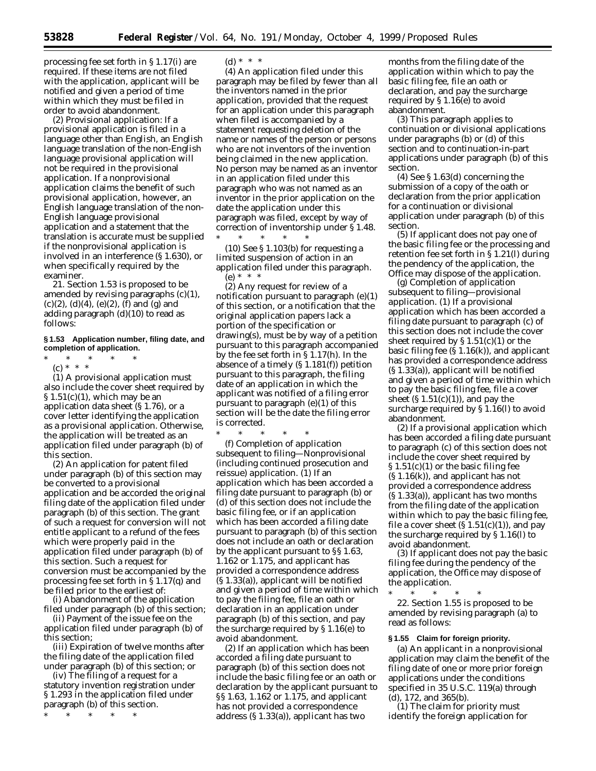processing fee set forth in § 1.17(i) are required. If these items are not filed with the application, applicant will be notified and given a period of time within which they must be filed in order to avoid abandonment.

(2) *Provisional application:* If a provisional application is filed in a language other than English, an English language translation of the non-English language provisional application will not be required in the provisional application. If a nonprovisional application claims the benefit of such provisional application, however, an English language translation of the non-English language provisional application and a statement that the translation is accurate must be supplied if the nonprovisional application is involved in an interference (§ 1.630), or when specifically required by the examiner.

21. Section 1.53 is proposed to be amended by revising paragraphs (c)(1), (c)(2), (d)(4), (e)(2), (f) and (g) and adding paragraph (d)(10) to read as follows:

**§ 1.53 Application number, filing date, and completion of application.**

\* \* \* \* \*

(c) \* \* \*

(1) A provisional application must also include the cover sheet required by § 1.51(c)(1), which may be an application data sheet (§ 1.76), or a cover letter identifying the application as a provisional application. Otherwise, the application will be treated as an application filed under paragraph (b) of this section.

(2) An application for patent filed under paragraph (b) of this section may be converted to a provisional application and be accorded the original filing date of the application filed under paragraph (b) of this section. The grant of such a request for conversion will not entitle applicant to a refund of the fees which were properly paid in the application filed under paragraph (b) of this section. Such a request for conversion must be accompanied by the processing fee set forth in § 1.17(q) and be filed prior to the earliest of:

(i) Abandonment of the application filed under paragraph (b) of this section;

(ii) Payment of the issue fee on the application filed under paragraph (b) of this section;

(iii) Expiration of twelve months after the filing date of the application filed under paragraph (b) of this section; or

(iv) The filing of a request for a statutory invention registration under § 1.293 in the application filed under paragraph (b) of this section.

\* \* \* \* \*

(d) \* \* \*

(4) An application filed under this paragraph may be filed by fewer than all the inventors named in the prior application, provided that the request for an application under this paragraph when filed is accompanied by a statement requesting deletion of the name or names of the person or persons who are not inventors of the invention being claimed in the new application. No person may be named as an inventor in an application filed under this paragraph who was not named as an inventor in the prior application on the date the application under this paragraph was filed, except by way of correction of inventorship under § 1.48.

\* \* \* \* \*

(10) See § 1.103(b) for requesting a limited suspension of action in an application filed under this paragraph.

(e) \* \* \*

(2) Any request for review of a notification pursuant to paragraph (e)(1) of this section, or a notification that the original application papers lack a portion of the specification or drawing(s), must be by way of a petition pursuant to this paragraph accompanied by the fee set forth in § 1.17(h). In the absence of a timely (§ 1.181(f)) petition pursuant to this paragraph, the filing date of an application in which the applicant was notified of a filing error pursuant to paragraph (e)(1) of this section will be the date the filing error is corrected.

\* \* \* \* \*

(f) *Completion of application subsequent to filing—Nonprovisional (including continued prosecution and reissue) application.* (1) If an application which has been accorded a filing date pursuant to paragraph (b) or (d) of this section does not include the basic filing fee, or if an application which has been accorded a filing date pursuant to paragraph (b) of this section does not include an oath or declaration by the applicant pursuant to §§ 1.63, 1.162 or 1.175, and applicant has provided a correspondence address (§ 1.33(a)), applicant will be notified and given a period of time within which to pay the filing fee, file an oath or declaration in an application under paragraph (b) of this section, and pay the surcharge required by § 1.16(e) to avoid abandonment.

(2) If an application which has been accorded a filing date pursuant to paragraph (b) of this section does not include the basic filing fee or an oath or declaration by the applicant pursuant to §§ 1.63, 1.162 or 1.175, and applicant has not provided a correspondence address (§ 1.33(a)), applicant has two months from the filing date of the application within which to pay the basic filing fee, file an oath or declaration, and pay the surcharge required by § 1.16(e) to avoid abandonment.

(3) This paragraph applies to continuation or divisional applications under paragraphs (b) or (d) of this section and to continuation-in-part applications under paragraph (b) of this section.

(4) See § 1.63(d) concerning the submission of a copy of the oath or declaration from the prior application for a continuation or divisional application under paragraph (b) of this section.

(5) If applicant does not pay one of the basic filing fee or the processing and retention fee set forth in § 1.21(l) during the pendency of the application, the Office may dispose of the application.

(g) *Completion of application subsequent to filing—provisional application.* (1) If a provisional application which has been accorded a filing date pursuant to paragraph (c) of this section does not include the cover sheet required by § 1.51(c)(1) or the basic filing fee (§ 1.16(k)), and applicant has provided a correspondence address (§ 1.33(a)), applicant will be notified and given a period of time within which to pay the basic filing fee, file a cover sheet (§ 1.51(c)(1)), and pay the surcharge required by § 1.16(l) to avoid abandonment.

(2) If a provisional application which has been accorded a filing date pursuant to paragraph (c) of this section does not include the cover sheet required by § 1.51(c)(1) or the basic filing fee (§ 1.16(k)), and applicant has not provided a correspondence address (§ 1.33(a)), applicant has two months from the filing date of the application within which to pay the basic filing fee, file a cover sheet (§ 1.51(c)(1)), and pay the surcharge required by § 1.16(l) to avoid abandonment.

(3) If applicant does not pay the basic filing fee during the pendency of the application, the Office may dispose of the application.

\* \* \* \* \*

22. Section 1.55 is proposed to be amended by revising paragraph (a) to read as follows:

**§ 1.55 Claim for foreign priority.**

(a) An applicant in a nonprovisional application may claim the benefit of the filing date of one or more prior foreign applications under the conditions specified in 35 U.S.C. 119(a) through (d), 172, and 365(b).

(1) The claim for priority must identify the foreign application for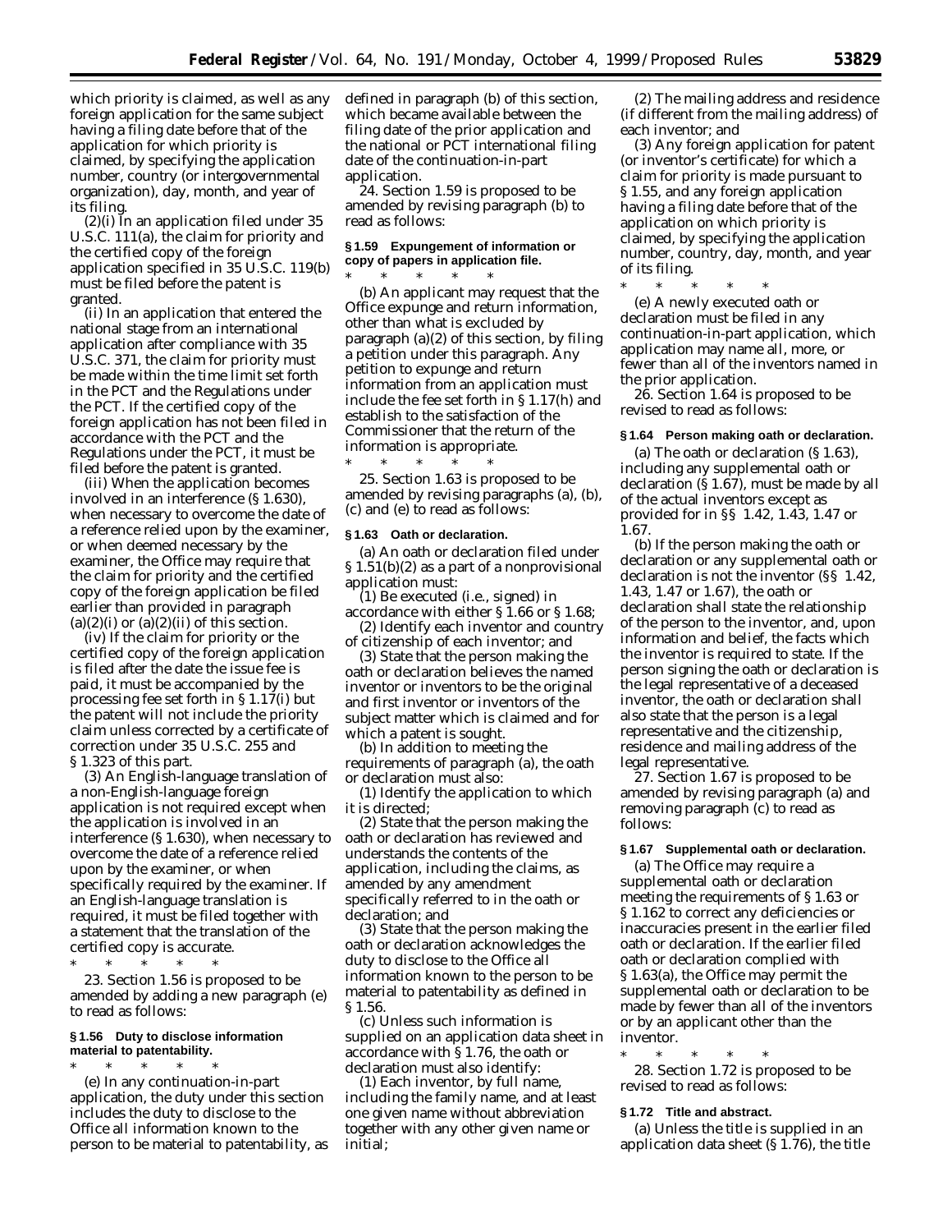which priority is claimed, as well as any foreign application for the same subject having a filing date before that of the application for which priority is claimed, by specifying the application number, country (or intergovernmental organization), day, month, and year of its filing.

(2)(i) In an application filed under 35 U.S.C. 111(a), the claim for priority and the certified copy of the foreign application specified in 35 U.S.C. 119(b) must be filed before the patent is granted.

(ii) In an application that entered the national stage from an international application after compliance with 35 U.S.C. 371, the claim for priority must be made within the time limit set forth in the PCT and the Regulations under the PCT. If the certified copy of the foreign application has not been filed in accordance with the PCT and the Regulations under the PCT, it must be filed before the patent is granted.

(iii) When the application becomes involved in an interference (§ 1.630), when necessary to overcome the date of a reference relied upon by the examiner, or when deemed necessary by the examiner, the Office may require that the claim for priority and the certified copy of the foreign application be filed earlier than provided in paragraph (a)(2)(i) or (a)(2)(ii) of this section.

(iv) If the claim for priority or the certified copy of the foreign application is filed after the date the issue fee is paid, it must be accompanied by the processing fee set forth in § 1.17(i) but the patent will not include the priority claim unless corrected by a certificate of correction under 35 U.S.C. 255 and § 1.323 of this part.

(3) An English-language translation of a non-English-language foreign application is not required except when the application is involved in an interference (§ 1.630), when necessary to overcome the date of a reference relied upon by the examiner, or when specifically required by the examiner. If an English-language translation is required, it must be filed together with a statement that the translation of the certified copy is accurate.

\* \* \* \* \*

23. Section 1.56 is proposed to be amended by adding a new paragraph (e) to read as follows:

**§ 1.56 Duty to disclose information material to patentability.**

\* \* \* \* \*

(e) In any continuation-in-part application, the duty under this section includes the duty to disclose to the Office all information known to the person to be material to patentability, as defined in paragraph (b) of this section, which became available between the filing date of the prior application and the national or PCT international filing date of the continuation-in-part application.

24. Section 1.59 is proposed to be amended by revising paragraph (b) to read as follows:

**§ 1.59 Expungement of information or copy of papers in application file.**

\* \* \* \* \*

(b) An applicant may request that the Office expunge and return information, other than what is excluded by paragraph (a)(2) of this section, by filing a petition under this paragraph. Any petition to expunge and return information from an application must include the fee set forth in § 1.17(h) and establish to the satisfaction of the Commissioner that the return of the information is appropriate.

\* \* \* \* \*

25. Section 1.63 is proposed to be amended by revising paragraphs (a), (b), (c) and (e) to read as follows:

**§ 1.63 Oath or declaration.**

(a) An oath or declaration filed under § 1.51(b)(2) as a part of a nonprovisional application must:

(1) Be executed (i.e., signed) in accordance with either § 1.66 or § 1.68;

(2) Identify each inventor and country of citizenship of each inventor; and

(3) State that the person making the oath or declaration believes the named inventor or inventors to be the original and first inventor or inventors of the subject matter which is claimed and for which a patent is sought.

(b) In addition to meeting the requirements of paragraph (a), the oath or declaration must also:

(1) Identify the application to which it is directed;

(2) State that the person making the oath or declaration has reviewed and understands the contents of the application, including the claims, as amended by any amendment specifically referred to in the oath or declaration; and

(3) State that the person making the oath or declaration acknowledges the duty to disclose to the Office all information known to the person to be material to patentability as defined in § 1.56.

(c) Unless such information is supplied on an application data sheet in accordance with § 1.76, the oath or declaration must also identify:

(1) Each inventor, by full name, including the family name, and at least one given name without abbreviation together with any other given name or initial;

(2) The mailing address and residence (if different from the mailing address) of each inventor; and

(3) Any foreign application for patent (or inventor's certificate) for which a claim for priority is made pursuant to § 1.55, and any foreign application having a filing date before that of the application on which priority is claimed, by specifying the application number, country, day, month, and year of its filing.

\* \* \* \* \*

(e) A newly executed oath or declaration must be filed in any continuation-in-part application, which application may name all, more, or fewer than all of the inventors named in the prior application.

26. Section 1.64 is proposed to be revised to read as follows:

**§ 1.64 Person making oath or declaration.**

(a) The oath or declaration (§ 1.63), including any supplemental oath or declaration (§ 1.67), must be made by all of the actual inventors except as provided for in §§ 1.42, 1.43, 1.47 or 1.67.

(b) If the person making the oath or declaration or any supplemental oath or declaration is not the inventor (§§ 1.42, 1.43, 1.47 or 1.67), the oath or declaration shall state the relationship of the person to the inventor, and, upon information and belief, the facts which the inventor is required to state. If the person signing the oath or declaration is the legal representative of a deceased inventor, the oath or declaration shall also state that the person is a legal representative and the citizenship, residence and mailing address of the legal representative.

27. Section 1.67 is proposed to be amended by revising paragraph (a) and removing paragraph (c) to read as follows:

**§ 1.67 Supplemental oath or declaration.**

(a) The Office may require a supplemental oath or declaration meeting the requirements of § 1.63 or § 1.162 to correct any deficiencies or inaccuracies present in the earlier filed oath or declaration. If the earlier filed oath or declaration complied with § 1.63(a), the Office may permit the supplemental oath or declaration to be made by fewer than all of the inventors or by an applicant other than the inventor.

\* \* \* \* \*

28. Section 1.72 is proposed to be revised to read as follows:

**§ 1.72 Title and abstract.**

(a) Unless the title is supplied in an application data sheet (§ 1.76), the title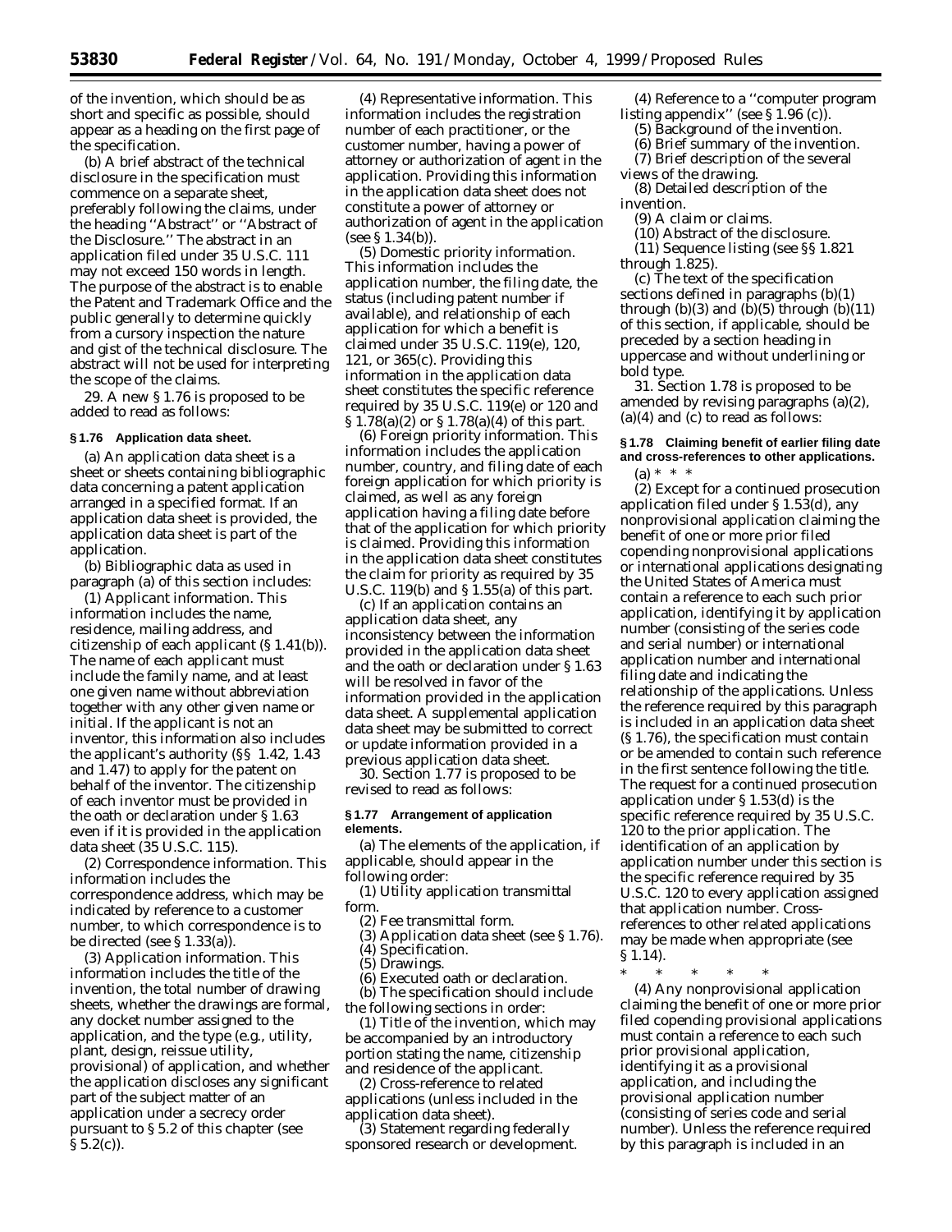of the invention, which should be as short and specific as possible, should appear as a heading on the first page of the specification.

(b) A brief abstract of the technical disclosure in the specification must commence on a separate sheet, preferably following the claims, under the heading ''Abstract'' or ''Abstract of the Disclosure.'' The abstract in an application filed under 35 U.S.C. 111 may not exceed 150 words in length. The purpose of the abstract is to enable the Patent and Trademark Office and the public generally to determine quickly from a cursory inspection the nature and gist of the technical disclosure. The abstract will not be used for interpreting the scope of the claims.

29. A new § 1.76 is proposed to be added to read as follows:

**§ 1.76 Application data sheet.**

(a) An application data sheet is a sheet or sheets containing bibliographic data concerning a patent application arranged in a specified format. If an application data sheet is provided, the application data sheet is part of the application.

(b) Bibliographic data as used in paragraph (a) of this section includes:

(1) *Applicant information.* This information includes the name, residence, mailing address, and citizenship of each applicant (§ 1.41(b)). The name of each applicant must include the family name, and at least one given name without abbreviation together with any other given name or initial. If the applicant is not an inventor, this information also includes the applicant's authority (§§ 1.42, 1.43 and 1.47) to apply for the patent on behalf of the inventor. The citizenship of each inventor must be provided in the oath or declaration under § 1.63 even if it is provided in the application data sheet (35 U.S.C. 115).

(2) *Correspondence information.* This information includes the correspondence address, which may be indicated by reference to a customer number, to which correspondence is to be directed (see § 1.33(a)).

(3) *Application information.* This information includes the title of the invention, the total number of drawing sheets, whether the drawings are formal, any docket number assigned to the application, and the type (e.g., utility, plant, design, reissue utility, provisional) of application, and whether the application discloses any significant part of the subject matter of an application under a secrecy order pursuant to § 5.2 of this chapter (see § 5.2(c)).

(4) *Representative information.* This information includes the registration number of each practitioner, or the customer number, having a power of attorney or authorization of agent in the application. Providing this information in the application data sheet does not constitute a power of attorney or authorization of agent in the application (see § 1.34(b)).

(5) *Domestic priority information.* This information includes the application number, the filing date, the status (including patent number if available), and relationship of each application for which a benefit is claimed under 35 U.S.C. 119(e), 120, 121, or 365(c). Providing this information in the application data sheet constitutes the specific reference required by 35 U.S.C. 119(e) or 120 and § 1.78(a)(2) or § 1.78(a)(4) of this part.

(6) *Foreign priority information.* This information includes the application number, country, and filing date of each foreign application for which priority is claimed, as well as any foreign application having a filing date before that of the application for which priority is claimed. Providing this information in the application data sheet constitutes the claim for priority as required by 35 U.S.C. 119(b) and § 1.55(a) of this part.

(c) If an application contains an application data sheet, any inconsistency between the information provided in the application data sheet and the oath or declaration under § 1.63 will be resolved in favor of the information provided in the application data sheet. A supplemental application data sheet may be submitted to correct or update information provided in a previous application data sheet.

30. Section 1.77 is proposed to be revised to read as follows:

**§ 1.77 Arrangement of application elements.**

(a) The elements of the application, if applicable, should appear in the following order:

(1) Utility application transmittal form.

(2) Fee transmittal form.

(3) Application data sheet (see § 1.76).

(4) Specification.

(5) Drawings.

(6) Executed oath or declaration.

(b) The specification should include the following sections in order:

(1) Title of the invention, which may be accompanied by an introductory portion stating the name, citizenship and residence of the applicant.

(2) Cross-reference to related applications (unless included in the application data sheet).

(3) Statement regarding federally sponsored research or development.

(4) Reference to a ''computer program listing appendix'' (see § 1.96 (c)).

(5) Background of the invention.

(6) Brief summary of the invention.

(7) Brief description of the several views of the drawing.

(8) Detailed description of the invention.

(9) A claim or claims.

(10) Abstract of the disclosure.

(11) Sequence listing (see §§ 1.821 through 1.825).

(c) The text of the specification sections defined in paragraphs (b)(1) through (b)(3) and (b)(5) through (b)(11) of this section, if applicable, should be preceded by a section heading in uppercase and without underlining or bold type.

31. Section 1.78 is proposed to be amended by revising paragraphs (a)(2), (a)(4) and (c) to read as follows:

**§ 1.78 Claiming benefit of earlier filing date and cross-references to other applications.**

(a) * * *

(2) Except for a continued prosecution application filed under § 1.53(d), any nonprovisional application claiming the benefit of one or more prior filed copending nonprovisional applications or international applications designating the United States of America must contain a reference to each such prior application, identifying it by application number (consisting of the series code and serial number) or international application number and international filing date and indicating the relationship of the applications. Unless the reference required by this paragraph is included in an application data sheet (§ 1.76), the specification must contain or be amended to contain such reference in the first sentence following the title. The request for a continued prosecution application under § 1.53(d) is the specific reference required by 35 U.S.C. 120 to the prior application. The identification of an application by application number under this section is the specific reference required by 35 U.S.C. 120 to every application assigned that application number. Cross-references to other related applications may be made when appropriate (see § 1.14).

\* \* \* \* \*

(4) Any nonprovisional application claiming the benefit of one or more prior filed copending provisional applications must contain a reference to each such prior provisional application, identifying it as a provisional application, and including the provisional application number (consisting of series code and serial number). Unless the reference required by this paragraph is included in an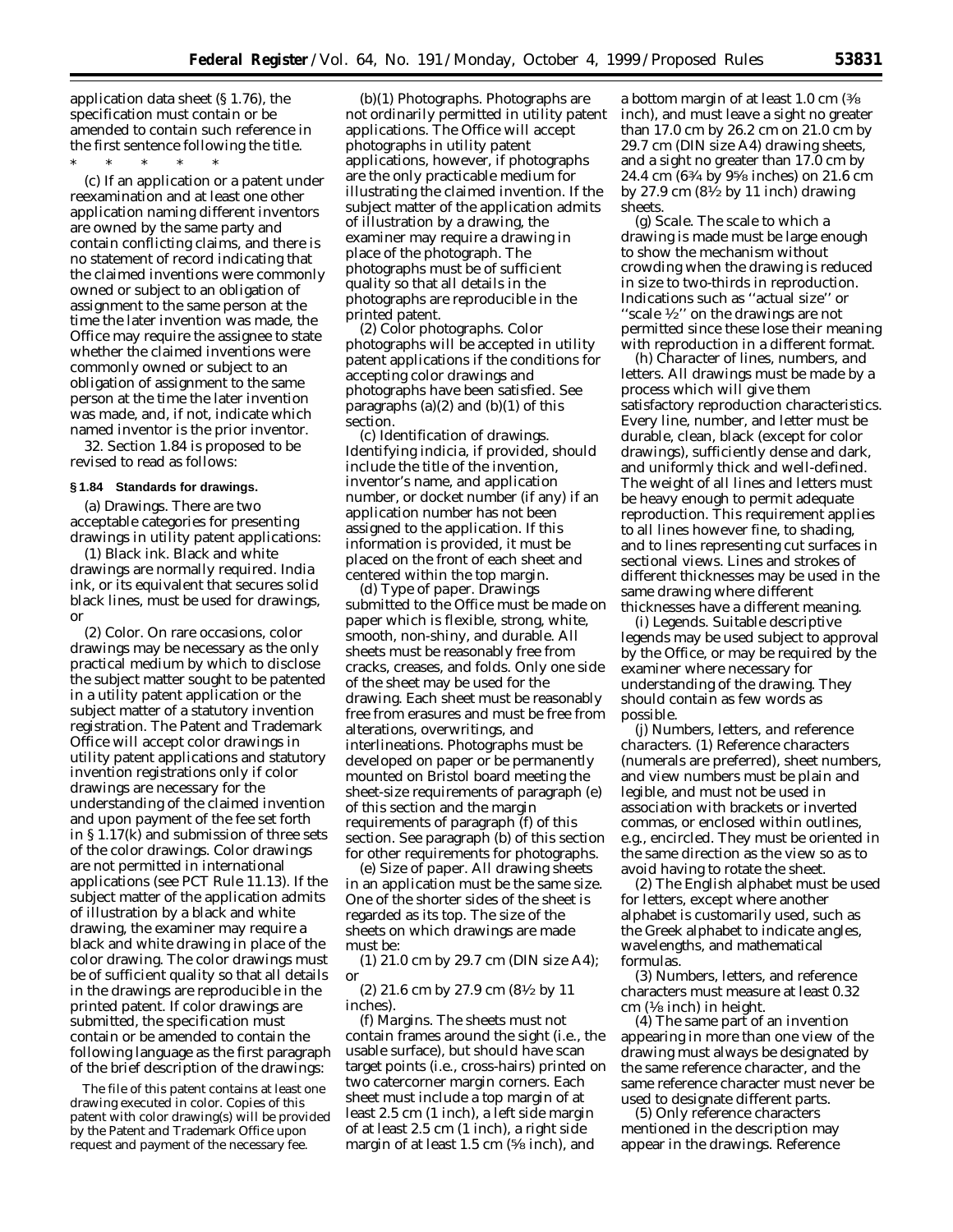application data sheet (§ 1.76), the specification must contain or be amended to contain such reference in the first sentence following the title.

\* \* \* \* \*

(c) If an application or a patent under reexamination and at least one other application naming different inventors are owned by the same party and contain conflicting claims, and there is no statement of record indicating that the claimed inventions were commonly owned or subject to an obligation of assignment to the same person at the time the later invention was made, the Office may require the assignee to state whether the claimed inventions were commonly owned or subject to an obligation of assignment to the same person at the time the later invention was made, and, if not, indicate which named inventor is the prior inventor.

32. Section 1.84 is proposed to be revised to read as follows:

**§ 1.84 Standards for drawings.**

(a) *Drawings.* There are two acceptable categories for presenting drawings in utility patent applications:

(1) *Black ink.* Black and white drawings are normally required. India ink, or its equivalent that secures solid black lines, must be used for drawings, or

(2) *Color.* On rare occasions, color drawings may be necessary as the only practical medium by which to disclose the subject matter sought to be patented in a utility patent application or the subject matter of a statutory invention registration. The Patent and Trademark Office will accept color drawings in utility patent applications and statutory invention registrations only if color drawings are necessary for the understanding of the claimed invention and upon payment of the fee set forth in § 1.17(k) and submission of three sets of the color drawings. Color drawings are not permitted in international applications (see PCT Rule 11.13). If the subject matter of the application admits of illustration by a black and white drawing, the examiner may require a black and white drawing in place of the color drawing. The color drawings must be of sufficient quality so that all details in the drawings are reproducible in the printed patent. If color drawings are submitted, the specification must contain or be amended to contain the following language as the first paragraph of the brief description of the drawings:

The file of this patent contains at least one drawing executed in color. Copies of this patent with color drawing(s) will be provided by the Patent and Trademark Office upon request and payment of the necessary fee.

(b)(1) *Photographs.* Photographs are not ordinarily permitted in utility patent applications. The Office will accept photographs in utility patent applications, however, if photographs are the only practicable medium for illustrating the claimed invention. If the subject matter of the application admits of illustration by a drawing, the examiner may require a drawing in place of the photograph. The photographs must be of sufficient quality so that all details in the photographs are reproducible in the printed patent.

(2) *Color photographs.* Color photographs will be accepted in utility patent applications if the conditions for accepting color drawings and photographs have been satisfied. See paragraphs (a)(2) and (b)(1) of this section.

(c) *Identification of drawings.* Identifying indicia, if provided, should include the title of the invention, inventor's name, and application number, or docket number (if any) if an application number has not been assigned to the application. If this information is provided, it must be placed on the front of each sheet and centered within the top margin.

(d) *Type of paper.* Drawings submitted to the Office must be made on paper which is flexible, strong, white, smooth, non-shiny, and durable. All sheets must be reasonably free from cracks, creases, and folds. Only one side of the sheet may be used for the drawing. Each sheet must be reasonably free from erasures and must be free from alterations, overwritings, and interlineations. Photographs must be developed on paper or be permanently mounted on Bristol board meeting the sheet-size requirements of paragraph (e) of this section and the margin requirements of paragraph (f) of this section. See paragraph (b) of this section for other requirements for photographs.

(e) *Size of paper.* All drawing sheets in an application must be the same size. One of the shorter sides of the sheet is regarded as its top. The size of the sheets on which drawings are made must be:

(1) 21.0 cm by 29.7 cm (DIN size A4); or

(2) 21.6 cm by 27.9 cm (8½ by 11 inches).

(f) *Margins.* The sheets must not contain frames around the sight (i.e., the usable surface), but should have scan target points (i.e., cross-hairs) printed on two catercorner margin corners. Each sheet must include a top margin of at least 2.5 cm (1 inch), a left side margin of at least 2.5 cm (1 inch), a right side margin of at least 1.5 cm (⅝ inch), and a bottom margin of at least 1.0 cm (⅜ inch), and must leave a sight no greater than 17.0 cm by 26.2 cm on 21.0 cm by 29.7 cm (DIN size A4) drawing sheets, and a sight no greater than 17.0 cm by 24.4 cm (6¾ by 9⅝ inches) on 21.6 cm by 27.9 cm (8½ by 11 inch) drawing sheets.

(g) *Scale.* The scale to which a drawing is made must be large enough to show the mechanism without crowding when the drawing is reduced in size to two-thirds in reproduction. Indications such as "actual size" or "scale ½" on the drawings are not permitted since these lose their meaning with reproduction in a different format.

(h) *Character of lines, numbers, and letters.* All drawings must be made by a process which will give them satisfactory reproduction characteristics. Every line, number, and letter must be durable, clean, black (except for color drawings), sufficiently dense and dark, and uniformly thick and well-defined. The weight of all lines and letters must be heavy enough to permit adequate reproduction. This requirement applies to all lines however fine, to shading, and to lines representing cut surfaces in sectional views. Lines and strokes of different thicknesses may be used in the same drawing where different thicknesses have a different meaning.

(i) *Legends.* Suitable descriptive legends may be used subject to approval by the Office, or may be required by the examiner where necessary for understanding of the drawing. They should contain as few words as possible.

(j) *Numbers, letters, and reference characters.* (1) Reference characters (numerals are preferred), sheet numbers, and view numbers must be plain and legible, and must not be used in association with brackets or inverted commas, or enclosed within outlines, e.g., encircled. They must be oriented in the same direction as the view so as to avoid having to rotate the sheet.

(2) The English alphabet must be used for letters, except where another alphabet is customarily used, such as the Greek alphabet to indicate angles, wavelengths, and mathematical formulas.

(3) Numbers, letters, and reference characters must measure at least 0.32 cm (⅛ inch) in height.

(4) The same part of an invention appearing in more than one view of the drawing must always be designated by the same reference character, and the same reference character must never be used to designate different parts.

(5) Only reference characters mentioned in the description may appear in the drawings. Reference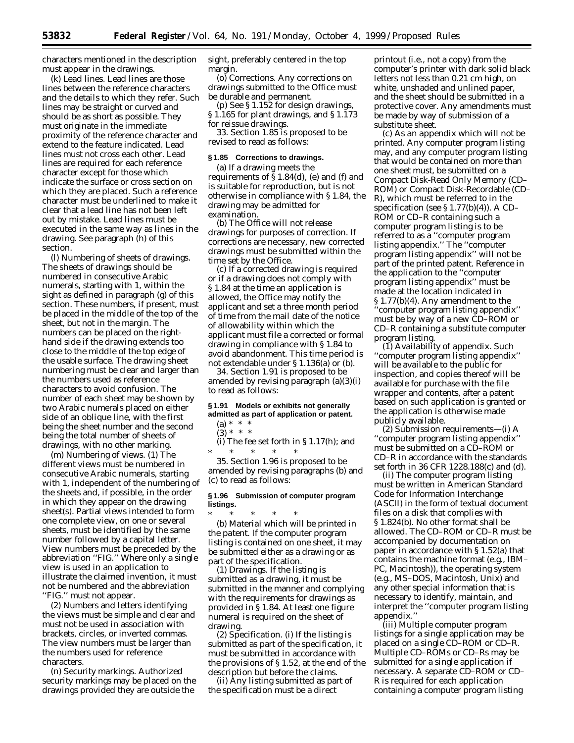characters mentioned in the description must appear in the drawings.

(k) *Lead lines.* Lead lines are those lines between the reference characters and the details to which they refer. Such lines may be straight or curved and should be as short as possible. They must originate in the immediate proximity of the reference character and extend to the feature indicated. Lead lines must not cross each other. Lead lines are required for each reference character except for those which indicate the surface or cross section on which they are placed. Such a reference character must be underlined to make it clear that a lead line has not been left out by mistake. Lead lines must be executed in the same way as lines in the drawing. See paragraph (h) of this section.

(l) *Numbering of sheets of drawings.* The sheets of drawings should be numbered in consecutive Arabic numerals, starting with 1, within the sight as defined in paragraph (g) of this section. These numbers, if present, must be placed in the middle of the top of the sheet, but not in the margin. The numbers can be placed on the right-hand side if the drawing extends too close to the middle of the top edge of the usable surface. The drawing sheet numbering must be clear and larger than the numbers used as reference characters to avoid confusion. The number of each sheet may be shown by two Arabic numerals placed on either side of an oblique line, with the first being the sheet number and the second being the total number of sheets of drawings, with no other marking.

(m) *Numbering of views.* (1) The different views must be numbered in consecutive Arabic numerals, starting with 1, independent of the numbering of the sheets and, if possible, in the order in which they appear on the drawing sheet(s). Partial views intended to form one complete view, on one or several sheets, must be identified by the same number followed by a capital letter. View numbers must be preceded by the abbreviation ''FIG.'' Where only a single view is used in an application to illustrate the claimed invention, it must not be numbered and the abbreviation ''FIG.'' must not appear.

(2) Numbers and letters identifying the views must be simple and clear and must not be used in association with brackets, circles, or inverted commas. The view numbers must be larger than the numbers used for reference characters.

(n) *Security markings.* Authorized security markings may be placed on the drawings provided they are outside the sight, preferably centered in the top margin.

(o) *Corrections.* Any corrections on drawings submitted to the Office must be durable and permanent.

(p) See § 1.152 for design drawings, § 1.165 for plant drawings, and § 1.173 for reissue drawings.

33. Section 1.85 is proposed to be revised to read as follows:

**§ 1.85 Corrections to drawings.**

(a) If a drawing meets the requirements of § 1.84(d), (e) and (f) and is suitable for reproduction, but is not otherwise in compliance with § 1.84, the drawing may be admitted for examination.

(b) The Office will not release drawings for purposes of correction. If corrections are necessary, new corrected drawings must be submitted within the time set by the Office.

(c) If a corrected drawing is required or if a drawing does not comply with § 1.84 at the time an application is allowed, the Office may notify the applicant and set a three month period of time from the mail date of the notice of allowability within which the applicant must file a corrected or formal drawing in compliance with § 1.84 to avoid abandonment. This time period is not extendable under § 1.136(a) or (b).

34. Section 1.91 is proposed to be amended by revising paragraph (a)(3)(i) to read as follows:

**§ 1.91 Models or exhibits not generally admitted as part of application or patent.**

(a) * * *

(3) * * *

(i) The fee set forth in § 1.17(h); and

\* \* \* \* \*

35. Section 1.96 is proposed to be amended by revising paragraphs (b) and (c) to read as follows:

**§ 1.96 Submission of computer program listings.**

\* \* \* \* \*

(b) *Material which will be printed in the patent.* If the computer program listing is contained on one sheet, it may be submitted either as a drawing or as part of the specification.

(1) *Drawings.* If the listing is submitted as a drawing, it must be submitted in the manner and complying with the requirements for drawings as provided in § 1.84. At least one figure numeral is required on the sheet of drawing.

(2) *Specification.* (i) If the listing is submitted as part of the specification, it must be submitted in accordance with the provisions of § 1.52, at the end of the description but before the claims.

(ii) Any listing submitted as part of the specification must be a direct printout (i.e., not a copy) from the computer's printer with dark solid black letters not less than 0.21 cm high, on white, unshaded and unlined paper, and the sheet should be submitted in a protective cover. Any amendments must be made by way of submission of a substitute sheet.

(c) *As an appendix which will not be printed.* Any computer program listing may, and any computer program listing that would be contained on more than one sheet must, be submitted on a Compact Disk-Read Only Memory (CD–ROM) or Compact Disk-Recordable (CD–R), which must be referred to in the specification (see § 1.77(b)(4)). A CD–ROM or CD–R containing such a computer program listing is to be referred to as a ''computer program listing appendix.'' The ''computer program listing appendix'' will not be part of the printed patent. Reference in the application to the ''computer program listing appendix'' must be made at the location indicated in § 1.77(b)(4). Any amendment to the ''computer program listing appendix'' must be by way of a new CD–ROM or CD–R containing a substitute computer program listing.

(1) *Availability of appendix.* Such ''computer program listing appendix'' will be available to the public for inspection, and copies thereof will be available for purchase with the file wrapper and contents, after a patent based on such application is granted or the application is otherwise made publicly available.

(2) *Submission requirements*—(i) A ''computer program listing appendix'' must be submitted on a CD–ROM or CD–R in accordance with the standards set forth in 36 CFR 1228.188(c) and (d).

(ii) The computer program listing must be written in American Standard Code for Information Interchange (ASCII) in the form of textual document files on a disk that complies with § 1.824(b). No other format shall be allowed. The CD–ROM or CD–R must be accompanied by documentation on paper in accordance with § 1.52(a) that contains the machine format (e.g., IBM–PC, Macintosh)), the operating system (e.g., MS–DOS, Macintosh, Unix) and any other special information that is necessary to identify, maintain, and interpret the ''computer program listing appendix.''

(iii) Multiple computer program listings for a single application may be placed on a single CD–ROM or CD–R. Multiple CD–ROMs or CD–Rs may be submitted for a single application if necessary. A separate CD–ROM or CD–R is required for each application containing a computer program listing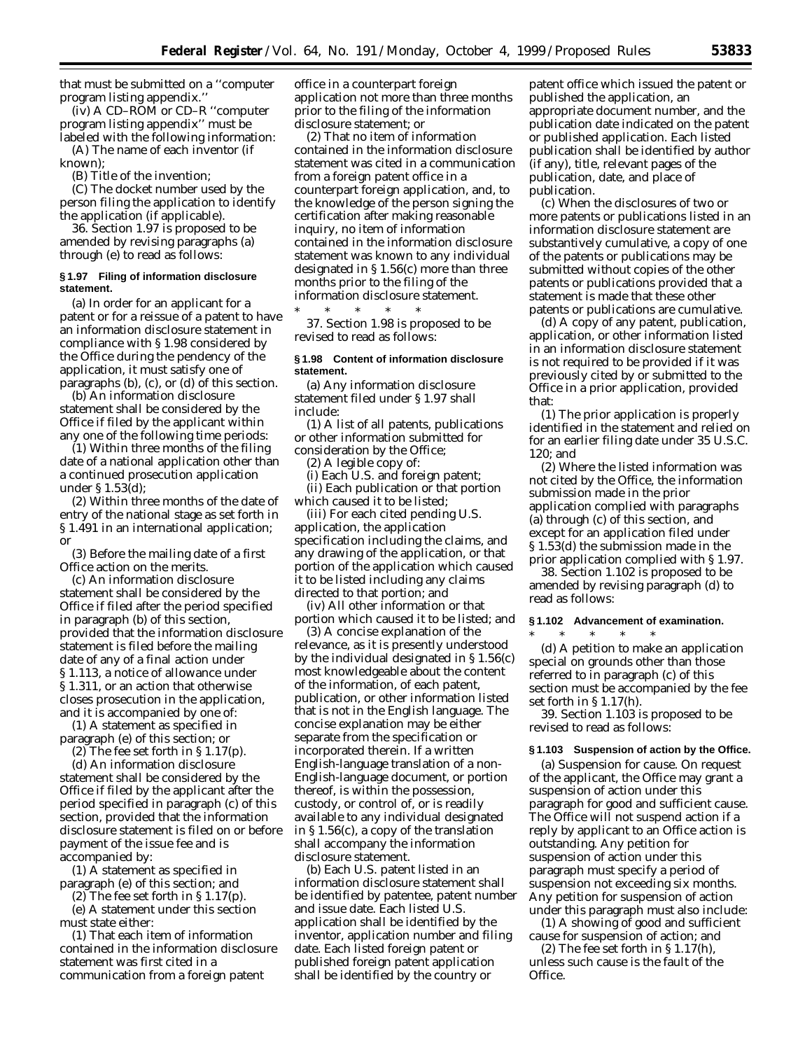that must be submitted on a ''computer program listing appendix.''

(iv) A CD–ROM or CD–R ''computer program listing appendix'' must be labeled with the following information:

(A) The name of each inventor (if known);

(B) Title of the invention;

(C) The docket number used by the person filing the application to identify the application (if applicable).

36. Section 1.97 is proposed to be amended by revising paragraphs (a) through (e) to read as follows:

**§ 1.97 Filing of information disclosure statement.**

(a) In order for an applicant for a patent or for a reissue of a patent to have an information disclosure statement in compliance with § 1.98 considered by the Office during the pendency of the application, it must satisfy one of paragraphs (b), (c), or (d) of this section.

(b) An information disclosure statement shall be considered by the Office if filed by the applicant within any one of the following time periods:

(1) Within three months of the filing date of a national application other than a continued prosecution application under § 1.53(d);

(2) Within three months of the date of entry of the national stage as set forth in § 1.491 in an international application; or

(3) Before the mailing date of a first Office action on the merits.

(c) An information disclosure statement shall be considered by the Office if filed after the period specified in paragraph (b) of this section, provided that the information disclosure statement is filed before the mailing date of any of a final action under § 1.113, a notice of allowance under § 1.311, or an action that otherwise closes prosecution in the application, and it is accompanied by one of:

(1) A statement as specified in paragraph (e) of this section; or

(2) The fee set forth in § 1.17(p).

(d) An information disclosure statement shall be considered by the Office if filed by the applicant after the period specified in paragraph (c) of this section, provided that the information disclosure statement is filed on or before payment of the issue fee and is accompanied by:

(1) A statement as specified in paragraph (e) of this section; and

(2) The fee set forth in § 1.17(p).

(e) A statement under this section must state either:

(1) That each item of information contained in the information disclosure statement was first cited in a communication from a foreign patent office in a counterpart foreign application not more than three months prior to the filing of the information disclosure statement; or

(2) That no item of information contained in the information disclosure statement was cited in a communication from a foreign patent office in a counterpart foreign application, and, to the knowledge of the person signing the certification after making reasonable inquiry, no item of information contained in the information disclosure statement was known to any individual designated in § 1.56(c) more than three months prior to the filing of the information disclosure statement.

\* \* \* \* \*

37. Section 1.98 is proposed to be revised to read as follows:

**§ 1.98 Content of information disclosure statement.**

(a) Any information disclosure statement filed under § 1.97 shall include:

(1) A list of all patents, publications or other information submitted for consideration by the Office;

(2) A legible copy of:

(i) Each U.S. and foreign patent;

(ii) Each publication or that portion which caused it to be listed;

(iii) For each cited pending U.S. application, the application specification including the claims, and any drawing of the application, or that portion of the application which caused it to be listed including any claims directed to that portion; and

(iv) All other information or that portion which caused it to be listed; and

(3) A concise explanation of the relevance, as it is presently understood by the individual designated in § 1.56(c) most knowledgeable about the content of the information, of each patent, publication, or other information listed that is not in the English language. The concise explanation may be either separate from the specification or incorporated therein. If a written English-language translation of a non-English-language document, or portion thereof, is within the possession, custody, or control of, or is readily available to any individual designated in § 1.56(c), a copy of the translation shall accompany the information disclosure statement.

(b) Each U.S. patent listed in an information disclosure statement shall be identified by patentee, patent number and issue date. Each listed U.S. application shall be identified by the inventor, application number and filing date. Each listed foreign patent or published foreign patent application shall be identified by the country or patent office which issued the patent or published the application, an appropriate document number, and the publication date indicated on the patent or published application. Each listed publication shall be identified by author (if any), title, relevant pages of the publication, date, and place of publication.

(c) When the disclosures of two or more patents or publications listed in an information disclosure statement are substantively cumulative, a copy of one of the patents or publications may be submitted without copies of the other patents or publications provided that a statement is made that these other patents or publications are cumulative.

(d) A copy of any patent, publication, application, or other information listed in an information disclosure statement is not required to be provided if it was previously cited by or submitted to the Office in a prior application, provided that:

(1) The prior application is properly identified in the statement and relied on for an earlier filing date under 35 U.S.C. 120; and

(2) Where the listed information was not cited by the Office, the information submission made in the prior application complied with paragraphs (a) through (c) of this section, and except for an application filed under § 1.53(d) the submission made in the prior application complied with § 1.97.

38. Section 1.102 is proposed to be amended by revising paragraph (d) to read as follows:

**§ 1.102 Advancement of examination.**

\* \* \* \* \*

(d) A petition to make an application special on grounds other than those referred to in paragraph (c) of this section must be accompanied by the fee set forth in § 1.17(h).

39. Section 1.103 is proposed to be revised to read as follows:

**§ 1.103 Suspension of action by the Office.**

(a) *Suspension for cause.* On request of the applicant, the Office may grant a suspension of action under this paragraph for good and sufficient cause. The Office will not suspend action if a reply by applicant to an Office action is outstanding. Any petition for suspension of action under this paragraph must specify a period of suspension not exceeding six months. Any petition for suspension of action under this paragraph must also include:

(1) A showing of good and sufficient cause for suspension of action; and

(2) The fee set forth in § 1.17(h), unless such cause is the fault of the Office.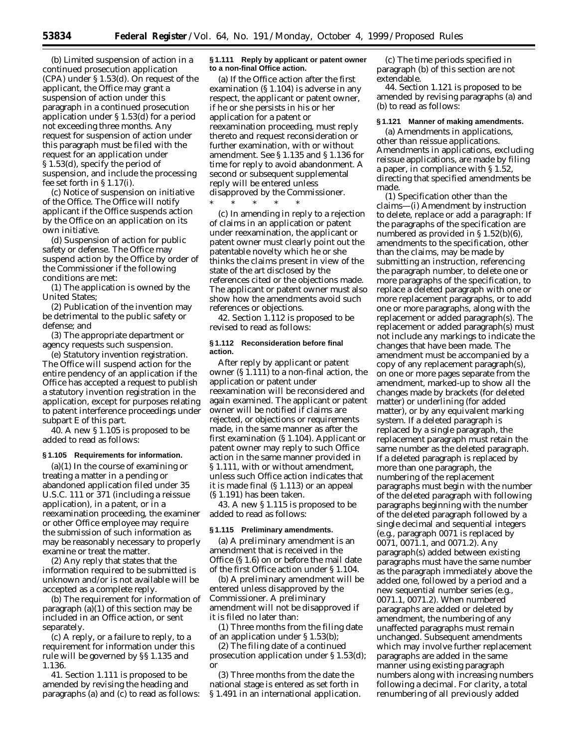(b) *Limited suspension of action in a continued prosecution application (CPA) under § 1.53(d).* On request of the applicant, the Office may grant a suspension of action under this paragraph in a continued prosecution application under § 1.53(d) for a period not exceeding three months. Any request for suspension of action under this paragraph must be filed with the request for an application under § 1.53(d), specify the period of suspension, and include the processing fee set forth in § 1.17(i).

(c) *Notice of suspension on initiative of the Office.* The Office will notify applicant if the Office suspends action by the Office on an application on its own initiative.

(d) *Suspension of action for public safety or defense.* The Office may suspend action by the Office by order of the Commissioner if the following conditions are met:

(1) The application is owned by the United States;

(2) Publication of the invention may be detrimental to the public safety or defense; and

(3) The appropriate department or agency requests such suspension.

(e) *Statutory invention registration.* The Office will suspend action for the entire pendency of an application if the Office has accepted a request to publish a statutory invention registration in the application, except for purposes relating to patent interference proceedings under subpart E of this part.

40. A new § 1.105 is proposed to be added to read as follows:

**§ 1.105 Requirements for information.**

(a)(1) In the course of examining or treating a matter in a pending or abandoned application filed under 35 U.S.C. 111 or 371 (including a reissue application), in a patent, or in a reexamination proceeding, the examiner or other Office employee may require the submission of such information as may be reasonably necessary to properly examine or treat the matter.

(2) Any reply that states that the information required to be submitted is unknown and/or is not available will be accepted as a complete reply.

(b) The requirement for information of paragraph (a)(1) of this section may be included in an Office action, or sent separately.

(c) A reply, or a failure to reply, to a requirement for information under this rule will be governed by §§ 1.135 and 1.136.

41. Section 1.111 is proposed to be amended by revising the heading and paragraphs (a) and (c) to read as follows:

**§ 1.111 Reply by applicant or patent owner to a non-final Office action.**

(a) If the Office action after the first examination (§ 1.104) is adverse in any respect, the applicant or patent owner, if he or she persists in his or her application for a patent or reexamination proceeding, must reply thereto and request reconsideration or further examination, with or without amendment. See § 1.135 and § 1.136 for time for reply to avoid abandonment. A second or subsequent supplemental reply will be entered unless disapproved by the Commissioner.

\* \* \* \* \*

(c) In amending in reply to a rejection of claims in an application or patent under reexamination, the applicant or patent owner must clearly point out the patentable novelty which he or she thinks the claims present in view of the state of the art disclosed by the references cited or the objections made. The applicant or patent owner must also show how the amendments avoid such references or objections.

42. Section 1.112 is proposed to be revised to read as follows:

**§ 1.112 Reconsideration before final action.**

After reply by applicant or patent owner (§ 1.111) to a non-final action, the application or patent under reexamination will be reconsidered and again examined. The applicant or patent owner will be notified if claims are rejected, or objections or requirements made, in the same manner as after the first examination (§ 1.104). Applicant or patent owner may reply to such Office action in the same manner provided in § 1.111, with or without amendment, unless such Office action indicates that it is made final (§ 1.113) or an appeal (§ 1.191) has been taken.

43. A new § 1.115 is proposed to be added to read as follows:

**§ 1.115 Preliminary amendments.**

(a) A preliminary amendment is an amendment that is received in the Office (§ 1.6) on or before the mail date of the first Office action under § 1.104.

(b) A preliminary amendment will be entered unless disapproved by the Commissioner. A preliminary amendment will not be disapproved if it is filed no later than:

(1) Three months from the filing date of an application under § 1.53(b);

(2) The filing date of a continued prosecution application under § 1.53(d); or

(3) Three months from the date the national stage is entered as set forth in § 1.491 in an international application.

(c) The time periods specified in paragraph (b) of this section are not extendable.

44. Section 1.121 is proposed to be amended by revising paragraphs (a) and (b) to read as follows:

**§ 1.121 Manner of making amendments.**

(a) *Amendments in applications, other than reissue applications.* Amendments in applications, excluding reissue applications, are made by filing a paper, in compliance with § 1.52, directing that specified amendments be made.

(1) *Specification other than the claims*—(i) *Amendment by instruction to delete, replace or add a paragraph:* If the paragraphs of the specification are numbered as provided in § 1.52(b)(6), amendments to the specification, other than the claims, may be made by submitting an instruction, referencing the paragraph number, to delete one or more paragraphs of the specification, to replace a deleted paragraph with one or more replacement paragraphs, or to add one or more paragraphs, along with the replacement or added paragraph(s). The replacement or added paragraph(s) must not include any markings to indicate the changes that have been made. The amendment must be accompanied by a copy of any replacement paragraph(s), on one or more pages separate from the amendment, marked-up to show all the changes made by brackets (for deleted matter) or underlining (for added matter), or by any equivalent marking system. If a deleted paragraph is replaced by a single paragraph, the replacement paragraph must retain the same number as the deleted paragraph. If a deleted paragraph is replaced by more than one paragraph, the numbering of the replacement paragraphs must begin with the number of the deleted paragraph with following paragraphs beginning with the number of the deleted paragraph followed by a single decimal and sequential integers (e.g., paragraph 0071 is replaced by 0071, 0071.1, and 0071.2). Any paragraph(s) added between existing paragraphs must have the same number as the paragraph immediately above the added one, followed by a period and a new sequential number series (e.g., 0071.1, 0071.2). When numbered paragraphs are added or deleted by amendment, the numbering of any unaffected paragraphs must remain unchanged. Subsequent amendments which may involve further replacement paragraphs are added in the same manner using existing paragraph numbers along with increasing numbers following a decimal. For clarity, a total renumbering of all previously added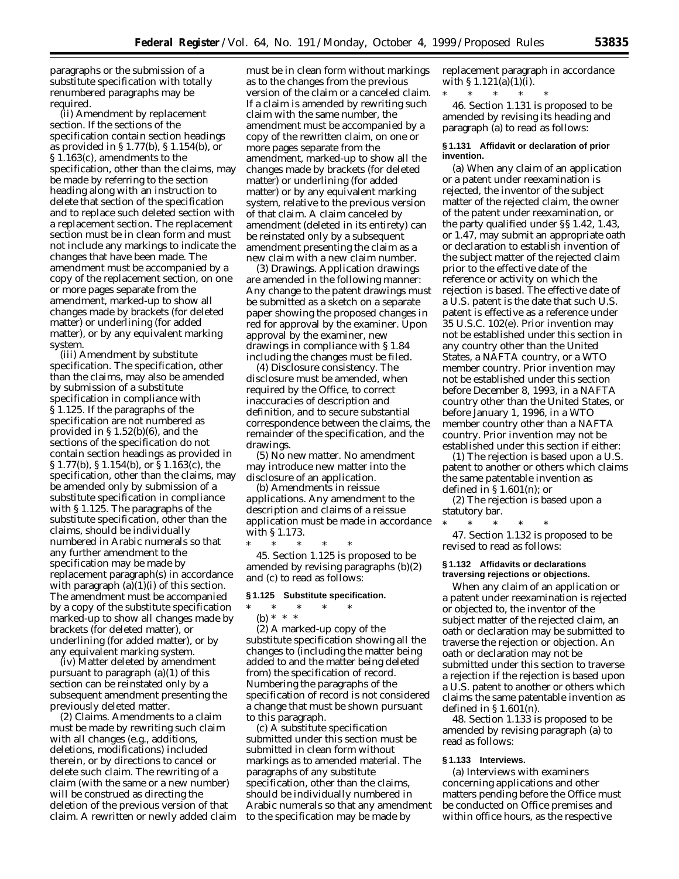paragraphs or the submission of a substitute specification with totally renumbered paragraphs may be required.

(ii) *Amendment by replacement section.* If the sections of the specification contain section headings as provided in § 1.77(b), § 1.154(b), or § 1.163(c), amendments to the specification, other than the claims, may be made by referring to the section heading along with an instruction to delete that section of the specification and to replace such deleted section with a replacement section. The replacement section must be in clean form and must not include any markings to indicate the changes that have been made. The amendment must be accompanied by a copy of the replacement section, on one or more pages separate from the amendment, marked-up to show all changes made by brackets (for deleted matter) or underlining (for added matter), or by any equivalent marking system.

(iii) *Amendment by substitute specification.* The specification, other than the claims, may also be amended by submission of a substitute specification in compliance with § 1.125. If the paragraphs of the specification are not numbered as provided in § 1.52(b)(6), and the sections of the specification do not contain section headings as provided in § 1.77(b), § 1.154(b), or § 1.163(c), the specification, other than the claims, may be amended only by submission of a substitute specification in compliance with § 1.125. The paragraphs of the substitute specification, other than the claims, should be individually numbered in Arabic numerals so that any further amendment to the specification may be made by replacement paragraph(s) in accordance with paragraph (a)(1)(i) of this section. The amendment must be accompanied by a copy of the substitute specification marked-up to show all changes made by brackets (for deleted matter), or underlining (for added matter), or by any equivalent marking system.

(iv) Matter deleted by amendment pursuant to paragraph (a)(1) of this section can be reinstated only by a subsequent amendment presenting the previously deleted matter.

(2) *Claims.* Amendments to a claim must be made by rewriting such claim with all changes (e.g., additions, deletions, modifications) included therein, or by directions to cancel or delete such claim. The rewriting of a claim (with the same or a new number) will be construed as directing the deletion of the previous version of that claim. A rewritten or newly added claim must be in clean form without markings as to the changes from the previous version of the claim or a canceled claim. If a claim is amended by rewriting such claim with the same number, the amendment must be accompanied by a copy of the rewritten claim, on one or more pages separate from the amendment, marked-up to show all the changes made by brackets (for deleted matter) or underlining (for added matter) or by any equivalent marking system, relative to the previous version of that claim. A claim canceled by amendment (deleted in its entirety) can be reinstated only by a subsequent amendment presenting the claim as a new claim with a new claim number.

(3) *Drawings.* Application drawings are amended in the following manner: Any change to the patent drawings must be submitted as a sketch on a separate paper showing the proposed changes in red for approval by the examiner. Upon approval by the examiner, new drawings in compliance with § 1.84 including the changes must be filed.

(4) *Disclosure consistency.* The disclosure must be amended, when required by the Office, to correct inaccuracies of description and definition, and to secure substantial correspondence between the claims, the remainder of the specification, and the drawings.

(5) *No new matter.* No amendment may introduce new matter into the disclosure of an application.

(b) *Amendments in reissue applications.* Any amendment to the description and claims of a reissue application must be made in accordance with § 1.173.

\* \* \* \* \*

45. Section 1.125 is proposed to be amended by revising paragraphs (b)(2) and (c) to read as follows:

#### § 1.125 Substitute specification.

\* \* \* \* \*

(b) \* \* \*

(2) A marked-up copy of the substitute specification showing all the changes to (including the matter being added to and the matter being deleted from) the specification of record. Numbering the paragraphs of the specification of record is not considered a change that must be shown pursuant to this paragraph.

(c) A substitute specification submitted under this section must be submitted in clean form without markings as to amended material. The paragraphs of any substitute specification, other than the claims, should be individually numbered in Arabic numerals so that any amendment to the specification may be made by replacement paragraph in accordance with § 1.121(a)(1)(i).

\* \* \* \* \*

46. Section 1.131 is proposed to be amended by revising its heading and paragraph (a) to read as follows:

#### § 1.131 Affidavit or declaration of prior invention.

(a) When any claim of an application or a patent under reexamination is rejected, the inventor of the subject matter of the rejected claim, the owner of the patent under reexamination, or the party qualified under §§ 1.42, 1.43, or 1.47, may submit an appropriate oath or declaration to establish invention of the subject matter of the rejected claim prior to the effective date of the reference or activity on which the rejection is based. The effective date of a U.S. patent is the date that such U.S. patent is effective as a reference under 35 U.S.C. 102(e). Prior invention may not be established under this section in any country other than the United States, a NAFTA country, or a WTO member country. Prior invention may not be established under this section before December 8, 1993, in a NAFTA country other than the United States, or before January 1, 1996, in a WTO member country other than a NAFTA country. Prior invention may not be established under this section if either:

(1) The rejection is based upon a U.S. patent to another or others which claims the same patentable invention as defined in § 1.601(n); or

(2) The rejection is based upon a statutory bar.

\* \* \* \* \*

47. Section 1.132 is proposed to be revised to read as follows:

#### § 1.132 Affidavits or declarations traversing rejections or objections.

When any claim of an application or a patent under reexamination is rejected or objected to, the inventor of the subject matter of the rejected claim, an oath or declaration may be submitted to traverse the rejection or objection. An oath or declaration may not be submitted under this section to traverse a rejection if the rejection is based upon a U.S. patent to another or others which claims the same patentable invention as defined in § 1.601(n).

48. Section 1.133 is proposed to be amended by revising paragraph (a) to read as follows:

#### § 1.133 Interviews.

(a) Interviews with examiners concerning applications and other matters pending before the Office must be conducted on Office premises and within office hours, as the respective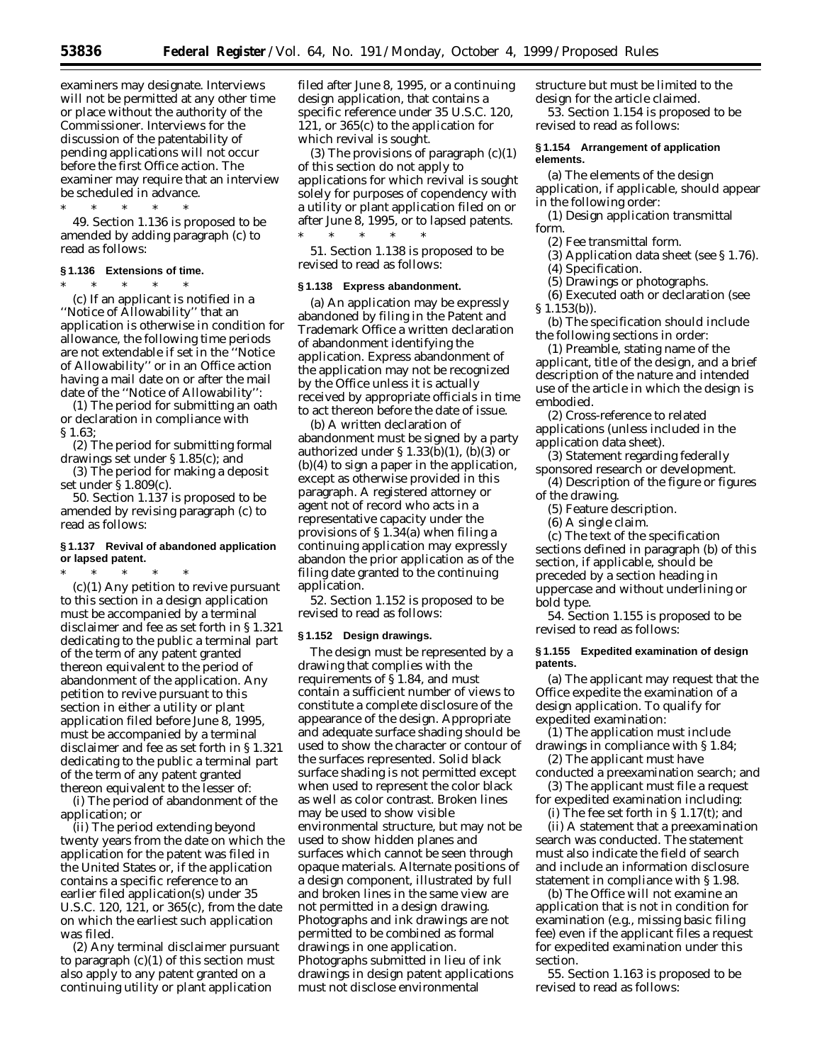examiners may designate. Interviews will not be permitted at any other time or place without the authority of the Commissioner. Interviews for the discussion of the patentability of pending applications will not occur before the first Office action. The examiner may require that an interview be scheduled in advance.

\* \* \* \* \*

49. Section 1.136 is proposed to be amended by adding paragraph (c) to read as follows:

**§ 1.136 Extensions of time.**

\* \* \* \* \*

(c) If an applicant is notified in a ''Notice of Allowability'' that an application is otherwise in condition for allowance, the following time periods are not extendable if set in the ''Notice of Allowability'' or in an Office action having a mail date on or after the mail date of the ''Notice of Allowability'':

(1) The period for submitting an oath or declaration in compliance with § 1.63;

(2) The period for submitting formal drawings set under § 1.85(c); and

(3) The period for making a deposit set under § 1.809(c).

50. Section 1.137 is proposed to be amended by revising paragraph (c) to read as follows:

**§ 1.137 Revival of abandoned application or lapsed patent.**

\* \* \* \* \*

(c)(1) Any petition to revive pursuant to this section in a design application must be accompanied by a terminal disclaimer and fee as set forth in § 1.321 dedicating to the public a terminal part of the term of any patent granted thereon equivalent to the period of abandonment of the application. Any petition to revive pursuant to this section in either a utility or plant application filed before June 8, 1995, must be accompanied by a terminal disclaimer and fee as set forth in § 1.321 dedicating to the public a terminal part of the term of any patent granted thereon equivalent to the lesser of:

(i) The period of abandonment of the application; or

(ii) The period extending beyond twenty years from the date on which the application for the patent was filed in the United States or, if the application contains a specific reference to an earlier filed application(s) under 35 U.S.C. 120, 121, or 365(c), from the date on which the earliest such application was filed.

(2) Any terminal disclaimer pursuant to paragraph (c)(1) of this section must also apply to any patent granted on a continuing utility or plant application filed after June 8, 1995, or a continuing design application, that contains a specific reference under 35 U.S.C. 120, 121, or 365(c) to the application for which revival is sought.

(3) The provisions of paragraph (c)(1) of this section do not apply to applications for which revival is sought solely for purposes of copendency with a utility or plant application filed on or after June 8, 1995, or to lapsed patents.

\* \* \* \* \*

51. Section 1.138 is proposed to be revised to read as follows:

**§ 1.138 Express abandonment.**

(a) An application may be expressly abandoned by filing in the Patent and Trademark Office a written declaration of abandonment identifying the application. Express abandonment of the application may not be recognized by the Office unless it is actually received by appropriate officials in time to act thereon before the date of issue.

(b) A written declaration of abandonment must be signed by a party authorized under § 1.33(b)(1), (b)(3) or (b)(4) to sign a paper in the application, except as otherwise provided in this paragraph. A registered attorney or agent not of record who acts in a representative capacity under the provisions of § 1.34(a) when filing a continuing application may expressly abandon the prior application as of the filing date granted to the continuing application.

52. Section 1.152 is proposed to be revised to read as follows:

**§ 1.152 Design drawings.**

The design must be represented by a drawing that complies with the requirements of § 1.84, and must contain a sufficient number of views to constitute a complete disclosure of the appearance of the design. Appropriate and adequate surface shading should be used to show the character or contour of the surfaces represented. Solid black surface shading is not permitted except when used to represent the color black as well as color contrast. Broken lines may be used to show visible environmental structure, but may not be used to show hidden planes and surfaces which cannot be seen through opaque materials. Alternate positions of a design component, illustrated by full and broken lines in the same view are not permitted in a design drawing. Photographs and ink drawings are not permitted to be combined as formal drawings in one application. Photographs submitted in lieu of ink drawings in design patent applications must not disclose environmental structure but must be limited to the design for the article claimed.

53. Section 1.154 is proposed to be revised to read as follows:

**§ 1.154 Arrangement of application elements.**

(a) The elements of the design application, if applicable, should appear in the following order:

(1) Design application transmittal form.

(2) Fee transmittal form.

(3) Application data sheet (see § 1.76).

(4) Specification.

(5) Drawings or photographs.

(6) Executed oath or declaration (see § 1.153(b)).

(b) The specification should include the following sections in order:

(1) Preamble, stating name of the applicant, title of the design, and a brief description of the nature and intended use of the article in which the design is embodied.

(2) Cross-reference to related applications (unless included in the application data sheet).

(3) Statement regarding federally sponsored research or development.

(4) Description of the figure or figures of the drawing.

(5) Feature description.

(6) A single claim.

(c) The text of the specification sections defined in paragraph (b) of this section, if applicable, should be preceded by a section heading in uppercase and without underlining or bold type.

54. Section 1.155 is proposed to be revised to read as follows:

**§ 1.155 Expedited examination of design patents.**

(a) The applicant may request that the Office expedite the examination of a design application. To qualify for expedited examination:

(1) The application must include drawings in compliance with § 1.84;

(2) The applicant must have conducted a preexamination search; and

(3) The applicant must file a request for expedited examination including:

(i) The fee set forth in § 1.17(t); and

(ii) A statement that a preexamination search was conducted. The statement must also indicate the field of search and include an information disclosure statement in compliance with § 1.98.

(b) The Office will not examine an application that is not in condition for examination (e.g., missing basic filing fee) even if the applicant files a request for expedited examination under this section.

55. Section 1.163 is proposed to be revised to read as follows: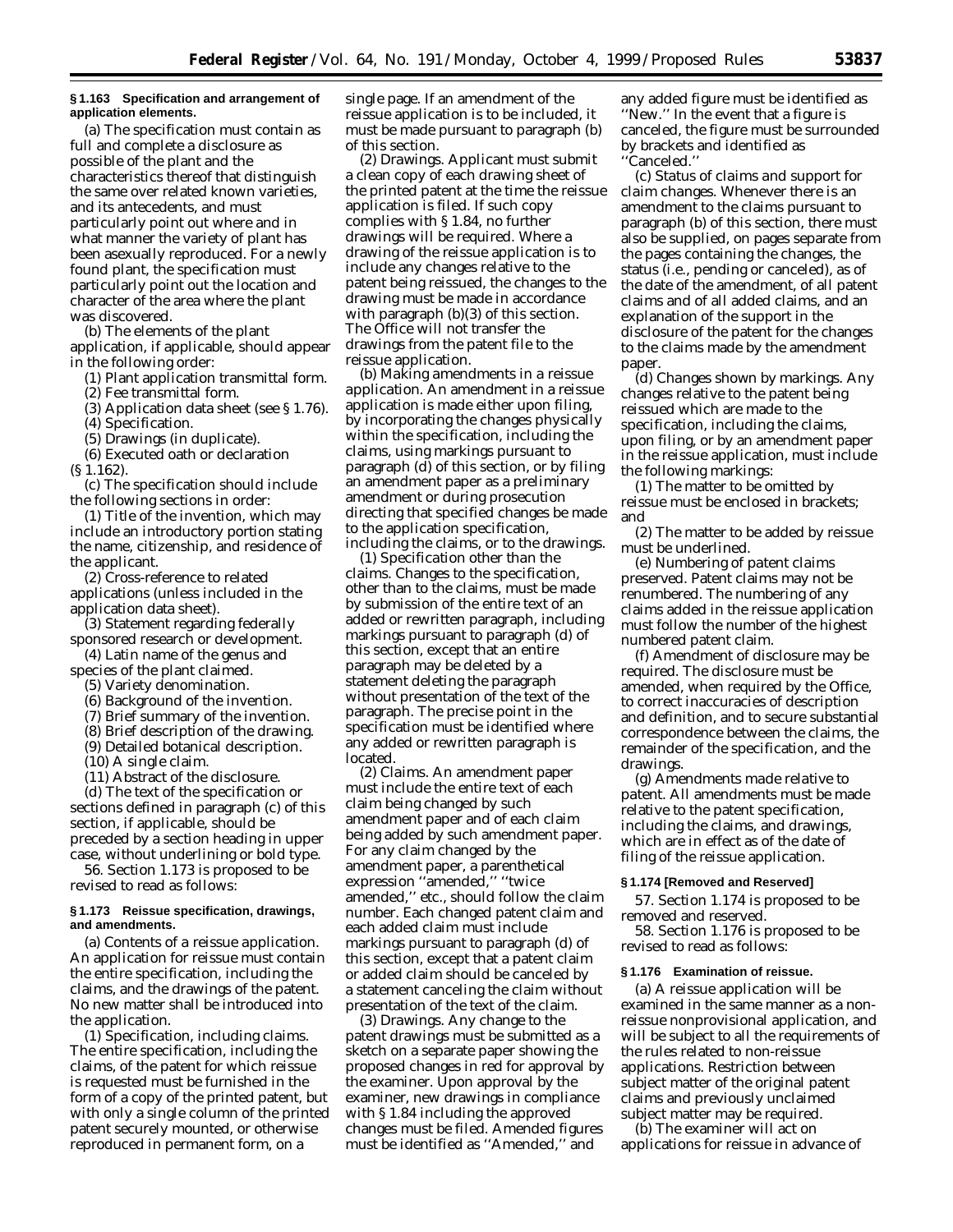**§ 1.163 Specification and arrangement of application elements.**

(a) The specification must contain as full and complete a disclosure as possible of the plant and the characteristics thereof that distinguish the same over related known varieties, and its antecedents, and must particularly point out where and in what manner the variety of plant has been asexually reproduced. For a newly found plant, the specification must particularly point out the location and character of the area where the plant was discovered.

(b) The elements of the plant application, if applicable, should appear in the following order:

(1) Plant application transmittal form.

(2) Fee transmittal form.

(3) Application data sheet (see § 1.76).

(4) Specification.

(5) Drawings (in duplicate).

(6) Executed oath or declaration (§ 1.162).

(c) The specification should include the following sections in order:

(1) Title of the invention, which may include an introductory portion stating the name, citizenship, and residence of the applicant.

(2) Cross-reference to related applications (unless included in the application data sheet).

(3) Statement regarding federally sponsored research or development.

(4) Latin name of the genus and species of the plant claimed.

(5) Variety denomination.

(6) Background of the invention.

(7) Brief summary of the invention.

(8) Brief description of the drawing.

(9) Detailed botanical description.

(10) A single claim.

(11) Abstract of the disclosure.

(d) The text of the specification or sections defined in paragraph (c) of this section, if applicable, should be preceded by a section heading in upper case, without underlining or bold type.

56. Section 1.173 is proposed to be revised to read as follows:

**§ 1.173 Reissue specification, drawings, and amendments.**

(a) *Contents of a reissue application.* An application for reissue must contain the entire specification, including the claims, and the drawings of the patent. No new matter shall be introduced into the application.

(1) *Specification, including claims.* The entire specification, including the claims, of the patent for which reissue is requested must be furnished in the form of a copy of the printed patent, but with only a single column of the printed patent securely mounted, or otherwise reproduced in permanent form, on a single page. If an amendment of the reissue application is to be included, it must be made pursuant to paragraph (b) of this section.

(2) *Drawings.* Applicant must submit a clean copy of each drawing sheet of the printed patent at the time the reissue application is filed. If such copy complies with § 1.84, no further drawings will be required. Where a drawing of the reissue application is to include any changes relative to the patent being reissued, the changes to the drawing must be made in accordance with paragraph (b)(3) of this section. The Office will not transfer the drawings from the patent file to the reissue application.

(b) *Making amendments in a reissue application.* An amendment in a reissue application is made either upon filing, by incorporating the changes physically within the specification, including the claims, using markings pursuant to paragraph (d) of this section, or by filing an amendment paper as a preliminary amendment or during prosecution directing that specified changes be made to the application specification, including the claims, or to the drawings.

(1) *Specification other than the claims.* Changes to the specification, other than to the claims, must be made by submission of the entire text of an added or rewritten paragraph, including markings pursuant to paragraph (d) of this section, except that an entire paragraph may be deleted by a statement deleting the paragraph without presentation of the text of the paragraph. The precise point in the specification must be identified where any added or rewritten paragraph is located.

(2) *Claims.* An amendment paper must include the entire text of each claim being changed by such amendment paper and of each claim being added by such amendment paper. For any claim changed by the amendment paper, a parenthetical expression "amended," "twice amended," etc., should follow the claim number. Each changed patent claim and each added claim must include markings pursuant to paragraph (d) of this section, except that a patent claim or added claim should be canceled by a statement canceling the claim without presentation of the text of the claim.

(3) *Drawings.* Any change to the patent drawings must be submitted as a sketch on a separate paper showing the proposed changes in red for approval by the examiner. Upon approval by the examiner, new drawings in compliance with § 1.84 including the approved changes must be filed. Amended figures must be identified as "Amended," and any added figure must be identified as "New." In the event that a figure is canceled, the figure must be surrounded by brackets and identified as "Canceled."

(c) *Status of claims and support for claim changes.* Whenever there is an amendment to the claims pursuant to paragraph (b) of this section, there must also be supplied, on pages separate from the pages containing the changes, the status (i.e., pending or canceled), as of the date of the amendment, of all patent claims and of all added claims, and an explanation of the support in the disclosure of the patent for the changes to the claims made by the amendment paper.

(d) *Changes shown by markings.* Any changes relative to the patent being reissued which are made to the specification, including the claims, upon filing, or by an amendment paper in the reissue application, must include the following markings:

(1) The matter to be omitted by reissue must be enclosed in brackets; and

(2) The matter to be added by reissue must be underlined.

(e) *Numbering of patent claims preserved.* Patent claims may not be renumbered. The numbering of any claims added in the reissue application must follow the number of the highest numbered patent claim.

(f) *Amendment of disclosure may be required.* The disclosure must be amended, when required by the Office, to correct inaccuracies of description and definition, and to secure substantial correspondence between the claims, the remainder of the specification, and the drawings.

(g) *Amendments made relative to patent.* All amendments must be made relative to the patent specification, including the claims, and drawings, which are in effect as of the date of filing of the reissue application.

**§ 1.174 [Removed and Reserved]**

57. Section 1.174 is proposed to be removed and reserved.

58. Section 1.176 is proposed to be revised to read as follows:

**§ 1.176 Examination of reissue.**

(a) A reissue application will be examined in the same manner as a non-reissue nonprovisional application, and will be subject to all the requirements of the rules related to non-reissue applications. Restriction between subject matter of the original patent claims and previously unclaimed subject matter may be required.

(b) The examiner will act on applications for reissue in advance of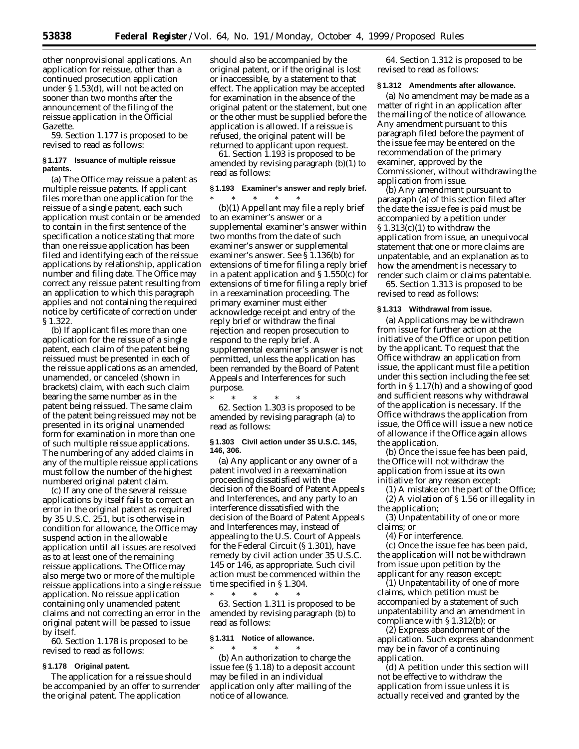other nonprovisional applications. An application for reissue, other than a continued prosecution application under § 1.53(d), will not be acted on sooner than two months after the announcement of the filing of the reissue application in the Official Gazette.

59. Section 1.177 is proposed to be revised to read as follows:

**§ 1.177 Issuance of multiple reissue patents.**

(a) The Office may reissue a patent as multiple reissue patents. If applicant files more than one application for the reissue of a single patent, each such application must contain or be amended to contain in the first sentence of the specification a notice stating that more than one reissue application has been filed and identifying each of the reissue applications by relationship, application number and filing date. The Office may correct any reissue patent resulting from an application to which this paragraph applies and not containing the required notice by certificate of correction under § 1.322.

(b) If applicant files more than one application for the reissue of a single patent, each claim of the patent being reissued must be presented in each of the reissue applications as an amended, unamended, or canceled (shown in brackets) claim, with each such claim bearing the same number as in the patent being reissued. The same claim of the patent being reissued may not be presented in its original unamended form for examination in more than one of such multiple reissue applications. The numbering of any added claims in any of the multiple reissue applications must follow the number of the highest numbered original patent claim.

(c) If any one of the several reissue applications by itself fails to correct an error in the original patent as required by 35 U.S.C. 251, but is otherwise in condition for allowance, the Office may suspend action in the allowable application until all issues are resolved as to at least one of the remaining reissue applications. The Office may also merge two or more of the multiple reissue applications into a single reissue application. No reissue application containing only unamended patent claims and not correcting an error in the original patent will be passed to issue by itself.

60. Section 1.178 is proposed to be revised to read as follows:

**§ 1.178 Original patent.**

The application for a reissue should be accompanied by an offer to surrender the original patent. The application should also be accompanied by the original patent, or if the original is lost or inaccessible, by a statement to that effect. The application may be accepted for examination in the absence of the original patent or the statement, but one or the other must be supplied before the application is allowed. If a reissue is refused, the original patent will be returned to applicant upon request.

61. Section 1.193 is proposed to be amended by revising paragraph (b)(1) to read as follows:

**§ 1.193 Examiner's answer and reply brief.**

\* \* \* \* \*

(b)(1) Appellant may file a reply brief to an examiner's answer or a supplemental examiner's answer within two months from the date of such examiner's answer or supplemental examiner's answer. See § 1.136(b) for extensions of time for filing a reply brief in a patent application and § 1.550(c) for extensions of time for filing a reply brief in a reexamination proceeding. The primary examiner must either acknowledge receipt and entry of the reply brief or withdraw the final rejection and reopen prosecution to respond to the reply brief. A supplemental examiner's answer is not permitted, unless the application has been remanded by the Board of Patent Appeals and Interferences for such purpose.

\* \* \* \* \*

62. Section 1.303 is proposed to be amended by revising paragraph (a) to read as follows:

**§ 1.303 Civil action under 35 U.S.C. 145, 146, 306.**

(a) Any applicant or any owner of a patent involved in a reexamination proceeding dissatisfied with the decision of the Board of Patent Appeals and Interferences, and any party to an interference dissatisfied with the decision of the Board of Patent Appeals and Interferences may, instead of appealing to the U.S. Court of Appeals for the Federal Circuit (§ 1.301), have remedy by civil action under 35 U.S.C. 145 or 146, as appropriate. Such civil action must be commenced within the time specified in § 1.304.

\* \* \* \* \*

63. Section 1.311 is proposed to be amended by revising paragraph (b) to read as follows:

**§ 1.311 Notice of allowance.**

\* \* \* \* \*

(b) An authorization to charge the issue fee (§ 1.18) to a deposit account may be filed in an individual application only after mailing of the notice of allowance.

64. Section 1.312 is proposed to be revised to read as follows:

**§ 1.312 Amendments after allowance.**

(a) No amendment may be made as a matter of right in an application after the mailing of the notice of allowance. Any amendment pursuant to this paragraph filed before the payment of the issue fee may be entered on the recommendation of the primary examiner, approved by the Commissioner, without withdrawing the application from issue.

(b) Any amendment pursuant to paragraph (a) of this section filed after the date the issue fee is paid must be accompanied by a petition under § 1.313(c)(1) to withdraw the application from issue, an unequivocal statement that one or more claims are unpatentable, and an explanation as to how the amendment is necessary to render such claim or claims patentable.

65. Section 1.313 is proposed to be revised to read as follows:

**§ 1.313 Withdrawal from issue.**

(a) Applications may be withdrawn from issue for further action at the initiative of the Office or upon petition by the applicant. To request that the Office withdraw an application from issue, the applicant must file a petition under this section including the fee set forth in § 1.17(h) and a showing of good and sufficient reasons why withdrawal of the application is necessary. If the Office withdraws the application from issue, the Office will issue a new notice of allowance if the Office again allows the application.

(b) Once the issue fee has been paid, the Office will not withdraw the application from issue at its own initiative for any reason except:

(1) A mistake on the part of the Office;

(2) A violation of § 1.56 or illegality in the application;

(3) Unpatentability of one or more claims; or

(4) For interference.

(c) Once the issue fee has been paid, the application will not be withdrawn from issue upon petition by the applicant for any reason except:

(1) Unpatentability of one of more claims, which petition must be accompanied by a statement of such unpatentability and an amendment in compliance with § 1.312(b); or

(2) Express abandonment of the application. Such express abandonment may be in favor of a continuing application.

(d) A petition under this section will not be effective to withdraw the application from issue unless it is actually received and granted by the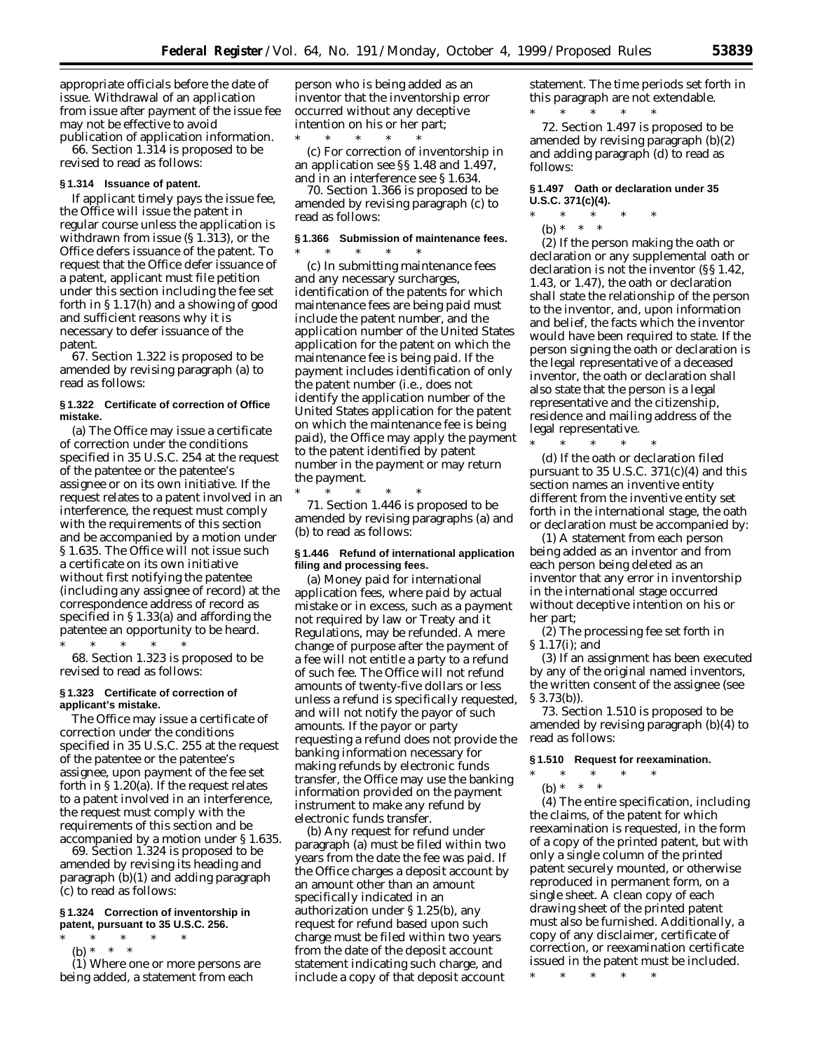appropriate officials before the date of issue. Withdrawal of an application from issue after payment of the issue fee may not be effective to avoid publication of application information.

66. Section 1.314 is proposed to be revised to read as follows:

**§ 1.314 Issuance of patent.**

If applicant timely pays the issue fee, the Office will issue the patent in regular course unless the application is withdrawn from issue (§ 1.313), or the Office defers issuance of the patent. To request that the Office defer issuance of a patent, applicant must file petition under this section including the fee set forth in § 1.17(h) and a showing of good and sufficient reasons why it is necessary to defer issuance of the patent.

67. Section 1.322 is proposed to be amended by revising paragraph (a) to read as follows:

**§ 1.322 Certificate of correction of Office mistake.**

(a) The Office may issue a certificate of correction under the conditions specified in 35 U.S.C. 254 at the request of the patentee or the patentee's assignee or on its own initiative. If the request relates to a patent involved in an interference, the request must comply with the requirements of this section and be accompanied by a motion under § 1.635. The Office will not issue such a certificate on its own initiative without first notifying the patentee (including any assignee of record) at the correspondence address of record as specified in § 1.33(a) and affording the patentee an opportunity to be heard.

\* \* \* \* \*

68. Section 1.323 is proposed to be revised to read as follows:

**§ 1.323 Certificate of correction of applicant's mistake.**

The Office may issue a certificate of correction under the conditions specified in 35 U.S.C. 255 at the request of the patentee or the patentee's assignee, upon payment of the fee set forth in § 1.20(a). If the request relates to a patent involved in an interference, the request must comply with the requirements of this section and be accompanied by a motion under § 1.635.

69. Section 1.324 is proposed to be amended by revising its heading and paragraph (b)(1) and adding paragraph (c) to read as follows:

**§ 1.324 Correction of inventorship in patent, pursuant to 35 U.S.C. 256.**

\* \* \* \* \*

(b) \* \* \*

(1) Where one or more persons are being added, a statement from each person who is being added as an inventor that the inventorship error occurred without any deceptive intention on his or her part;

\* \* \* \* \*

(c) For correction of inventorship in an application see §§ 1.48 and 1.497, and in an interference see § 1.634.

70. Section 1.366 is proposed to be amended by revising paragraph (c) to read as follows:

**§ 1.366 Submission of maintenance fees.**

\* \* \* \* \*

(c) In submitting maintenance fees and any necessary surcharges, identification of the patents for which maintenance fees are being paid must include the patent number, and the application number of the United States application for the patent on which the maintenance fee is being paid. If the payment includes identification of only the patent number (i.e., does not identify the application number of the United States application for the patent on which the maintenance fee is being paid), the Office may apply the payment to the patent identified by patent number in the payment or may return the payment.

\* \* \* \* \*

71. Section 1.446 is proposed to be amended by revising paragraphs (a) and (b) to read as follows:

**§ 1.446 Refund of international application filing and processing fees.**

(a) Money paid for international application fees, where paid by actual mistake or in excess, such as a payment not required by law or Treaty and it Regulations, may be refunded. A mere change of purpose after the payment of a fee will not entitle a party to a refund of such fee. The Office will not refund amounts of twenty-five dollars or less unless a refund is specifically requested, and will not notify the payor of such amounts. If the payor or party requesting a refund does not provide the banking information necessary for making refunds by electronic funds transfer, the Office may use the banking information provided on the payment instrument to make any refund by electronic funds transfer.

(b) Any request for refund under paragraph (a) must be filed within two years from the date the fee was paid. If the Office charges a deposit account by an amount other than an amount specifically indicated in an authorization under § 1.25(b), any request for refund based upon such charge must be filed within two years from the date of the deposit account statement indicating such charge, and include a copy of that deposit account statement. The time periods set forth in this paragraph are not extendable.

\* \* \* \* \*

72. Section 1.497 is proposed to be amended by revising paragraph (b)(2) and adding paragraph (d) to read as follows:

**§ 1.497 Oath or declaration under 35 U.S.C. 371(c)(4).**

\* \* \* \* \*

(b) \* \* \*

(2) If the person making the oath or declaration or any supplemental oath or declaration is not the inventor (§§ 1.42, 1.43, or 1.47), the oath or declaration shall state the relationship of the person to the inventor, and, upon information and belief, the facts which the inventor would have been required to state. If the person signing the oath or declaration is the legal representative of a deceased inventor, the oath or declaration shall also state that the person is a legal representative and the citizenship, residence and mailing address of the legal representative.

\* \* \* \* \*

(d) If the oath or declaration filed pursuant to 35 U.S.C. 371(c)(4) and this section names an inventive entity different from the inventive entity set forth in the international stage, the oath or declaration must be accompanied by:

(1) A statement from each person being added as an inventor and from each person being deleted as an inventor that any error in inventorship in the international stage occurred without deceptive intention on his or her part;

(2) The processing fee set forth in § 1.17(i); and

(3) If an assignment has been executed by any of the original named inventors, the written consent of the assignee (see § 3.73(b)).

73. Section 1.510 is proposed to be amended by revising paragraph (b)(4) to read as follows:

**§ 1.510 Request for reexamination.**

\* \* \* \* \*

(b) \* \* \*

(4) The entire specification, including the claims, of the patent for which reexamination is requested, in the form of a copy of the printed patent, but with only a single column of the printed patent securely mounted, or otherwise reproduced in permanent form, on a single sheet. A clean copy of each drawing sheet of the printed patent must also be furnished. Additionally, a copy of any disclaimer, certificate of correction, or reexamination certificate issued in the patent must be included.

\* \* \* \* \*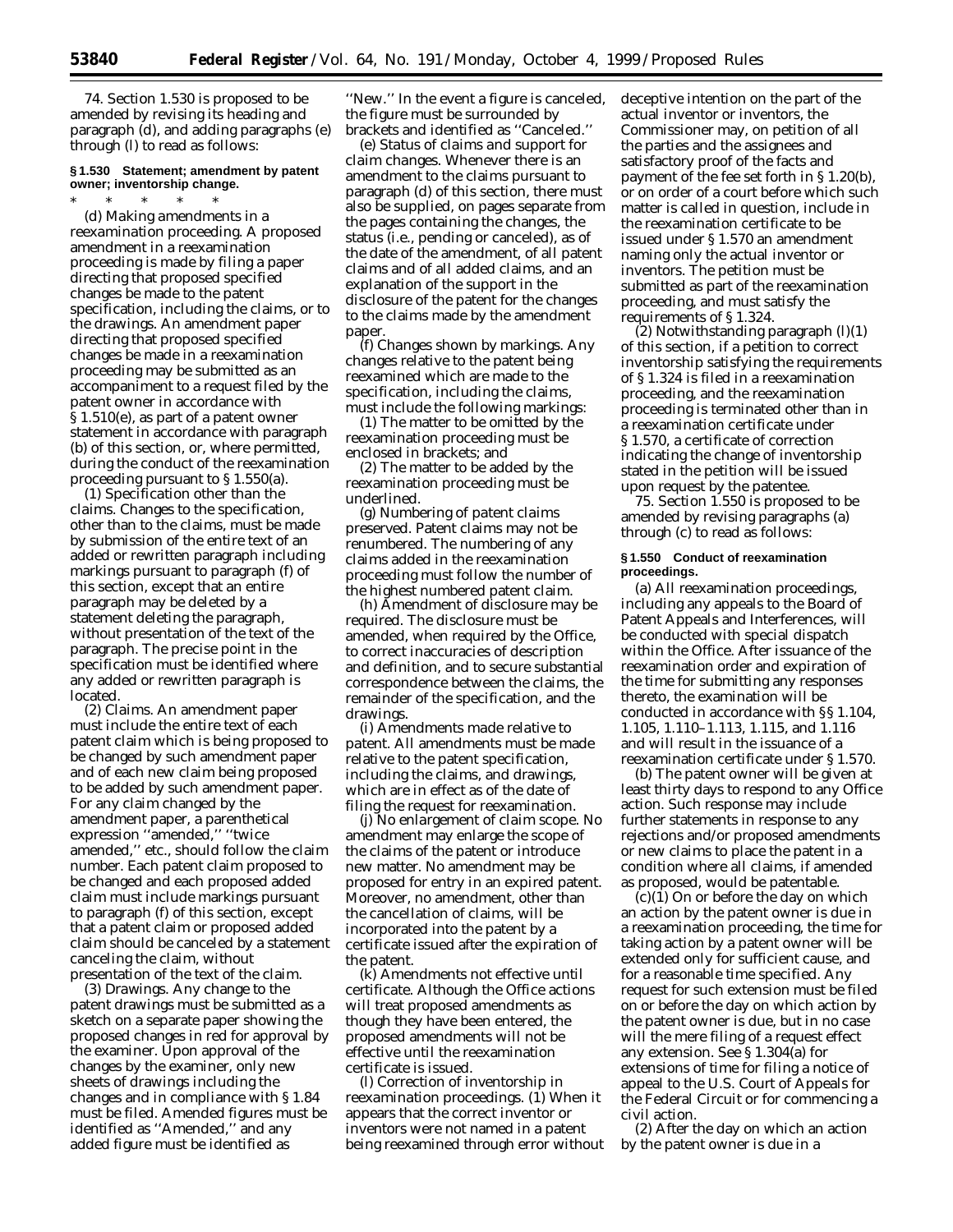74. Section 1.530 is proposed to be amended by revising its heading and paragraph (d), and adding paragraphs (e) through (l) to read as follows:

**§ 1.530 Statement; amendment by patent owner; inventorship change.**

\* \* \* \* \*

(d) *Making amendments in a reexamination proceeding.* A proposed amendment in a reexamination proceeding is made by filing a paper directing that proposed specified changes be made to the patent specification, including the claims, or to the drawings. An amendment paper directing that proposed specified changes be made in a reexamination proceeding may be submitted as an accompaniment to a request filed by the patent owner in accordance with § 1.510(e), as part of a patent owner statement in accordance with paragraph (b) of this section, or, where permitted, during the conduct of the reexamination proceeding pursuant to § 1.550(a).

(1) *Specification other than the claims.* Changes to the specification, other than to the claims, must be made by submission of the entire text of an added or rewritten paragraph including markings pursuant to paragraph (f) of this section, except that an entire paragraph may be deleted by a statement deleting the paragraph, without presentation of the text of the paragraph. The precise point in the specification must be identified where any added or rewritten paragraph is located.

(2) *Claims.* An amendment paper must include the entire text of each patent claim which is being proposed to be changed by such amendment paper and of each new claim being proposed to be added by such amendment paper. For any claim changed by the amendment paper, a parenthetical expression ''amended,'' ''twice amended,'' etc., should follow the claim number. Each patent claim proposed to be changed and each proposed added claim must include markings pursuant to paragraph (f) of this section, except that a patent claim or proposed added claim should be canceled by a statement canceling the claim, without presentation of the text of the claim.

(3) *Drawings.* Any change to the patent drawings must be submitted as a sketch on a separate paper showing the proposed changes in red for approval by the examiner. Upon approval of the changes by the examiner, only new sheets of drawings including the changes and in compliance with § 1.84 must be filed. Amended figures must be identified as ''Amended,'' and any added figure must be identified as ''New.'' In the event a figure is canceled, the figure must be surrounded by brackets and identified as ''Canceled.''

(e) *Status of claims and support for claim changes.* Whenever there is an amendment to the claims pursuant to paragraph (d) of this section, there must also be supplied, on pages separate from the pages containing the changes, the status (i.e., pending or canceled), as of the date of the amendment, of all patent claims and of all added claims, and an explanation of the support in the disclosure of the patent for the changes to the claims made by the amendment paper.

(f) *Changes shown by markings.* Any changes relative to the patent being reexamined which are made to the specification, including the claims, must include the following markings:

(1) The matter to be omitted by the reexamination proceeding must be enclosed in brackets; and

(2) The matter to be added by the reexamination proceeding must be underlined.

(g) *Numbering of patent claims preserved.* Patent claims may not be renumbered. The numbering of any claims added in the reexamination proceeding must follow the number of the highest numbered patent claim.

(h) *Amendment of disclosure may be required.* The disclosure must be amended, when required by the Office, to correct inaccuracies of description and definition, and to secure substantial correspondence between the claims, the remainder of the specification, and the drawings.

(i) *Amendments made relative to patent.* All amendments must be made relative to the patent specification, including the claims, and drawings, which are in effect as of the date of filing the request for reexamination.

(j) *No enlargement of claim scope.* No amendment may enlarge the scope of the claims of the patent or introduce new matter. No amendment may be proposed for entry in an expired patent. Moreover, no amendment, other than the cancellation of claims, will be incorporated into the patent by a certificate issued after the expiration of the patent.

(k) *Amendments not effective until certificate.* Although the Office actions will treat proposed amendments as though they have been entered, the proposed amendments will not be effective until the reexamination certificate is issued.

(l) *Correction of inventorship in reexamination proceedings.* (1) When it appears that the correct inventor or inventors were not named in a patent being reexamined through error without deceptive intention on the part of the actual inventor or inventors, the Commissioner may, on petition of all the parties and the assignees and satisfactory proof of the facts and payment of the fee set forth in § 1.20(b), or on order of a court before which such matter is called in question, include in the reexamination certificate to be issued under § 1.570 an amendment naming only the actual inventor or inventors. The petition must be submitted as part of the reexamination proceeding, and must satisfy the requirements of § 1.324.

(2) Notwithstanding paragraph (l)(1) of this section, if a petition to correct inventorship satisfying the requirements of § 1.324 is filed in a reexamination proceeding, and the reexamination proceeding is terminated other than in a reexamination certificate under § 1.570, a certificate of correction indicating the change of inventorship stated in the petition will be issued upon request by the patentee.

75. Section 1.550 is proposed to be amended by revising paragraphs (a) through (c) to read as follows:

**§ 1.550 Conduct of reexamination proceedings.**

(a) All reexamination proceedings, including any appeals to the Board of Patent Appeals and Interferences, will be conducted with special dispatch within the Office. After issuance of the reexamination order and expiration of the time for submitting any responses thereto, the examination will be conducted in accordance with §§ 1.104, 1.105, 1.110–1.113, 1.115, and 1.116 and will result in the issuance of a reexamination certificate under § 1.570.

(b) The patent owner will be given at least thirty days to respond to any Office action. Such response may include further statements in response to any rejections and/or proposed amendments or new claims to place the patent in a condition where all claims, if amended as proposed, would be patentable.

(c)(1) On or before the day on which an action by the patent owner is due in a reexamination proceeding, the time for taking action by a patent owner will be extended only for sufficient cause, and for a reasonable time specified. Any request for such extension must be filed on or before the day on which action by the patent owner is due, but in no case will the mere filing of a request effect any extension. See § 1.304(a) for extensions of time for filing a notice of appeal to the U.S. Court of Appeals for the Federal Circuit or for commencing a civil action.

(2) After the day on which an action by the patent owner is due in a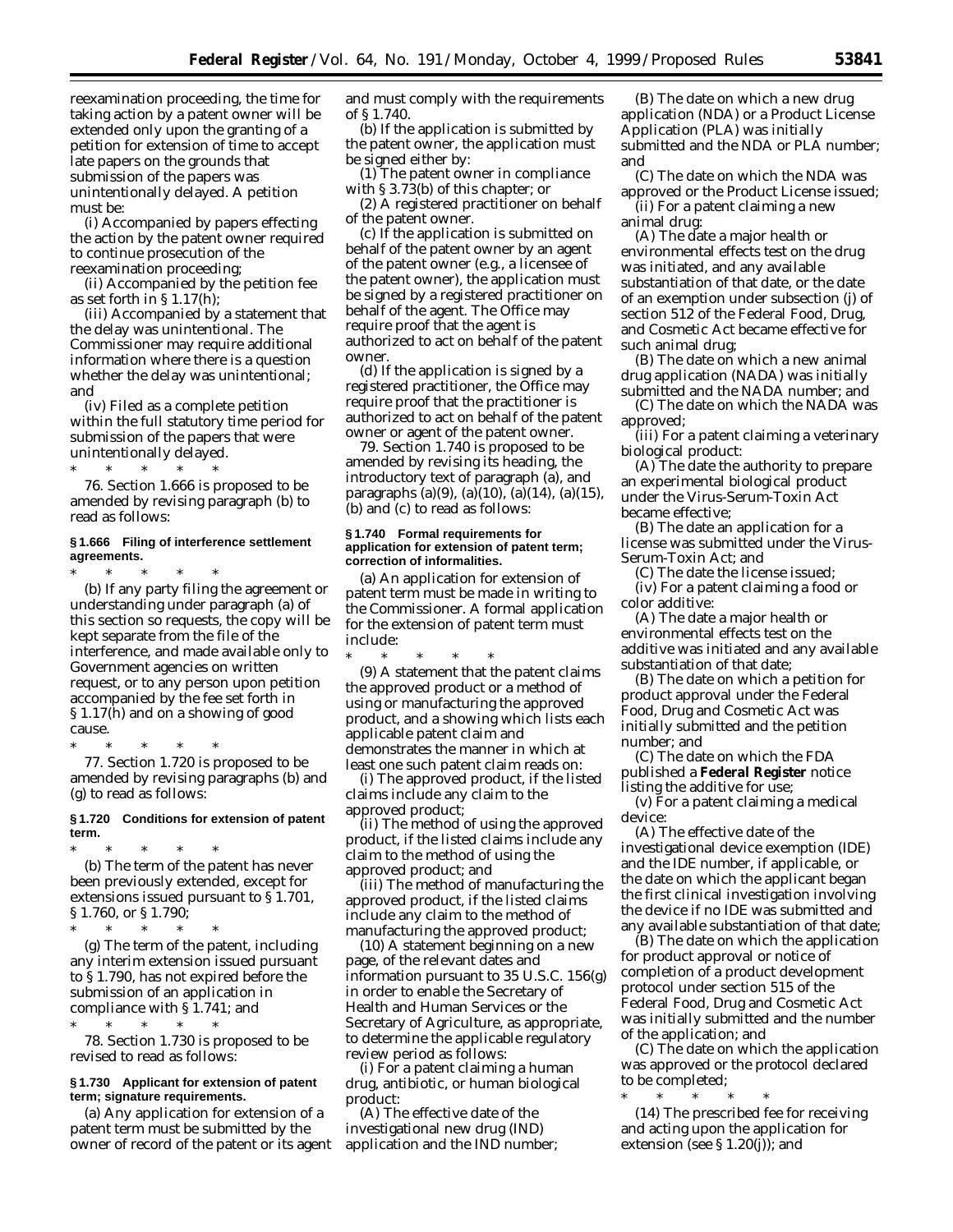reexamination proceeding, the time for taking action by a patent owner will be extended only upon the granting of a petition for extension of time to accept late papers on the grounds that submission of the papers was unintentionally delayed. A petition must be:

(i) Accompanied by papers effecting the action by the patent owner required to continue prosecution of the reexamination proceeding;

(ii) Accompanied by the petition fee as set forth in § 1.17(h);

(iii) Accompanied by a statement that the delay was unintentional. The Commissioner may require additional information where there is a question whether the delay was unintentional; and

(iv) Filed as a complete petition within the full statutory time period for submission of the papers that were unintentionally delayed.

\* \* \* \* \*

76. Section 1.666 is proposed to be amended by revising paragraph (b) to read as follows:

**§ 1.666 Filing of interference settlement agreements.**

\* \* \* \* \*

(b) If any party filing the agreement or understanding under paragraph (a) of this section so requests, the copy will be kept separate from the file of the interference, and made available only to Government agencies on written request, or to any person upon petition accompanied by the fee set forth in § 1.17(h) and on a showing of good cause.

\* \* \* \* \*

77. Section 1.720 is proposed to be amended by revising paragraphs (b) and (g) to read as follows:

**§ 1.720 Conditions for extension of patent term.**

\* \* \* \* \*

(b) The term of the patent has never been previously extended, except for extensions issued pursuant to § 1.701, § 1.760, or § 1.790;

\* \* \* \* \*

(g) The term of the patent, including any interim extension issued pursuant to § 1.790, has not expired before the submission of an application in compliance with § 1.741; and

\* \* \* \* \*

78. Section 1.730 is proposed to be revised to read as follows:

**§ 1.730 Applicant for extension of patent term; signature requirements.**

(a) Any application for extension of a patent term must be submitted by the owner of record of the patent or its agent and must comply with the requirements of § 1.740.

(b) If the application is submitted by the patent owner, the application must be signed either by:

(1) The patent owner in compliance with § 3.73(b) of this chapter; or

(2) A registered practitioner on behalf of the patent owner.

(c) If the application is submitted on behalf of the patent owner by an agent of the patent owner (e.g., a licensee of the patent owner), the application must be signed by a registered practitioner on behalf of the agent. The Office may require proof that the agent is authorized to act on behalf of the patent owner.

(d) If the application is signed by a registered practitioner, the Office may require proof that the practitioner is authorized to act on behalf of the patent owner or agent of the patent owner.

79. Section 1.740 is proposed to be amended by revising its heading, the introductory text of paragraph (a), and paragraphs (a)(9), (a)(10), (a)(14), (a)(15), (b) and (c) to read as follows:

**§ 1.740 Formal requirements for application for extension of patent term; correction of informalities.**

(a) An application for extension of patent term must be made in writing to the Commissioner. A formal application for the extension of patent term must include:

\* \* \* \* \*

(9) A statement that the patent claims the approved product or a method of using or manufacturing the approved product, and a showing which lists each applicable patent claim and demonstrates the manner in which at least one such patent claim reads on:

(i) The approved product, if the listed claims include any claim to the approved product;

(ii) The method of using the approved product, if the listed claims include any claim to the method of using the approved product; and

(iii) The method of manufacturing the approved product, if the listed claims include any claim to the method of manufacturing the approved product;

(10) A statement beginning on a new page, of the relevant dates and information pursuant to 35 U.S.C. 156(g) in order to enable the Secretary of Health and Human Services or the Secretary of Agriculture, as appropriate, to determine the applicable regulatory review period as follows:

(i) For a patent claiming a human drug, antibiotic, or human biological product:

(A) The effective date of the investigational new drug (IND) application and the IND number;

(B) The date on which a new drug application (NDA) or a Product License Application (PLA) was initially submitted and the NDA or PLA number; and

(C) The date on which the NDA was approved or the Product License issued;

(ii) For a patent claiming a new animal drug:

(A) The date a major health or environmental effects test on the drug was initiated, and any available substantiation of that date, or the date of an exemption under subsection (j) of section 512 of the Federal Food, Drug, and Cosmetic Act became effective for such animal drug;

(B) The date on which a new animal drug application (NADA) was initially submitted and the NADA number; and

(C) The date on which the NADA was approved;

(iii) For a patent claiming a veterinary biological product:

(A) The date the authority to prepare an experimental biological product under the Virus-Serum-Toxin Act became effective;

(B) The date an application for a license was submitted under the Virus-Serum-Toxin Act; and

(C) The date the license issued;

(iv) For a patent claiming a food or color additive:

(A) The date a major health or environmental effects test on the additive was initiated and any available substantiation of that date;

(B) The date on which a petition for product approval under the Federal Food, Drug and Cosmetic Act was initially submitted and the petition number; and

(C) The date on which the FDA published a **Federal Register** notice listing the additive for use;

(v) For a patent claiming a medical device:

(A) The effective date of the investigational device exemption (IDE) and the IDE number, if applicable, or the date on which the applicant began the first clinical investigation involving the device if no IDE was submitted and any available substantiation of that date;

(B) The date on which the application for product approval or notice of completion of a product development protocol under section 515 of the Federal Food, Drug and Cosmetic Act was initially submitted and the number of the application; and

(C) The date on which the application was approved or the protocol declared to be completed;

\* \* \* \* \*

(14) The prescribed fee for receiving and acting upon the application for extension (see § 1.20(j)); and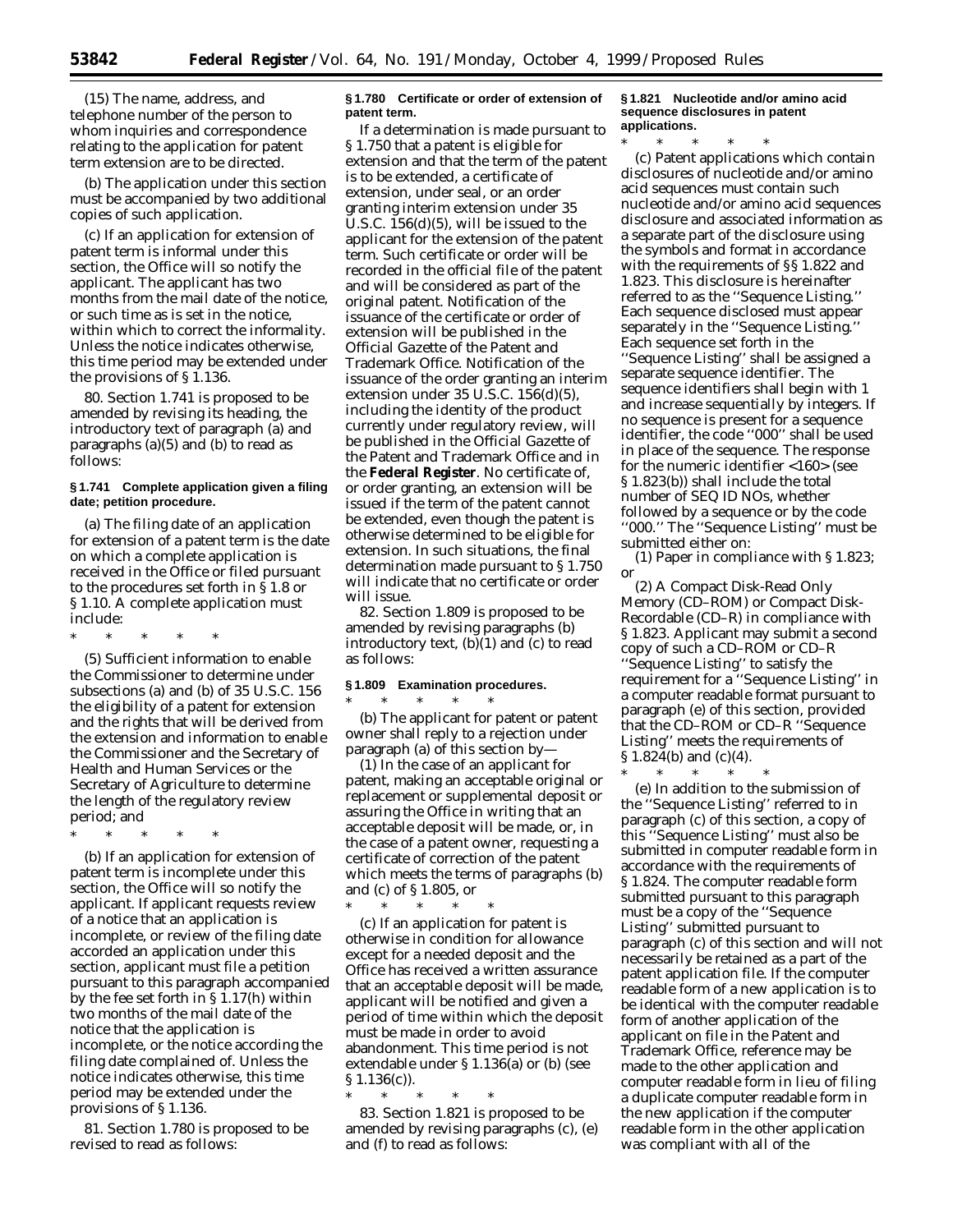(15) The name, address, and telephone number of the person to whom inquiries and correspondence relating to the application for patent term extension are to be directed.

(b) The application under this section must be accompanied by two additional copies of such application.

(c) If an application for extension of patent term is informal under this section, the Office will so notify the applicant. The applicant has two months from the mail date of the notice, or such time as is set in the notice, within which to correct the informality. Unless the notice indicates otherwise, this time period may be extended under the provisions of § 1.136.

80. Section 1.741 is proposed to be amended by revising its heading, the introductory text of paragraph (a) and paragraphs (a)(5) and (b) to read as follows:

**§ 1.741 Complete application given a filing date; petition procedure.**

(a) The filing date of an application for extension of a patent term is the date on which a complete application is received in the Office or filed pursuant to the procedures set forth in § 1.8 or § 1.10. A complete application must include:

\* \* \* \* \*

(5) Sufficient information to enable the Commissioner to determine under subsections (a) and (b) of 35 U.S.C. 156 the eligibility of a patent for extension and the rights that will be derived from the extension and information to enable the Commissioner and the Secretary of Health and Human Services or the Secretary of Agriculture to determine the length of the regulatory review period; and

\* \* \* \* \*

(b) If an application for extension of patent term is incomplete under this section, the Office will so notify the applicant. If applicant requests review of a notice that an application is incomplete, or review of the filing date accorded an application under this section, applicant must file a petition pursuant to this paragraph accompanied by the fee set forth in § 1.17(h) within two months of the mail date of the notice that the application is incomplete, or the notice according the filing date complained of. Unless the notice indicates otherwise, this time period may be extended under the provisions of § 1.136.

81. Section 1.780 is proposed to be revised to read as follows:

**§ 1.780 Certificate or order of extension of patent term.**

If a determination is made pursuant to § 1.750 that a patent is eligible for extension and that the term of the patent is to be extended, a certificate of extension, under seal, or an order granting interim extension under 35 U.S.C. 156(d)(5), will be issued to the applicant for the extension of the patent term. Such certificate or order will be recorded in the official file of the patent and will be considered as part of the original patent. Notification of the issuance of the certificate or order of extension will be published in the Official Gazette of the Patent and Trademark Office. Notification of the issuance of the order granting an interim extension under 35 U.S.C. 156(d)(5), including the identity of the product currently under regulatory review, will be published in the Official Gazette of the Patent and Trademark Office and in the **Federal Register**. No certificate of, or order granting, an extension will be issued if the term of the patent cannot be extended, even though the patent is otherwise determined to be eligible for extension. In such situations, the final determination made pursuant to § 1.750 will indicate that no certificate or order will issue.

82. Section 1.809 is proposed to be amended by revising paragraphs (b) introductory text, (b)(1) and (c) to read as follows:

**§ 1.809 Examination procedures.**

\* \* \* \* \*

(b) The applicant for patent or patent owner shall reply to a rejection under paragraph (a) of this section by—

(1) In the case of an applicant for patent, making an acceptable original or replacement or supplemental deposit or assuring the Office in writing that an acceptable deposit will be made, or, in the case of a patent owner, requesting a certificate of correction of the patent which meets the terms of paragraphs (b) and (c) of § 1.805, or

\* \* \* \* \*

(c) If an application for patent is otherwise in condition for allowance except for a needed deposit and the Office has received a written assurance that an acceptable deposit will be made, applicant will be notified and given a period of time within which the deposit must be made in order to avoid abandonment. This time period is not extendable under § 1.136(a) or (b) (see § 1.136(c)).

\* \* \* \* \*

83. Section 1.821 is proposed to be amended by revising paragraphs (c), (e) and (f) to read as follows:

**§ 1.821 Nucleotide and/or amino acid sequence disclosures in patent applications.**

\* \* \* \* \*

(c) Patent applications which contain disclosures of nucleotide and/or amino acid sequences must contain such nucleotide and/or amino acid sequences disclosure and associated information as a separate part of the disclosure using the symbols and format in accordance with the requirements of §§ 1.822 and 1.823. This disclosure is hereinafter referred to as the ''Sequence Listing.'' Each sequence disclosed must appear separately in the ''Sequence Listing.'' Each sequence set forth in the ''Sequence Listing'' shall be assigned a separate sequence identifier. The sequence identifiers shall begin with 1 and increase sequentially by integers. If no sequence is present for a sequence identifier, the code ''000'' shall be used in place of the sequence. The response for the numeric identifier <160> (see § 1.823(b)) shall include the total number of SEQ ID NOs, whether followed by a sequence or by the code ''000.'' The ''Sequence Listing'' must be submitted either on:

(1) Paper in compliance with § 1.823; or

(2) A Compact Disk-Read Only Memory (CD–ROM) or Compact Disk-Recordable (CD–R) in compliance with § 1.823. Applicant may submit a second copy of such a CD–ROM or CD–R ''Sequence Listing'' to satisfy the requirement for a ''Sequence Listing'' in a computer readable format pursuant to paragraph (e) of this section, provided that the CD–ROM or CD–R ''Sequence Listing'' meets the requirements of § 1.824(b) and (c)(4).

\* \* \* \* \*

(e) In addition to the submission of the ''Sequence Listing'' referred to in paragraph (c) of this section, a copy of this ''Sequence Listing'' must also be submitted in computer readable form in accordance with the requirements of § 1.824. The computer readable form submitted pursuant to this paragraph must be a copy of the ''Sequence Listing'' submitted pursuant to paragraph (c) of this section and will not necessarily be retained as a part of the patent application file. If the computer readable form of a new application is to be identical with the computer readable form of another application of the applicant on file in the Patent and Trademark Office, reference may be made to the other application and computer readable form in lieu of filing a duplicate computer readable form in the new application if the computer readable form in the other application was compliant with all of the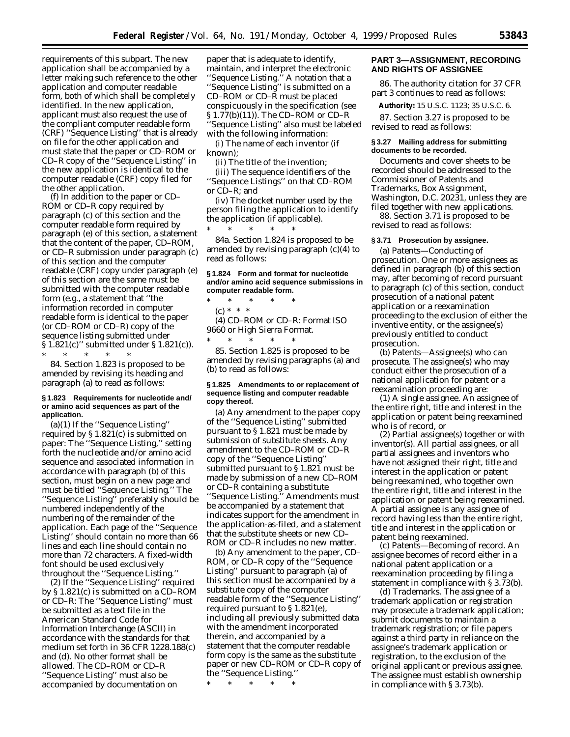requirements of this subpart. The new application shall be accompanied by a letter making such reference to the other application and computer readable form, both of which shall be completely identified. In the new application, applicant must also request the use of the compliant computer readable form (CRF) ''Sequence Listing'' that is already on file for the other application and must state that the paper or CD–ROM or CD–R copy of the ''Sequence Listing'' in the new application is identical to the computer readable (CRF) copy filed for the other application.

(f) In addition to the paper or CD–ROM or CD–R copy required by paragraph (c) of this section and the computer readable form required by paragraph (e) of this section, a statement that the content of the paper, CD–ROM, or CD–R submission under paragraph (c) of this section and the computer readable (CRF) copy under paragraph (e) of this section are the same must be submitted with the computer readable form (e.g., a statement that ''the information recorded in computer readable form is identical to the paper (or CD–ROM or CD–R) copy of the sequence listing submitted under § 1.821(c)'' submitted under § 1.821(c)).

\* \* \* \* \*

84. Section 1.823 is proposed to be amended by revising its heading and paragraph (a) to read as follows:

**§ 1.823 Requirements for nucleotide and/or amino acid sequences as part of the application.**

(a)(1) If the ''Sequence Listing'' required by § 1.821(c) is submitted on paper: The ''Sequence Listing,'' setting forth the nucleotide and/or amino acid sequence and associated information in accordance with paragraph (b) of this section, must begin on a new page and must be titled ''Sequence Listing.'' The ''Sequence Listing'' preferably should be numbered independently of the numbering of the remainder of the application. Each page of the ''Sequence Listing'' should contain no more than 66 lines and each line should contain no more than 72 characters. A fixed-width font should be used exclusively throughout the ''Sequence Listing.''

(2) If the ''Sequence Listing'' required by § 1.821(c) is submitted on a CD–ROM or CD–R: The ''Sequence Listing'' must be submitted as a text file in the American Standard Code for Information Interchange (ASCII) in accordance with the standards for that medium set forth in 36 CFR 1228.188(c) and (d). No other format shall be allowed. The CD–ROM or CD–R ''Sequence Listing'' must also be accompanied by documentation on paper that is adequate to identify, maintain, and interpret the electronic ''Sequence Listing.'' A notation that a ''Sequence Listing'' is submitted on a CD–ROM or CD–R must be placed conspicuously in the specification (see § 1.77(b)(11)). The CD–ROM or CD–R ''Sequence Listing'' also must be labeled with the following information:

(i) The name of each inventor (if known);

(ii) The title of the invention;

(iii) The sequence identifiers of the ''Sequence Listings'' on that CD–ROM or CD–R; and

(iv) The docket number used by the person filing the application to identify the application (if applicable).

\* \* \* \* \*

84a. Section 1.824 is proposed to be amended by revising paragraph (c)(4) to read as follows:

**§ 1.824 Form and format for nucleotide and/or amino acid sequence submissions in computer readable form.**

\* \* \* \* \*

(c) \* \* \*

(4) CD–ROM or CD–R: Format ISO 9660 or High Sierra Format.

\* \* \* \* \*

85. Section 1.825 is proposed to be amended by revising paragraphs (a) and (b) to read as follows:

**§ 1.825 Amendments to or replacement of sequence listing and computer readable copy thereof.**

(a) Any amendment to the paper copy of the ''Sequence Listing'' submitted pursuant to § 1.821 must be made by submission of substitute sheets. Any amendment to the CD–ROM or CD–R copy of the ''Sequence Listing'' submitted pursuant to § 1.821 must be made by submission of a new CD–ROM or CD–R containing a substitute ''Sequence Listing.'' Amendments must be accompanied by a statement that indicates support for the amendment in the application-as-filed, and a statement that the substitute sheets or new CD–ROM or CD–R includes no new matter.

(b) Any amendment to the paper, CD–ROM, or CD–R copy of the ''Sequence Listing'' pursuant to paragraph (a) of this section must be accompanied by a substitute copy of the computer readable form of the ''Sequence Listing'' required pursuant to § 1.821(e), including all previously submitted data with the amendment incorporated therein, and accompanied by a statement that the computer readable form copy is the same as the substitute paper or new CD–ROM or CD–R copy of the ''Sequence Listing.''

\* \* \* \* \*

## PART 3—ASSIGNMENT, RECORDING AND RIGHTS OF ASSIGNEE

86. The authority citation for 37 CFR part 3 continues to read as follows:

**Authority:** 15 U.S.C. 1123; 35 U.S.C. 6.

87. Section 3.27 is proposed to be revised to read as follows:

**§ 3.27 Mailing address for submitting documents to be recorded.**

Documents and cover sheets to be recorded should be addressed to the Commissioner of Patents and Trademarks, Box Assignment, Washington, D.C. 20231, unless they are filed together with new applications.

88. Section 3.71 is proposed to be revised to read as follows:

**§ 3.71 Prosecution by assignee.**

(a) *Patents—Conducting of prosecution.* One or more assignees as defined in paragraph (b) of this section may, after becoming of record pursuant to paragraph (c) of this section, conduct prosecution of a national patent application or a reexamination proceeding to the exclusion of either the inventive entity, or the assignee(s) previously entitled to conduct prosecution.

(b) *Patents—Assignee(s) who can prosecute.* The assignee(s) who may conduct either the prosecution of a national application for patent or a reexamination proceeding are:

(1) *A single assignee.* An assignee of the entire right, title and interest in the application or patent being reexamined who is of record, or

(2) *Partial assignee(s) together or with inventor(s).* All partial assignees, or all partial assignees and inventors who have not assigned their right, title and interest in the application or patent being reexamined, who together own the entire right, title and interest in the application or patent being reexamined. A partial assignee is any assignee of record having less than the entire right, title and interest in the application or patent being reexamined.

(c) *Patents—Becoming of record.* An assignee becomes of record either in a national patent application or a reexamination proceeding by filing a statement in compliance with § 3.73(b).

(d) *Trademarks.* The assignee of a trademark application or registration may prosecute a trademark application; submit documents to maintain a trademark registration; or file papers against a third party in reliance on the assignee's trademark application or registration, to the exclusion of the original applicant or previous assignee. The assignee must establish ownership in compliance with § 3.73(b).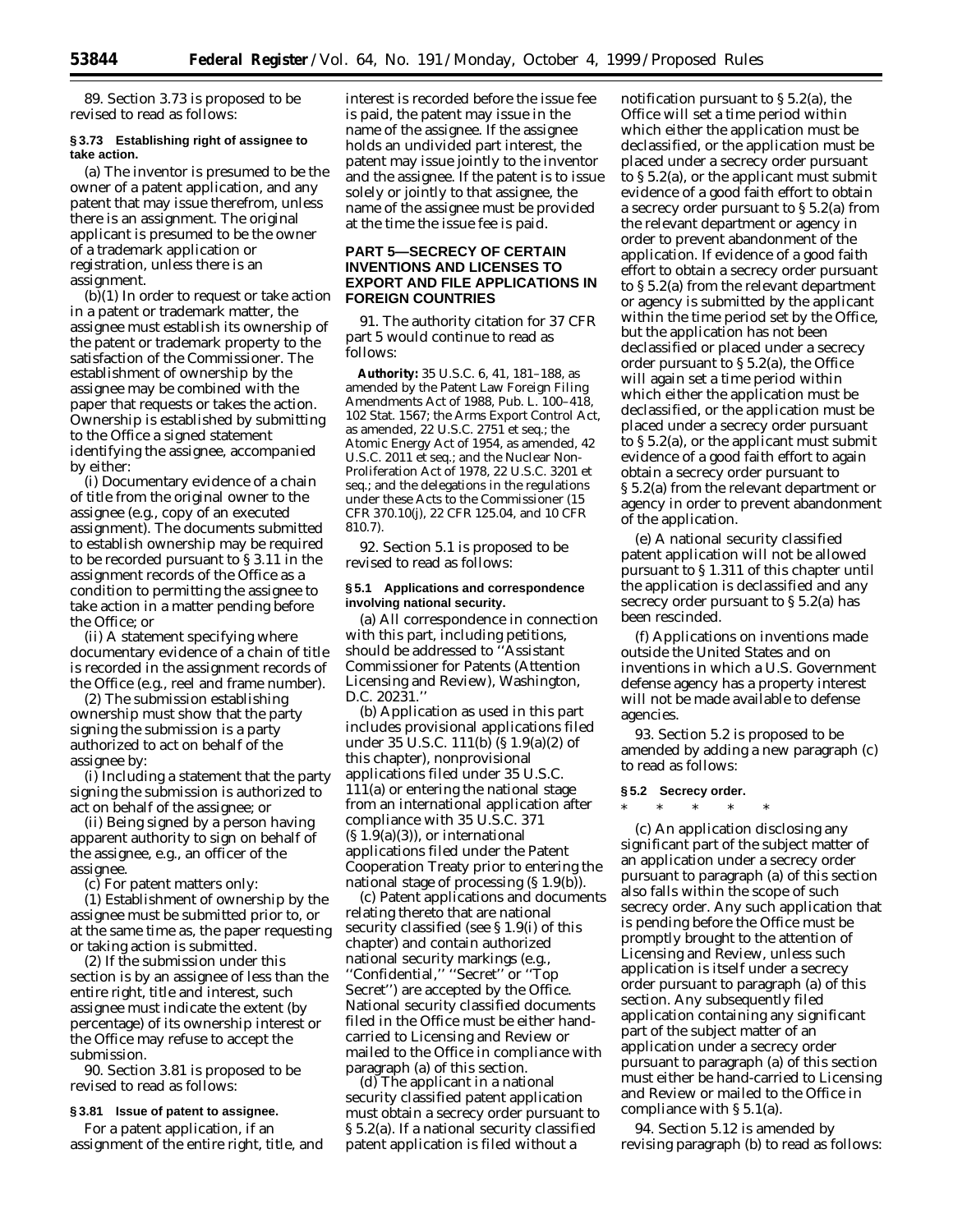89. Section 3.73 is proposed to be revised to read as follows:

**§ 3.73 Establishing right of assignee to take action.**

(a) The inventor is presumed to be the owner of a patent application, and any patent that may issue therefrom, unless there is an assignment. The original applicant is presumed to be the owner of a trademark application or registration, unless there is an assignment.

(b)(1) In order to request or take action in a patent or trademark matter, the assignee must establish its ownership of the patent or trademark property to the satisfaction of the Commissioner. The establishment of ownership by the assignee may be combined with the paper that requests or takes the action. Ownership is established by submitting to the Office a signed statement identifying the assignee, accompanied by either:

(i) Documentary evidence of a chain of title from the original owner to the assignee (e.g., copy of an executed assignment). The documents submitted to establish ownership may be required to be recorded pursuant to § 3.11 in the assignment records of the Office as a condition to permitting the assignee to take action in a matter pending before the Office; or

(ii) A statement specifying where documentary evidence of a chain of title is recorded in the assignment records of the Office (e.g., reel and frame number).

(2) The submission establishing ownership must show that the party signing the submission is a party authorized to act on behalf of the assignee by:

(i) Including a statement that the party signing the submission is authorized to act on behalf of the assignee; or

(ii) Being signed by a person having apparent authority to sign on behalf of the assignee, e.g., an officer of the assignee.

(c) For patent matters only:

(1) Establishment of ownership by the assignee must be submitted prior to, or at the same time as, the paper requesting or taking action is submitted.

(2) If the submission under this section is by an assignee of less than the entire right, title and interest, such assignee must indicate the extent (by percentage) of its ownership interest or the Office may refuse to accept the submission.

90. Section 3.81 is proposed to be revised to read as follows:

**§ 3.81 Issue of patent to assignee.**

For a patent application, if an assignment of the entire right, title, and interest is recorded before the issue fee is paid, the patent may issue in the name of the assignee. If the assignee holds an undivided part interest, the patent may issue jointly to the inventor and the assignee. If the patent is to issue solely or jointly to that assignee, the name of the assignee must be provided at the time the issue fee is paid.

## PART 5—SECRECY OF CERTAIN INVENTIONS AND LICENSES TO EXPORT AND FILE APPLICATIONS IN FOREIGN COUNTRIES

91. The authority citation for 37 CFR part 5 would continue to read as follows:

**Authority:** 35 U.S.C. 6, 41, 181–188, as amended by the Patent Law Foreign Filing Amendments Act of 1988, Pub. L. 100–418, 102 Stat. 1567; the Arms Export Control Act, as amended, 22 U.S.C. 2751 et seq.; the Atomic Energy Act of 1954, as amended, 42 U.S.C. 2011 et seq.; and the Nuclear Non-Proliferation Act of 1978, 22 U.S.C. 3201 et seq.; and the delegations in the regulations under these Acts to the Commissioner (15 CFR 370.10(j), 22 CFR 125.04, and 10 CFR 810.7).

92. Section 5.1 is proposed to be revised to read as follows:

**§ 5.1 Applications and correspondence involving national security.**

(a) All correspondence in connection with this part, including petitions, should be addressed to ''Assistant Commissioner for Patents (Attention Licensing and Review), Washington, D.C. 20231.''

(b) Application as used in this part includes provisional applications filed under 35 U.S.C. 111(b) (§ 1.9(a)(2) of this chapter), nonprovisional applications filed under 35 U.S.C. 111(a) or entering the national stage from an international application after compliance with 35 U.S.C. 371 (§ 1.9(a)(3)), or international applications filed under the Patent Cooperation Treaty prior to entering the national stage of processing (§ 1.9(b)).

(c) Patent applications and documents relating thereto that are national security classified (see § 1.9(i) of this chapter) and contain authorized national security markings (e.g., ''Confidential,'' ''Secret'' or ''Top Secret'') are accepted by the Office. National security classified documents filed in the Office must be either hand-carried to Licensing and Review or mailed to the Office in compliance with paragraph (a) of this section.

(d) The applicant in a national security classified patent application must obtain a secrecy order pursuant to § 5.2(a). If a national security classified patent application is filed without a notification pursuant to § 5.2(a), the Office will set a time period within which either the application must be declassified, or the application must be placed under a secrecy order pursuant to § 5.2(a), or the applicant must submit evidence of a good faith effort to obtain a secrecy order pursuant to § 5.2(a) from the relevant department or agency in order to prevent abandonment of the application. If evidence of a good faith effort to obtain a secrecy order pursuant to § 5.2(a) from the relevant department or agency is submitted by the applicant within the time period set by the Office, but the application has not been declassified or placed under a secrecy order pursuant to § 5.2(a), the Office will again set a time period within which either the application must be declassified, or the application must be placed under a secrecy order pursuant to § 5.2(a), or the applicant must submit evidence of a good faith effort to again obtain a secrecy order pursuant to § 5.2(a) from the relevant department or agency in order to prevent abandonment of the application.

(e) A national security classified patent application will not be allowed pursuant to § 1.311 of this chapter until the application is declassified and any secrecy order pursuant to § 5.2(a) has been rescinded.

(f) Applications on inventions made outside the United States and on inventions in which a U.S. Government defense agency has a property interest will not be made available to defense agencies.

93. Section 5.2 is proposed to be amended by adding a new paragraph (c) to read as follows:

**§ 5.2 Secrecy order.**

\* \* \* \* \*

(c) An application disclosing any significant part of the subject matter of an application under a secrecy order pursuant to paragraph (a) of this section also falls within the scope of such secrecy order. Any such application that is pending before the Office must be promptly brought to the attention of Licensing and Review, unless such application is itself under a secrecy order pursuant to paragraph (a) of this section. Any subsequently filed application containing any significant part of the subject matter of an application under a secrecy order pursuant to paragraph (a) of this section must either be hand-carried to Licensing and Review or mailed to the Office in compliance with § 5.1(a).

94. Section 5.12 is amended by revising paragraph (b) to read as follows: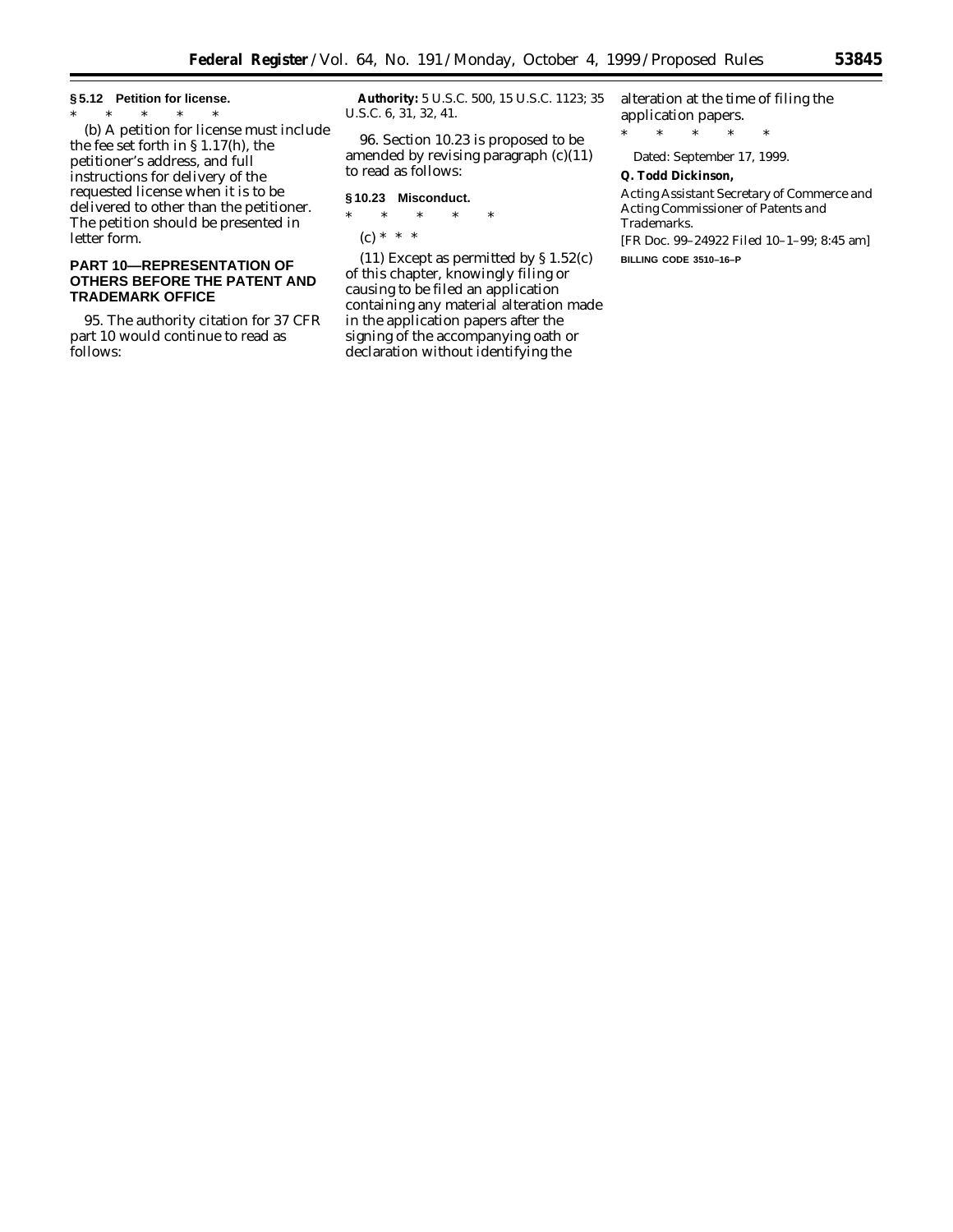### § 5.12 Petition for license.

\* \* \* \* \*

(b) A petition for license must include the fee set forth in § 1.17(h), the petitioner's address, and full instructions for delivery of the requested license when it is to be delivered to other than the petitioner. The petition should be presented in letter form.

## PART 10—REPRESENTATION OF OTHERS BEFORE THE PATENT AND TRADEMARK OFFICE

95. The authority citation for 37 CFR part 10 would continue to read as follows:

**Authority:** 5 U.S.C. 500, 15 U.S.C. 1123; 35 U.S.C. 6, 31, 32, 41.

96. Section 10.23 is proposed to be amended by revising paragraph (c)(11) to read as follows:

### § 10.23 Misconduct.

\* \* \* \* \*

(c) \* \* \*

(11) Except as permitted by § 1.52(c) of this chapter, knowingly filing or causing to be filed an application containing any material alteration made in the application papers after the signing of the accompanying oath or declaration without identifying the alteration at the time of filing the application papers.

\* \* \* \* \*

Dated: September 17, 1999.

**Q. Todd Dickinson,**

*Acting Assistant Secretary of Commerce and Acting Commissioner of Patents and Trademarks.*

[FR Doc. 99–24922 Filed 10–1–99; 8:45 am]

BILLING CODE 3510–16–P